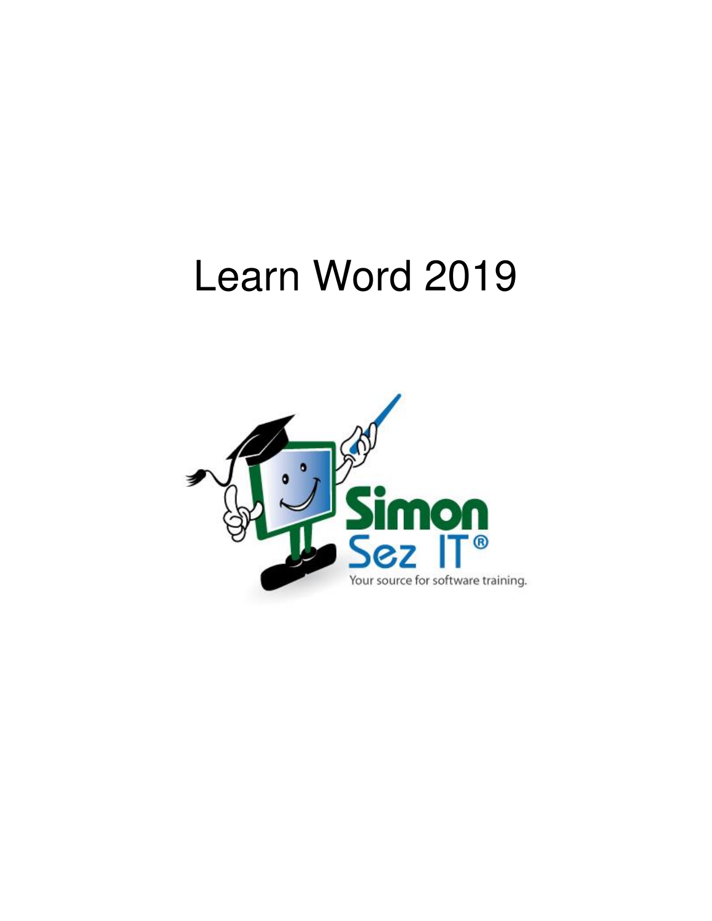# Learn Word 2019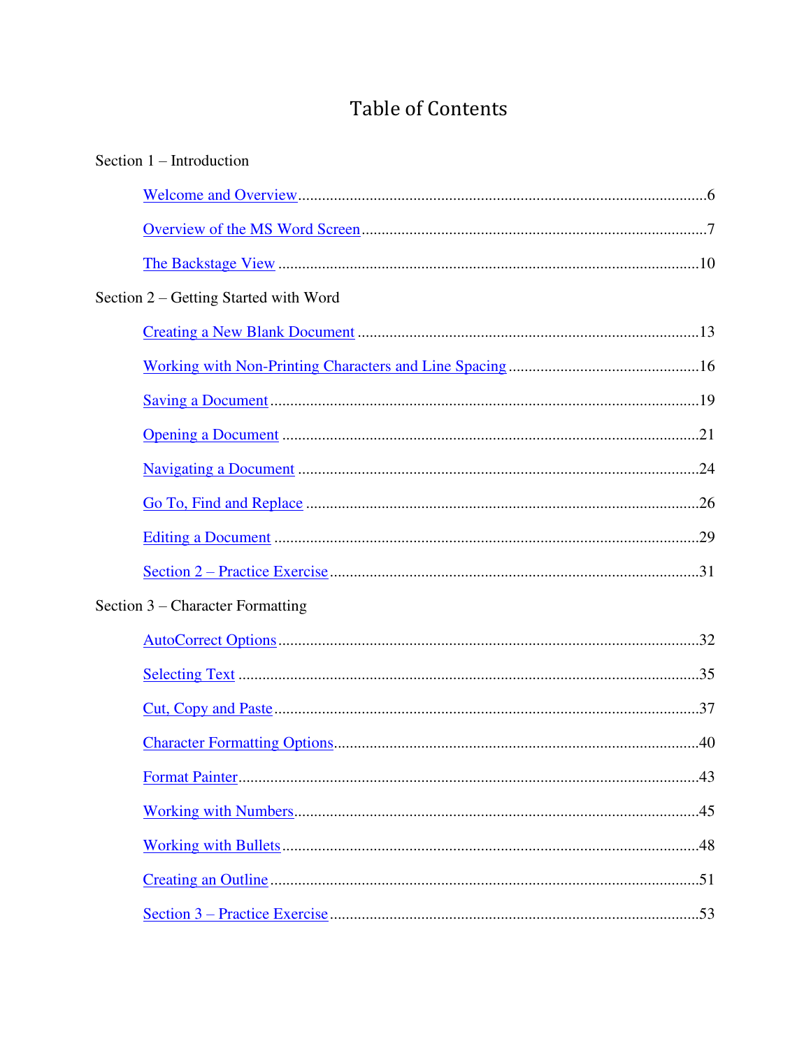# Table of Contents

Section 1 – Introduction

- Welcome and Overview ........................................................ 6
- Overview of the MS Word Screen ........................................................ 7
- The Backstage View ........................................................ 10

Section 2 – Getting Started with Word

- Creating a New Blank Document ........................................................ 13
- Working with Non-Printing Characters and Line Spacing ........................................................ 16
- Saving a Document ........................................................ 19
- Opening a Document ........................................................ 21
- Navigating a Document ........................................................ 24
- Go To, Find and Replace ........................................................ 26
- Editing a Document ........................................................ 29
- Section 2 – Practice Exercise ........................................................ 31

Section 3 – Character Formatting

- AutoCorrect Options ........................................................ 32
- Selecting Text ........................................................ 35
- Cut, Copy and Paste ........................................................ 37
- Character Formatting Options ........................................................ 40
- Format Painter ........................................................ 43
- Working with Numbers ........................................................ 45
- Working with Bullets ........................................................ 48
- Creating an Outline ........................................................ 51
- Section 3 – Practice Exercise ........................................................ 53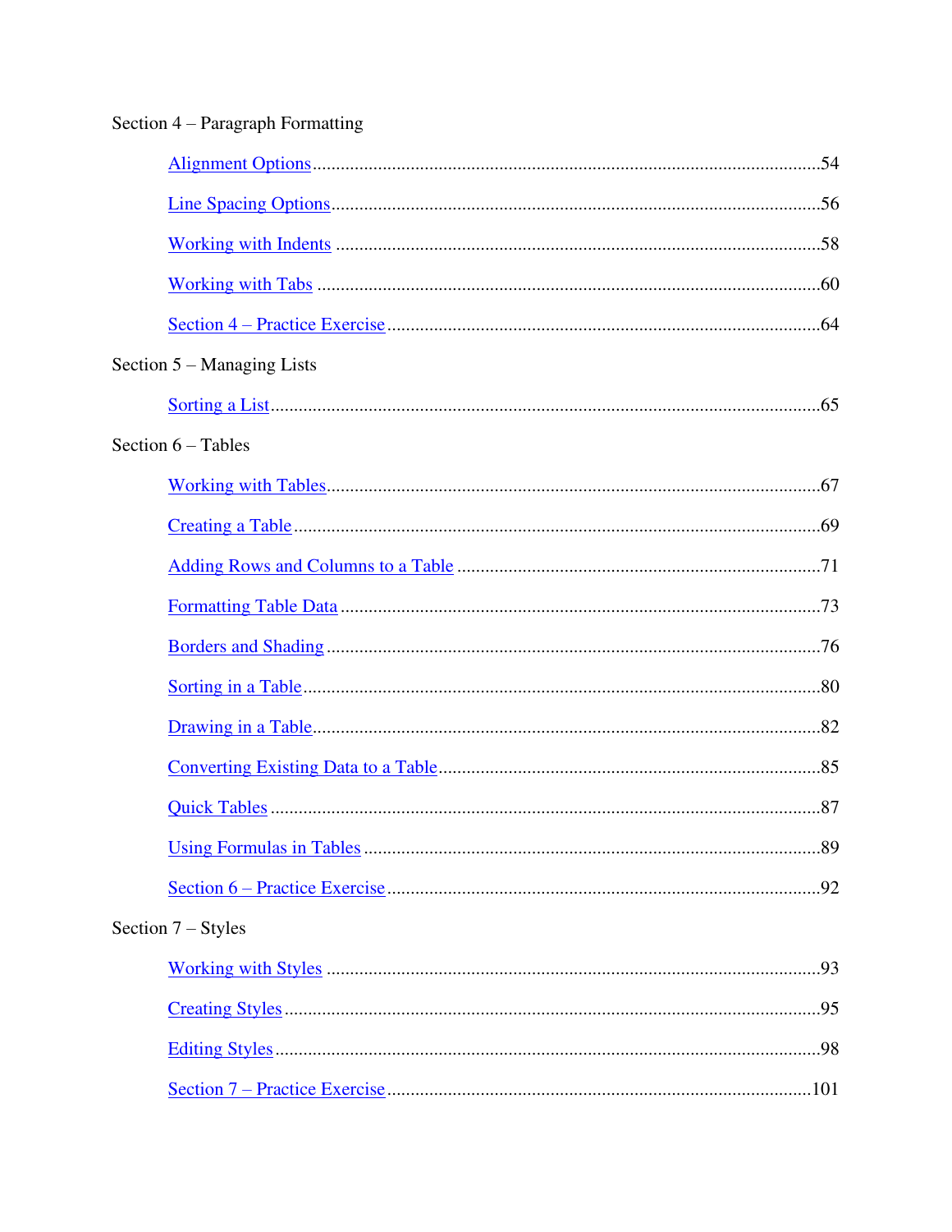Section 4 – Paragraph Formatting

- Alignment Options ........................................................................................................54
- Line Spacing Options ....................................................................................................56
- Working with Indents ....................................................................................................58
- Working with Tabs ........................................................................................................60
- Section 4 – Practice Exercise ........................................................................................64

Section 5 – Managing Lists

- Sorting a List ................................................................................................................65

Section 6 – Tables

- Working with Tables ......................................................................................................67
- Creating a Table ............................................................................................................69
- Adding Rows and Columns to a Table ..........................................................................71
- Formatting Table Data ...................................................................................................73
- Borders and Shading ......................................................................................................76
- Sorting in a Table ..........................................................................................................80
- Drawing in a Table .........................................................................................................82
- Converting Existing Data to a Table ..............................................................................85
- Quick Tables ..................................................................................................................87
- Using Formulas in Tables ..............................................................................................89
- Section 6 – Practice Exercise ........................................................................................92

Section 7 – Styles

- Working with Styles ......................................................................................................93
- Creating Styles ...............................................................................................................95
- Editing Styles .................................................................................................................98
- Section 7 – Practice Exercise ......................................................................................101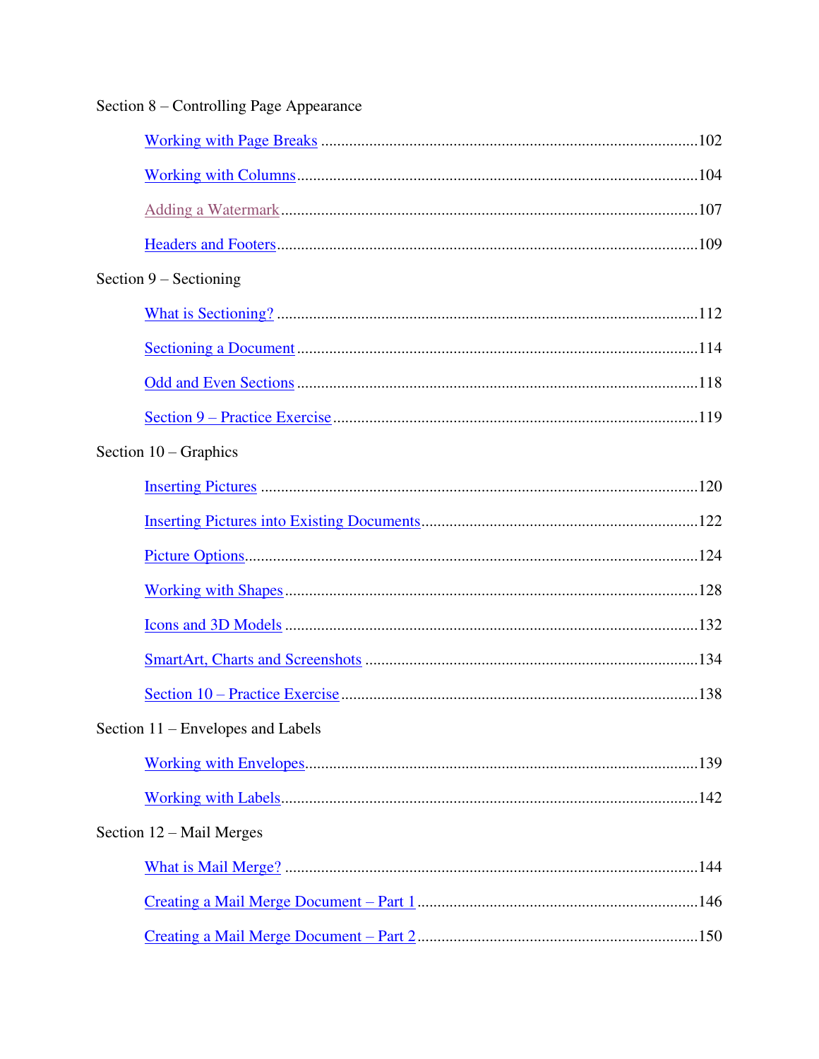Section 8 – Controlling Page Appearance

- Working with Page Breaks ........................................................ 102
- Working with Columns ........................................................ 104
- Adding a Watermark ........................................................ 107
- Headers and Footers ........................................................ 109

Section 9 – Sectioning

- What is Sectioning? ........................................................ 112
- Sectioning a Document ........................................................ 114
- Odd and Even Sections ........................................................ 118
- Section 9 – Practice Exercise ........................................................ 119

Section 10 – Graphics

- Inserting Pictures ........................................................ 120
- Inserting Pictures into Existing Documents ........................................................ 122
- Picture Options ........................................................ 124
- Working with Shapes ........................................................ 128
- Icons and 3D Models ........................................................ 132
- SmartArt, Charts and Screenshots ........................................................ 134
- Section 10 – Practice Exercise ........................................................ 138

Section 11 – Envelopes and Labels

- Working with Envelopes ........................................................ 139
- Working with Labels ........................................................ 142

Section 12 – Mail Merges

- What is Mail Merge? ........................................................ 144
- Creating a Mail Merge Document – Part 1 ........................................................ 146
- Creating a Mail Merge Document – Part 2 ........................................................ 150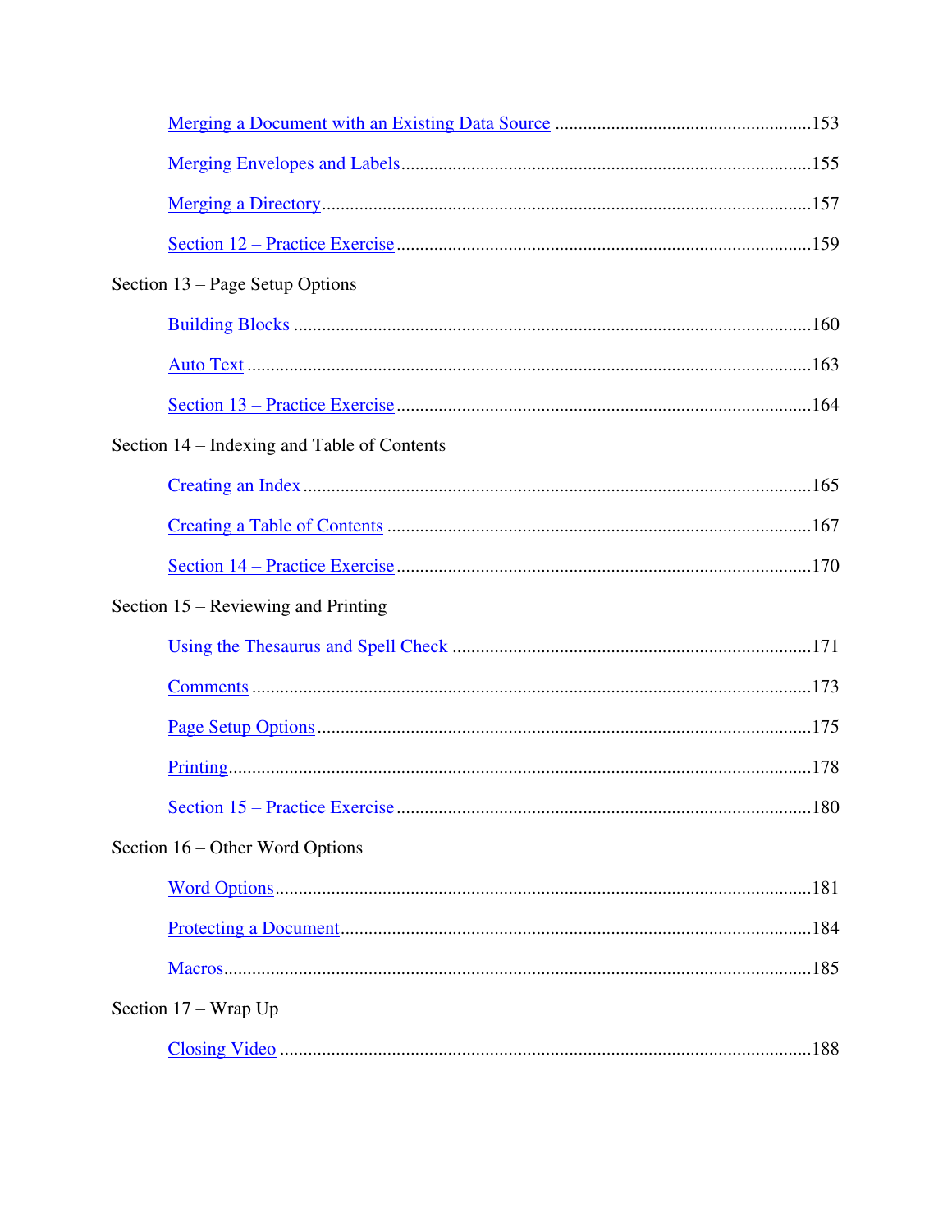Merging a Document with an Existing Data Source ......................................................153

Merging Envelopes and Labels......................................................................................155

Merging a Directory.......................................................................................................157

Section 12 – Practice Exercise .......................................................................................159

Section 13 – Page Setup Options

Building Blocks .............................................................................................................160

Auto Text .......................................................................................................................163

Section 13 – Practice Exercise .......................................................................................164

Section 14 – Indexing and Table of Contents

Creating an Index ...........................................................................................................165

Creating a Table of Contents .........................................................................................167

Section 14 – Practice Exercise .......................................................................................170

Section 15 – Reviewing and Printing

Using the Thesaurus and Spell Check ............................................................................171

Comments ......................................................................................................................173

Page Setup Options ........................................................................................................175

Printing...........................................................................................................................178

Section 15 – Practice Exercise .......................................................................................180

Section 16 – Other Word Options

Word Options.................................................................................................................181

Protecting a Document...................................................................................................184

Macros............................................................................................................................185

Section 17 – Wrap Up

Closing Video ................................................................................................................188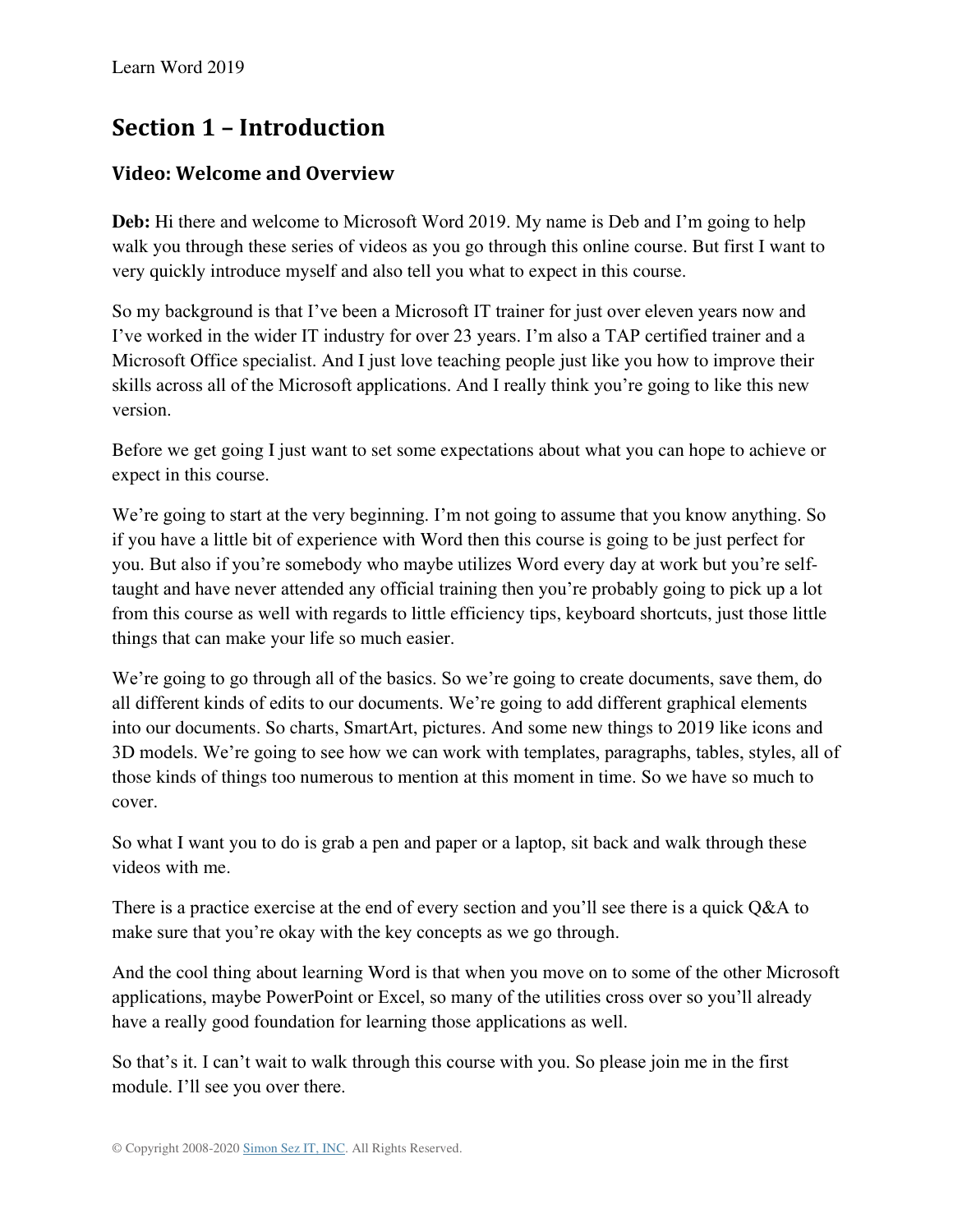# Section 1 – Introduction

## Video: Welcome and Overview

**Deb:** Hi there and welcome to Microsoft Word 2019. My name is Deb and I'm going to help walk you through these series of videos as you go through this online course. But first I want to very quickly introduce myself and also tell you what to expect in this course.

So my background is that I've been a Microsoft IT trainer for just over eleven years now and I've worked in the wider IT industry for over 23 years. I'm also a TAP certified trainer and a Microsoft Office specialist. And I just love teaching people just like you how to improve their skills across all of the Microsoft applications. And I really think you're going to like this new version.

Before we get going I just want to set some expectations about what you can hope to achieve or expect in this course.

We're going to start at the very beginning. I'm not going to assume that you know anything. So if you have a little bit of experience with Word then this course is going to be just perfect for you. But also if you're somebody who maybe utilizes Word every day at work but you're self-taught and have never attended any official training then you're probably going to pick up a lot from this course as well with regards to little efficiency tips, keyboard shortcuts, just those little things that can make your life so much easier.

We're going to go through all of the basics. So we're going to create documents, save them, do all different kinds of edits to our documents. We're going to add different graphical elements into our documents. So charts, SmartArt, pictures. And some new things to 2019 like icons and 3D models. We're going to see how we can work with templates, paragraphs, tables, styles, all of those kinds of things too numerous to mention at this moment in time. So we have so much to cover.

So what I want you to do is grab a pen and paper or a laptop, sit back and walk through these videos with me.

There is a practice exercise at the end of every section and you'll see there is a quick Q&A to make sure that you're okay with the key concepts as we go through.

And the cool thing about learning Word is that when you move on to some of the other Microsoft applications, maybe PowerPoint or Excel, so many of the utilities cross over so you'll already have a really good foundation for learning those applications as well.

So that's it. I can't wait to walk through this course with you. So please join me in the first module. I'll see you over there.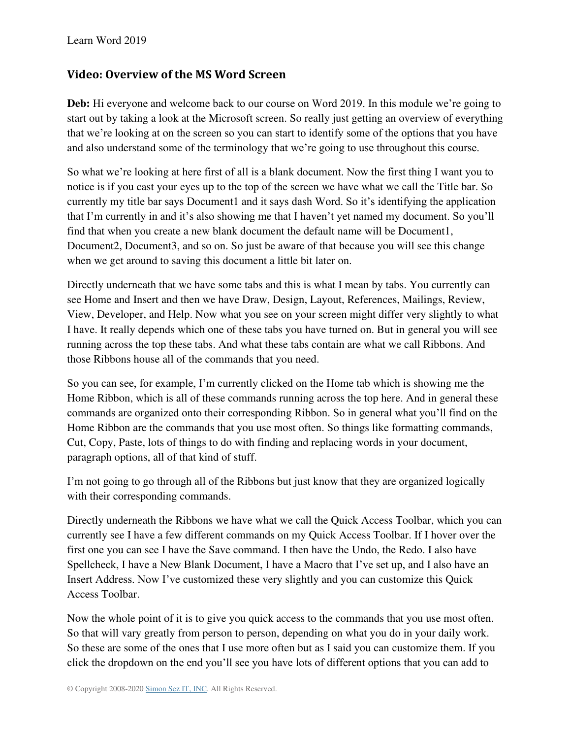## Video: Overview of the MS Word Screen

**Deb:** Hi everyone and welcome back to our course on Word 2019. In this module we're going to start out by taking a look at the Microsoft screen. So really just getting an overview of everything that we're looking at on the screen so you can start to identify some of the options that you have and also understand some of the terminology that we're going to use throughout this course.

So what we're looking at here first of all is a blank document. Now the first thing I want you to notice is if you cast your eyes up to the top of the screen we have what we call the Title bar. So currently my title bar says Document1 and it says dash Word. So it's identifying the application that I'm currently in and it's also showing me that I haven't yet named my document. So you'll find that when you create a new blank document the default name will be Document1, Document2, Document3, and so on. So just be aware of that because you will see this change when we get around to saving this document a little bit later on.

Directly underneath that we have some tabs and this is what I mean by tabs. You currently can see Home and Insert and then we have Draw, Design, Layout, References, Mailings, Review, View, Developer, and Help. Now what you see on your screen might differ very slightly to what I have. It really depends which one of these tabs you have turned on. But in general you will see running across the top these tabs. And what these tabs contain are what we call Ribbons. And those Ribbons house all of the commands that you need.

So you can see, for example, I'm currently clicked on the Home tab which is showing me the Home Ribbon, which is all of these commands running across the top here. And in general these commands are organized onto their corresponding Ribbon. So in general what you'll find on the Home Ribbon are the commands that you use most often. So things like formatting commands, Cut, Copy, Paste, lots of things to do with finding and replacing words in your document, paragraph options, all of that kind of stuff.

I'm not going to go through all of the Ribbons but just know that they are organized logically with their corresponding commands.

Directly underneath the Ribbons we have what we call the Quick Access Toolbar, which you can currently see I have a few different commands on my Quick Access Toolbar. If I hover over the first one you can see I have the Save command. I then have the Undo, the Redo. I also have Spellcheck, I have a New Blank Document, I have a Macro that I've set up, and I also have an Insert Address. Now I've customized these very slightly and you can customize this Quick Access Toolbar.

Now the whole point of it is to give you quick access to the commands that you use most often. So that will vary greatly from person to person, depending on what you do in your daily work. So these are some of the ones that I use more often but as I said you can customize them. If you click the dropdown on the end you'll see you have lots of different options that you can add to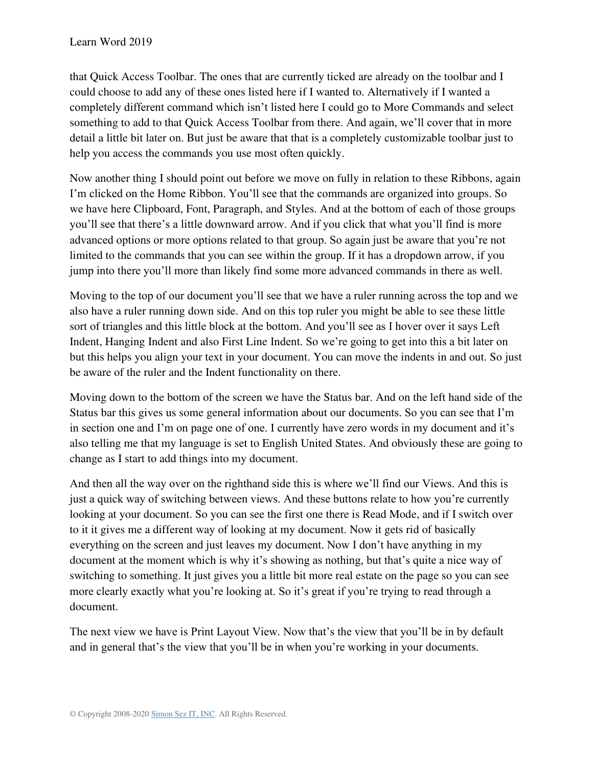that Quick Access Toolbar. The ones that are currently ticked are already on the toolbar and I could choose to add any of these ones listed here if I wanted to. Alternatively if I wanted a completely different command which isn't listed here I could go to More Commands and select something to add to that Quick Access Toolbar from there. And again, we'll cover that in more detail a little bit later on. But just be aware that that is a completely customizable toolbar just to help you access the commands you use most often quickly.

Now another thing I should point out before we move on fully in relation to these Ribbons, again I'm clicked on the Home Ribbon. You'll see that the commands are organized into groups. So we have here Clipboard, Font, Paragraph, and Styles. And at the bottom of each of those groups you'll see that there's a little downward arrow. And if you click that what you'll find is more advanced options or more options related to that group. So again just be aware that you're not limited to the commands that you can see within the group. If it has a dropdown arrow, if you jump into there you'll more than likely find some more advanced commands in there as well.

Moving to the top of our document you'll see that we have a ruler running across the top and we also have a ruler running down side. And on this top ruler you might be able to see these little sort of triangles and this little block at the bottom. And you'll see as I hover over it says Left Indent, Hanging Indent and also First Line Indent. So we're going to get into this a bit later on but this helps you align your text in your document. You can move the indents in and out. So just be aware of the ruler and the Indent functionality on there.

Moving down to the bottom of the screen we have the Status bar. And on the left hand side of the Status bar this gives us some general information about our documents. So you can see that I'm in section one and I'm on page one of one. I currently have zero words in my document and it's also telling me that my language is set to English United States. And obviously these are going to change as I start to add things into my document.

And then all the way over on the righthand side this is where we'll find our Views. And this is just a quick way of switching between views. And these buttons relate to how you're currently looking at your document. So you can see the first one there is Read Mode, and if I switch over to it it gives me a different way of looking at my document. Now it gets rid of basically everything on the screen and just leaves my document. Now I don't have anything in my document at the moment which is why it's showing as nothing, but that's quite a nice way of switching to something. It just gives you a little bit more real estate on the page so you can see more clearly exactly what you're looking at. So it's great if you're trying to read through a document.

The next view we have is Print Layout View. Now that's the view that you'll be in by default and in general that's the view that you'll be in when you're working in your documents.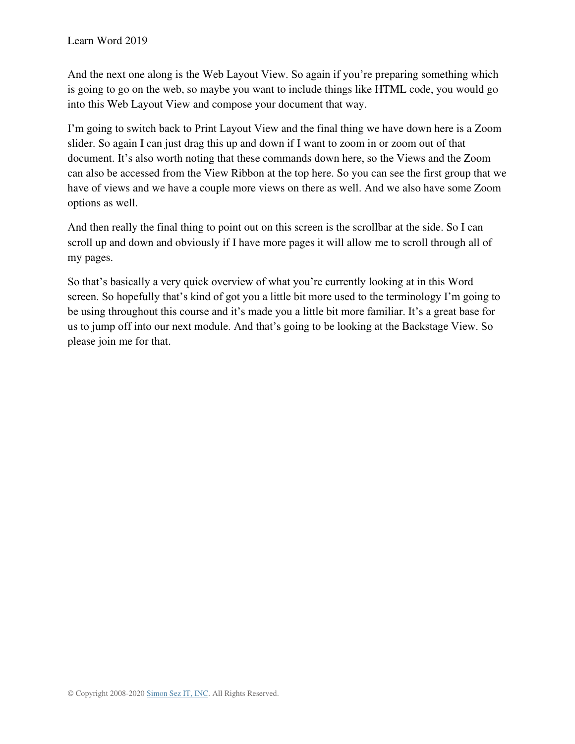And the next one along is the Web Layout View. So again if you're preparing something which is going to go on the web, so maybe you want to include things like HTML code, you would go into this Web Layout View and compose your document that way.

I'm going to switch back to Print Layout View and the final thing we have down here is a Zoom slider. So again I can just drag this up and down if I want to zoom in or zoom out of that document. It's also worth noting that these commands down here, so the Views and the Zoom can also be accessed from the View Ribbon at the top here. So you can see the first group that we have of views and we have a couple more views on there as well. And we also have some Zoom options as well.

And then really the final thing to point out on this screen is the scrollbar at the side. So I can scroll up and down and obviously if I have more pages it will allow me to scroll through all of my pages.

So that's basically a very quick overview of what you're currently looking at in this Word screen. So hopefully that's kind of got you a little bit more used to the terminology I'm going to be using throughout this course and it's made you a little bit more familiar. It's a great base for us to jump off into our next module. And that's going to be looking at the Backstage View. So please join me for that.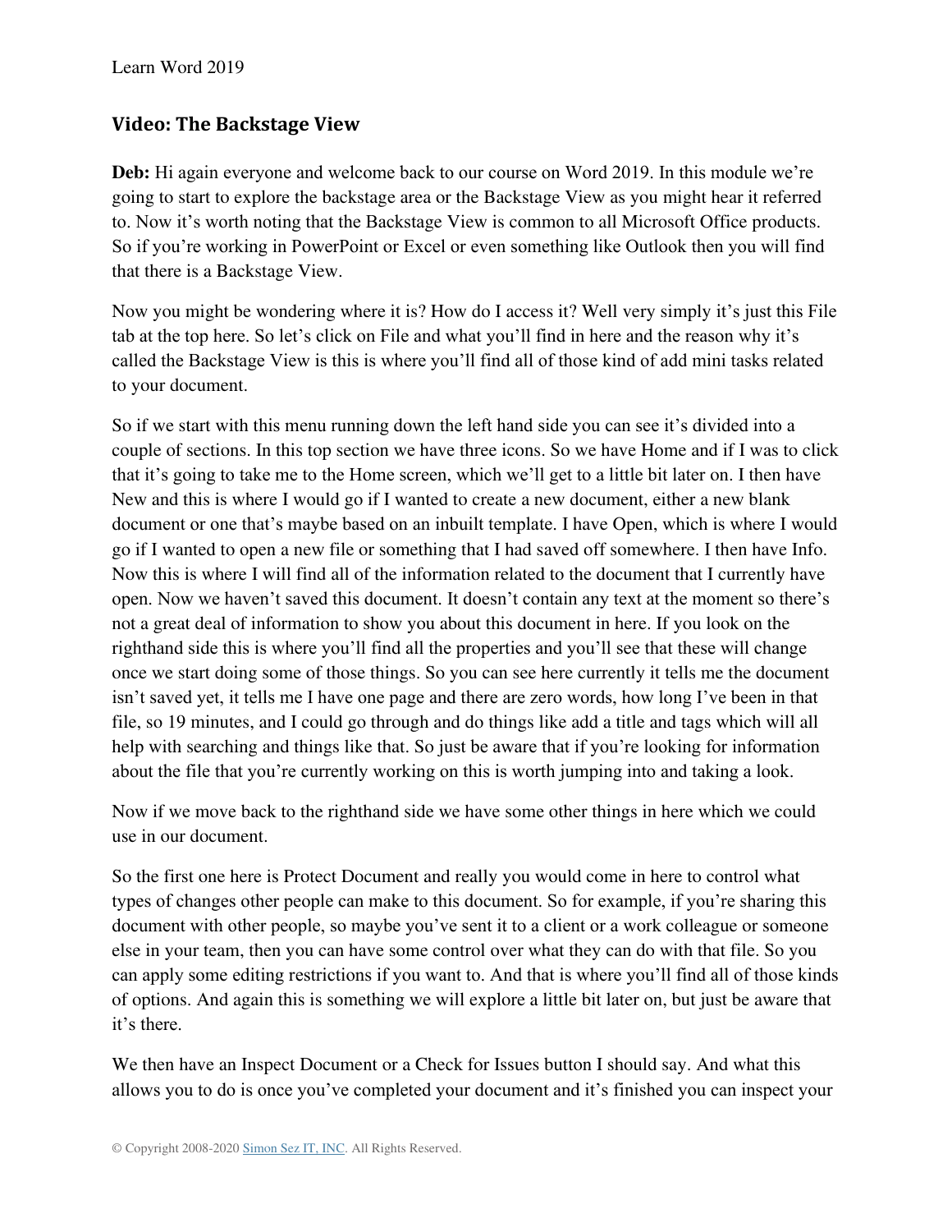## Video: The Backstage View

**Deb:** Hi again everyone and welcome back to our course on Word 2019. In this module we're going to start to explore the backstage area or the Backstage View as you might hear it referred to. Now it's worth noting that the Backstage View is common to all Microsoft Office products. So if you're working in PowerPoint or Excel or even something like Outlook then you will find that there is a Backstage View.

Now you might be wondering where it is? How do I access it? Well very simply it's just this File tab at the top here. So let's click on File and what you'll find in here and the reason why it's called the Backstage View is this is where you'll find all of those kind of add mini tasks related to your document.

So if we start with this menu running down the left hand side you can see it's divided into a couple of sections. In this top section we have three icons. So we have Home and if I was to click that it's going to take me to the Home screen, which we'll get to a little bit later on. I then have New and this is where I would go if I wanted to create a new document, either a new blank document or one that's maybe based on an inbuilt template. I have Open, which is where I would go if I wanted to open a new file or something that I had saved off somewhere. I then have Info. Now this is where I will find all of the information related to the document that I currently have open. Now we haven't saved this document. It doesn't contain any text at the moment so there's not a great deal of information to show you about this document in here. If you look on the righthand side this is where you'll find all the properties and you'll see that these will change once we start doing some of those things. So you can see here currently it tells me the document isn't saved yet, it tells me I have one page and there are zero words, how long I've been in that file, so 19 minutes, and I could go through and do things like add a title and tags which will all help with searching and things like that. So just be aware that if you're looking for information about the file that you're currently working on this is worth jumping into and taking a look.

Now if we move back to the righthand side we have some other things in here which we could use in our document.

So the first one here is Protect Document and really you would come in here to control what types of changes other people can make to this document. So for example, if you're sharing this document with other people, so maybe you've sent it to a client or a work colleague or someone else in your team, then you can have some control over what they can do with that file. So you can apply some editing restrictions if you want to. And that is where you'll find all of those kinds of options. And again this is something we will explore a little bit later on, but just be aware that it's there.

We then have an Inspect Document or a Check for Issues button I should say. And what this allows you to do is once you've completed your document and it's finished you can inspect your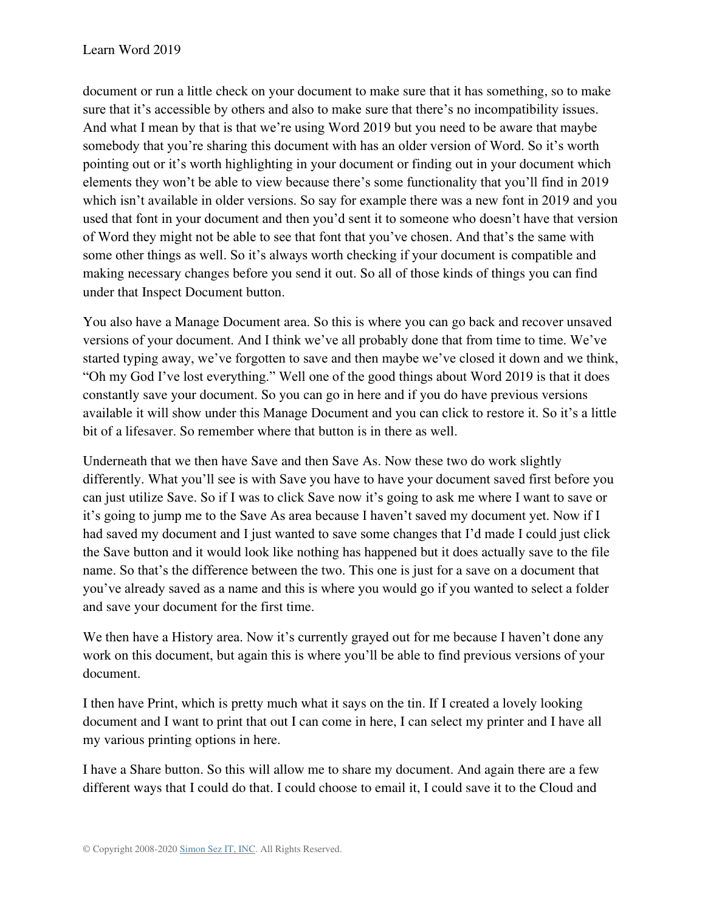document or run a little check on your document to make sure that it has something, so to make sure that it's accessible by others and also to make sure that there's no incompatibility issues. And what I mean by that is that we're using Word 2019 but you need to be aware that maybe somebody that you're sharing this document with has an older version of Word. So it's worth pointing out or it's worth highlighting in your document or finding out in your document which elements they won't be able to view because there's some functionality that you'll find in 2019 which isn't available in older versions. So say for example there was a new font in 2019 and you used that font in your document and then you'd sent it to someone who doesn't have that version of Word they might not be able to see that font that you've chosen. And that's the same with some other things as well. So it's always worth checking if your document is compatible and making necessary changes before you send it out. So all of those kinds of things you can find under that Inspect Document button.

You also have a Manage Document area. So this is where you can go back and recover unsaved versions of your document. And I think we've all probably done that from time to time. We've started typing away, we've forgotten to save and then maybe we've closed it down and we think, "Oh my God I've lost everything." Well one of the good things about Word 2019 is that it does constantly save your document. So you can go in here and if you do have previous versions available it will show under this Manage Document and you can click to restore it. So it's a little bit of a lifesaver. So remember where that button is in there as well.

Underneath that we then have Save and then Save As. Now these two do work slightly differently. What you'll see is with Save you have to have your document saved first before you can just utilize Save. So if I was to click Save now it's going to ask me where I want to save or it's going to jump me to the Save As area because I haven't saved my document yet. Now if I had saved my document and I just wanted to save some changes that I'd made I could just click the Save button and it would look like nothing has happened but it does actually save to the file name. So that's the difference between the two. This one is just for a save on a document that you've already saved as a name and this is where you would go if you wanted to select a folder and save your document for the first time.

We then have a History area. Now it's currently grayed out for me because I haven't done any work on this document, but again this is where you'll be able to find previous versions of your document.

I then have Print, which is pretty much what it says on the tin. If I created a lovely looking document and I want to print that out I can come in here, I can select my printer and I have all my various printing options in here.

I have a Share button. So this will allow me to share my document. And again there are a few different ways that I could do that. I could choose to email it, I could save it to the Cloud and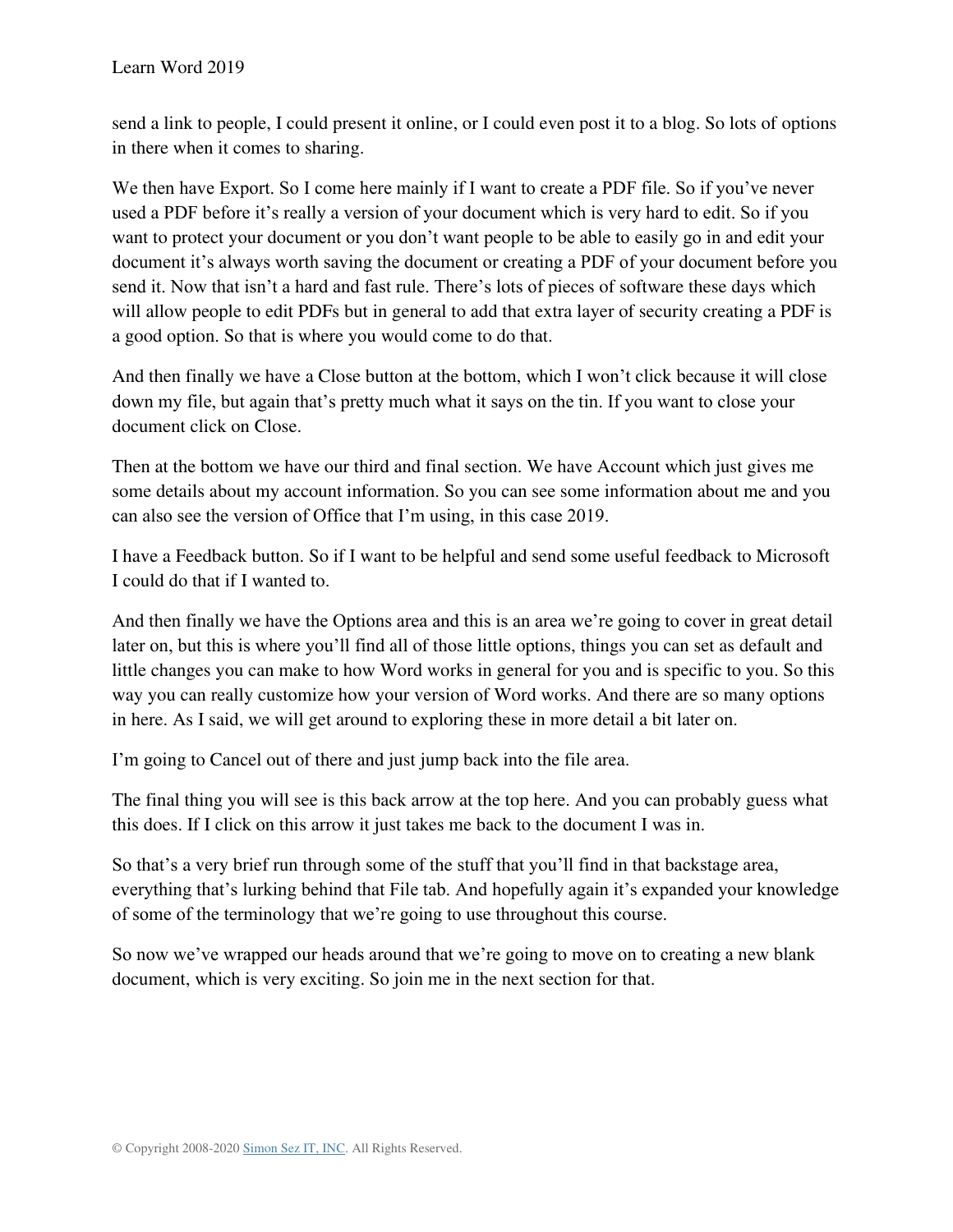send a link to people, I could present it online, or I could even post it to a blog. So lots of options in there when it comes to sharing.

We then have Export. So I come here mainly if I want to create a PDF file. So if you've never used a PDF before it's really a version of your document which is very hard to edit. So if you want to protect your document or you don't want people to be able to easily go in and edit your document it's always worth saving the document or creating a PDF of your document before you send it. Now that isn't a hard and fast rule. There's lots of pieces of software these days which will allow people to edit PDFs but in general to add that extra layer of security creating a PDF is a good option. So that is where you would come to do that.

And then finally we have a Close button at the bottom, which I won't click because it will close down my file, but again that's pretty much what it says on the tin. If you want to close your document click on Close.

Then at the bottom we have our third and final section. We have Account which just gives me some details about my account information. So you can see some information about me and you can also see the version of Office that I'm using, in this case 2019.

I have a Feedback button. So if I want to be helpful and send some useful feedback to Microsoft I could do that if I wanted to.

And then finally we have the Options area and this is an area we're going to cover in great detail later on, but this is where you'll find all of those little options, things you can set as default and little changes you can make to how Word works in general for you and is specific to you. So this way you can really customize how your version of Word works. And there are so many options in here. As I said, we will get around to exploring these in more detail a bit later on.

I'm going to Cancel out of there and just jump back into the file area.

The final thing you will see is this back arrow at the top here. And you can probably guess what this does. If I click on this arrow it just takes me back to the document I was in.

So that's a very brief run through some of the stuff that you'll find in that backstage area, everything that's lurking behind that File tab. And hopefully again it's expanded your knowledge of some of the terminology that we're going to use throughout this course.

So now we've wrapped our heads around that we're going to move on to creating a new blank document, which is very exciting. So join me in the next section for that.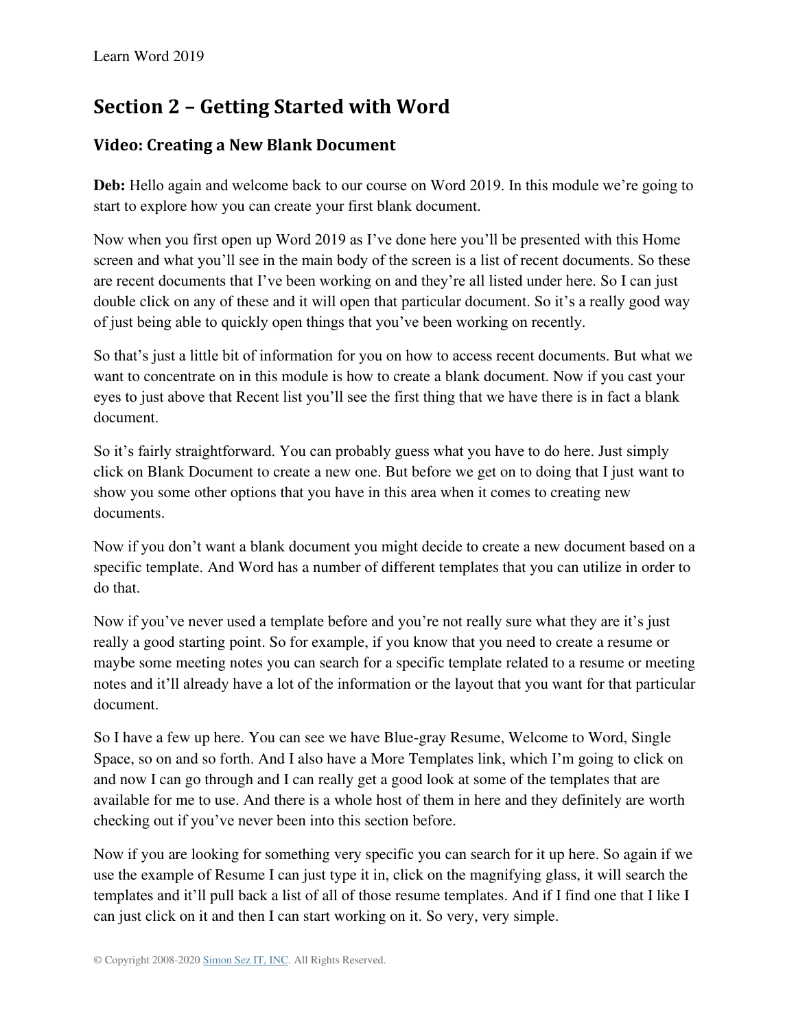## Section 2 – Getting Started with Word

### Video: Creating a New Blank Document

**Deb:** Hello again and welcome back to our course on Word 2019. In this module we're going to start to explore how you can create your first blank document.

Now when you first open up Word 2019 as I've done here you'll be presented with this Home screen and what you'll see in the main body of the screen is a list of recent documents. So these are recent documents that I've been working on and they're all listed under here. So I can just double click on any of these and it will open that particular document. So it's a really good way of just being able to quickly open things that you've been working on recently.

So that's just a little bit of information for you on how to access recent documents. But what we want to concentrate on in this module is how to create a blank document. Now if you cast your eyes to just above that Recent list you'll see the first thing that we have there is in fact a blank document.

So it's fairly straightforward. You can probably guess what you have to do here. Just simply click on Blank Document to create a new one. But before we get on to doing that I just want to show you some other options that you have in this area when it comes to creating new documents.

Now if you don't want a blank document you might decide to create a new document based on a specific template. And Word has a number of different templates that you can utilize in order to do that.

Now if you've never used a template before and you're not really sure what they are it's just really a good starting point. So for example, if you know that you need to create a resume or maybe some meeting notes you can search for a specific template related to a resume or meeting notes and it'll already have a lot of the information or the layout that you want for that particular document.

So I have a few up here. You can see we have Blue-gray Resume, Welcome to Word, Single Space, so on and so forth. And I also have a More Templates link, which I'm going to click on and now I can go through and I can really get a good look at some of the templates that are available for me to use. And there is a whole host of them in here and they definitely are worth checking out if you've never been into this section before.

Now if you are looking for something very specific you can search for it up here. So again if we use the example of Resume I can just type it in, click on the magnifying glass, it will search the templates and it'll pull back a list of all of those resume templates. And if I find one that I like I can just click on it and then I can start working on it. So very, very simple.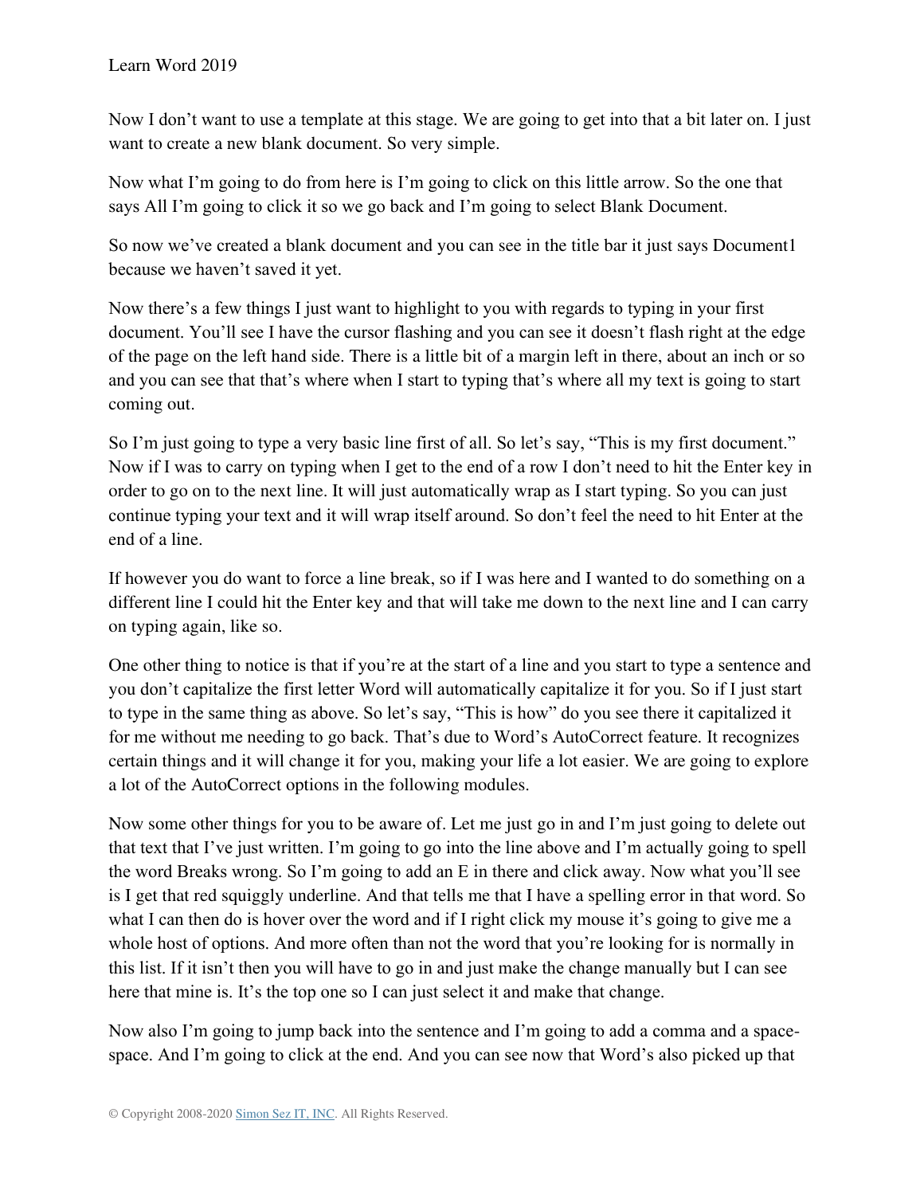Now I don't want to use a template at this stage. We are going to get into that a bit later on. I just want to create a new blank document. So very simple.

Now what I'm going to do from here is I'm going to click on this little arrow. So the one that says All I'm going to click it so we go back and I'm going to select Blank Document.

So now we've created a blank document and you can see in the title bar it just says Document1 because we haven't saved it yet.

Now there's a few things I just want to highlight to you with regards to typing in your first document. You'll see I have the cursor flashing and you can see it doesn't flash right at the edge of the page on the left hand side. There is a little bit of a margin left in there, about an inch or so and you can see that that's where when I start to typing that's where all my text is going to start coming out.

So I'm just going to type a very basic line first of all. So let's say, "This is my first document." Now if I was to carry on typing when I get to the end of a row I don't need to hit the Enter key in order to go on to the next line. It will just automatically wrap as I start typing. So you can just continue typing your text and it will wrap itself around. So don't feel the need to hit Enter at the end of a line.

If however you do want to force a line break, so if I was here and I wanted to do something on a different line I could hit the Enter key and that will take me down to the next line and I can carry on typing again, like so.

One other thing to notice is that if you're at the start of a line and you start to type a sentence and you don't capitalize the first letter Word will automatically capitalize it for you. So if I just start to type in the same thing as above. So let's say, "This is how" do you see there it capitalized it for me without me needing to go back. That's due to Word's AutoCorrect feature. It recognizes certain things and it will change it for you, making your life a lot easier. We are going to explore a lot of the AutoCorrect options in the following modules.

Now some other things for you to be aware of. Let me just go in and I'm just going to delete out that text that I've just written. I'm going to go into the line above and I'm actually going to spell the word Breaks wrong. So I'm going to add an E in there and click away. Now what you'll see is I get that red squiggly underline. And that tells me that I have a spelling error in that word. So what I can then do is hover over the word and if I right click my mouse it's going to give me a whole host of options. And more often than not the word that you're looking for is normally in this list. If it isn't then you will have to go in and just make the change manually but I can see here that mine is. It's the top one so I can just select it and make that change.

Now also I'm going to jump back into the sentence and I'm going to add a comma and a space-space. And I'm going to click at the end. And you can see now that Word's also picked up that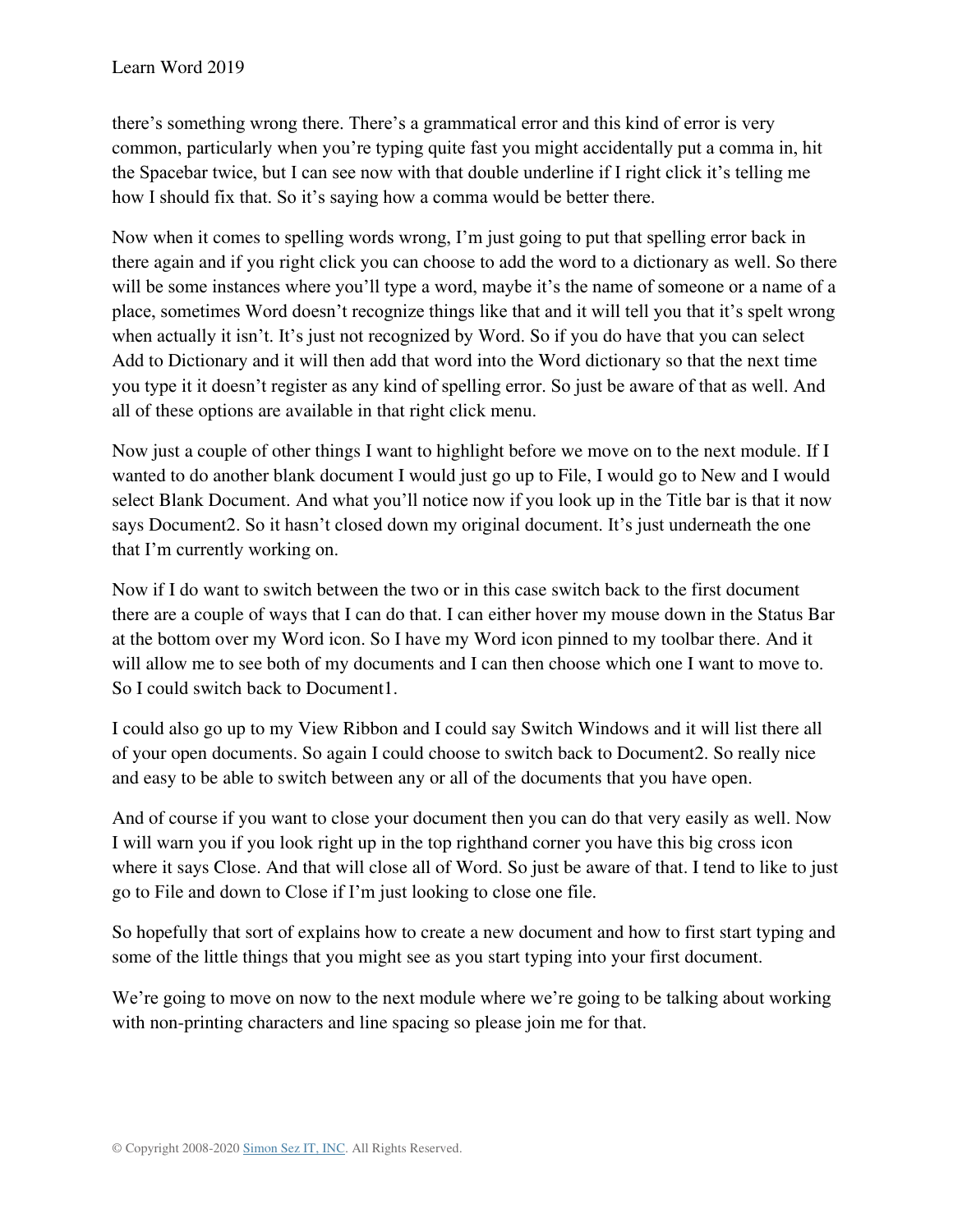there’s something wrong there. There’s a grammatical error and this kind of error is very common, particularly when you’re typing quite fast you might accidentally put a comma in, hit the Spacebar twice, but I can see now with that double underline if I right click it’s telling me how I should fix that. So it’s saying how a comma would be better there.

Now when it comes to spelling words wrong, I’m just going to put that spelling error back in there again and if you right click you can choose to add the word to a dictionary as well. So there will be some instances where you’ll type a word, maybe it’s the name of someone or a name of a place, sometimes Word doesn’t recognize things like that and it will tell you that it’s spelt wrong when actually it isn’t. It’s just not recognized by Word. So if you do have that you can select Add to Dictionary and it will then add that word into the Word dictionary so that the next time you type it it doesn’t register as any kind of spelling error. So just be aware of that as well. And all of these options are available in that right click menu.

Now just a couple of other things I want to highlight before we move on to the next module. If I wanted to do another blank document I would just go up to File, I would go to New and I would select Blank Document. And what you’ll notice now if you look up in the Title bar is that it now says Document2. So it hasn’t closed down my original document. It’s just underneath the one that I’m currently working on.

Now if I do want to switch between the two or in this case switch back to the first document there are a couple of ways that I can do that. I can either hover my mouse down in the Status Bar at the bottom over my Word icon. So I have my Word icon pinned to my toolbar there. And it will allow me to see both of my documents and I can then choose which one I want to move to. So I could switch back to Document1.

I could also go up to my View Ribbon and I could say Switch Windows and it will list there all of your open documents. So again I could choose to switch back to Document2. So really nice and easy to be able to switch between any or all of the documents that you have open.

And of course if you want to close your document then you can do that very easily as well. Now I will warn you if you look right up in the top righthand corner you have this big cross icon where it says Close. And that will close all of Word. So just be aware of that. I tend to like to just go to File and down to Close if I’m just looking to close one file.

So hopefully that sort of explains how to create a new document and how to first start typing and some of the little things that you might see as you start typing into your first document.

We’re going to move on now to the next module where we’re going to be talking about working with non-printing characters and line spacing so please join me for that.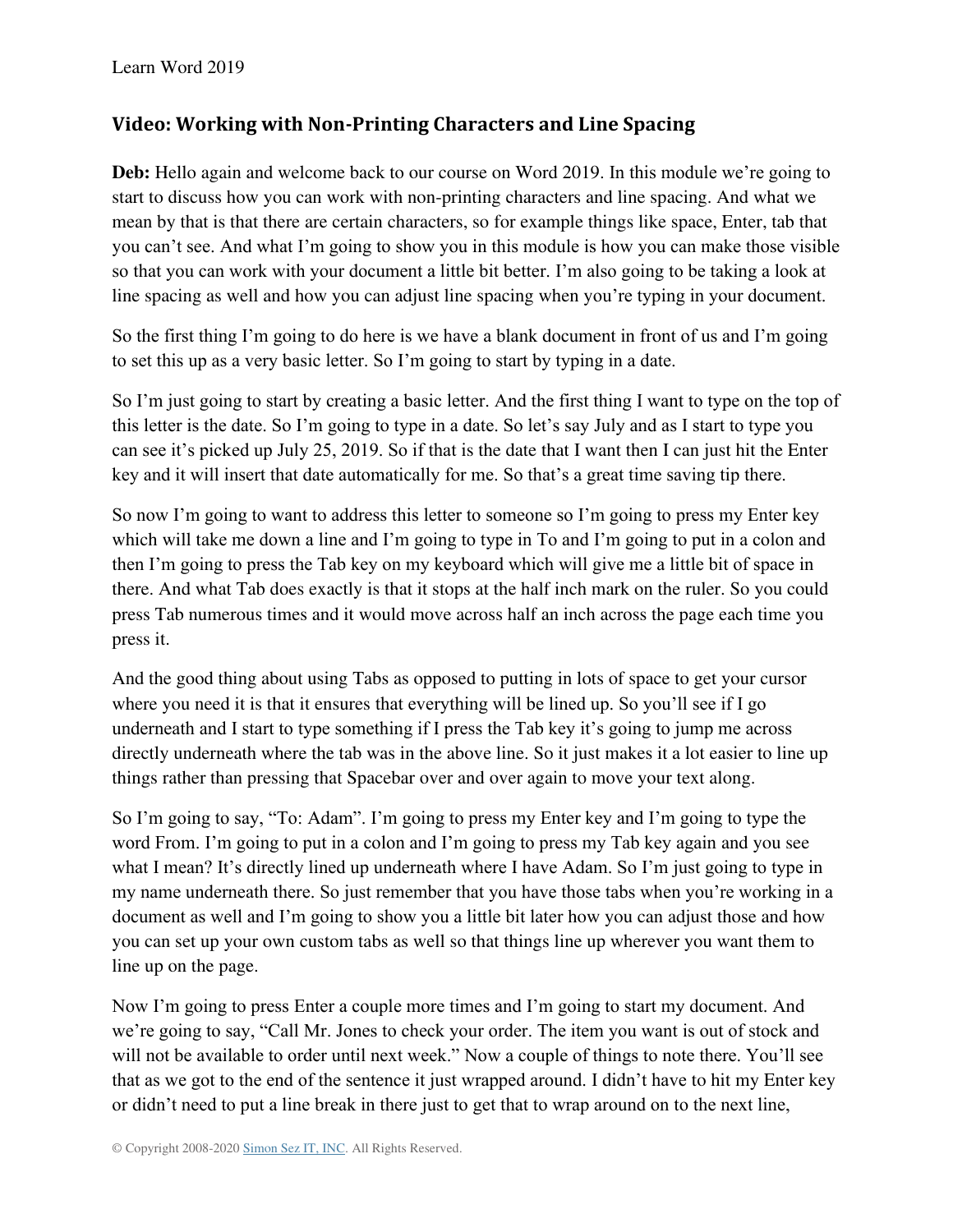## Video: Working with Non-Printing Characters and Line Spacing

**Deb:** Hello again and welcome back to our course on Word 2019. In this module we're going to start to discuss how you can work with non-printing characters and line spacing. And what we mean by that is that there are certain characters, so for example things like space, Enter, tab that you can't see. And what I'm going to show you in this module is how you can make those visible so that you can work with your document a little bit better. I'm also going to be taking a look at line spacing as well and how you can adjust line spacing when you're typing in your document.

So the first thing I'm going to do here is we have a blank document in front of us and I'm going to set this up as a very basic letter. So I'm going to start by typing in a date.

So I'm just going to start by creating a basic letter. And the first thing I want to type on the top of this letter is the date. So I'm going to type in a date. So let's say July and as I start to type you can see it's picked up July 25, 2019. So if that is the date that I want then I can just hit the Enter key and it will insert that date automatically for me. So that's a great time saving tip there.

So now I'm going to want to address this letter to someone so I'm going to press my Enter key which will take me down a line and I'm going to type in To and I'm going to put in a colon and then I'm going to press the Tab key on my keyboard which will give me a little bit of space in there. And what Tab does exactly is that it stops at the half inch mark on the ruler. So you could press Tab numerous times and it would move across half an inch across the page each time you press it.

And the good thing about using Tabs as opposed to putting in lots of space to get your cursor where you need it is that it ensures that everything will be lined up. So you'll see if I go underneath and I start to type something if I press the Tab key it's going to jump me across directly underneath where the tab was in the above line. So it just makes it a lot easier to line up things rather than pressing that Spacebar over and over again to move your text along.

So I'm going to say, "To: Adam". I'm going to press my Enter key and I'm going to type the word From. I'm going to put in a colon and I'm going to press my Tab key again and you see what I mean? It's directly lined up underneath where I have Adam. So I'm just going to type in my name underneath there. So just remember that you have those tabs when you're working in a document as well and I'm going to show you a little bit later how you can adjust those and how you can set up your own custom tabs as well so that things line up wherever you want them to line up on the page.

Now I'm going to press Enter a couple more times and I'm going to start my document. And we're going to say, "Call Mr. Jones to check your order. The item you want is out of stock and will not be available to order until next week." Now a couple of things to note there. You'll see that as we got to the end of the sentence it just wrapped around. I didn't have to hit my Enter key or didn't need to put a line break in there just to get that to wrap around on to the next line,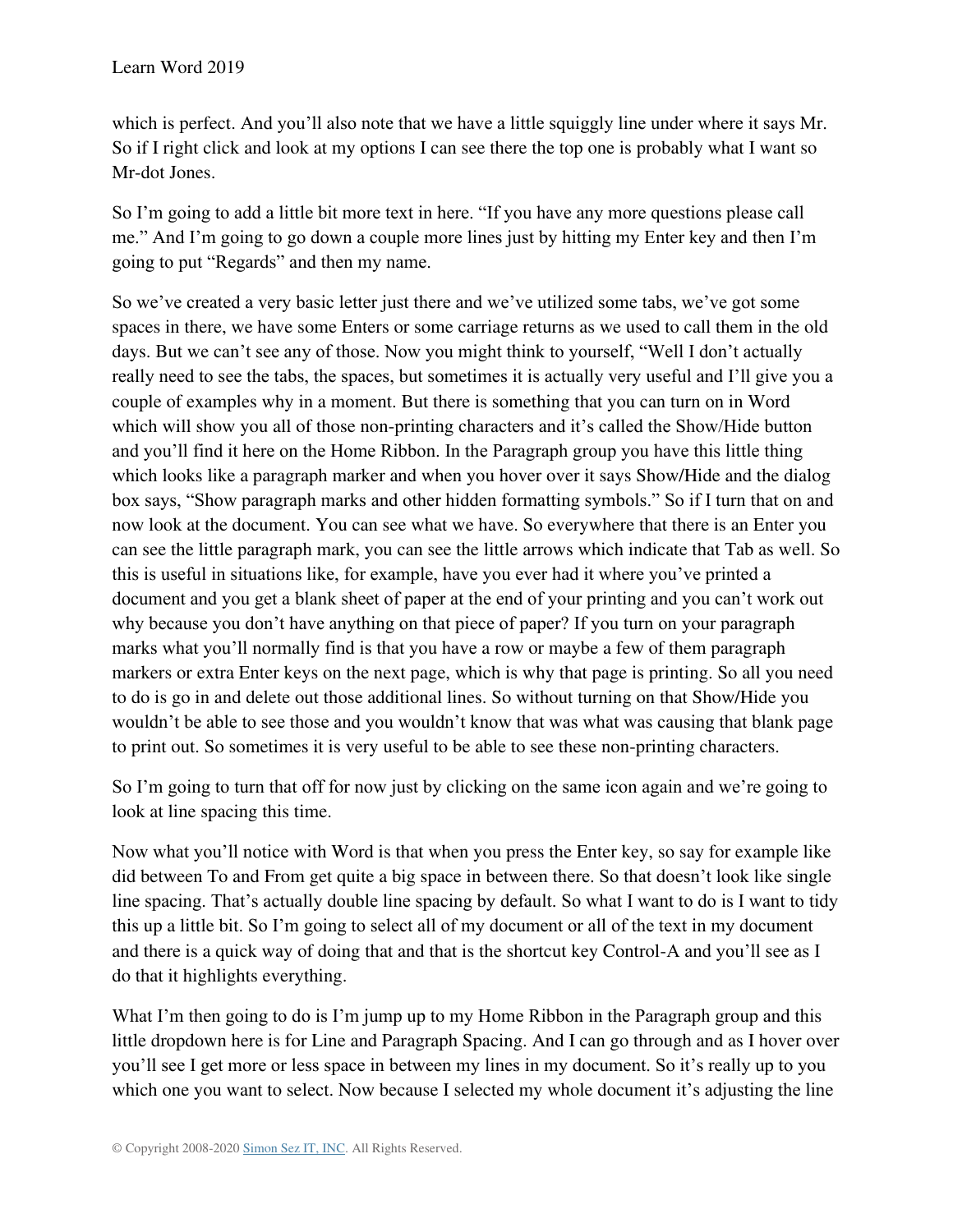which is perfect. And you'll also note that we have a little squiggly line under where it says Mr. So if I right click and look at my options I can see there the top one is probably what I want so Mr-dot Jones.

So I'm going to add a little bit more text in here. "If you have any more questions please call me." And I'm going to go down a couple more lines just by hitting my Enter key and then I'm going to put "Regards" and then my name.

So we've created a very basic letter just there and we've utilized some tabs, we've got some spaces in there, we have some Enters or some carriage returns as we used to call them in the old days. But we can't see any of those. Now you might think to yourself, "Well I don't actually really need to see the tabs, the spaces, but sometimes it is actually very useful and I'll give you a couple of examples why in a moment. But there is something that you can turn on in Word which will show you all of those non-printing characters and it's called the Show/Hide button and you'll find it here on the Home Ribbon. In the Paragraph group you have this little thing which looks like a paragraph marker and when you hover over it says Show/Hide and the dialog box says, "Show paragraph marks and other hidden formatting symbols." So if I turn that on and now look at the document. You can see what we have. So everywhere that there is an Enter you can see the little paragraph mark, you can see the little arrows which indicate that Tab as well. So this is useful in situations like, for example, have you ever had it where you've printed a document and you get a blank sheet of paper at the end of your printing and you can't work out why because you don't have anything on that piece of paper? If you turn on your paragraph marks what you'll normally find is that you have a row or maybe a few of them paragraph markers or extra Enter keys on the next page, which is why that page is printing. So all you need to do is go in and delete out those additional lines. So without turning on that Show/Hide you wouldn't be able to see those and you wouldn't know that was what was causing that blank page to print out. So sometimes it is very useful to be able to see these non-printing characters.

So I'm going to turn that off for now just by clicking on the same icon again and we're going to look at line spacing this time.

Now what you'll notice with Word is that when you press the Enter key, so say for example like did between To and From get quite a big space in between there. So that doesn't look like single line spacing. That's actually double line spacing by default. So what I want to do is I want to tidy this up a little bit. So I'm going to select all of my document or all of the text in my document and there is a quick way of doing that and that is the shortcut key Control-A and you'll see as I do that it highlights everything.

What I'm then going to do is I'm jump up to my Home Ribbon in the Paragraph group and this little dropdown here is for Line and Paragraph Spacing. And I can go through and as I hover over you'll see I get more or less space in between my lines in my document. So it's really up to you which one you want to select. Now because I selected my whole document it's adjusting the line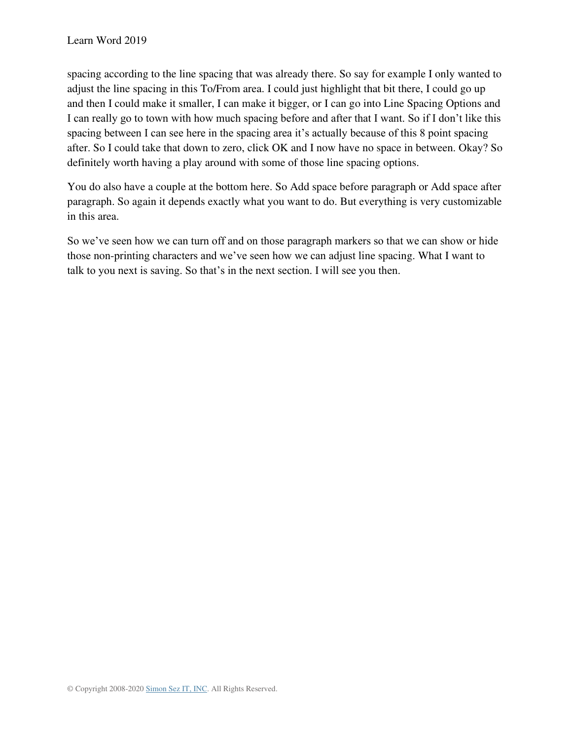spacing according to the line spacing that was already there. So say for example I only wanted to adjust the line spacing in this To/From area. I could just highlight that bit there, I could go up and then I could make it smaller, I can make it bigger, or I can go into Line Spacing Options and I can really go to town with how much spacing before and after that I want. So if I don't like this spacing between I can see here in the spacing area it's actually because of this 8 point spacing after. So I could take that down to zero, click OK and I now have no space in between. Okay? So definitely worth having a play around with some of those line spacing options.

You do also have a couple at the bottom here. So Add space before paragraph or Add space after paragraph. So again it depends exactly what you want to do. But everything is very customizable in this area.

So we've seen how we can turn off and on those paragraph markers so that we can show or hide those non-printing characters and we've seen how we can adjust line spacing. What I want to talk to you next is saving. So that's in the next section. I will see you then.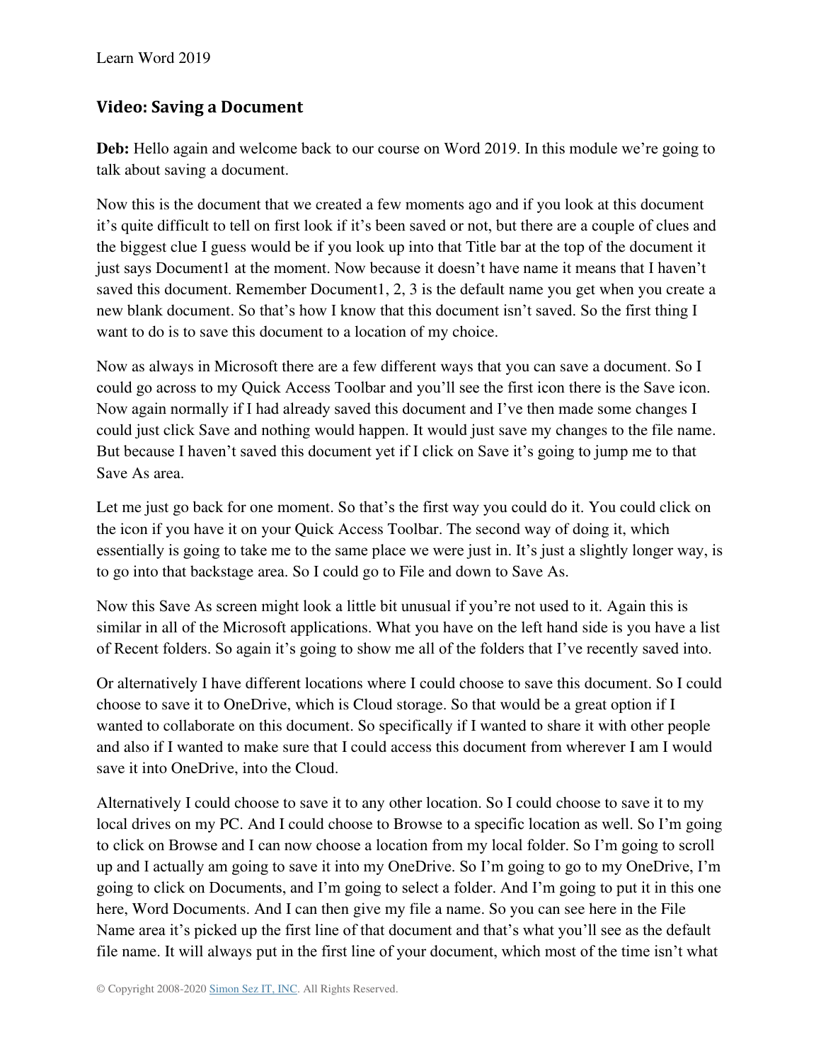## Video: Saving a Document

**Deb:** Hello again and welcome back to our course on Word 2019. In this module we're going to talk about saving a document.

Now this is the document that we created a few moments ago and if you look at this document it's quite difficult to tell on first look if it's been saved or not, but there are a couple of clues and the biggest clue I guess would be if you look up into that Title bar at the top of the document it just says Document1 at the moment. Now because it doesn't have name it means that I haven't saved this document. Remember Document1, 2, 3 is the default name you get when you create a new blank document. So that's how I know that this document isn't saved. So the first thing I want to do is to save this document to a location of my choice.

Now as always in Microsoft there are a few different ways that you can save a document. So I could go across to my Quick Access Toolbar and you'll see the first icon there is the Save icon. Now again normally if I had already saved this document and I've then made some changes I could just click Save and nothing would happen. It would just save my changes to the file name. But because I haven't saved this document yet if I click on Save it's going to jump me to that Save As area.

Let me just go back for one moment. So that's the first way you could do it. You could click on the icon if you have it on your Quick Access Toolbar. The second way of doing it, which essentially is going to take me to the same place we were just in. It's just a slightly longer way, is to go into that backstage area. So I could go to File and down to Save As.

Now this Save As screen might look a little bit unusual if you're not used to it. Again this is similar in all of the Microsoft applications. What you have on the left hand side is you have a list of Recent folders. So again it's going to show me all of the folders that I've recently saved into.

Or alternatively I have different locations where I could choose to save this document. So I could choose to save it to OneDrive, which is Cloud storage. So that would be a great option if I wanted to collaborate on this document. So specifically if I wanted to share it with other people and also if I wanted to make sure that I could access this document from wherever I am I would save it into OneDrive, into the Cloud.

Alternatively I could choose to save it to any other location. So I could choose to save it to my local drives on my PC. And I could choose to Browse to a specific location as well. So I'm going to click on Browse and I can now choose a location from my local folder. So I'm going to scroll up and I actually am going to save it into my OneDrive. So I'm going to go to my OneDrive, I'm going to click on Documents, and I'm going to select a folder. And I'm going to put it in this one here, Word Documents. And I can then give my file a name. So you can see here in the File Name area it's picked up the first line of that document and that's what you'll see as the default file name. It will always put in the first line of your document, which most of the time isn't what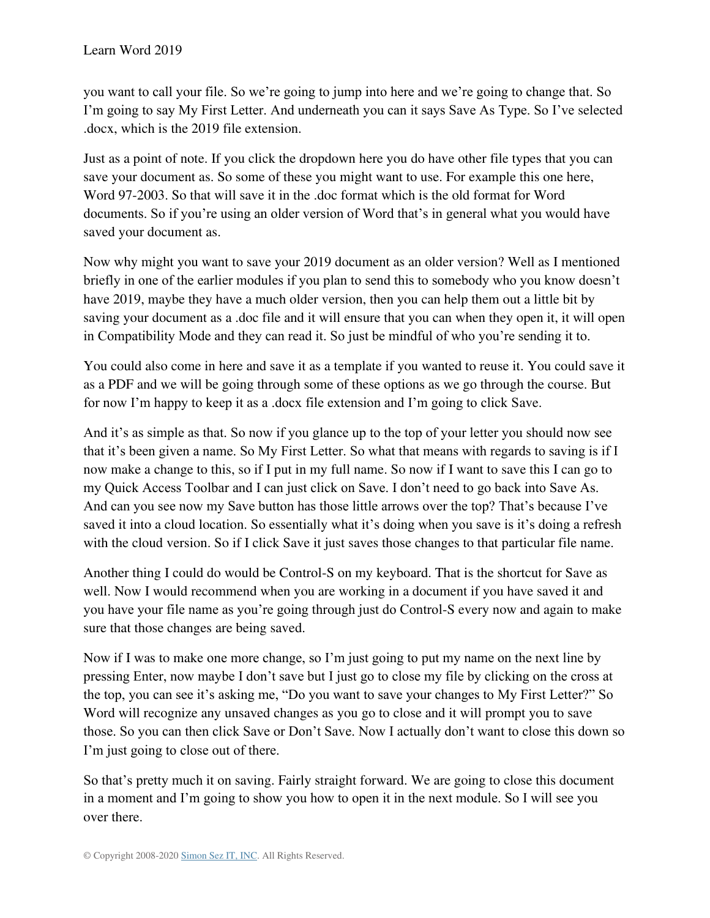you want to call your file. So we're going to jump into here and we're going to change that. So I'm going to say My First Letter. And underneath you can it says Save As Type. So I've selected .docx, which is the 2019 file extension.

Just as a point of note. If you click the dropdown here you do have other file types that you can save your document as. So some of these you might want to use. For example this one here, Word 97-2003. So that will save it in the .doc format which is the old format for Word documents. So if you're using an older version of Word that's in general what you would have saved your document as.

Now why might you want to save your 2019 document as an older version? Well as I mentioned briefly in one of the earlier modules if you plan to send this to somebody who you know doesn't have 2019, maybe they have a much older version, then you can help them out a little bit by saving your document as a .doc file and it will ensure that you can when they open it, it will open in Compatibility Mode and they can read it. So just be mindful of who you're sending it to.

You could also come in here and save it as a template if you wanted to reuse it. You could save it as a PDF and we will be going through some of these options as we go through the course. But for now I'm happy to keep it as a .docx file extension and I'm going to click Save.

And it's as simple as that. So now if you glance up to the top of your letter you should now see that it's been given a name. So My First Letter. So what that means with regards to saving is if I now make a change to this, so if I put in my full name. So now if I want to save this I can go to my Quick Access Toolbar and I can just click on Save. I don't need to go back into Save As. And can you see now my Save button has those little arrows over the top? That's because I've saved it into a cloud location. So essentially what it's doing when you save is it's doing a refresh with the cloud version. So if I click Save it just saves those changes to that particular file name.

Another thing I could do would be Control-S on my keyboard. That is the shortcut for Save as well. Now I would recommend when you are working in a document if you have saved it and you have your file name as you're going through just do Control-S every now and again to make sure that those changes are being saved.

Now if I was to make one more change, so I'm just going to put my name on the next line by pressing Enter, now maybe I don't save but I just go to close my file by clicking on the cross at the top, you can see it's asking me, "Do you want to save your changes to My First Letter?" So Word will recognize any unsaved changes as you go to close and it will prompt you to save those. So you can then click Save or Don't Save. Now I actually don't want to close this down so I'm just going to close out of there.

So that's pretty much it on saving. Fairly straight forward. We are going to close this document in a moment and I'm going to show you how to open it in the next module. So I will see you over there.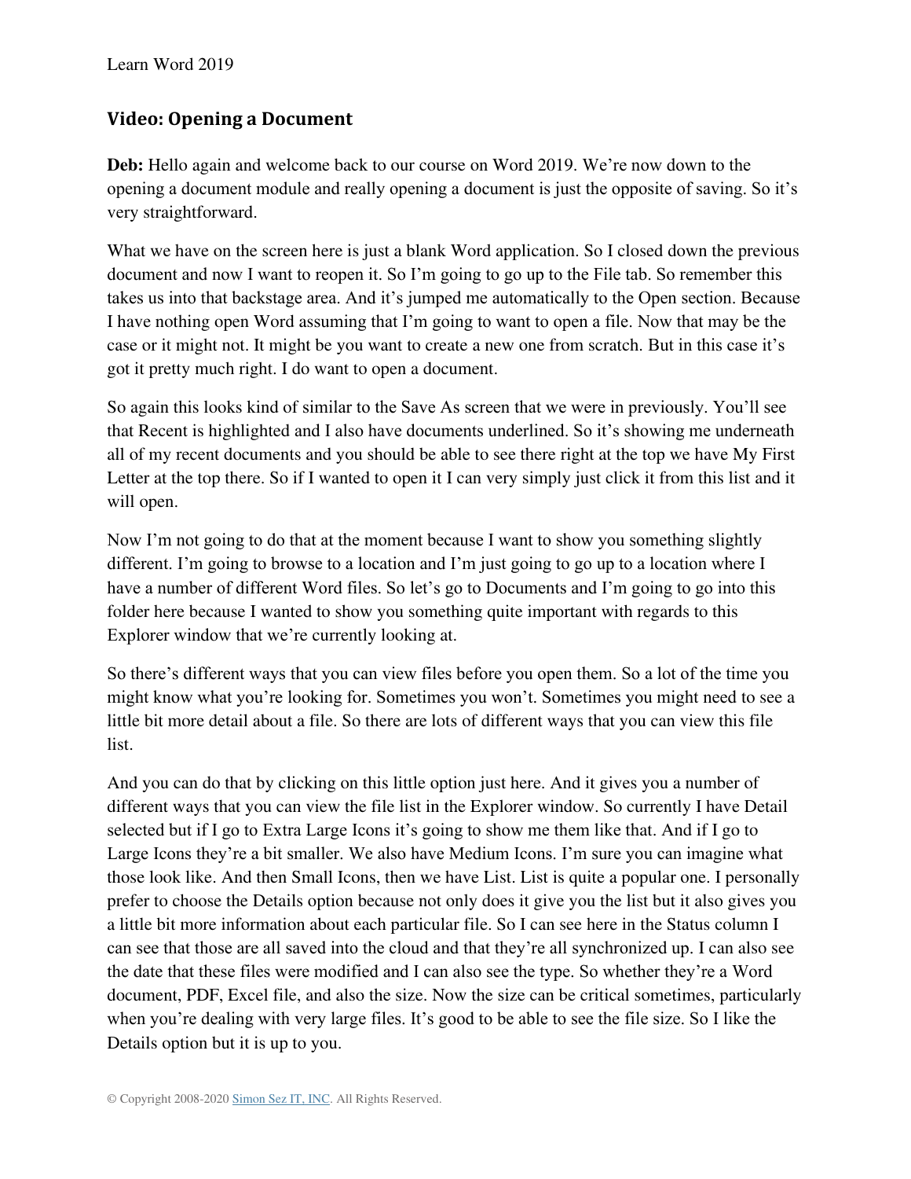## Video: Opening a Document

**Deb:** Hello again and welcome back to our course on Word 2019. We're now down to the opening a document module and really opening a document is just the opposite of saving. So it's very straightforward.

What we have on the screen here is just a blank Word application. So I closed down the previous document and now I want to reopen it. So I'm going to go up to the File tab. So remember this takes us into that backstage area. And it's jumped me automatically to the Open section. Because I have nothing open Word assuming that I'm going to want to open a file. Now that may be the case or it might not. It might be you want to create a new one from scratch. But in this case it's got it pretty much right. I do want to open a document.

So again this looks kind of similar to the Save As screen that we were in previously. You'll see that Recent is highlighted and I also have documents underlined. So it's showing me underneath all of my recent documents and you should be able to see there right at the top we have My First Letter at the top there. So if I wanted to open it I can very simply just click it from this list and it will open.

Now I'm not going to do that at the moment because I want to show you something slightly different. I'm going to browse to a location and I'm just going to go up to a location where I have a number of different Word files. So let's go to Documents and I'm going to go into this folder here because I wanted to show you something quite important with regards to this Explorer window that we're currently looking at.

So there's different ways that you can view files before you open them. So a lot of the time you might know what you're looking for. Sometimes you won't. Sometimes you might need to see a little bit more detail about a file. So there are lots of different ways that you can view this file list.

And you can do that by clicking on this little option just here. And it gives you a number of different ways that you can view the file list in the Explorer window. So currently I have Detail selected but if I go to Extra Large Icons it's going to show me them like that. And if I go to Large Icons they're a bit smaller. We also have Medium Icons. I'm sure you can imagine what those look like. And then Small Icons, then we have List. List is quite a popular one. I personally prefer to choose the Details option because not only does it give you the list but it also gives you a little bit more information about each particular file. So I can see here in the Status column I can see that those are all saved into the cloud and that they're all synchronized up. I can also see the date that these files were modified and I can also see the type. So whether they're a Word document, PDF, Excel file, and also the size. Now the size can be critical sometimes, particularly when you're dealing with very large files. It's good to be able to see the file size. So I like the Details option but it is up to you.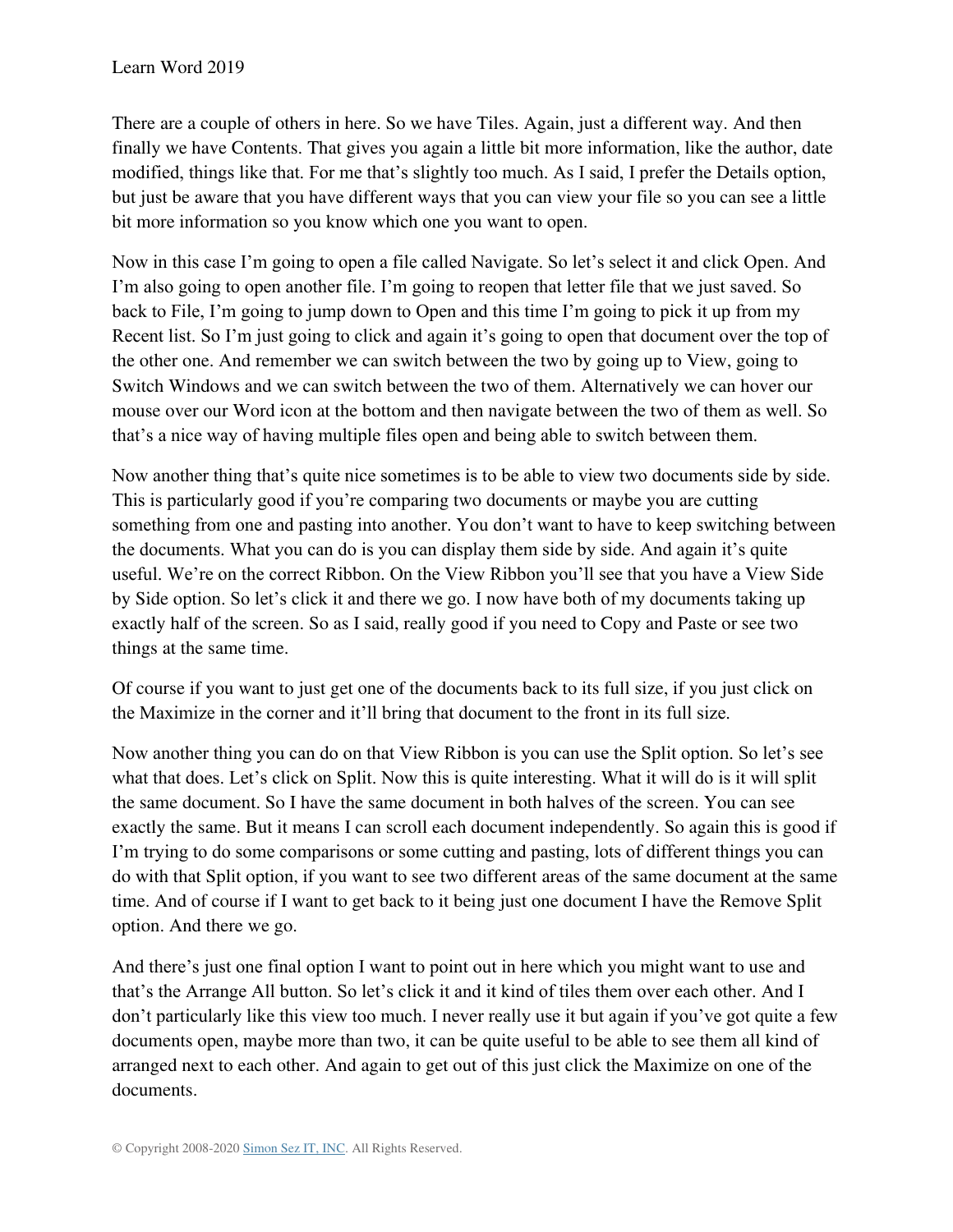There are a couple of others in here. So we have Tiles. Again, just a different way. And then finally we have Contents. That gives you again a little bit more information, like the author, date modified, things like that. For me that's slightly too much. As I said, I prefer the Details option, but just be aware that you have different ways that you can view your file so you can see a little bit more information so you know which one you want to open.

Now in this case I'm going to open a file called Navigate. So let's select it and click Open. And I'm also going to open another file. I'm going to reopen that letter file that we just saved. So back to File, I'm going to jump down to Open and this time I'm going to pick it up from my Recent list. So I'm just going to click and again it's going to open that document over the top of the other one. And remember we can switch between the two by going up to View, going to Switch Windows and we can switch between the two of them. Alternatively we can hover our mouse over our Word icon at the bottom and then navigate between the two of them as well. So that's a nice way of having multiple files open and being able to switch between them.

Now another thing that's quite nice sometimes is to be able to view two documents side by side. This is particularly good if you're comparing two documents or maybe you are cutting something from one and pasting into another. You don't want to have to keep switching between the documents. What you can do is you can display them side by side. And again it's quite useful. We're on the correct Ribbon. On the View Ribbon you'll see that you have a View Side by Side option. So let's click it and there we go. I now have both of my documents taking up exactly half of the screen. So as I said, really good if you need to Copy and Paste or see two things at the same time.

Of course if you want to just get one of the documents back to its full size, if you just click on the Maximize in the corner and it'll bring that document to the front in its full size.

Now another thing you can do on that View Ribbon is you can use the Split option. So let's see what that does. Let's click on Split. Now this is quite interesting. What it will do is it will split the same document. So I have the same document in both halves of the screen. You can see exactly the same. But it means I can scroll each document independently. So again this is good if I'm trying to do some comparisons or some cutting and pasting, lots of different things you can do with that Split option, if you want to see two different areas of the same document at the same time. And of course if I want to get back to it being just one document I have the Remove Split option. And there we go.

And there's just one final option I want to point out in here which you might want to use and that's the Arrange All button. So let's click it and it kind of tiles them over each other. And I don't particularly like this view too much. I never really use it but again if you've got quite a few documents open, maybe more than two, it can be quite useful to be able to see them all kind of arranged next to each other. And again to get out of this just click the Maximize on one of the documents.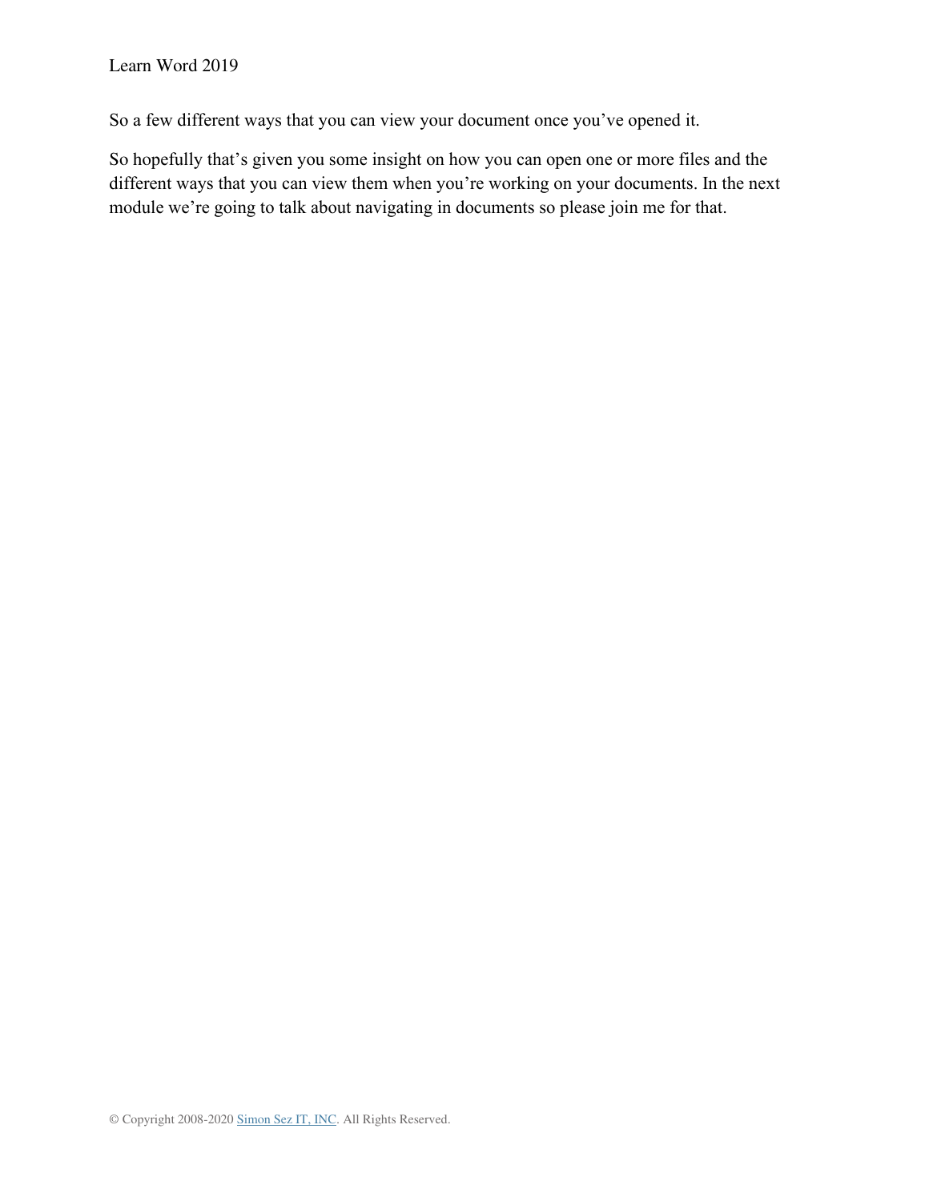So a few different ways that you can view your document once you've opened it.

So hopefully that's given you some insight on how you can open one or more files and the different ways that you can view them when you're working on your documents. In the next module we're going to talk about navigating in documents so please join me for that.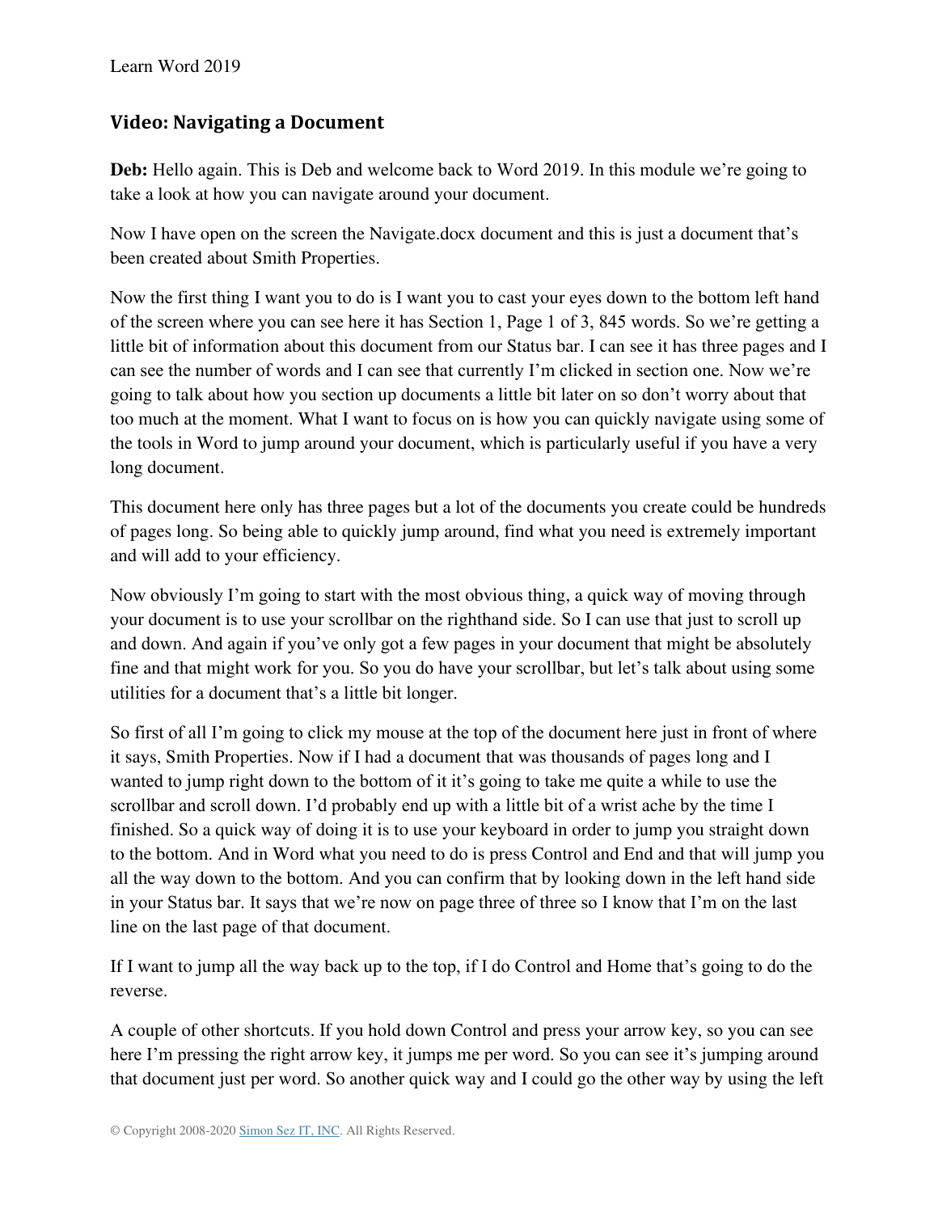## Video: Navigating a Document

**Deb:** Hello again. This is Deb and welcome back to Word 2019. In this module we're going to take a look at how you can navigate around your document.

Now I have open on the screen the Navigate.docx document and this is just a document that's been created about Smith Properties.

Now the first thing I want you to do is I want you to cast your eyes down to the bottom left hand of the screen where you can see here it has Section 1, Page 1 of 3, 845 words. So we're getting a little bit of information about this document from our Status bar. I can see it has three pages and I can see the number of words and I can see that currently I'm clicked in section one. Now we're going to talk about how you section up documents a little bit later on so don't worry about that too much at the moment. What I want to focus on is how you can quickly navigate using some of the tools in Word to jump around your document, which is particularly useful if you have a very long document.

This document here only has three pages but a lot of the documents you create could be hundreds of pages long. So being able to quickly jump around, find what you need is extremely important and will add to your efficiency.

Now obviously I'm going to start with the most obvious thing, a quick way of moving through your document is to use your scrollbar on the righthand side. So I can use that just to scroll up and down. And again if you've only got a few pages in your document that might be absolutely fine and that might work for you. So you do have your scrollbar, but let's talk about using some utilities for a document that's a little bit longer.

So first of all I'm going to click my mouse at the top of the document here just in front of where it says, Smith Properties. Now if I had a document that was thousands of pages long and I wanted to jump right down to the bottom of it it's going to take me quite a while to use the scrollbar and scroll down. I'd probably end up with a little bit of a wrist ache by the time I finished. So a quick way of doing it is to use your keyboard in order to jump you straight down to the bottom. And in Word what you need to do is press Control and End and that will jump you all the way down to the bottom. And you can confirm that by looking down in the left hand side in your Status bar. It says that we're now on page three of three so I know that I'm on the last line on the last page of that document.

If I want to jump all the way back up to the top, if I do Control and Home that's going to do the reverse.

A couple of other shortcuts. If you hold down Control and press your arrow key, so you can see here I'm pressing the right arrow key, it jumps me per word. So you can see it's jumping around that document just per word. So another quick way and I could go the other way by using the left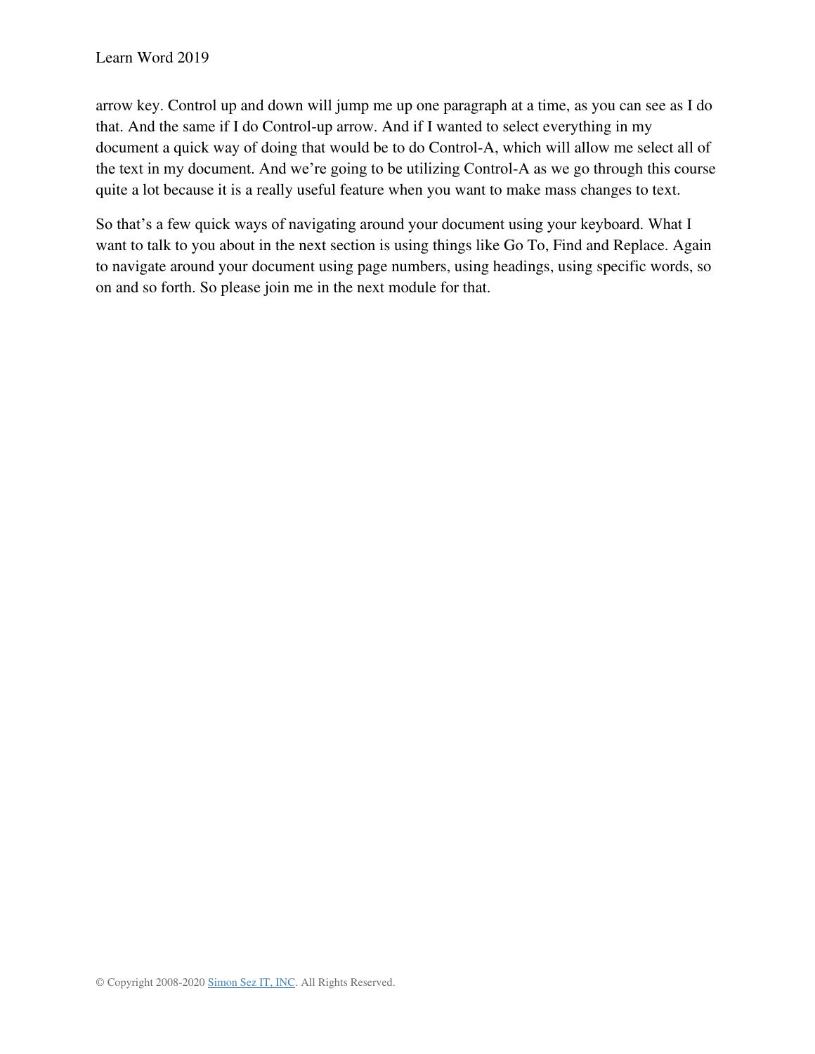arrow key. Control up and down will jump me up one paragraph at a time, as you can see as I do that. And the same if I do Control-up arrow. And if I wanted to select everything in my document a quick way of doing that would be to do Control-A, which will allow me select all of the text in my document. And we're going to be utilizing Control-A as we go through this course quite a lot because it is a really useful feature when you want to make mass changes to text.

So that's a few quick ways of navigating around your document using your keyboard. What I want to talk to you about in the next section is using things like Go To, Find and Replace. Again to navigate around your document using page numbers, using headings, using specific words, so on and so forth. So please join me in the next module for that.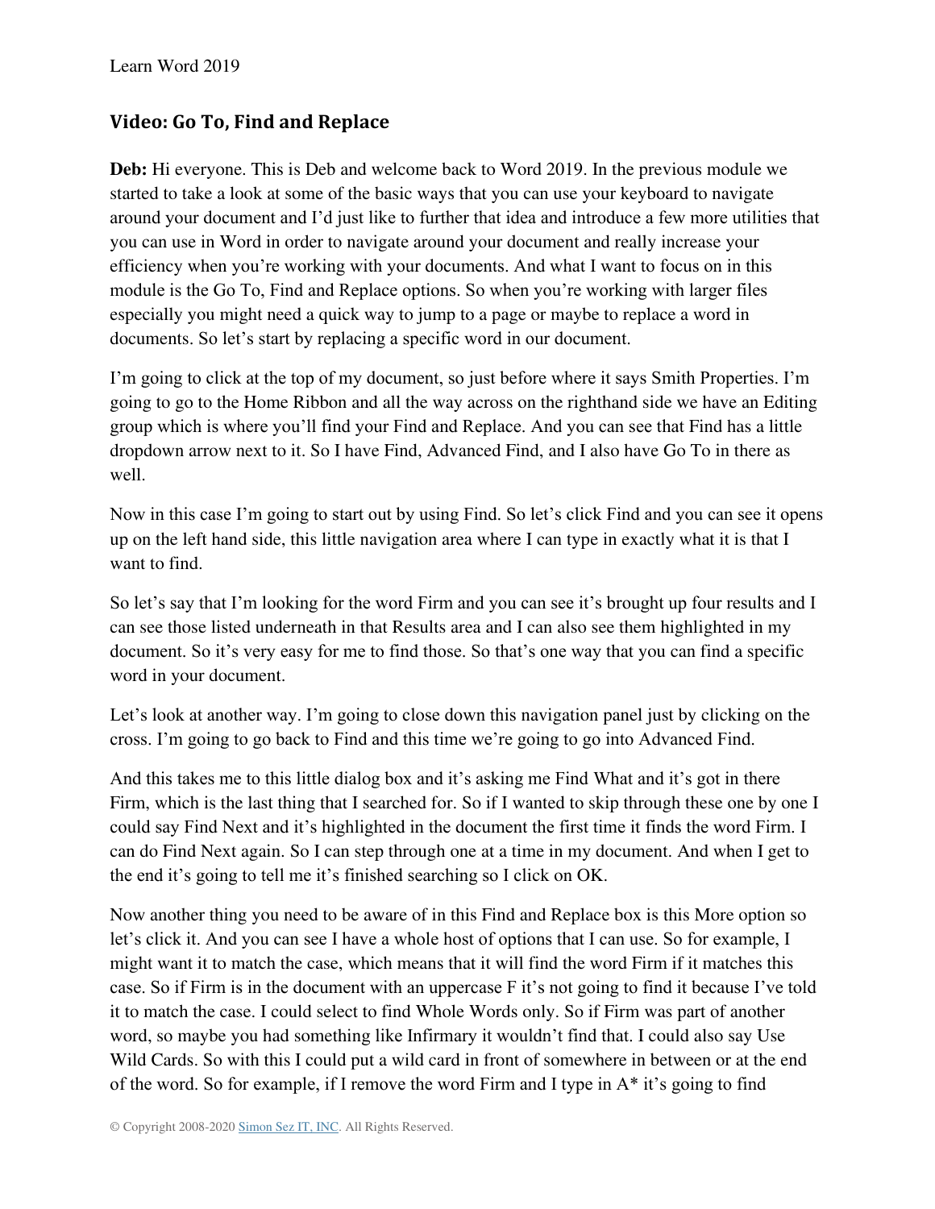## Video: Go To, Find and Replace

**Deb:** Hi everyone. This is Deb and welcome back to Word 2019. In the previous module we started to take a look at some of the basic ways that you can use your keyboard to navigate around your document and I'd just like to further that idea and introduce a few more utilities that you can use in Word in order to navigate around your document and really increase your efficiency when you're working with your documents. And what I want to focus on in this module is the Go To, Find and Replace options. So when you're working with larger files especially you might need a quick way to jump to a page or maybe to replace a word in documents. So let's start by replacing a specific word in our document.

I'm going to click at the top of my document, so just before where it says Smith Properties. I'm going to go to the Home Ribbon and all the way across on the righthand side we have an Editing group which is where you'll find your Find and Replace. And you can see that Find has a little dropdown arrow next to it. So I have Find, Advanced Find, and I also have Go To in there as well.

Now in this case I'm going to start out by using Find. So let's click Find and you can see it opens up on the left hand side, this little navigation area where I can type in exactly what it is that I want to find.

So let's say that I'm looking for the word Firm and you can see it's brought up four results and I can see those listed underneath in that Results area and I can also see them highlighted in my document. So it's very easy for me to find those. So that's one way that you can find a specific word in your document.

Let's look at another way. I'm going to close down this navigation panel just by clicking on the cross. I'm going to go back to Find and this time we're going to go into Advanced Find.

And this takes me to this little dialog box and it's asking me Find What and it's got in there Firm, which is the last thing that I searched for. So if I wanted to skip through these one by one I could say Find Next and it's highlighted in the document the first time it finds the word Firm. I can do Find Next again. So I can step through one at a time in my document. And when I get to the end it's going to tell me it's finished searching so I click on OK.

Now another thing you need to be aware of in this Find and Replace box is this More option so let's click it. And you can see I have a whole host of options that I can use. So for example, I might want it to match the case, which means that it will find the word Firm if it matches this case. So if Firm is in the document with an uppercase F it's not going to find it because I've told it to match the case. I could select to find Whole Words only. So if Firm was part of another word, so maybe you had something like Infirmary it wouldn't find that. I could also say Use Wild Cards. So with this I could put a wild card in front of somewhere in between or at the end of the word. So for example, if I remove the word Firm and I type in A* it's going to find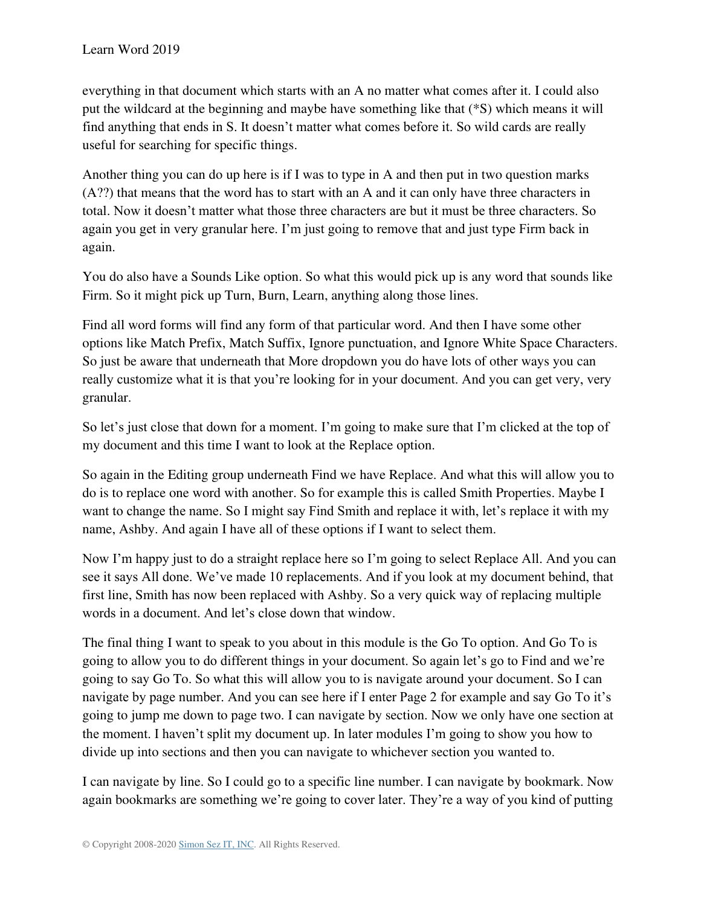everything in that document which starts with an A no matter what comes after it. I could also put the wildcard at the beginning and maybe have something like that (*S) which means it will find anything that ends in S. It doesn't matter what comes before it. So wild cards are really useful for searching for specific things.

Another thing you can do up here is if I was to type in A and then put in two question marks (A??) that means that the word has to start with an A and it can only have three characters in total. Now it doesn't matter what those three characters are but it must be three characters. So again you get in very granular here. I'm just going to remove that and just type Firm back in again.

You do also have a Sounds Like option. So what this would pick up is any word that sounds like Firm. So it might pick up Turn, Burn, Learn, anything along those lines.

Find all word forms will find any form of that particular word. And then I have some other options like Match Prefix, Match Suffix, Ignore punctuation, and Ignore White Space Characters. So just be aware that underneath that More dropdown you do have lots of other ways you can really customize what it is that you're looking for in your document. And you can get very, very granular.

So let's just close that down for a moment. I'm going to make sure that I'm clicked at the top of my document and this time I want to look at the Replace option.

So again in the Editing group underneath Find we have Replace. And what this will allow you to do is to replace one word with another. So for example this is called Smith Properties. Maybe I want to change the name. So I might say Find Smith and replace it with, let's replace it with my name, Ashby. And again I have all of these options if I want to select them.

Now I'm happy just to do a straight replace here so I'm going to select Replace All. And you can see it says All done. We've made 10 replacements. And if you look at my document behind, that first line, Smith has now been replaced with Ashby. So a very quick way of replacing multiple words in a document. And let's close down that window.

The final thing I want to speak to you about in this module is the Go To option. And Go To is going to allow you to do different things in your document. So again let's go to Find and we're going to say Go To. So what this will allow you to is navigate around your document. So I can navigate by page number. And you can see here if I enter Page 2 for example and say Go To it's going to jump me down to page two. I can navigate by section. Now we only have one section at the moment. I haven't split my document up. In later modules I'm going to show you how to divide up into sections and then you can navigate to whichever section you wanted to.

I can navigate by line. So I could go to a specific line number. I can navigate by bookmark. Now again bookmarks are something we're going to cover later. They're a way of you kind of putting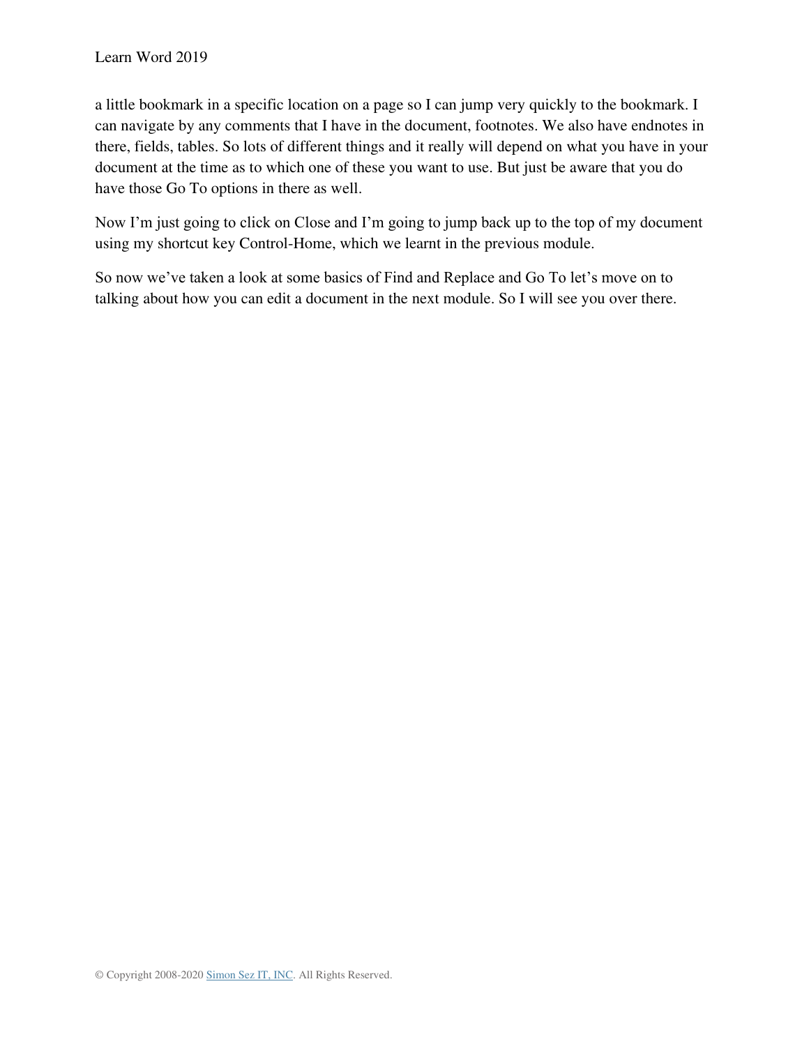a little bookmark in a specific location on a page so I can jump very quickly to the bookmark. I can navigate by any comments that I have in the document, footnotes. We also have endnotes in there, fields, tables. So lots of different things and it really will depend on what you have in your document at the time as to which one of these you want to use. But just be aware that you do have those Go To options in there as well.

Now I'm just going to click on Close and I'm going to jump back up to the top of my document using my shortcut key Control-Home, which we learnt in the previous module.

So now we've taken a look at some basics of Find and Replace and Go To let's move on to talking about how you can edit a document in the next module. So I will see you over there.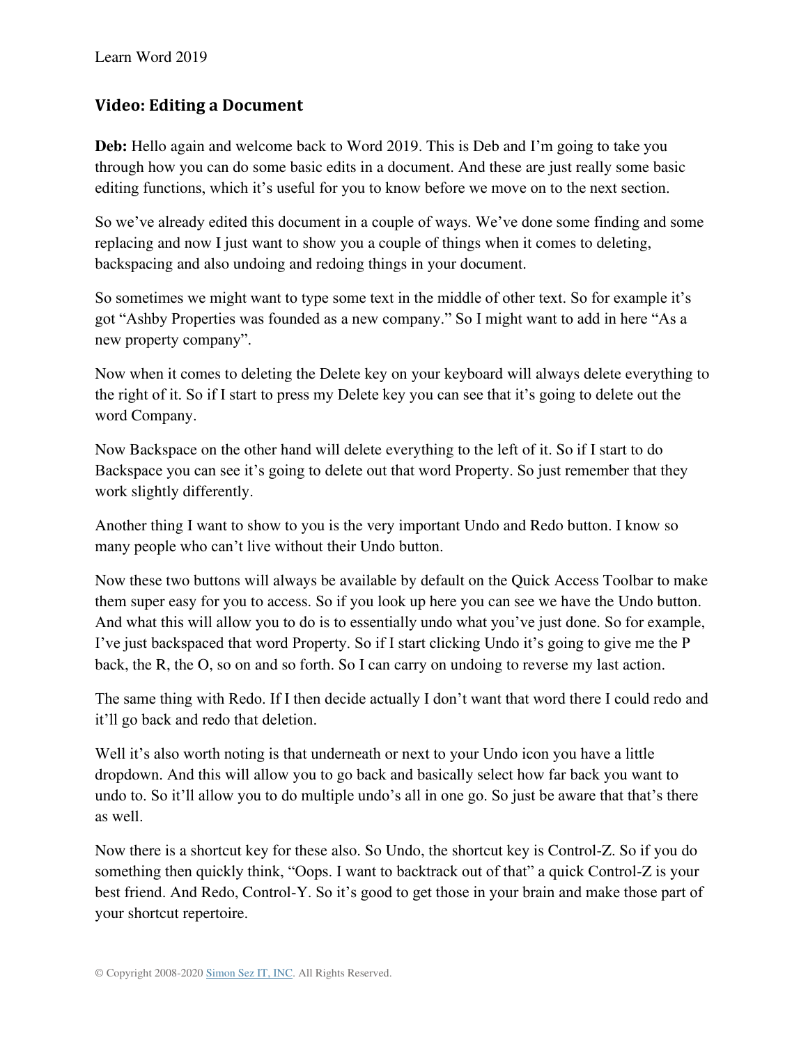## Video: Editing a Document

**Deb:** Hello again and welcome back to Word 2019. This is Deb and I'm going to take you through how you can do some basic edits in a document. And these are just really some basic editing functions, which it's useful for you to know before we move on to the next section.

So we've already edited this document in a couple of ways. We've done some finding and some replacing and now I just want to show you a couple of things when it comes to deleting, backspacing and also undoing and redoing things in your document.

So sometimes we might want to type some text in the middle of other text. So for example it's got "Ashby Properties was founded as a new company." So I might want to add in here "As a new property company".

Now when it comes to deleting the Delete key on your keyboard will always delete everything to the right of it. So if I start to press my Delete key you can see that it's going to delete out the word Company.

Now Backspace on the other hand will delete everything to the left of it. So if I start to do Backspace you can see it's going to delete out that word Property. So just remember that they work slightly differently.

Another thing I want to show to you is the very important Undo and Redo button. I know so many people who can't live without their Undo button.

Now these two buttons will always be available by default on the Quick Access Toolbar to make them super easy for you to access. So if you look up here you can see we have the Undo button. And what this will allow you to do is to essentially undo what you've just done. So for example, I've just backspaced that word Property. So if I start clicking Undo it's going to give me the P back, the R, the O, so on and so forth. So I can carry on undoing to reverse my last action.

The same thing with Redo. If I then decide actually I don't want that word there I could redo and it'll go back and redo that deletion.

Well it's also worth noting is that underneath or next to your Undo icon you have a little dropdown. And this will allow you to go back and basically select how far back you want to undo to. So it'll allow you to do multiple undo's all in one go. So just be aware that that's there as well.

Now there is a shortcut key for these also. So Undo, the shortcut key is Control-Z. So if you do something then quickly think, "Oops. I want to backtrack out of that" a quick Control-Z is your best friend. And Redo, Control-Y. So it's good to get those in your brain and make those part of your shortcut repertoire.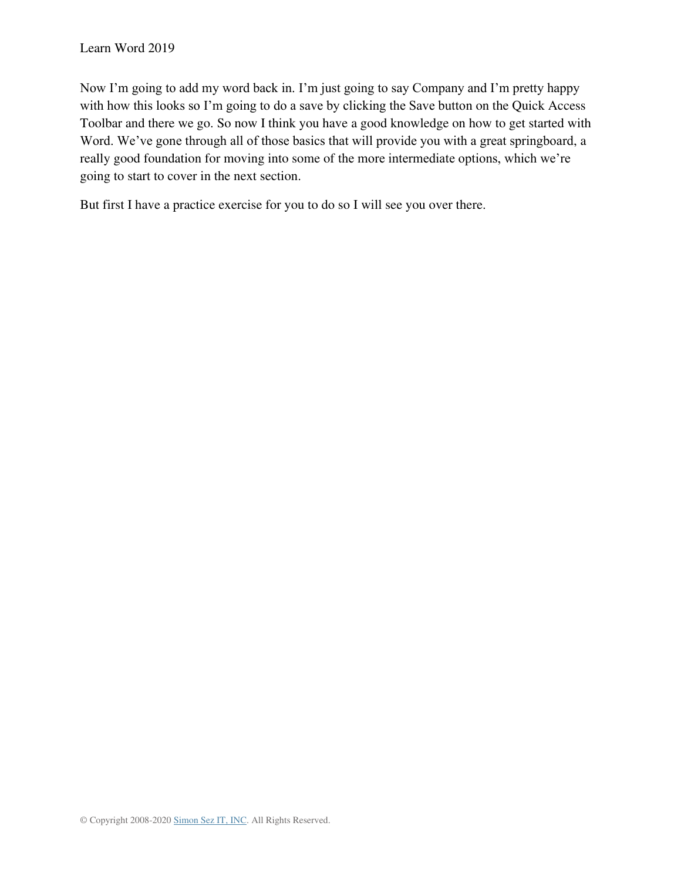Now I'm going to add my word back in. I'm just going to say Company and I'm pretty happy with how this looks so I'm going to do a save by clicking the Save button on the Quick Access Toolbar and there we go. So now I think you have a good knowledge on how to get started with Word. We've gone through all of those basics that will provide you with a great springboard, a really good foundation for moving into some of the more intermediate options, which we're going to start to cover in the next section.

But first I have a practice exercise for you to do so I will see you over there.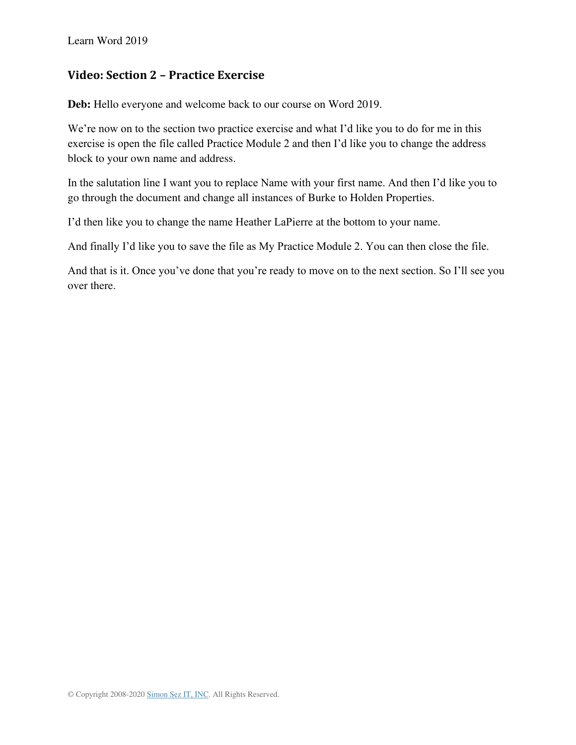## Video: Section 2 – Practice Exercise

**Deb:** Hello everyone and welcome back to our course on Word 2019.

We're now on to the section two practice exercise and what I'd like you to do for me in this exercise is open the file called Practice Module 2 and then I'd like you to change the address block to your own name and address.

In the salutation line I want you to replace Name with your first name. And then I'd like you to go through the document and change all instances of Burke to Holden Properties.

I'd then like you to change the name Heather LaPierre at the bottom to your name.

And finally I'd like you to save the file as My Practice Module 2. You can then close the file.

And that is it. Once you've done that you're ready to move on to the next section. So I'll see you over there.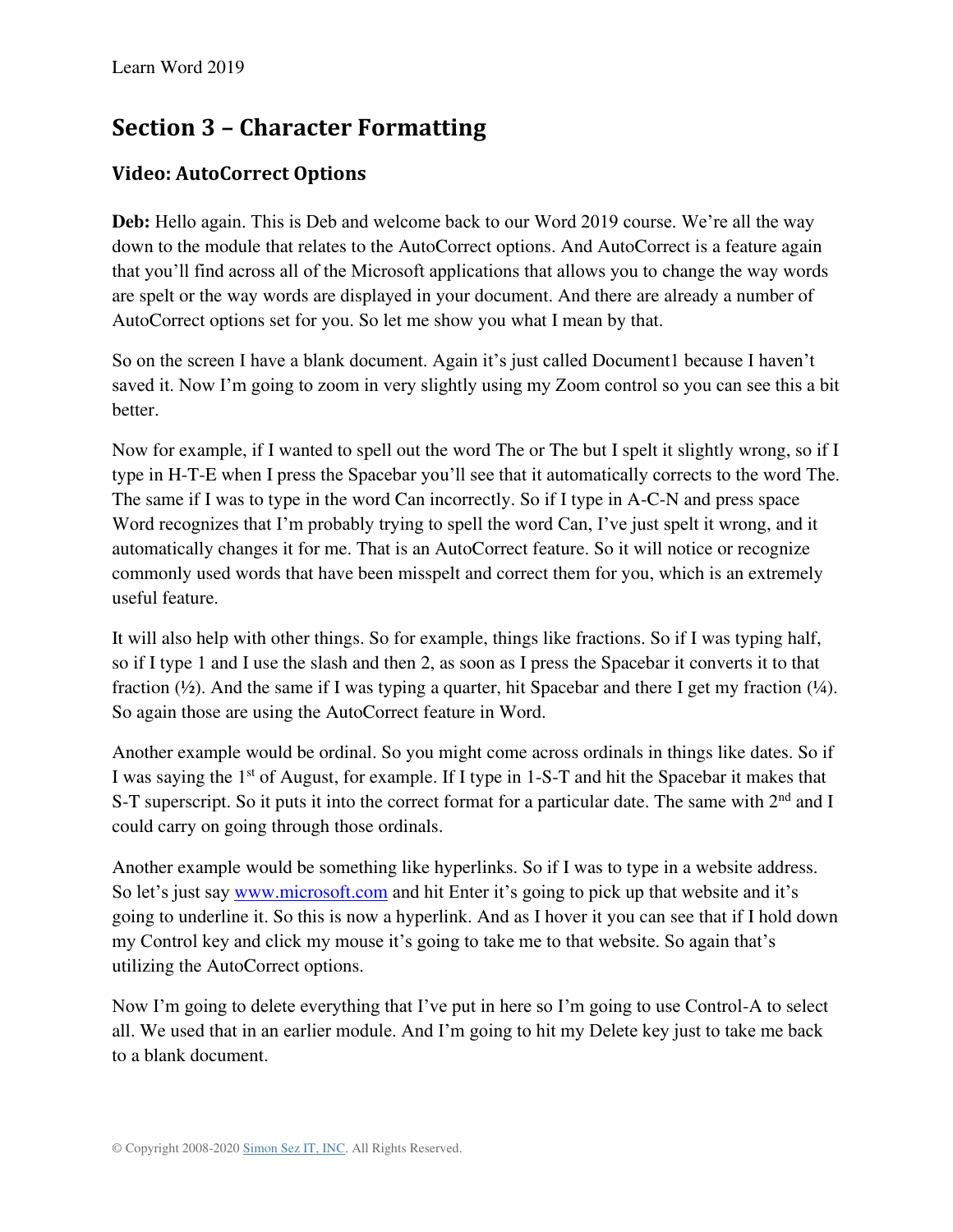## Section 3 – Character Formatting

### Video: AutoCorrect Options

**Deb:** Hello again. This is Deb and welcome back to our Word 2019 course. We're all the way down to the module that relates to the AutoCorrect options. And AutoCorrect is a feature again that you'll find across all of the Microsoft applications that allows you to change the way words are spelt or the way words are displayed in your document. And there are already a number of AutoCorrect options set for you. So let me show you what I mean by that.

So on the screen I have a blank document. Again it's just called Document1 because I haven't saved it. Now I'm going to zoom in very slightly using my Zoom control so you can see this a bit better.

Now for example, if I wanted to spell out the word The or The but I spelt it slightly wrong, so if I type in H-T-E when I press the Spacebar you'll see that it automatically corrects to the word The. The same if I was to type in the word Can incorrectly. So if I type in A-C-N and press space Word recognizes that I'm probably trying to spell the word Can, I've just spelt it wrong, and it automatically changes it for me. That is an AutoCorrect feature. So it will notice or recognize commonly used words that have been misspelt and correct them for you, which is an extremely useful feature.

It will also help with other things. So for example, things like fractions. So if I was typing half, so if I type 1 and I use the slash and then 2, as soon as I press the Spacebar it converts it to that fraction (½). And the same if I was typing a quarter, hit Spacebar and there I get my fraction (¼). So again those are using the AutoCorrect feature in Word.

Another example would be ordinal. So you might come across ordinals in things like dates. So if I was saying the 1$^{st}$ of August, for example. If I type in 1-S-T and hit the Spacebar it makes that S-T superscript. So it puts it into the correct format for a particular date. The same with 2$^{nd}$ and I could carry on going through those ordinals.

Another example would be something like hyperlinks. So if I was to type in a website address. So let's just say www.microsoft.com and hit Enter it's going to pick up that website and it's going to underline it. So this is now a hyperlink. And as I hover it you can see that if I hold down my Control key and click my mouse it's going to take me to that website. So again that's utilizing the AutoCorrect options.

Now I'm going to delete everything that I've put in here so I'm going to use Control-A to select all. We used that in an earlier module. And I'm going to hit my Delete key just to take me back to a blank document.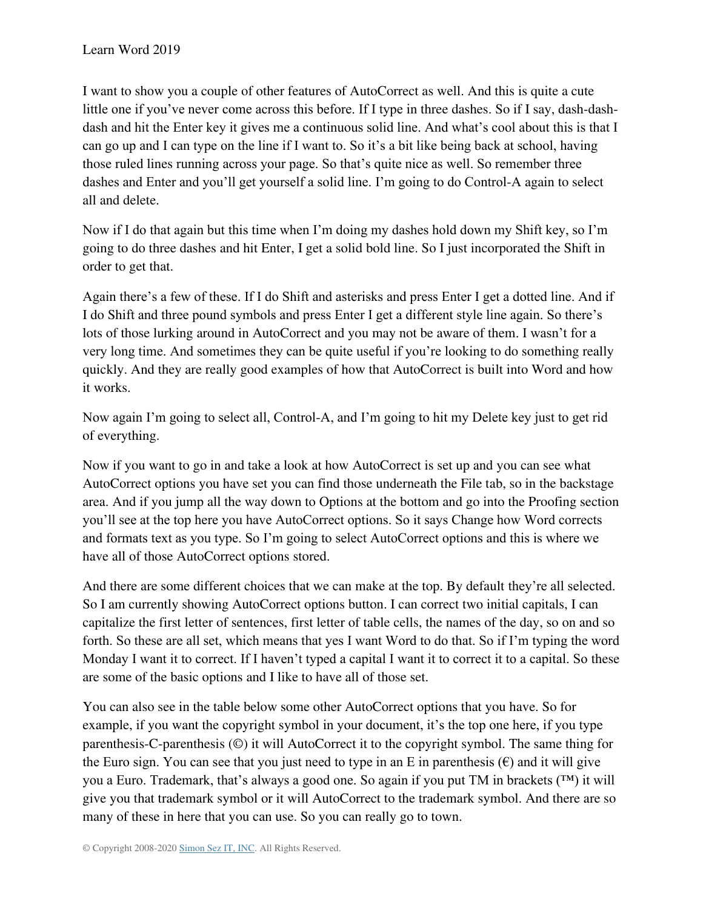I want to show you a couple of other features of AutoCorrect as well. And this is quite a cute little one if you've never come across this before. If I type in three dashes. So if I say, dash-dash-dash and hit the Enter key it gives me a continuous solid line. And what's cool about this is that I can go up and I can type on the line if I want to. So it's a bit like being back at school, having those ruled lines running across your page. So that's quite nice as well. So remember three dashes and Enter and you'll get yourself a solid line. I'm going to do Control-A again to select all and delete.

Now if I do that again but this time when I'm doing my dashes hold down my Shift key, so I'm going to do three dashes and hit Enter, I get a solid bold line. So I just incorporated the Shift in order to get that.

Again there's a few of these. If I do Shift and asterisks and press Enter I get a dotted line. And if I do Shift and three pound symbols and press Enter I get a different style line again. So there's lots of those lurking around in AutoCorrect and you may not be aware of them. I wasn't for a very long time. And sometimes they can be quite useful if you're looking to do something really quickly. And they are really good examples of how that AutoCorrect is built into Word and how it works.

Now again I'm going to select all, Control-A, and I'm going to hit my Delete key just to get rid of everything.

Now if you want to go in and take a look at how AutoCorrect is set up and you can see what AutoCorrect options you have set you can find those underneath the File tab, so in the backstage area. And if you jump all the way down to Options at the bottom and go into the Proofing section you'll see at the top here you have AutoCorrect options. So it says Change how Word corrects and formats text as you type. So I'm going to select AutoCorrect options and this is where we have all of those AutoCorrect options stored.

And there are some different choices that we can make at the top. By default they're all selected. So I am currently showing AutoCorrect options button. I can correct two initial capitals, I can capitalize the first letter of sentences, first letter of table cells, the names of the day, so on and so forth. So these are all set, which means that yes I want Word to do that. So if I'm typing the word Monday I want it to correct. If I haven't typed a capital I want it to correct it to a capital. So these are some of the basic options and I like to have all of those set.

You can also see in the table below some other AutoCorrect options that you have. So for example, if you want the copyright symbol in your document, it's the top one here, if you type parenthesis-C-parenthesis (©) it will AutoCorrect it to the copyright symbol. The same thing for the Euro sign. You can see that you just need to type in an E in parenthesis (€) and it will give you a Euro. Trademark, that's always a good one. So again if you put TM in brackets (™) it will give you that trademark symbol or it will AutoCorrect to the trademark symbol. And there are so many of these in here that you can use. So you can really go to town.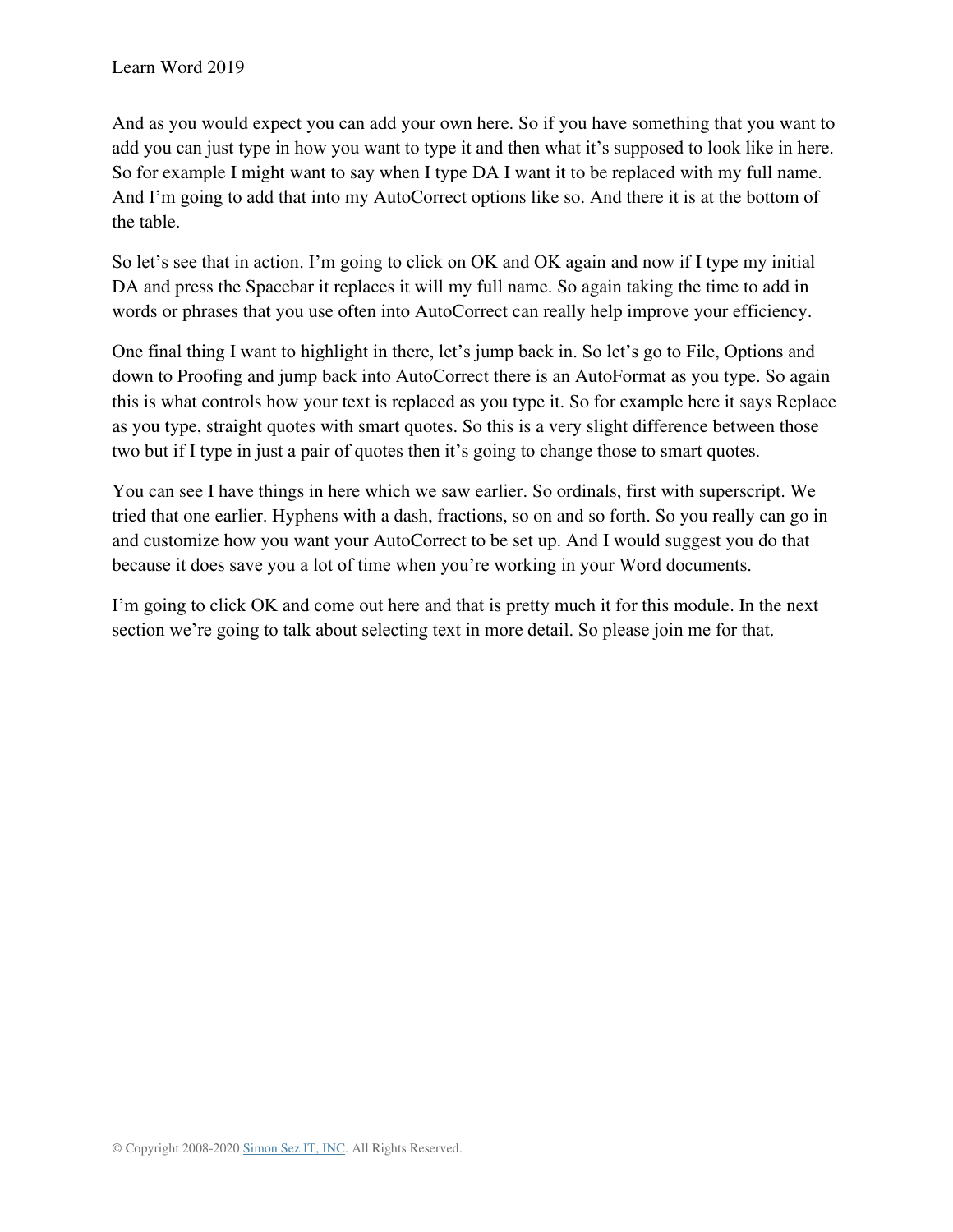And as you would expect you can add your own here. So if you have something that you want to add you can just type in how you want to type it and then what it's supposed to look like in here. So for example I might want to say when I type DA I want it to be replaced with my full name. And I'm going to add that into my AutoCorrect options like so. And there it is at the bottom of the table.

So let's see that in action. I'm going to click on OK and OK again and now if I type my initial DA and press the Spacebar it replaces it will my full name. So again taking the time to add in words or phrases that you use often into AutoCorrect can really help improve your efficiency.

One final thing I want to highlight in there, let's jump back in. So let's go to File, Options and down to Proofing and jump back into AutoCorrect there is an AutoFormat as you type. So again this is what controls how your text is replaced as you type it. So for example here it says Replace as you type, straight quotes with smart quotes. So this is a very slight difference between those two but if I type in just a pair of quotes then it's going to change those to smart quotes.

You can see I have things in here which we saw earlier. So ordinals, first with superscript. We tried that one earlier. Hyphens with a dash, fractions, so on and so forth. So you really can go in and customize how you want your AutoCorrect to be set up. And I would suggest you do that because it does save you a lot of time when you're working in your Word documents.

I'm going to click OK and come out here and that is pretty much it for this module. In the next section we're going to talk about selecting text in more detail. So please join me for that.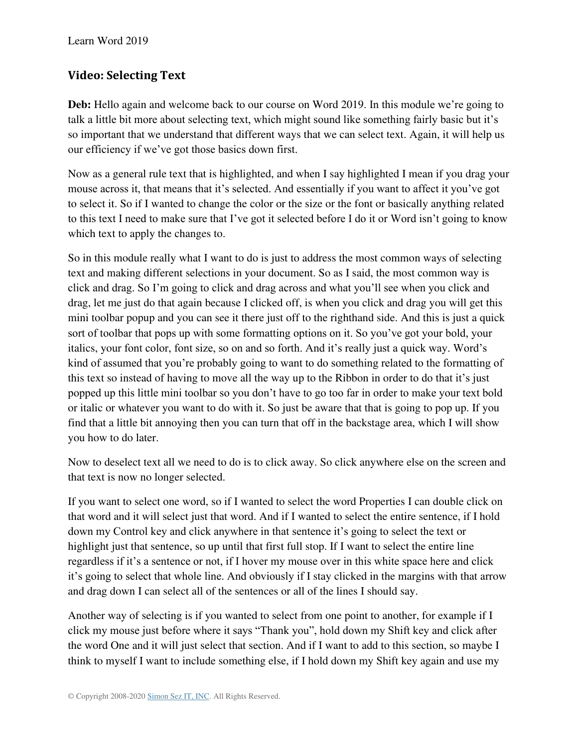## Video: Selecting Text

**Deb:** Hello again and welcome back to our course on Word 2019. In this module we're going to talk a little bit more about selecting text, which might sound like something fairly basic but it's so important that we understand that different ways that we can select text. Again, it will help us our efficiency if we've got those basics down first.

Now as a general rule text that is highlighted, and when I say highlighted I mean if you drag your mouse across it, that means that it's selected. And essentially if you want to affect it you've got to select it. So if I wanted to change the color or the size or the font or basically anything related to this text I need to make sure that I've got it selected before I do it or Word isn't going to know which text to apply the changes to.

So in this module really what I want to do is just to address the most common ways of selecting text and making different selections in your document. So as I said, the most common way is click and drag. So I'm going to click and drag across and what you'll see when you click and drag, let me just do that again because I clicked off, is when you click and drag you will get this mini toolbar popup and you can see it there just off to the righthand side. And this is just a quick sort of toolbar that pops up with some formatting options on it. So you've got your bold, your italics, your font color, font size, so on and so forth. And it's really just a quick way. Word's kind of assumed that you're probably going to want to do something related to the formatting of this text so instead of having to move all the way up to the Ribbon in order to do that it's just popped up this little mini toolbar so you don't have to go too far in order to make your text bold or italic or whatever you want to do with it. So just be aware that that is going to pop up. If you find that a little bit annoying then you can turn that off in the backstage area, which I will show you how to do later.

Now to deselect text all we need to do is to click away. So click anywhere else on the screen and that text is now no longer selected.

If you want to select one word, so if I wanted to select the word Properties I can double click on that word and it will select just that word. And if I wanted to select the entire sentence, if I hold down my Control key and click anywhere in that sentence it's going to select the text or highlight just that sentence, so up until that first full stop. If I want to select the entire line regardless if it's a sentence or not, if I hover my mouse over in this white space here and click it's going to select that whole line. And obviously if I stay clicked in the margins with that arrow and drag down I can select all of the sentences or all of the lines I should say.

Another way of selecting is if you wanted to select from one point to another, for example if I click my mouse just before where it says "Thank you", hold down my Shift key and click after the word One and it will just select that section. And if I want to add to this section, so maybe I think to myself I want to include something else, if I hold down my Shift key again and use my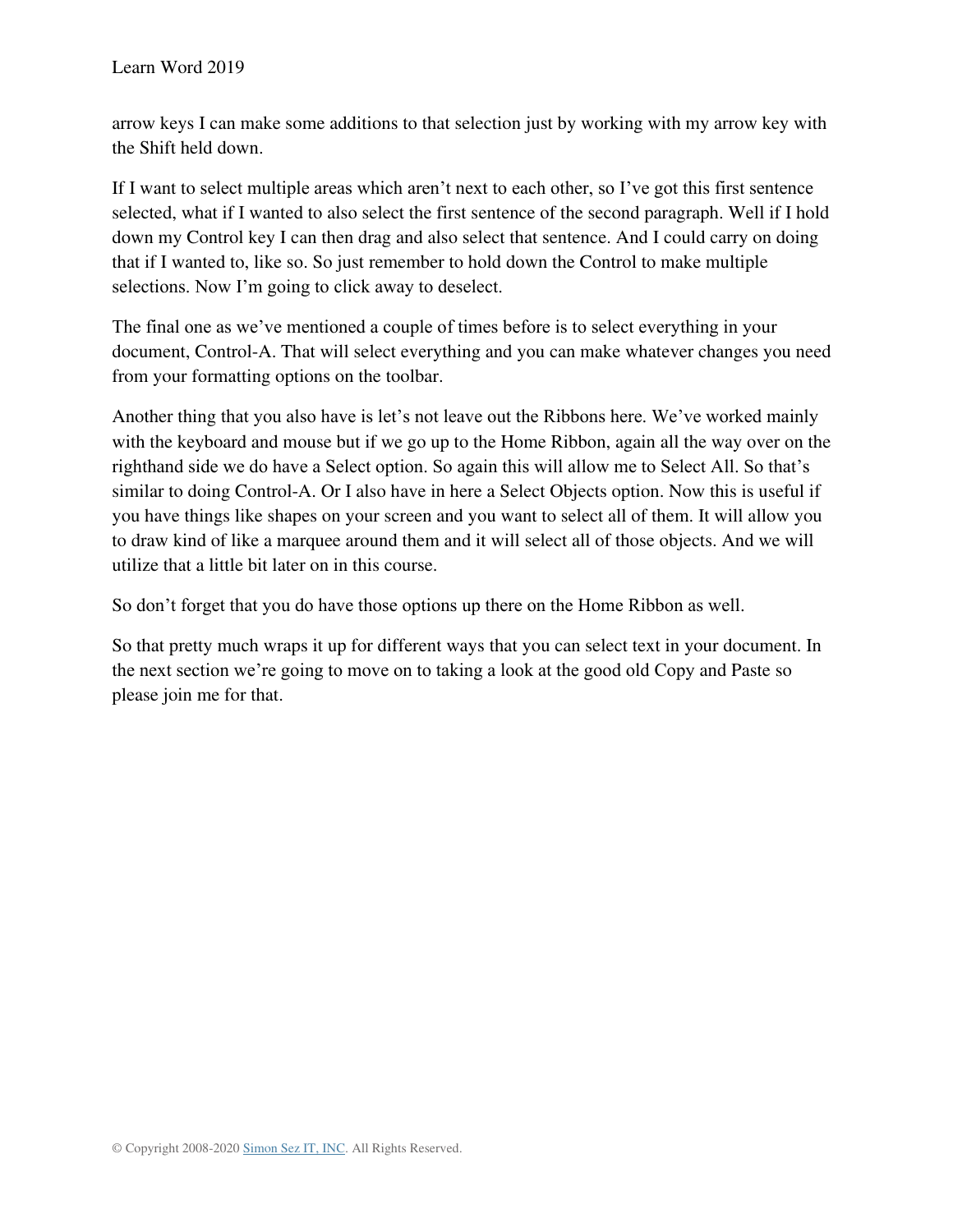arrow keys I can make some additions to that selection just by working with my arrow key with the Shift held down.

If I want to select multiple areas which aren't next to each other, so I've got this first sentence selected, what if I wanted to also select the first sentence of the second paragraph. Well if I hold down my Control key I can then drag and also select that sentence. And I could carry on doing that if I wanted to, like so. So just remember to hold down the Control to make multiple selections. Now I'm going to click away to deselect.

The final one as we've mentioned a couple of times before is to select everything in your document, Control-A. That will select everything and you can make whatever changes you need from your formatting options on the toolbar.

Another thing that you also have is let's not leave out the Ribbons here. We've worked mainly with the keyboard and mouse but if we go up to the Home Ribbon, again all the way over on the righthand side we do have a Select option. So again this will allow me to Select All. So that's similar to doing Control-A. Or I also have in here a Select Objects option. Now this is useful if you have things like shapes on your screen and you want to select all of them. It will allow you to draw kind of like a marquee around them and it will select all of those objects. And we will utilize that a little bit later on in this course.

So don't forget that you do have those options up there on the Home Ribbon as well.

So that pretty much wraps it up for different ways that you can select text in your document. In the next section we're going to move on to taking a look at the good old Copy and Paste so please join me for that.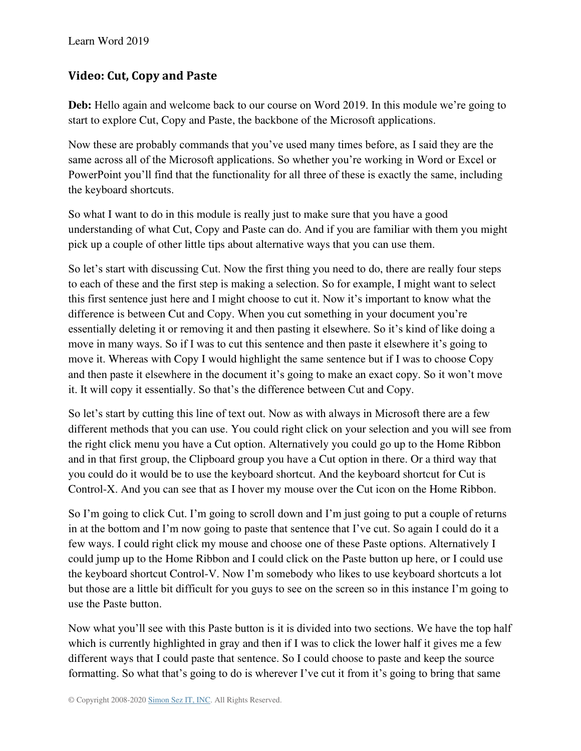## Video: Cut, Copy and Paste

**Deb:** Hello again and welcome back to our course on Word 2019. In this module we're going to start to explore Cut, Copy and Paste, the backbone of the Microsoft applications.

Now these are probably commands that you've used many times before, as I said they are the same across all of the Microsoft applications. So whether you're working in Word or Excel or PowerPoint you'll find that the functionality for all three of these is exactly the same, including the keyboard shortcuts.

So what I want to do in this module is really just to make sure that you have a good understanding of what Cut, Copy and Paste can do. And if you are familiar with them you might pick up a couple of other little tips about alternative ways that you can use them.

So let's start with discussing Cut. Now the first thing you need to do, there are really four steps to each of these and the first step is making a selection. So for example, I might want to select this first sentence just here and I might choose to cut it. Now it's important to know what the difference is between Cut and Copy. When you cut something in your document you're essentially deleting it or removing it and then pasting it elsewhere. So it's kind of like doing a move in many ways. So if I was to cut this sentence and then paste it elsewhere it's going to move it. Whereas with Copy I would highlight the same sentence but if I was to choose Copy and then paste it elsewhere in the document it's going to make an exact copy. So it won't move it. It will copy it essentially. So that's the difference between Cut and Copy.

So let's start by cutting this line of text out. Now as with always in Microsoft there are a few different methods that you can use. You could right click on your selection and you will see from the right click menu you have a Cut option. Alternatively you could go up to the Home Ribbon and in that first group, the Clipboard group you have a Cut option in there. Or a third way that you could do it would be to use the keyboard shortcut. And the keyboard shortcut for Cut is Control-X. And you can see that as I hover my mouse over the Cut icon on the Home Ribbon.

So I'm going to click Cut. I'm going to scroll down and I'm just going to put a couple of returns in at the bottom and I'm now going to paste that sentence that I've cut. So again I could do it a few ways. I could right click my mouse and choose one of these Paste options. Alternatively I could jump up to the Home Ribbon and I could click on the Paste button up here, or I could use the keyboard shortcut Control-V. Now I'm somebody who likes to use keyboard shortcuts a lot but those are a little bit difficult for you guys to see on the screen so in this instance I'm going to use the Paste button.

Now what you'll see with this Paste button is it is divided into two sections. We have the top half which is currently highlighted in gray and then if I was to click the lower half it gives me a few different ways that I could paste that sentence. So I could choose to paste and keep the source formatting. So what that's going to do is wherever I've cut it from it's going to bring that same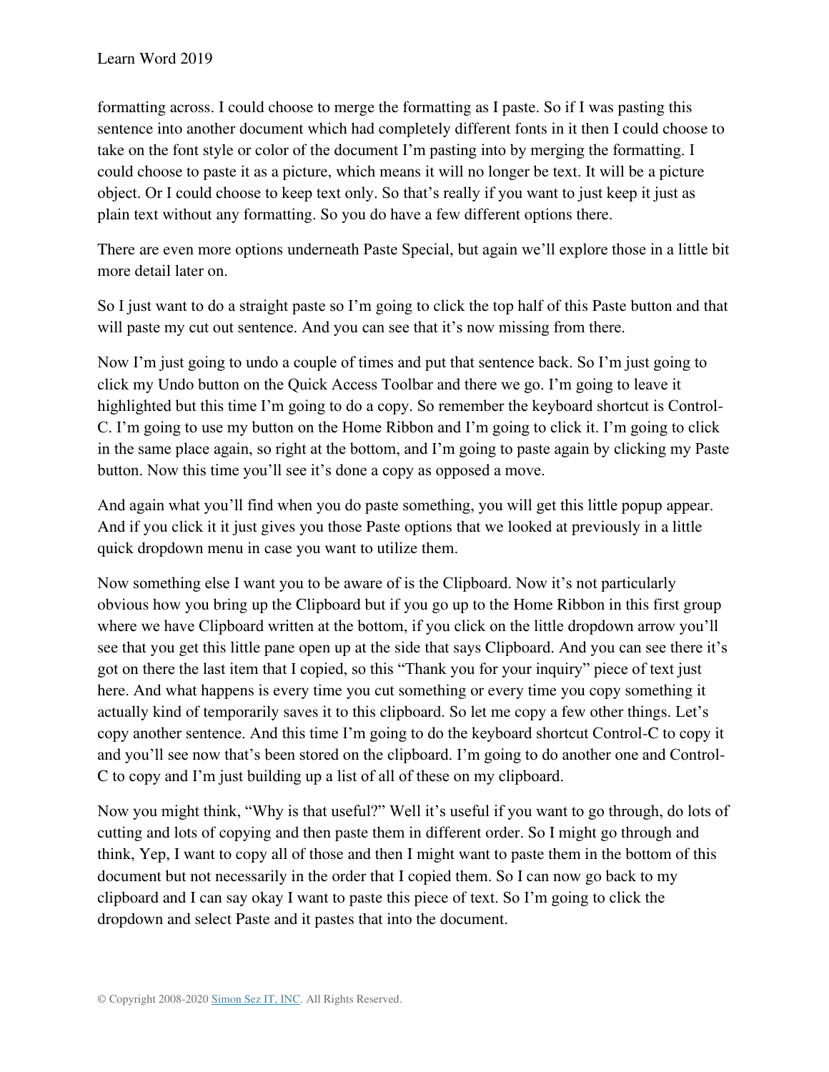formatting across. I could choose to merge the formatting as I paste. So if I was pasting this sentence into another document which had completely different fonts in it then I could choose to take on the font style or color of the document I'm pasting into by merging the formatting. I could choose to paste it as a picture, which means it will no longer be text. It will be a picture object. Or I could choose to keep text only. So that's really if you want to just keep it just as plain text without any formatting. So you do have a few different options there.

There are even more options underneath Paste Special, but again we'll explore those in a little bit more detail later on.

So I just want to do a straight paste so I'm going to click the top half of this Paste button and that will paste my cut out sentence. And you can see that it's now missing from there.

Now I'm just going to undo a couple of times and put that sentence back. So I'm just going to click my Undo button on the Quick Access Toolbar and there we go. I'm going to leave it highlighted but this time I'm going to do a copy. So remember the keyboard shortcut is Control-C. I'm going to use my button on the Home Ribbon and I'm going to click it. I'm going to click in the same place again, so right at the bottom, and I'm going to paste again by clicking my Paste button. Now this time you'll see it's done a copy as opposed a move.

And again what you'll find when you do paste something, you will get this little popup appear. And if you click it it just gives you those Paste options that we looked at previously in a little quick dropdown menu in case you want to utilize them.

Now something else I want you to be aware of is the Clipboard. Now it's not particularly obvious how you bring up the Clipboard but if you go up to the Home Ribbon in this first group where we have Clipboard written at the bottom, if you click on the little dropdown arrow you'll see that you get this little pane open up at the side that says Clipboard. And you can see there it's got on there the last item that I copied, so this "Thank you for your inquiry" piece of text just here. And what happens is every time you cut something or every time you copy something it actually kind of temporarily saves it to this clipboard. So let me copy a few other things. Let's copy another sentence. And this time I'm going to do the keyboard shortcut Control-C to copy it and you'll see now that's been stored on the clipboard. I'm going to do another one and Control-C to copy and I'm just building up a list of all of these on my clipboard.

Now you might think, "Why is that useful?" Well it's useful if you want to go through, do lots of cutting and lots of copying and then paste them in different order. So I might go through and think, Yep, I want to copy all of those and then I might want to paste them in the bottom of this document but not necessarily in the order that I copied them. So I can now go back to my clipboard and I can say okay I want to paste this piece of text. So I'm going to click the dropdown and select Paste and it pastes that into the document.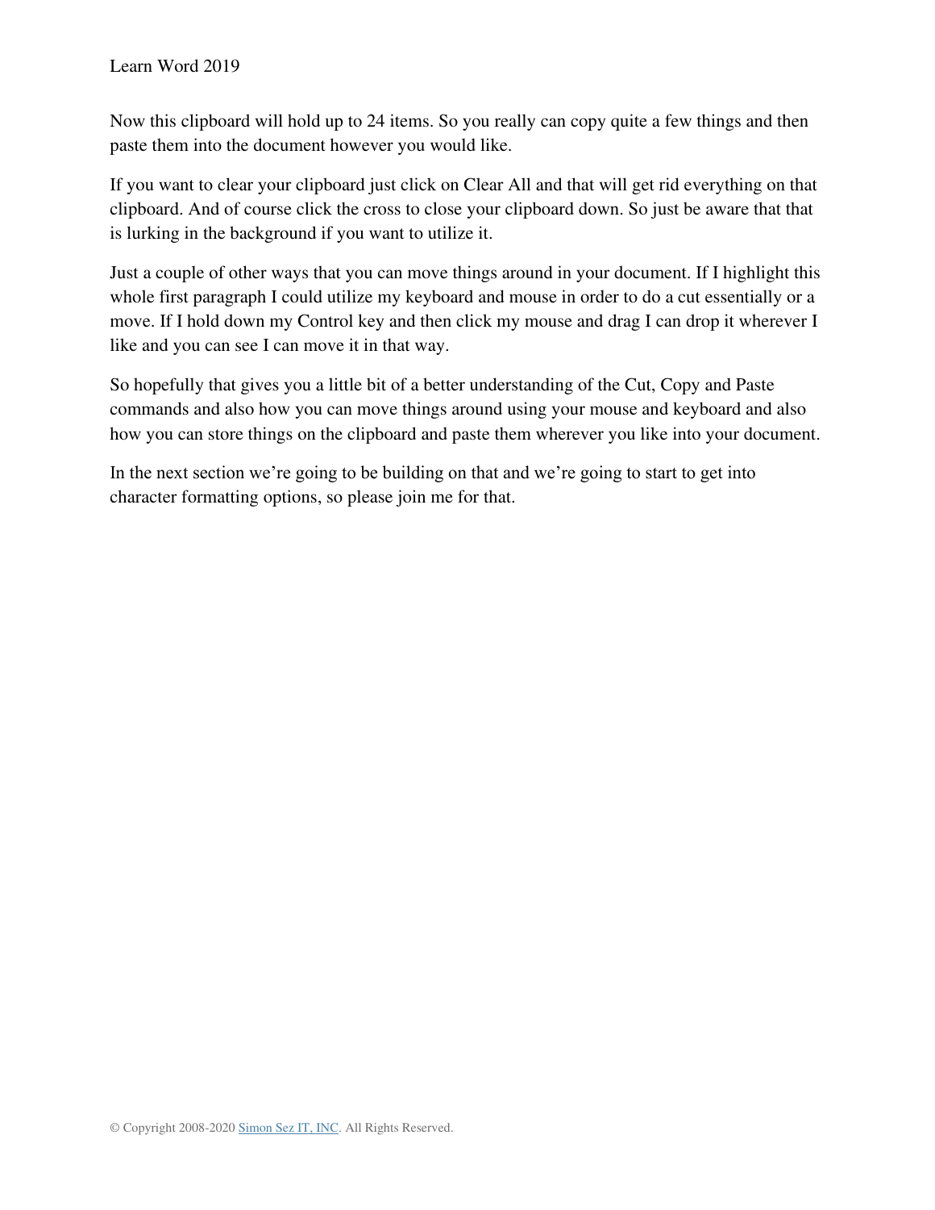Now this clipboard will hold up to 24 items. So you really can copy quite a few things and then paste them into the document however you would like.

If you want to clear your clipboard just click on Clear All and that will get rid everything on that clipboard. And of course click the cross to close your clipboard down. So just be aware that that is lurking in the background if you want to utilize it.

Just a couple of other ways that you can move things around in your document. If I highlight this whole first paragraph I could utilize my keyboard and mouse in order to do a cut essentially or a move. If I hold down my Control key and then click my mouse and drag I can drop it wherever I like and you can see I can move it in that way.

So hopefully that gives you a little bit of a better understanding of the Cut, Copy and Paste commands and also how you can move things around using your mouse and keyboard and also how you can store things on the clipboard and paste them wherever you like into your document.

In the next section we’re going to be building on that and we’re going to start to get into character formatting options, so please join me for that.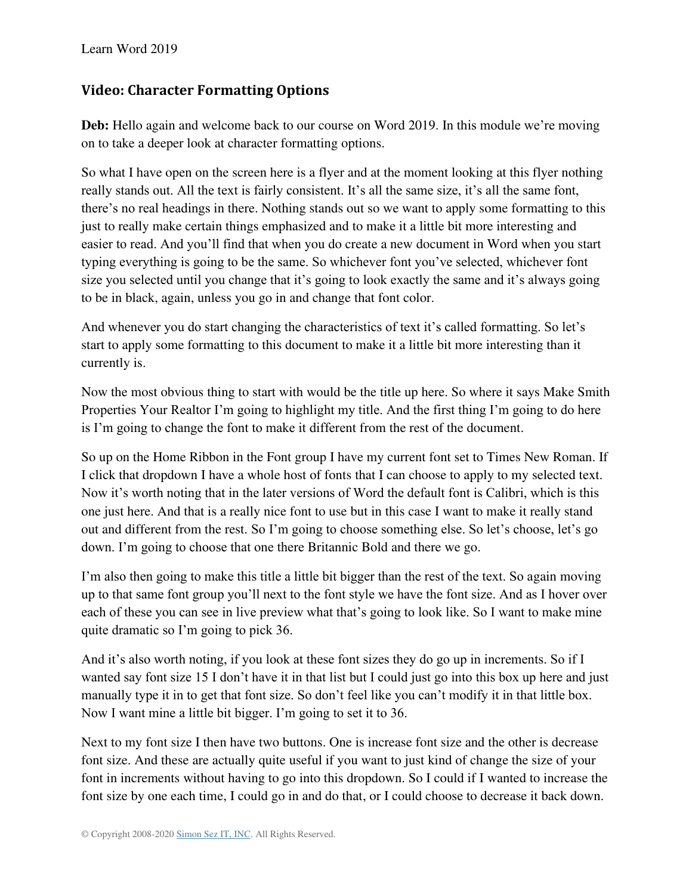## Video: Character Formatting Options

**Deb:** Hello again and welcome back to our course on Word 2019. In this module we're moving on to take a deeper look at character formatting options.

So what I have open on the screen here is a flyer and at the moment looking at this flyer nothing really stands out. All the text is fairly consistent. It's all the same size, it's all the same font, there's no real headings in there. Nothing stands out so we want to apply some formatting to this just to really make certain things emphasized and to make it a little bit more interesting and easier to read. And you'll find that when you do create a new document in Word when you start typing everything is going to be the same. So whichever font you've selected, whichever font size you selected until you change that it's going to look exactly the same and it's always going to be in black, again, unless you go in and change that font color.

And whenever you do start changing the characteristics of text it's called formatting. So let's start to apply some formatting to this document to make it a little bit more interesting than it currently is.

Now the most obvious thing to start with would be the title up here. So where it says Make Smith Properties Your Realtor I'm going to highlight my title. And the first thing I'm going to do here is I'm going to change the font to make it different from the rest of the document.

So up on the Home Ribbon in the Font group I have my current font set to Times New Roman. If I click that dropdown I have a whole host of fonts that I can choose to apply to my selected text. Now it's worth noting that in the later versions of Word the default font is Calibri, which is this one just here. And that is a really nice font to use but in this case I want to make it really stand out and different from the rest. So I'm going to choose something else. So let's choose, let's go down. I'm going to choose that one there Britannic Bold and there we go.

I'm also then going to make this title a little bit bigger than the rest of the text. So again moving up to that same font group you'll next to the font style we have the font size. And as I hover over each of these you can see in live preview what that's going to look like. So I want to make mine quite dramatic so I'm going to pick 36.

And it's also worth noting, if you look at these font sizes they do go up in increments. So if I wanted say font size 15 I don't have it in that list but I could just go into this box up here and just manually type it in to get that font size. So don't feel like you can't modify it in that little box. Now I want mine a little bit bigger. I'm going to set it to 36.

Next to my font size I then have two buttons. One is increase font size and the other is decrease font size. And these are actually quite useful if you want to just kind of change the size of your font in increments without having to go into this dropdown. So I could if I wanted to increase the font size by one each time, I could go in and do that, or I could choose to decrease it back down.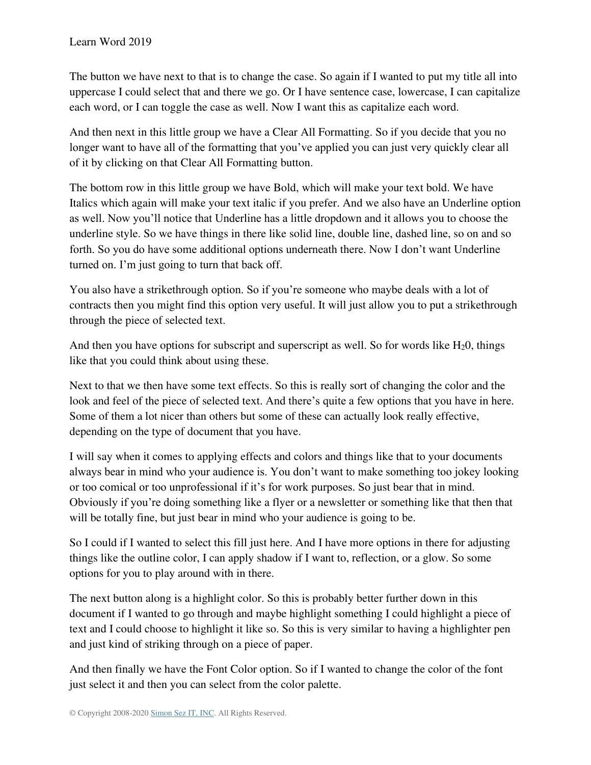The button we have next to that is to change the case. So again if I wanted to put my title all into uppercase I could select that and there we go. Or I have sentence case, lowercase, I can capitalize each word, or I can toggle the case as well. Now I want this as capitalize each word.

And then next in this little group we have a Clear All Formatting. So if you decide that you no longer want to have all of the formatting that you've applied you can just very quickly clear all of it by clicking on that Clear All Formatting button.

The bottom row in this little group we have Bold, which will make your text bold. We have Italics which again will make your text italic if you prefer. And we also have an Underline option as well. Now you'll notice that Underline has a little dropdown and it allows you to choose the underline style. So we have things in there like solid line, double line, dashed line, so on and so forth. So you do have some additional options underneath there. Now I don't want Underline turned on. I'm just going to turn that back off.

You also have a strikethrough option. So if you're someone who maybe deals with a lot of contracts then you might find this option very useful. It will just allow you to put a strikethrough through the piece of selected text.

And then you have options for subscript and superscript as well. So for words like $H_20$, things like that you could think about using these.

Next to that we then have some text effects. So this is really sort of changing the color and the look and feel of the piece of selected text. And there's quite a few options that you have in here. Some of them a lot nicer than others but some of these can actually look really effective, depending on the type of document that you have.

I will say when it comes to applying effects and colors and things like that to your documents always bear in mind who your audience is. You don't want to make something too jokey looking or too comical or too unprofessional if it's for work purposes. So just bear that in mind. Obviously if you're doing something like a flyer or a newsletter or something like that then that will be totally fine, but just bear in mind who your audience is going to be.

So I could if I wanted to select this fill just here. And I have more options in there for adjusting things like the outline color, I can apply shadow if I want to, reflection, or a glow. So some options for you to play around with in there.

The next button along is a highlight color. So this is probably better further down in this document if I wanted to go through and maybe highlight something I could highlight a piece of text and I could choose to highlight it like so. So this is very similar to having a highlighter pen and just kind of striking through on a piece of paper.

And then finally we have the Font Color option. So if I wanted to change the color of the font just select it and then you can select from the color palette.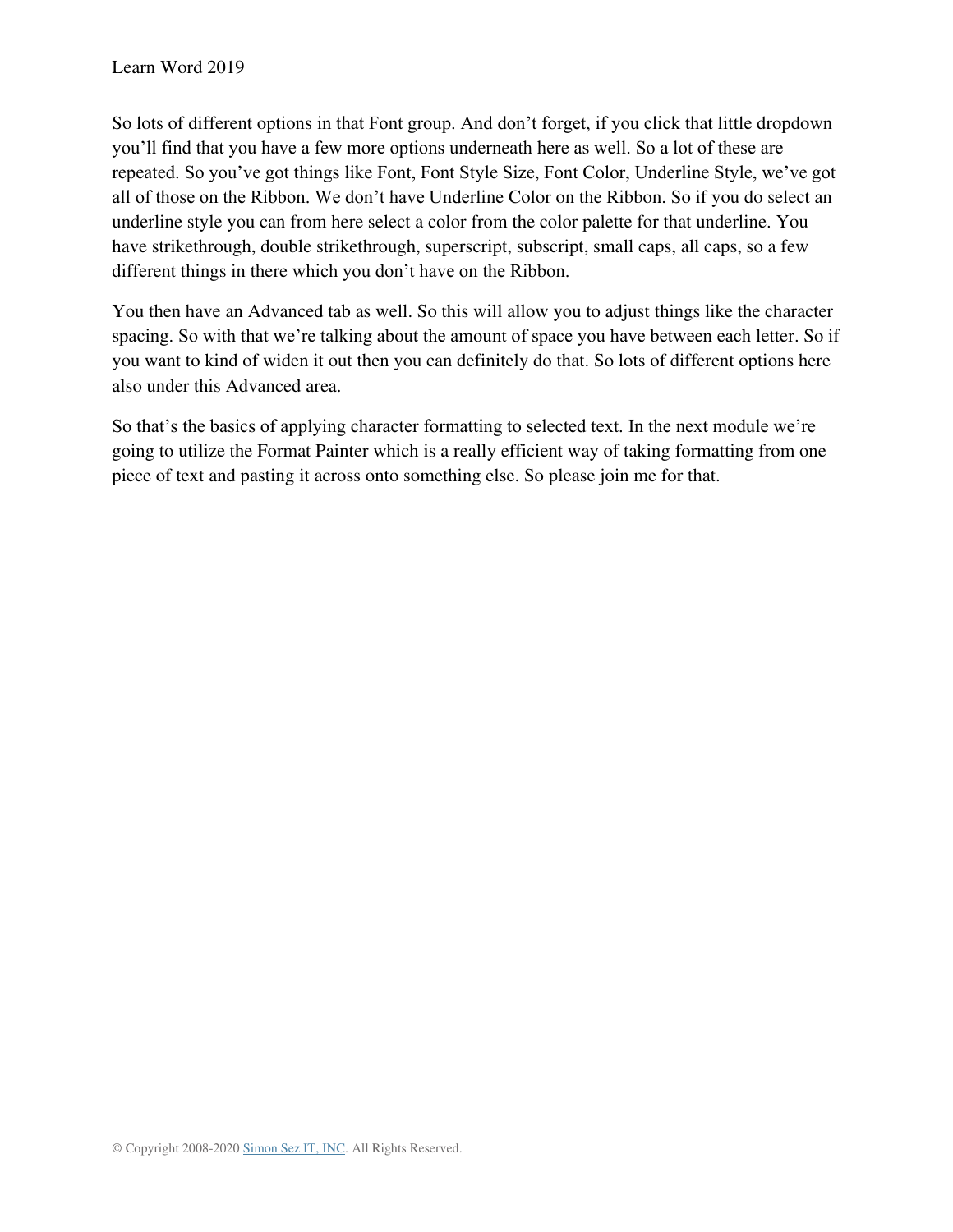So lots of different options in that Font group. And don't forget, if you click that little dropdown you'll find that you have a few more options underneath here as well. So a lot of these are repeated. So you've got things like Font, Font Style Size, Font Color, Underline Style, we've got all of those on the Ribbon. We don't have Underline Color on the Ribbon. So if you do select an underline style you can from here select a color from the color palette for that underline. You have strikethrough, double strikethrough, superscript, subscript, small caps, all caps, so a few different things in there which you don't have on the Ribbon.

You then have an Advanced tab as well. So this will allow you to adjust things like the character spacing. So with that we're talking about the amount of space you have between each letter. So if you want to kind of widen it out then you can definitely do that. So lots of different options here also under this Advanced area.

So that's the basics of applying character formatting to selected text. In the next module we're going to utilize the Format Painter which is a really efficient way of taking formatting from one piece of text and pasting it across onto something else. So please join me for that.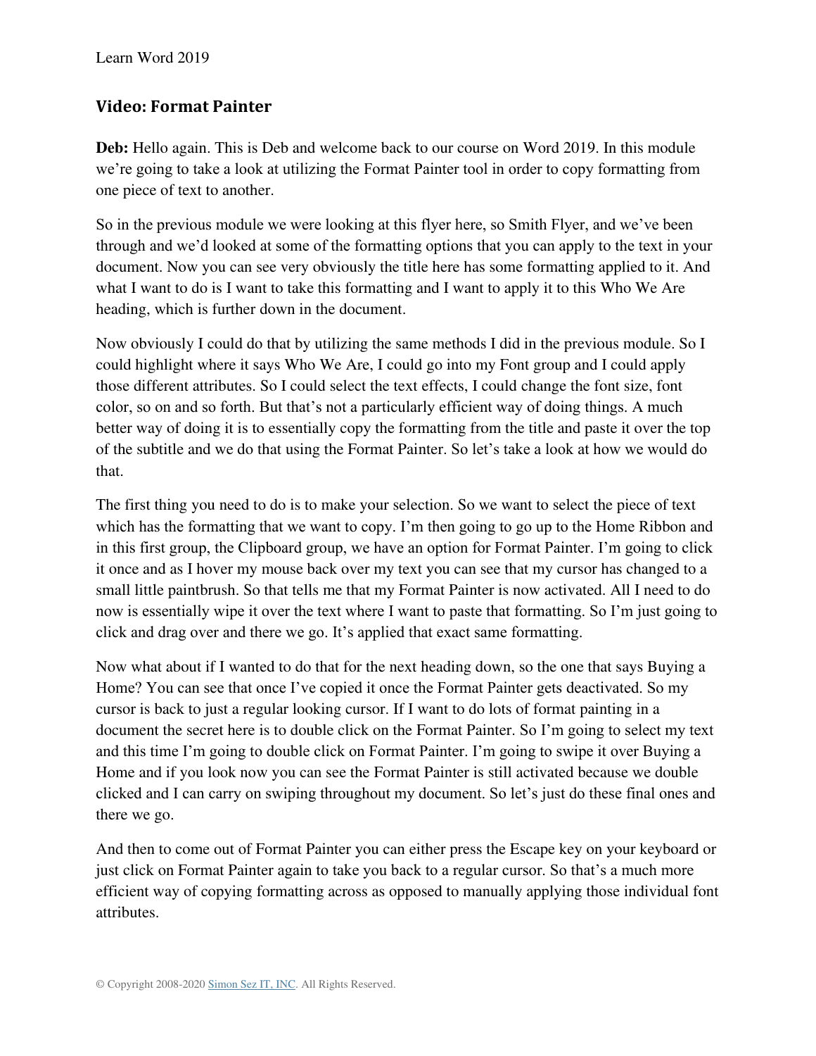## Video: Format Painter

**Deb:** Hello again. This is Deb and welcome back to our course on Word 2019. In this module we're going to take a look at utilizing the Format Painter tool in order to copy formatting from one piece of text to another.

So in the previous module we were looking at this flyer here, so Smith Flyer, and we've been through and we'd looked at some of the formatting options that you can apply to the text in your document. Now you can see very obviously the title here has some formatting applied to it. And what I want to do is I want to take this formatting and I want to apply it to this Who We Are heading, which is further down in the document.

Now obviously I could do that by utilizing the same methods I did in the previous module. So I could highlight where it says Who We Are, I could go into my Font group and I could apply those different attributes. So I could select the text effects, I could change the font size, font color, so on and so forth. But that's not a particularly efficient way of doing things. A much better way of doing it is to essentially copy the formatting from the title and paste it over the top of the subtitle and we do that using the Format Painter. So let's take a look at how we would do that.

The first thing you need to do is to make your selection. So we want to select the piece of text which has the formatting that we want to copy. I'm then going to go up to the Home Ribbon and in this first group, the Clipboard group, we have an option for Format Painter. I'm going to click it once and as I hover my mouse back over my text you can see that my cursor has changed to a small little paintbrush. So that tells me that my Format Painter is now activated. All I need to do now is essentially wipe it over the text where I want to paste that formatting. So I'm just going to click and drag over and there we go. It's applied that exact same formatting.

Now what about if I wanted to do that for the next heading down, so the one that says Buying a Home? You can see that once I've copied it once the Format Painter gets deactivated. So my cursor is back to just a regular looking cursor. If I want to do lots of format painting in a document the secret here is to double click on the Format Painter. So I'm going to select my text and this time I'm going to double click on Format Painter. I'm going to swipe it over Buying a Home and if you look now you can see the Format Painter is still activated because we double clicked and I can carry on swiping throughout my document. So let's just do these final ones and there we go.

And then to come out of Format Painter you can either press the Escape key on your keyboard or just click on Format Painter again to take you back to a regular cursor. So that's a much more efficient way of copying formatting across as opposed to manually applying those individual font attributes.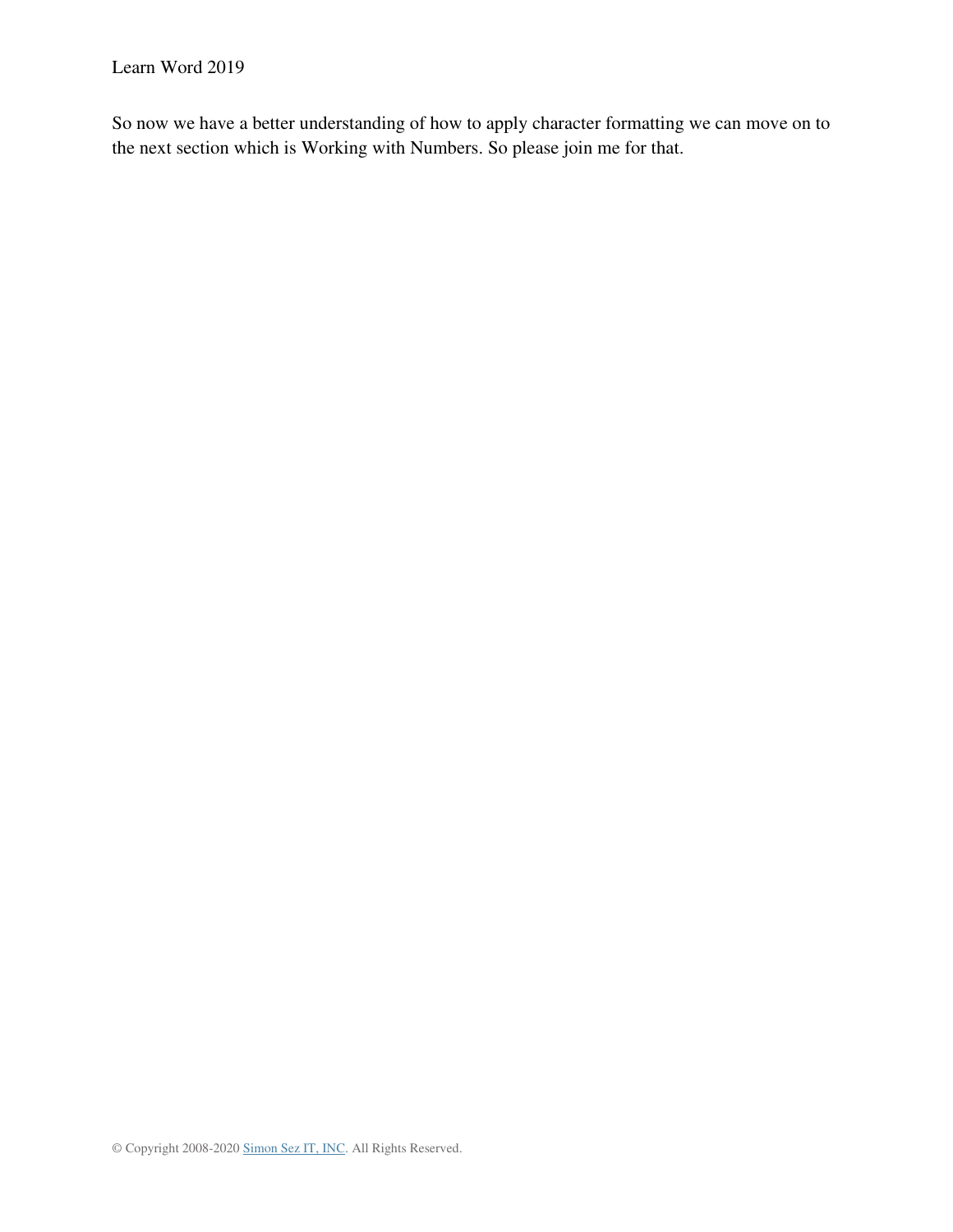So now we have a better understanding of how to apply character formatting we can move on to the next section which is Working with Numbers. So please join me for that.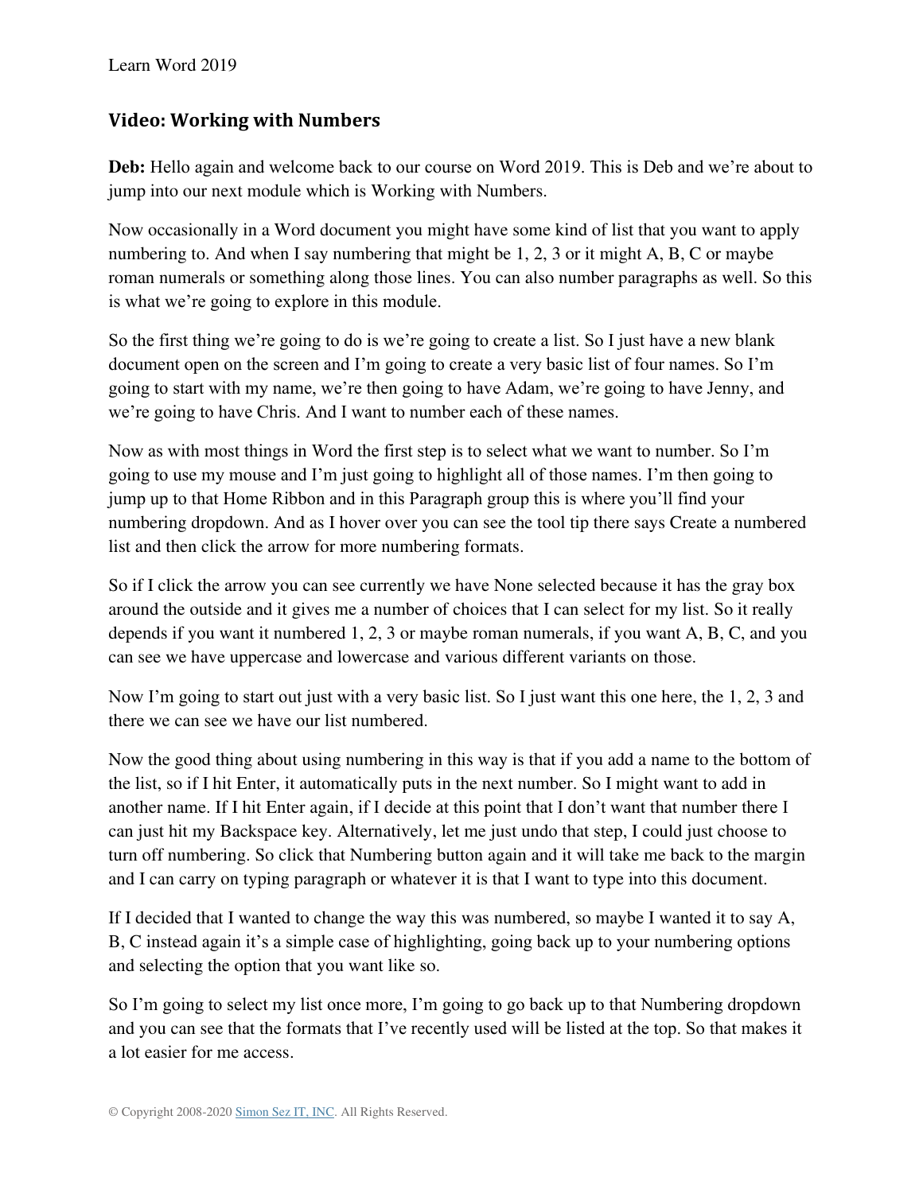## Video: Working with Numbers

**Deb:** Hello again and welcome back to our course on Word 2019. This is Deb and we're about to jump into our next module which is Working with Numbers.

Now occasionally in a Word document you might have some kind of list that you want to apply numbering to. And when I say numbering that might be 1, 2, 3 or it might A, B, C or maybe roman numerals or something along those lines. You can also number paragraphs as well. So this is what we're going to explore in this module.

So the first thing we're going to do is we're going to create a list. So I just have a new blank document open on the screen and I'm going to create a very basic list of four names. So I'm going to start with my name, we're then going to have Adam, we're going to have Jenny, and we're going to have Chris. And I want to number each of these names.

Now as with most things in Word the first step is to select what we want to number. So I'm going to use my mouse and I'm just going to highlight all of those names. I'm then going to jump up to that Home Ribbon and in this Paragraph group this is where you'll find your numbering dropdown. And as I hover over you can see the tool tip there says Create a numbered list and then click the arrow for more numbering formats.

So if I click the arrow you can see currently we have None selected because it has the gray box around the outside and it gives me a number of choices that I can select for my list. So it really depends if you want it numbered 1, 2, 3 or maybe roman numerals, if you want A, B, C, and you can see we have uppercase and lowercase and various different variants on those.

Now I'm going to start out just with a very basic list. So I just want this one here, the 1, 2, 3 and there we can see we have our list numbered.

Now the good thing about using numbering in this way is that if you add a name to the bottom of the list, so if I hit Enter, it automatically puts in the next number. So I might want to add in another name. If I hit Enter again, if I decide at this point that I don't want that number there I can just hit my Backspace key. Alternatively, let me just undo that step, I could just choose to turn off numbering. So click that Numbering button again and it will take me back to the margin and I can carry on typing paragraph or whatever it is that I want to type into this document.

If I decided that I wanted to change the way this was numbered, so maybe I wanted it to say A, B, C instead again it's a simple case of highlighting, going back up to your numbering options and selecting the option that you want like so.

So I'm going to select my list once more, I'm going to go back up to that Numbering dropdown and you can see that the formats that I've recently used will be listed at the top. So that makes it a lot easier for me access.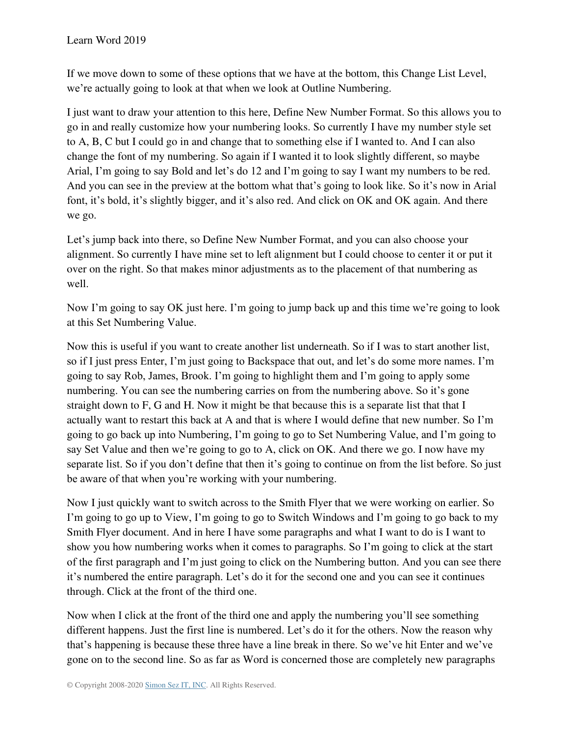If we move down to some of these options that we have at the bottom, this Change List Level, we're actually going to look at that when we look at Outline Numbering.

I just want to draw your attention to this here, Define New Number Format. So this allows you to go in and really customize how your numbering looks. So currently I have my number style set to A, B, C but I could go in and change that to something else if I wanted to. And I can also change the font of my numbering. So again if I wanted it to look slightly different, so maybe Arial, I'm going to say Bold and let's do 12 and I'm going to say I want my numbers to be red. And you can see in the preview at the bottom what that's going to look like. So it's now in Arial font, it's bold, it's slightly bigger, and it's also red. And click on OK and OK again. And there we go.

Let's jump back into there, so Define New Number Format, and you can also choose your alignment. So currently I have mine set to left alignment but I could choose to center it or put it over on the right. So that makes minor adjustments as to the placement of that numbering as well.

Now I'm going to say OK just here. I'm going to jump back up and this time we're going to look at this Set Numbering Value.

Now this is useful if you want to create another list underneath. So if I was to start another list, so if I just press Enter, I'm just going to Backspace that out, and let's do some more names. I'm going to say Rob, James, Brook. I'm going to highlight them and I'm going to apply some numbering. You can see the numbering carries on from the numbering above. So it's gone straight down to F, G and H. Now it might be that because this is a separate list that that I actually want to restart this back at A and that is where I would define that new number. So I'm going to go back up into Numbering, I'm going to go to Set Numbering Value, and I'm going to say Set Value and then we're going to go to A, click on OK. And there we go. I now have my separate list. So if you don't define that then it's going to continue on from the list before. So just be aware of that when you're working with your numbering.

Now I just quickly want to switch across to the Smith Flyer that we were working on earlier. So I'm going to go up to View, I'm going to go to Switch Windows and I'm going to go back to my Smith Flyer document. And in here I have some paragraphs and what I want to do is I want to show you how numbering works when it comes to paragraphs. So I'm going to click at the start of the first paragraph and I'm just going to click on the Numbering button. And you can see there it's numbered the entire paragraph. Let's do it for the second one and you can see it continues through. Click at the front of the third one.

Now when I click at the front of the third one and apply the numbering you'll see something different happens. Just the first line is numbered. Let's do it for the others. Now the reason why that's happening is because these three have a line break in there. So we've hit Enter and we've gone on to the second line. So as far as Word is concerned those are completely new paragraphs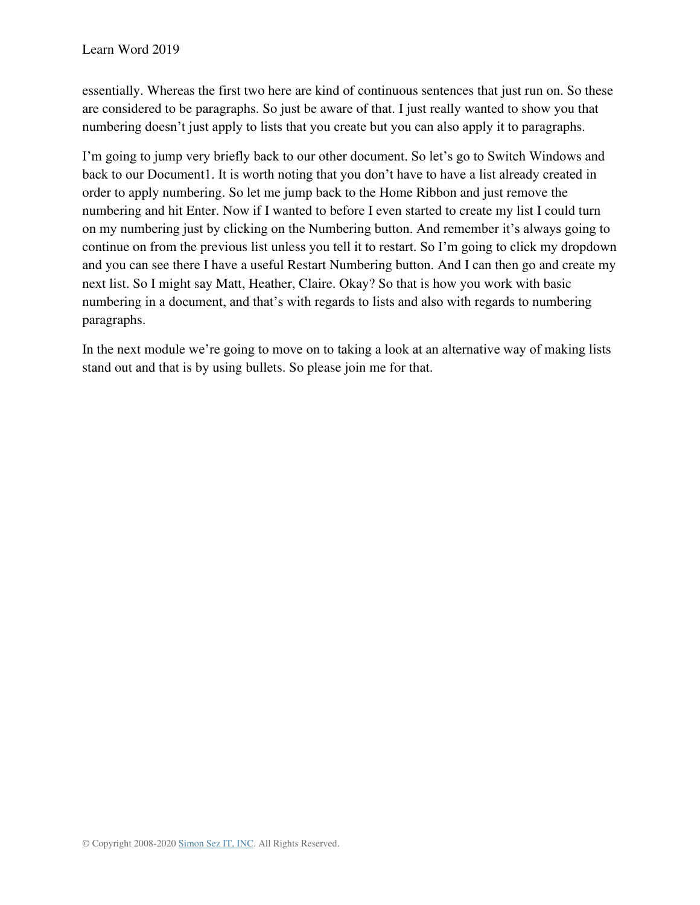essentially. Whereas the first two here are kind of continuous sentences that just run on. So these are considered to be paragraphs. So just be aware of that. I just really wanted to show you that numbering doesn't just apply to lists that you create but you can also apply it to paragraphs.

I'm going to jump very briefly back to our other document. So let's go to Switch Windows and back to our Document1. It is worth noting that you don't have to have a list already created in order to apply numbering. So let me jump back to the Home Ribbon and just remove the numbering and hit Enter. Now if I wanted to before I even started to create my list I could turn on my numbering just by clicking on the Numbering button. And remember it's always going to continue on from the previous list unless you tell it to restart. So I'm going to click my dropdown and you can see there I have a useful Restart Numbering button. And I can then go and create my next list. So I might say Matt, Heather, Claire. Okay? So that is how you work with basic numbering in a document, and that's with regards to lists and also with regards to numbering paragraphs.

In the next module we're going to move on to taking a look at an alternative way of making lists stand out and that is by using bullets. So please join me for that.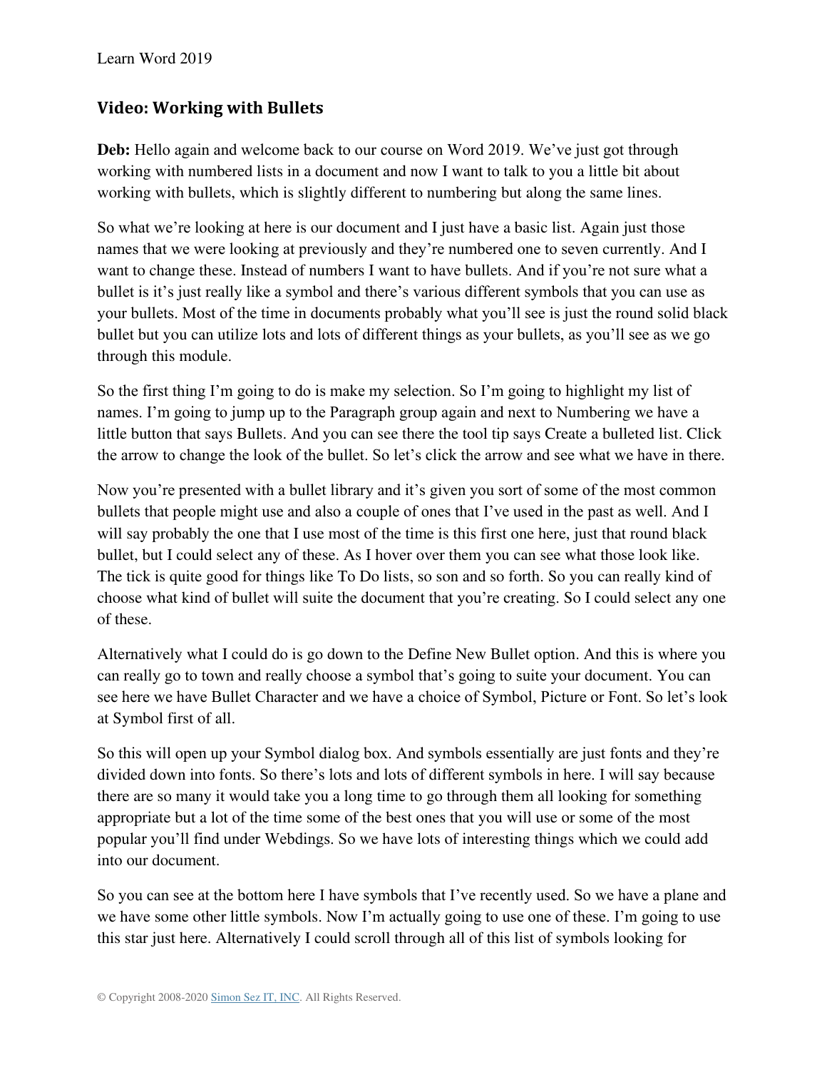## Video: Working with Bullets

**Deb:** Hello again and welcome back to our course on Word 2019. We've just got through working with numbered lists in a document and now I want to talk to you a little bit about working with bullets, which is slightly different to numbering but along the same lines.

So what we're looking at here is our document and I just have a basic list. Again just those names that we were looking at previously and they're numbered one to seven currently. And I want to change these. Instead of numbers I want to have bullets. And if you're not sure what a bullet is it's just really like a symbol and there's various different symbols that you can use as your bullets. Most of the time in documents probably what you'll see is just the round solid black bullet but you can utilize lots and lots of different things as your bullets, as you'll see as we go through this module.

So the first thing I'm going to do is make my selection. So I'm going to highlight my list of names. I'm going to jump up to the Paragraph group again and next to Numbering we have a little button that says Bullets. And you can see there the tool tip says Create a bulleted list. Click the arrow to change the look of the bullet. So let's click the arrow and see what we have in there.

Now you're presented with a bullet library and it's given you sort of some of the most common bullets that people might use and also a couple of ones that I've used in the past as well. And I will say probably the one that I use most of the time is this first one here, just that round black bullet, but I could select any of these. As I hover over them you can see what those look like. The tick is quite good for things like To Do lists, so son and so forth. So you can really kind of choose what kind of bullet will suite the document that you're creating. So I could select any one of these.

Alternatively what I could do is go down to the Define New Bullet option. And this is where you can really go to town and really choose a symbol that's going to suite your document. You can see here we have Bullet Character and we have a choice of Symbol, Picture or Font. So let's look at Symbol first of all.

So this will open up your Symbol dialog box. And symbols essentially are just fonts and they're divided down into fonts. So there's lots and lots of different symbols in here. I will say because there are so many it would take you a long time to go through them all looking for something appropriate but a lot of the time some of the best ones that you will use or some of the most popular you'll find under Webdings. So we have lots of interesting things which we could add into our document.

So you can see at the bottom here I have symbols that I've recently used. So we have a plane and we have some other little symbols. Now I'm actually going to use one of these. I'm going to use this star just here. Alternatively I could scroll through all of this list of symbols looking for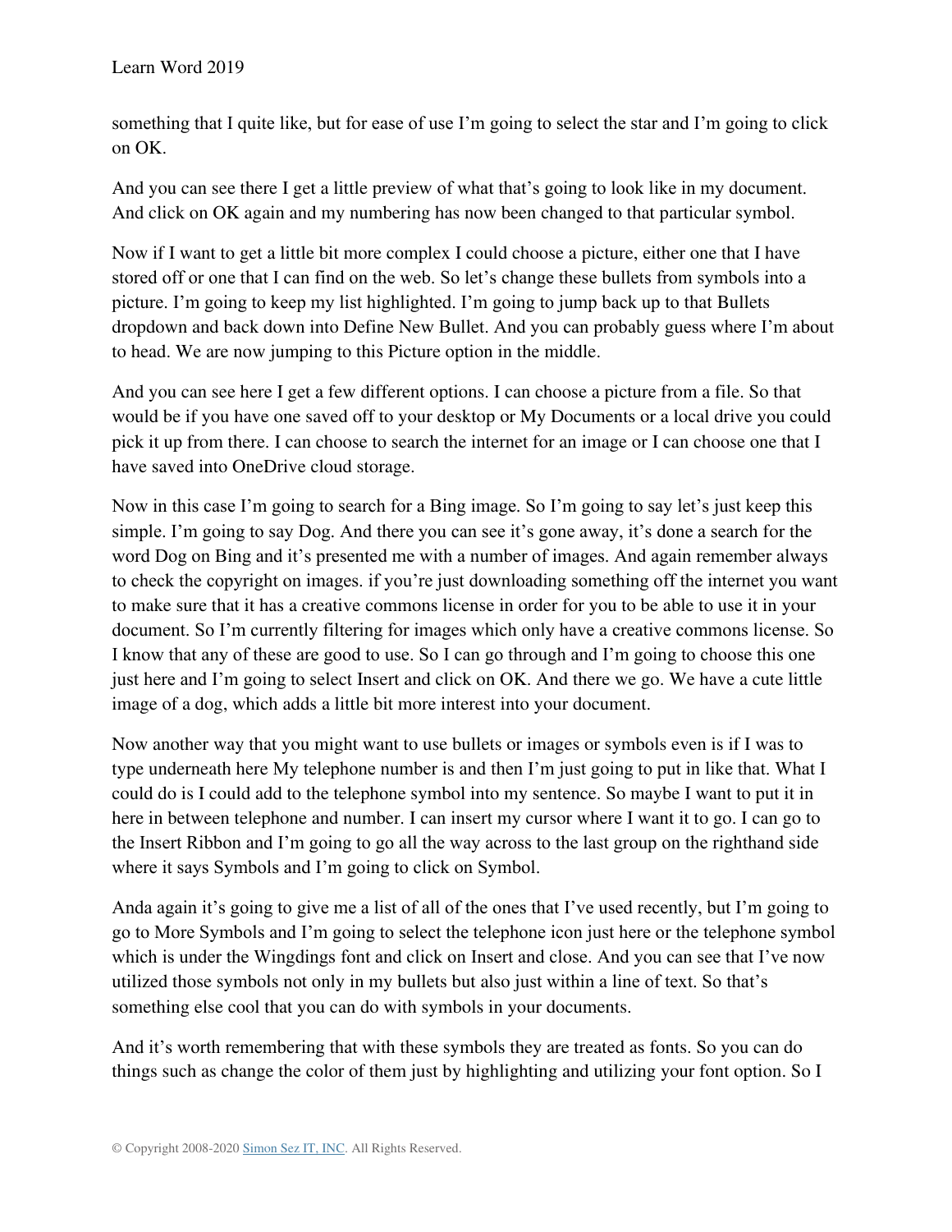something that I quite like, but for ease of use I'm going to select the star and I'm going to click on OK.

And you can see there I get a little preview of what that's going to look like in my document. And click on OK again and my numbering has now been changed to that particular symbol.

Now if I want to get a little bit more complex I could choose a picture, either one that I have stored off or one that I can find on the web. So let's change these bullets from symbols into a picture. I'm going to keep my list highlighted. I'm going to jump back up to that Bullets dropdown and back down into Define New Bullet. And you can probably guess where I'm about to head. We are now jumping to this Picture option in the middle.

And you can see here I get a few different options. I can choose a picture from a file. So that would be if you have one saved off to your desktop or My Documents or a local drive you could pick it up from there. I can choose to search the internet for an image or I can choose one that I have saved into OneDrive cloud storage.

Now in this case I'm going to search for a Bing image. So I'm going to say let's just keep this simple. I'm going to say Dog. And there you can see it's gone away, it's done a search for the word Dog on Bing and it's presented me with a number of images. And again remember always to check the copyright on images. if you're just downloading something off the internet you want to make sure that it has a creative commons license in order for you to be able to use it in your document. So I'm currently filtering for images which only have a creative commons license. So I know that any of these are good to use. So I can go through and I'm going to choose this one just here and I'm going to select Insert and click on OK. And there we go. We have a cute little image of a dog, which adds a little bit more interest into your document.

Now another way that you might want to use bullets or images or symbols even is if I was to type underneath here My telephone number is and then I'm just going to put in like that. What I could do is I could add to the telephone symbol into my sentence. So maybe I want to put it in here in between telephone and number. I can insert my cursor where I want it to go. I can go to the Insert Ribbon and I'm going to go all the way across to the last group on the righthand side where it says Symbols and I'm going to click on Symbol.

Anda again it's going to give me a list of all of the ones that I've used recently, but I'm going to go to More Symbols and I'm going to select the telephone icon just here or the telephone symbol which is under the Wingdings font and click on Insert and close. And you can see that I've now utilized those symbols not only in my bullets but also just within a line of text. So that's something else cool that you can do with symbols in your documents.

And it's worth remembering that with these symbols they are treated as fonts. So you can do things such as change the color of them just by highlighting and utilizing your font option. So I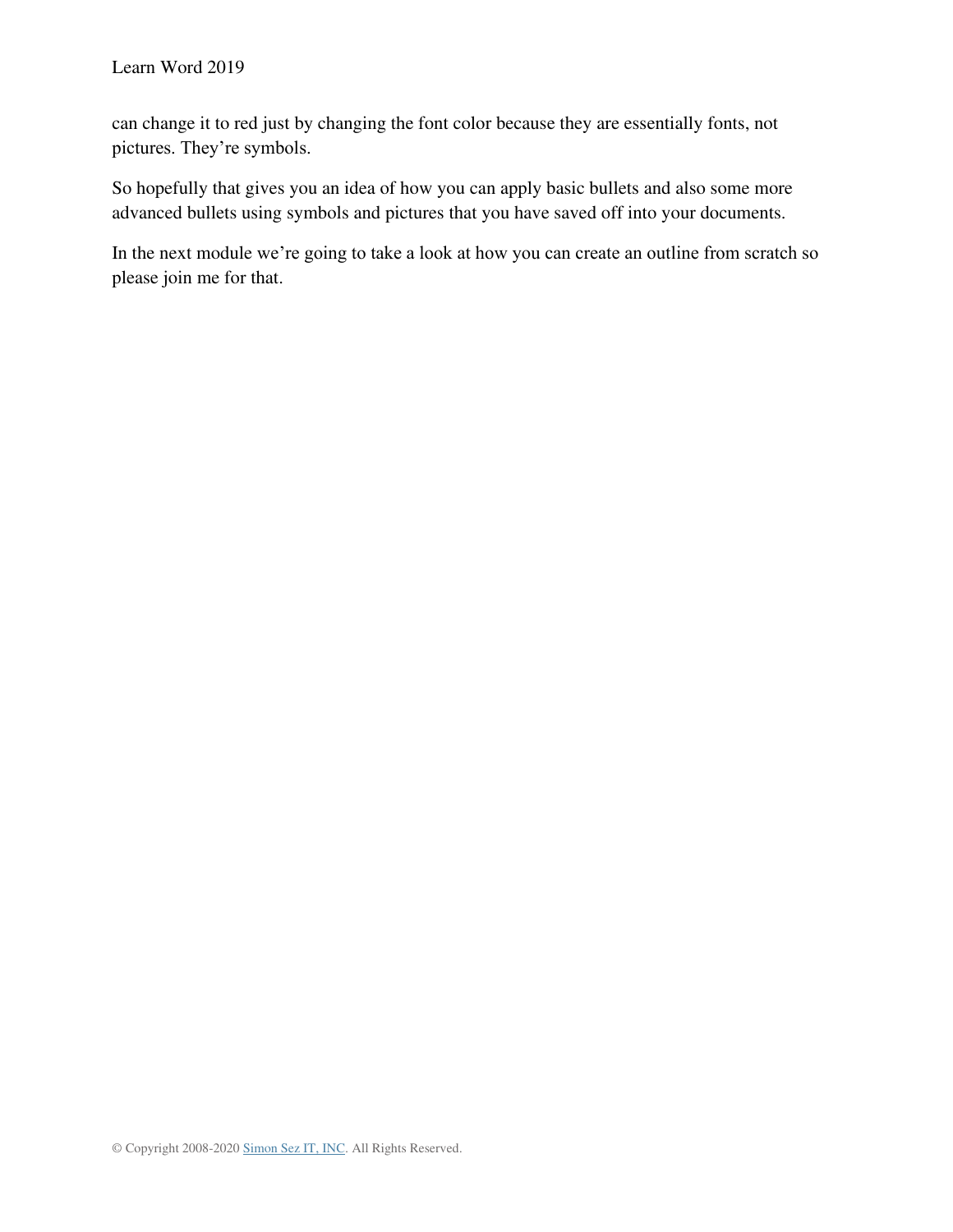can change it to red just by changing the font color because they are essentially fonts, not pictures. They're symbols.

So hopefully that gives you an idea of how you can apply basic bullets and also some more advanced bullets using symbols and pictures that you have saved off into your documents.

In the next module we're going to take a look at how you can create an outline from scratch so please join me for that.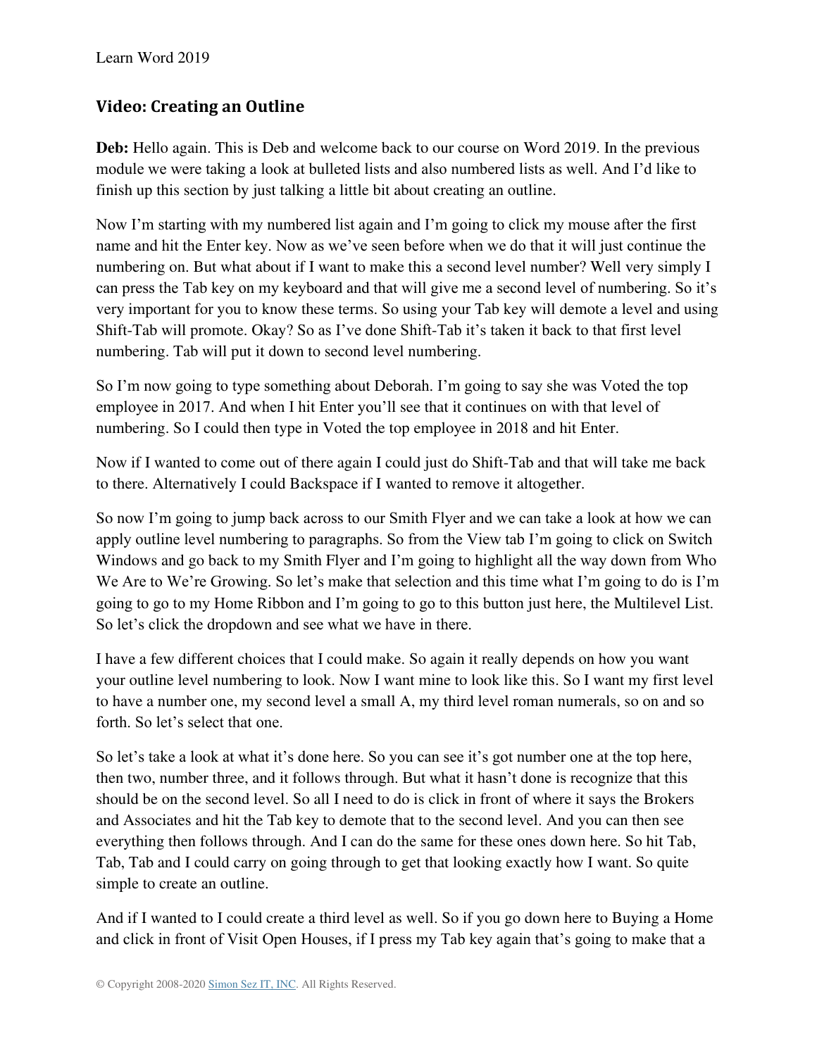## Video: Creating an Outline

**Deb:** Hello again. This is Deb and welcome back to our course on Word 2019. In the previous module we were taking a look at bulleted lists and also numbered lists as well. And I'd like to finish up this section by just talking a little bit about creating an outline.

Now I'm starting with my numbered list again and I'm going to click my mouse after the first name and hit the Enter key. Now as we've seen before when we do that it will just continue the numbering on. But what about if I want to make this a second level number? Well very simply I can press the Tab key on my keyboard and that will give me a second level of numbering. So it's very important for you to know these terms. So using your Tab key will demote a level and using Shift-Tab will promote. Okay? So as I've done Shift-Tab it's taken it back to that first level numbering. Tab will put it down to second level numbering.

So I'm now going to type something about Deborah. I'm going to say she was Voted the top employee in 2017. And when I hit Enter you'll see that it continues on with that level of numbering. So I could then type in Voted the top employee in 2018 and hit Enter.

Now if I wanted to come out of there again I could just do Shift-Tab and that will take me back to there. Alternatively I could Backspace if I wanted to remove it altogether.

So now I'm going to jump back across to our Smith Flyer and we can take a look at how we can apply outline level numbering to paragraphs. So from the View tab I'm going to click on Switch Windows and go back to my Smith Flyer and I'm going to highlight all the way down from Who We Are to We're Growing. So let's make that selection and this time what I'm going to do is I'm going to go to my Home Ribbon and I'm going to go to this button just here, the Multilevel List. So let's click the dropdown and see what we have in there.

I have a few different choices that I could make. So again it really depends on how you want your outline level numbering to look. Now I want mine to look like this. So I want my first level to have a number one, my second level a small A, my third level roman numerals, so on and so forth. So let's select that one.

So let's take a look at what it's done here. So you can see it's got number one at the top here, then two, number three, and it follows through. But what it hasn't done is recognize that this should be on the second level. So all I need to do is click in front of where it says the Brokers and Associates and hit the Tab key to demote that to the second level. And you can then see everything then follows through. And I can do the same for these ones down here. So hit Tab, Tab, Tab and I could carry on going through to get that looking exactly how I want. So quite simple to create an outline.

And if I wanted to I could create a third level as well. So if you go down here to Buying a Home and click in front of Visit Open Houses, if I press my Tab key again that's going to make that a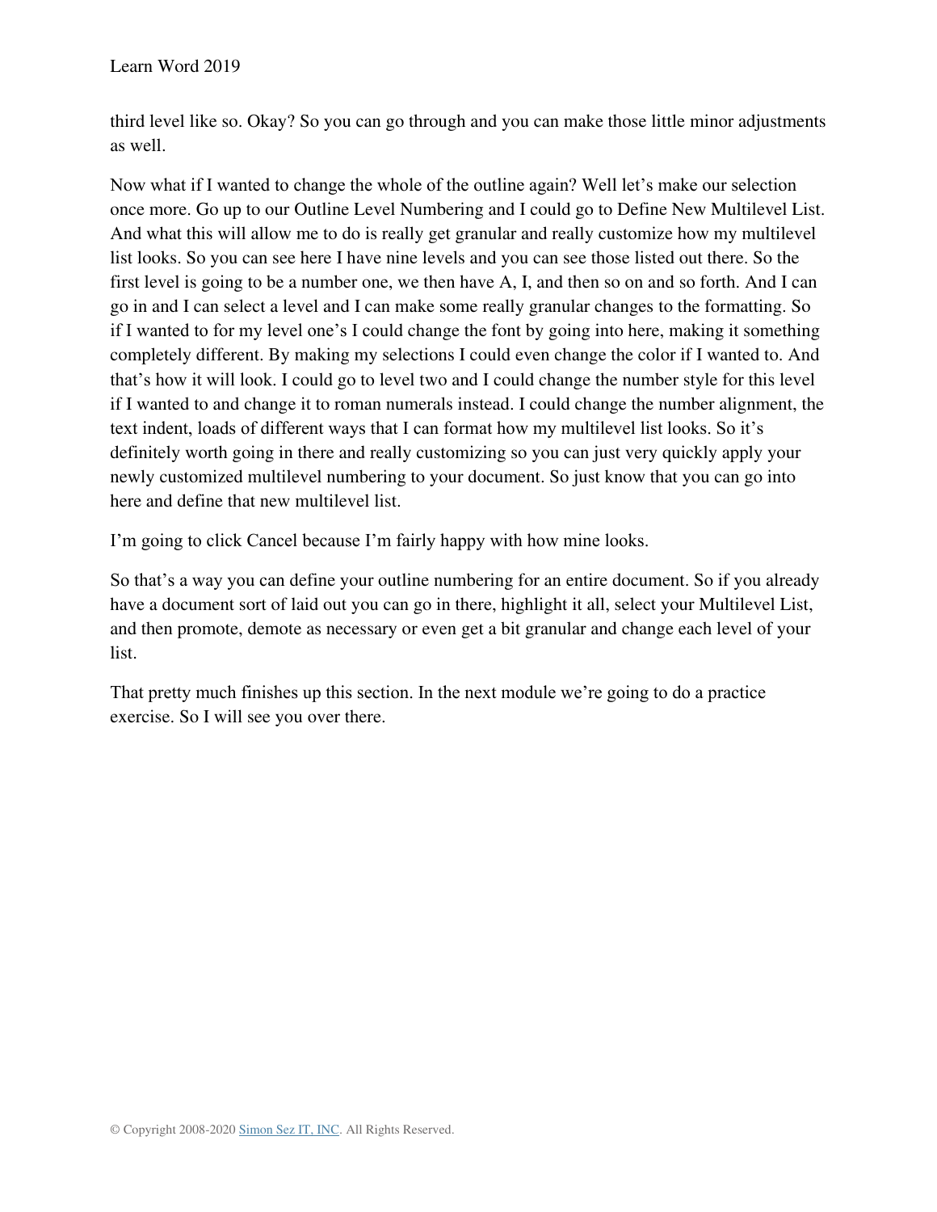third level like so. Okay? So you can go through and you can make those little minor adjustments as well.

Now what if I wanted to change the whole of the outline again? Well let's make our selection once more. Go up to our Outline Level Numbering and I could go to Define New Multilevel List. And what this will allow me to do is really get granular and really customize how my multilevel list looks. So you can see here I have nine levels and you can see those listed out there. So the first level is going to be a number one, we then have A, I, and then so on and so forth. And I can go in and I can select a level and I can make some really granular changes to the formatting. So if I wanted to for my level one's I could change the font by going into here, making it something completely different. By making my selections I could even change the color if I wanted to. And that's how it will look. I could go to level two and I could change the number style for this level if I wanted to and change it to roman numerals instead. I could change the number alignment, the text indent, loads of different ways that I can format how my multilevel list looks. So it's definitely worth going in there and really customizing so you can just very quickly apply your newly customized multilevel numbering to your document. So just know that you can go into here and define that new multilevel list.

I'm going to click Cancel because I'm fairly happy with how mine looks.

So that's a way you can define your outline numbering for an entire document. So if you already have a document sort of laid out you can go in there, highlight it all, select your Multilevel List, and then promote, demote as necessary or even get a bit granular and change each level of your list.

That pretty much finishes up this section. In the next module we're going to do a practice exercise. So I will see you over there.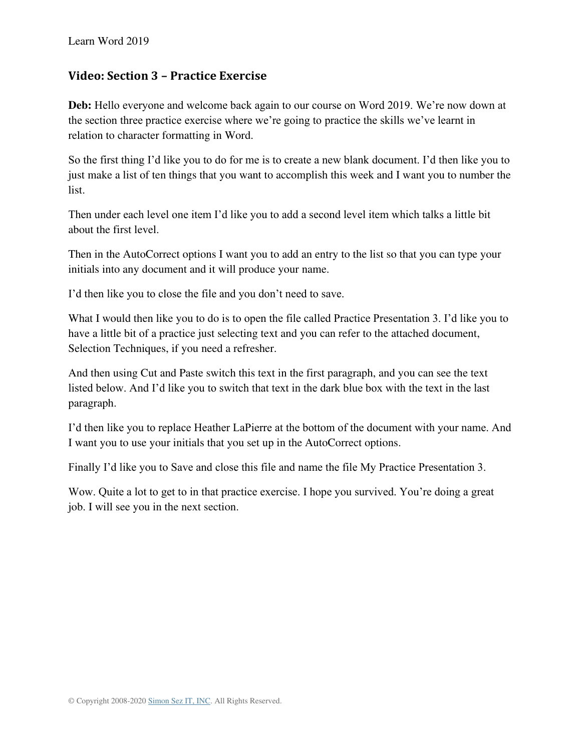## Video: Section 3 – Practice Exercise

**Deb:** Hello everyone and welcome back again to our course on Word 2019. We're now down at the section three practice exercise where we're going to practice the skills we've learnt in relation to character formatting in Word.

So the first thing I'd like you to do for me is to create a new blank document. I'd then like you to just make a list of ten things that you want to accomplish this week and I want you to number the list.

Then under each level one item I'd like you to add a second level item which talks a little bit about the first level.

Then in the AutoCorrect options I want you to add an entry to the list so that you can type your initials into any document and it will produce your name.

I'd then like you to close the file and you don't need to save.

What I would then like you to do is to open the file called Practice Presentation 3. I'd like you to have a little bit of a practice just selecting text and you can refer to the attached document, Selection Techniques, if you need a refresher.

And then using Cut and Paste switch this text in the first paragraph, and you can see the text listed below. And I'd like you to switch that text in the dark blue box with the text in the last paragraph.

I'd then like you to replace Heather LaPierre at the bottom of the document with your name. And I want you to use your initials that you set up in the AutoCorrect options.

Finally I'd like you to Save and close this file and name the file My Practice Presentation 3.

Wow. Quite a lot to get to in that practice exercise. I hope you survived. You're doing a great job. I will see you in the next section.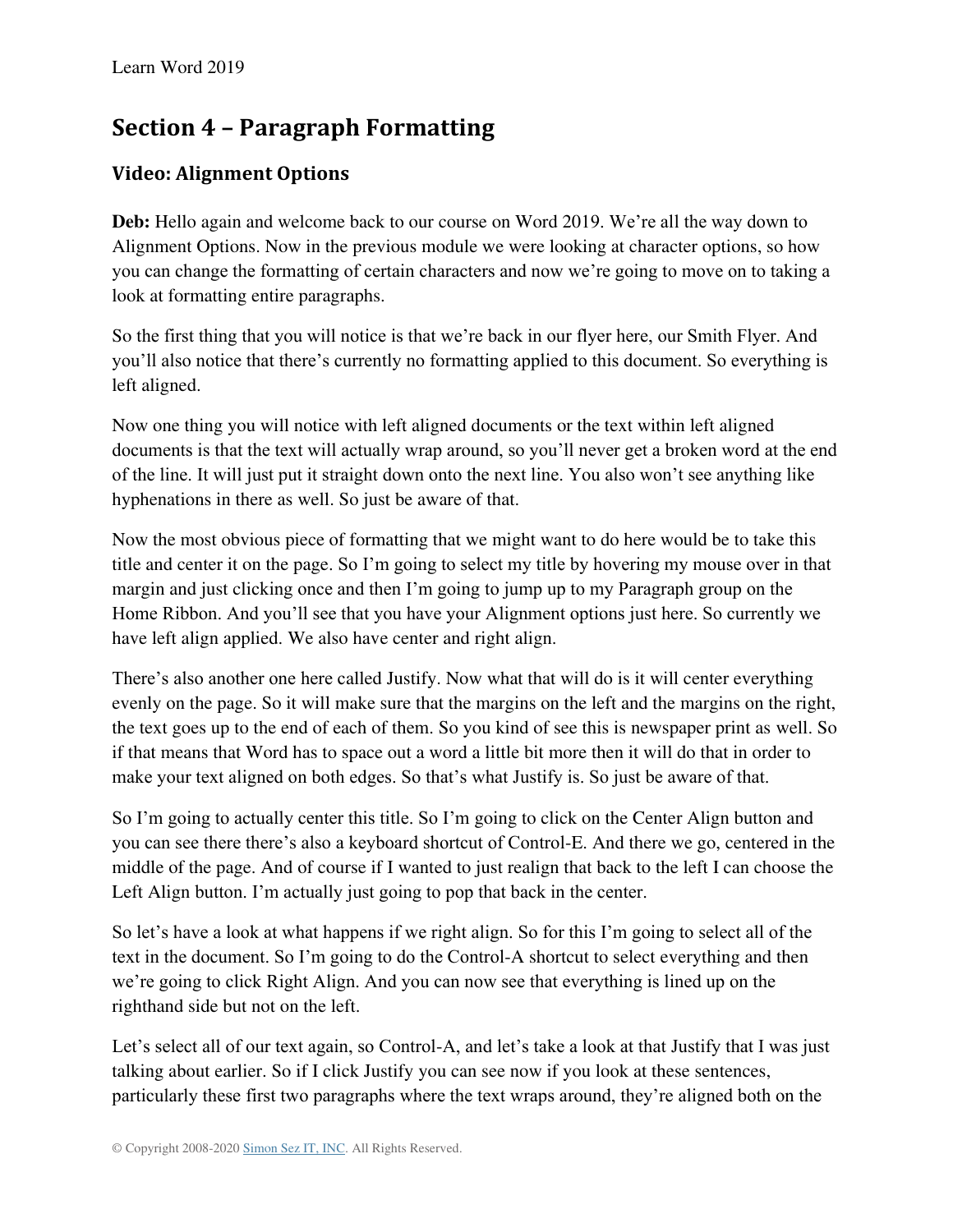## Section 4 – Paragraph Formatting

### Video: Alignment Options

**Deb:** Hello again and welcome back to our course on Word 2019. We're all the way down to Alignment Options. Now in the previous module we were looking at character options, so how you can change the formatting of certain characters and now we're going to move on to taking a look at formatting entire paragraphs.

So the first thing that you will notice is that we're back in our flyer here, our Smith Flyer. And you'll also notice that there's currently no formatting applied to this document. So everything is left aligned.

Now one thing you will notice with left aligned documents or the text within left aligned documents is that the text will actually wrap around, so you'll never get a broken word at the end of the line. It will just put it straight down onto the next line. You also won't see anything like hyphenations in there as well. So just be aware of that.

Now the most obvious piece of formatting that we might want to do here would be to take this title and center it on the page. So I'm going to select my title by hovering my mouse over in that margin and just clicking once and then I'm going to jump up to my Paragraph group on the Home Ribbon. And you'll see that you have your Alignment options just here. So currently we have left align applied. We also have center and right align.

There's also another one here called Justify. Now what that will do is it will center everything evenly on the page. So it will make sure that the margins on the left and the margins on the right, the text goes up to the end of each of them. So you kind of see this is newspaper print as well. So if that means that Word has to space out a word a little bit more then it will do that in order to make your text aligned on both edges. So that's what Justify is. So just be aware of that.

So I'm going to actually center this title. So I'm going to click on the Center Align button and you can see there there's also a keyboard shortcut of Control-E. And there we go, centered in the middle of the page. And of course if I wanted to just realign that back to the left I can choose the Left Align button. I'm actually just going to pop that back in the center.

So let's have a look at what happens if we right align. So for this I'm going to select all of the text in the document. So I'm going to do the Control-A shortcut to select everything and then we're going to click Right Align. And you can now see that everything is lined up on the righthand side but not on the left.

Let's select all of our text again, so Control-A, and let's take a look at that Justify that I was just talking about earlier. So if I click Justify you can see now if you look at these sentences, particularly these first two paragraphs where the text wraps around, they're aligned both on the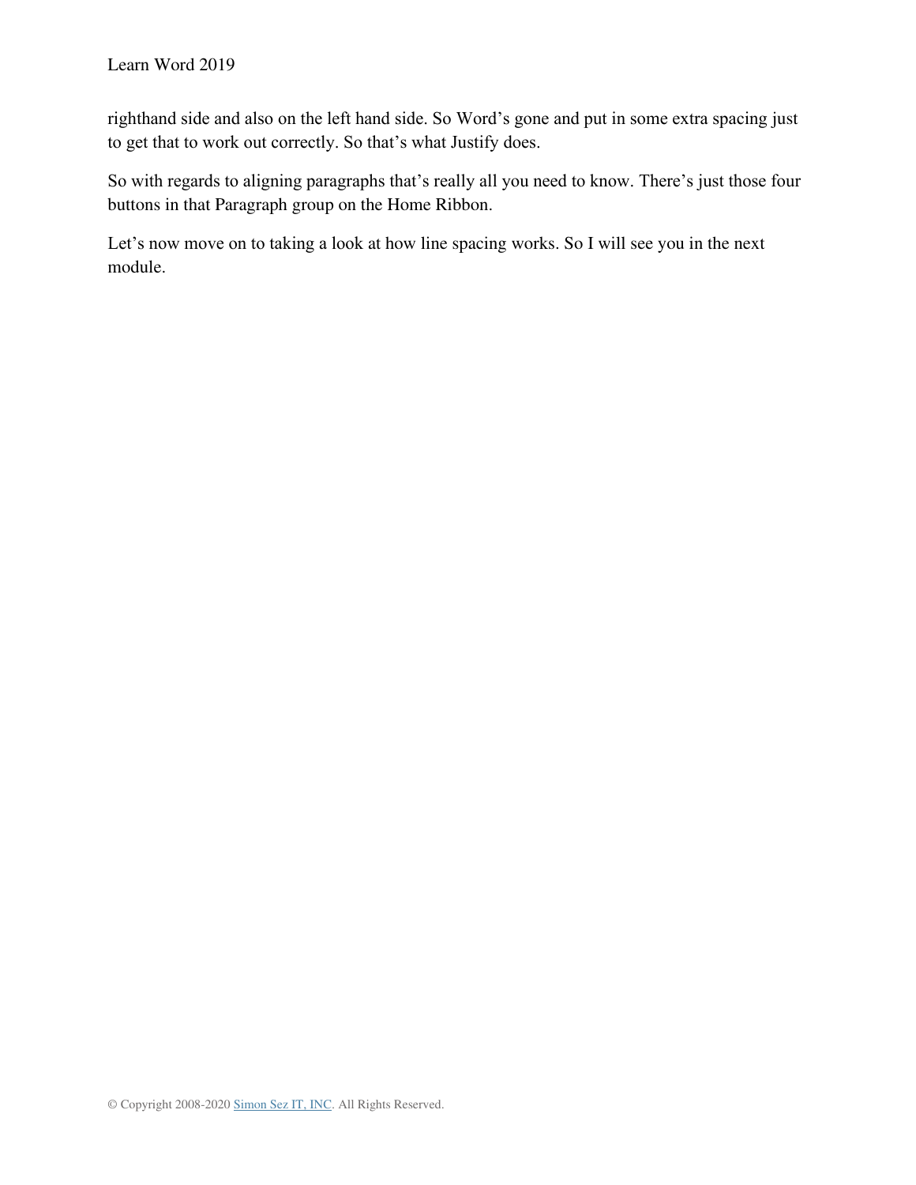righthand side and also on the left hand side. So Word’s gone and put in some extra spacing just to get that to work out correctly. So that’s what Justify does.

So with regards to aligning paragraphs that’s really all you need to know. There’s just those four buttons in that Paragraph group on the Home Ribbon.

Let’s now move on to taking a look at how line spacing works. So I will see you in the next module.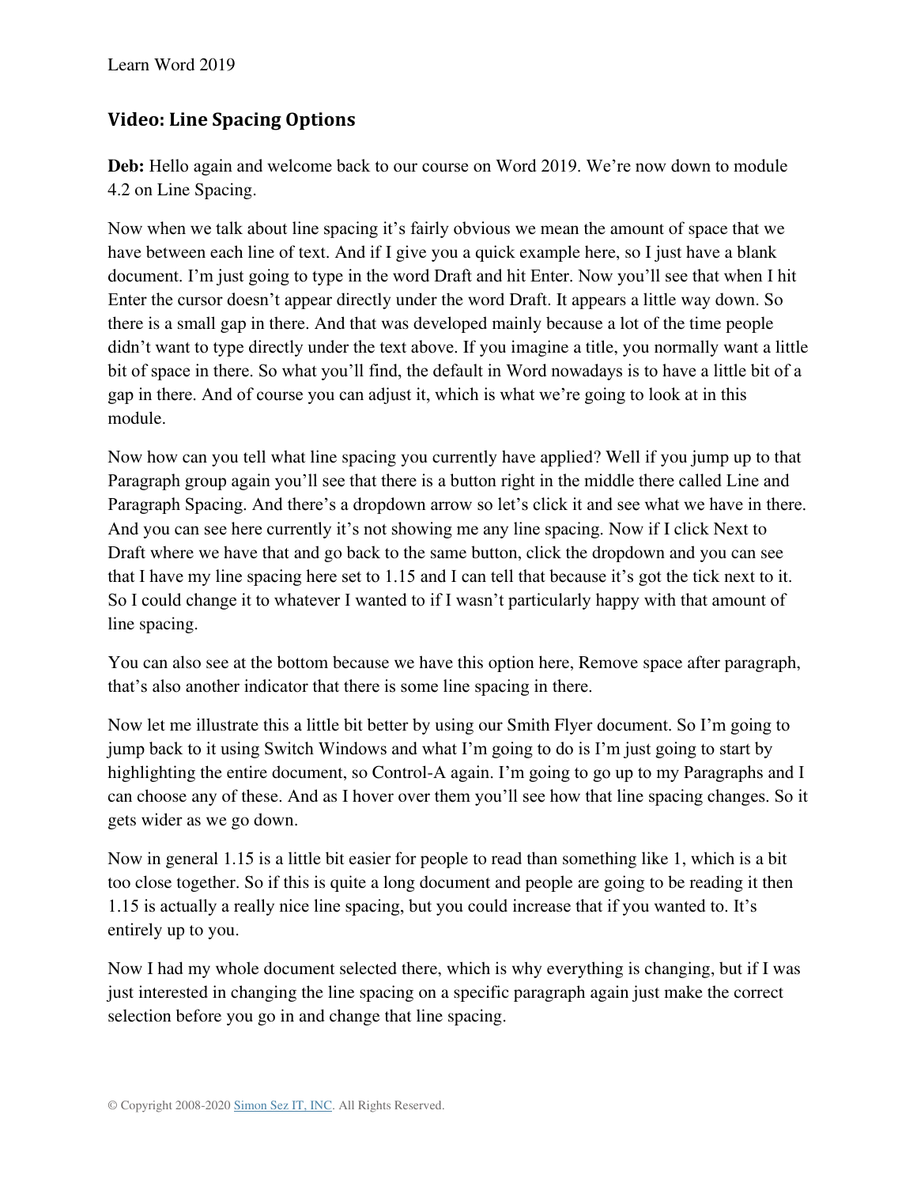## Video: Line Spacing Options

**Deb:** Hello again and welcome back to our course on Word 2019. We're now down to module 4.2 on Line Spacing.

Now when we talk about line spacing it's fairly obvious we mean the amount of space that we have between each line of text. And if I give you a quick example here, so I just have a blank document. I'm just going to type in the word Draft and hit Enter. Now you'll see that when I hit Enter the cursor doesn't appear directly under the word Draft. It appears a little way down. So there is a small gap in there. And that was developed mainly because a lot of the time people didn't want to type directly under the text above. If you imagine a title, you normally want a little bit of space in there. So what you'll find, the default in Word nowadays is to have a little bit of a gap in there. And of course you can adjust it, which is what we're going to look at in this module.

Now how can you tell what line spacing you currently have applied? Well if you jump up to that Paragraph group again you'll see that there is a button right in the middle there called Line and Paragraph Spacing. And there's a dropdown arrow so let's click it and see what we have in there. And you can see here currently it's not showing me any line spacing. Now if I click Next to Draft where we have that and go back to the same button, click the dropdown and you can see that I have my line spacing here set to 1.15 and I can tell that because it's got the tick next to it. So I could change it to whatever I wanted to if I wasn't particularly happy with that amount of line spacing.

You can also see at the bottom because we have this option here, Remove space after paragraph, that's also another indicator that there is some line spacing in there.

Now let me illustrate this a little bit better by using our Smith Flyer document. So I'm going to jump back to it using Switch Windows and what I'm going to do is I'm just going to start by highlighting the entire document, so Control-A again. I'm going to go up to my Paragraphs and I can choose any of these. And as I hover over them you'll see how that line spacing changes. So it gets wider as we go down.

Now in general 1.15 is a little bit easier for people to read than something like 1, which is a bit too close together. So if this is quite a long document and people are going to be reading it then 1.15 is actually a really nice line spacing, but you could increase that if you wanted to. It's entirely up to you.

Now I had my whole document selected there, which is why everything is changing, but if I was just interested in changing the line spacing on a specific paragraph again just make the correct selection before you go in and change that line spacing.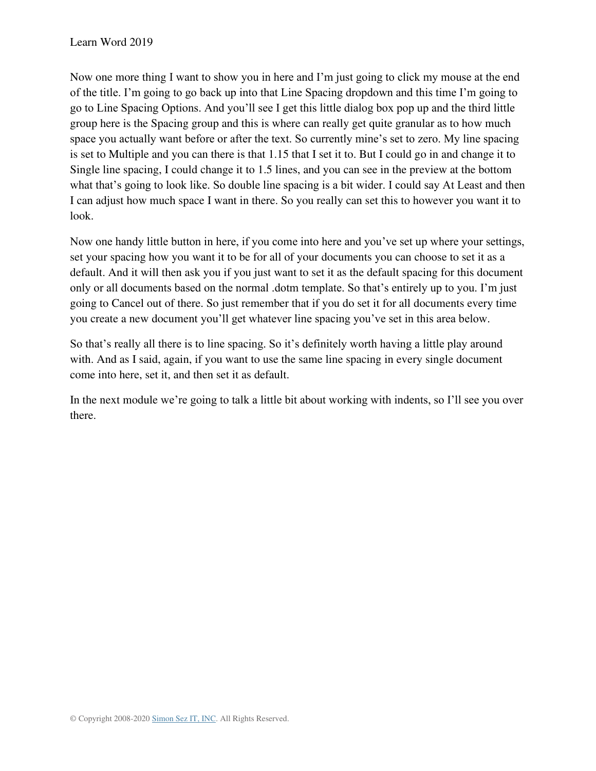Now one more thing I want to show you in here and I'm just going to click my mouse at the end of the title. I'm going to go back up into that Line Spacing dropdown and this time I'm going to go to Line Spacing Options. And you'll see I get this little dialog box pop up and the third little group here is the Spacing group and this is where can really get quite granular as to how much space you actually want before or after the text. So currently mine's set to zero. My line spacing is set to Multiple and you can there is that 1.15 that I set it to. But I could go in and change it to Single line spacing, I could change it to 1.5 lines, and you can see in the preview at the bottom what that's going to look like. So double line spacing is a bit wider. I could say At Least and then I can adjust how much space I want in there. So you really can set this to however you want it to look.

Now one handy little button in here, if you come into here and you've set up where your settings, set your spacing how you want it to be for all of your documents you can choose to set it as a default. And it will then ask you if you just want to set it as the default spacing for this document only or all documents based on the normal .dotm template. So that's entirely up to you. I'm just going to Cancel out of there. So just remember that if you do set it for all documents every time you create a new document you'll get whatever line spacing you've set in this area below.

So that's really all there is to line spacing. So it's definitely worth having a little play around with. And as I said, again, if you want to use the same line spacing in every single document come into here, set it, and then set it as default.

In the next module we're going to talk a little bit about working with indents, so I'll see you over there.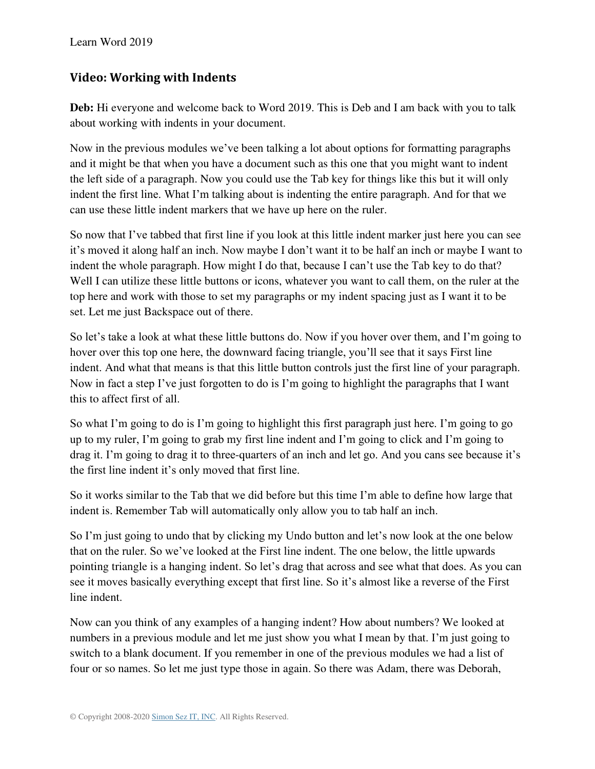## Video: Working with Indents

**Deb:** Hi everyone and welcome back to Word 2019. This is Deb and I am back with you to talk about working with indents in your document.

Now in the previous modules we've been talking a lot about options for formatting paragraphs and it might be that when you have a document such as this one that you might want to indent the left side of a paragraph. Now you could use the Tab key for things like this but it will only indent the first line. What I'm talking about is indenting the entire paragraph. And for that we can use these little indent markers that we have up here on the ruler.

So now that I've tabbed that first line if you look at this little indent marker just here you can see it's moved it along half an inch. Now maybe I don't want it to be half an inch or maybe I want to indent the whole paragraph. How might I do that, because I can't use the Tab key to do that? Well I can utilize these little buttons or icons, whatever you want to call them, on the ruler at the top here and work with those to set my paragraphs or my indent spacing just as I want it to be set. Let me just Backspace out of there.

So let's take a look at what these little buttons do. Now if you hover over them, and I'm going to hover over this top one here, the downward facing triangle, you'll see that it says First line indent. And what that means is that this little button controls just the first line of your paragraph. Now in fact a step I've just forgotten to do is I'm going to highlight the paragraphs that I want this to affect first of all.

So what I'm going to do is I'm going to highlight this first paragraph just here. I'm going to go up to my ruler, I'm going to grab my first line indent and I'm going to click and I'm going to drag it. I'm going to drag it to three-quarters of an inch and let go. And you cans see because it's the first line indent it's only moved that first line.

So it works similar to the Tab that we did before but this time I'm able to define how large that indent is. Remember Tab will automatically only allow you to tab half an inch.

So I'm just going to undo that by clicking my Undo button and let's now look at the one below that on the ruler. So we've looked at the First line indent. The one below, the little upwards pointing triangle is a hanging indent. So let's drag that across and see what that does. As you can see it moves basically everything except that first line. So it's almost like a reverse of the First line indent.

Now can you think of any examples of a hanging indent? How about numbers? We looked at numbers in a previous module and let me just show you what I mean by that. I'm just going to switch to a blank document. If you remember in one of the previous modules we had a list of four or so names. So let me just type those in again. So there was Adam, there was Deborah,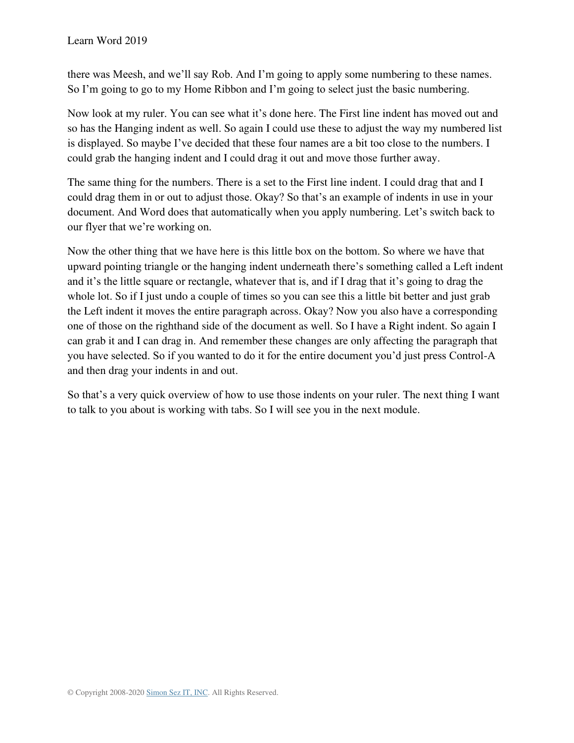there was Meesh, and we'll say Rob. And I'm going to apply some numbering to these names. So I'm going to go to my Home Ribbon and I'm going to select just the basic numbering.

Now look at my ruler. You can see what it's done here. The First line indent has moved out and so has the Hanging indent as well. So again I could use these to adjust the way my numbered list is displayed. So maybe I've decided that these four names are a bit too close to the numbers. I could grab the hanging indent and I could drag it out and move those further away.

The same thing for the numbers. There is a set to the First line indent. I could drag that and I could drag them in or out to adjust those. Okay? So that's an example of indents in use in your document. And Word does that automatically when you apply numbering. Let's switch back to our flyer that we're working on.

Now the other thing that we have here is this little box on the bottom. So where we have that upward pointing triangle or the hanging indent underneath there's something called a Left indent and it's the little square or rectangle, whatever that is, and if I drag that it's going to drag the whole lot. So if I just undo a couple of times so you can see this a little bit better and just grab the Left indent it moves the entire paragraph across. Okay? Now you also have a corresponding one of those on the righthand side of the document as well. So I have a Right indent. So again I can grab it and I can drag in. And remember these changes are only affecting the paragraph that you have selected. So if you wanted to do it for the entire document you'd just press Control-A and then drag your indents in and out.

So that's a very quick overview of how to use those indents on your ruler. The next thing I want to talk to you about is working with tabs. So I will see you in the next module.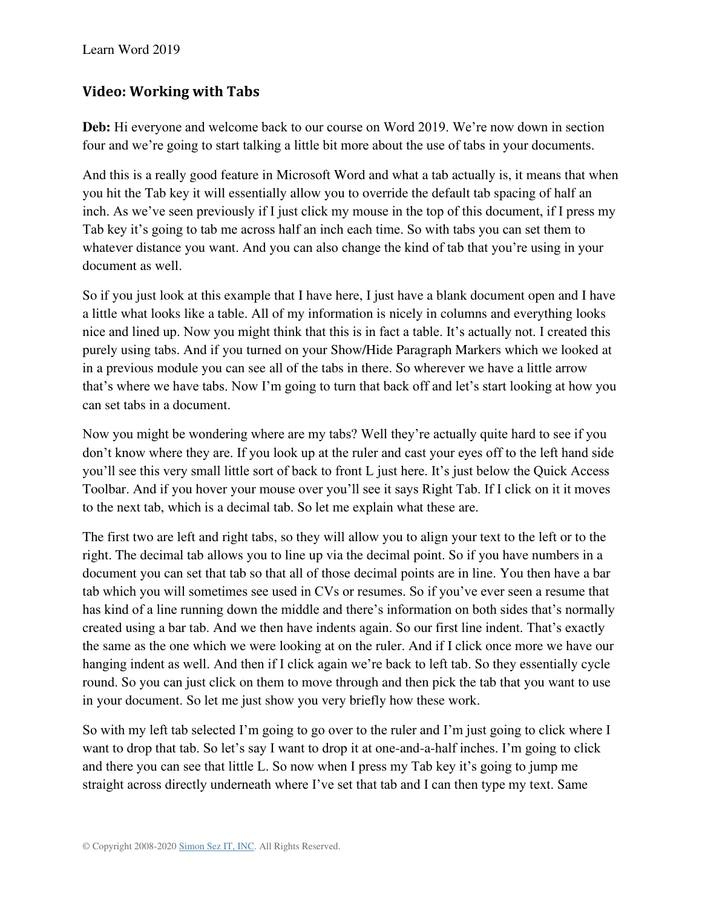## Video: Working with Tabs

**Deb:** Hi everyone and welcome back to our course on Word 2019. We're now down in section four and we're going to start talking a little bit more about the use of tabs in your documents.

And this is a really good feature in Microsoft Word and what a tab actually is, it means that when you hit the Tab key it will essentially allow you to override the default tab spacing of half an inch. As we've seen previously if I just click my mouse in the top of this document, if I press my Tab key it's going to tab me across half an inch each time. So with tabs you can set them to whatever distance you want. And you can also change the kind of tab that you're using in your document as well.

So if you just look at this example that I have here, I just have a blank document open and I have a little what looks like a table. All of my information is nicely in columns and everything looks nice and lined up. Now you might think that this is in fact a table. It's actually not. I created this purely using tabs. And if you turned on your Show/Hide Paragraph Markers which we looked at in a previous module you can see all of the tabs in there. So wherever we have a little arrow that's where we have tabs. Now I'm going to turn that back off and let's start looking at how you can set tabs in a document.

Now you might be wondering where are my tabs? Well they're actually quite hard to see if you don't know where they are. If you look up at the ruler and cast your eyes off to the left hand side you'll see this very small little sort of back to front L just here. It's just below the Quick Access Toolbar. And if you hover your mouse over you'll see it says Right Tab. If I click on it it moves to the next tab, which is a decimal tab. So let me explain what these are.

The first two are left and right tabs, so they will allow you to align your text to the left or to the right. The decimal tab allows you to line up via the decimal point. So if you have numbers in a document you can set that tab so that all of those decimal points are in line. You then have a bar tab which you will sometimes see used in CVs or resumes. So if you've ever seen a resume that has kind of a line running down the middle and there's information on both sides that's normally created using a bar tab. And we then have indents again. So our first line indent. That's exactly the same as the one which we were looking at on the ruler. And if I click once more we have our hanging indent as well. And then if I click again we're back to left tab. So they essentially cycle round. So you can just click on them to move through and then pick the tab that you want to use in your document. So let me just show you very briefly how these work.

So with my left tab selected I'm going to go over to the ruler and I'm just going to click where I want to drop that tab. So let's say I want to drop it at one-and-a-half inches. I'm going to click and there you can see that little L. So now when I press my Tab key it's going to jump me straight across directly underneath where I've set that tab and I can then type my text. Same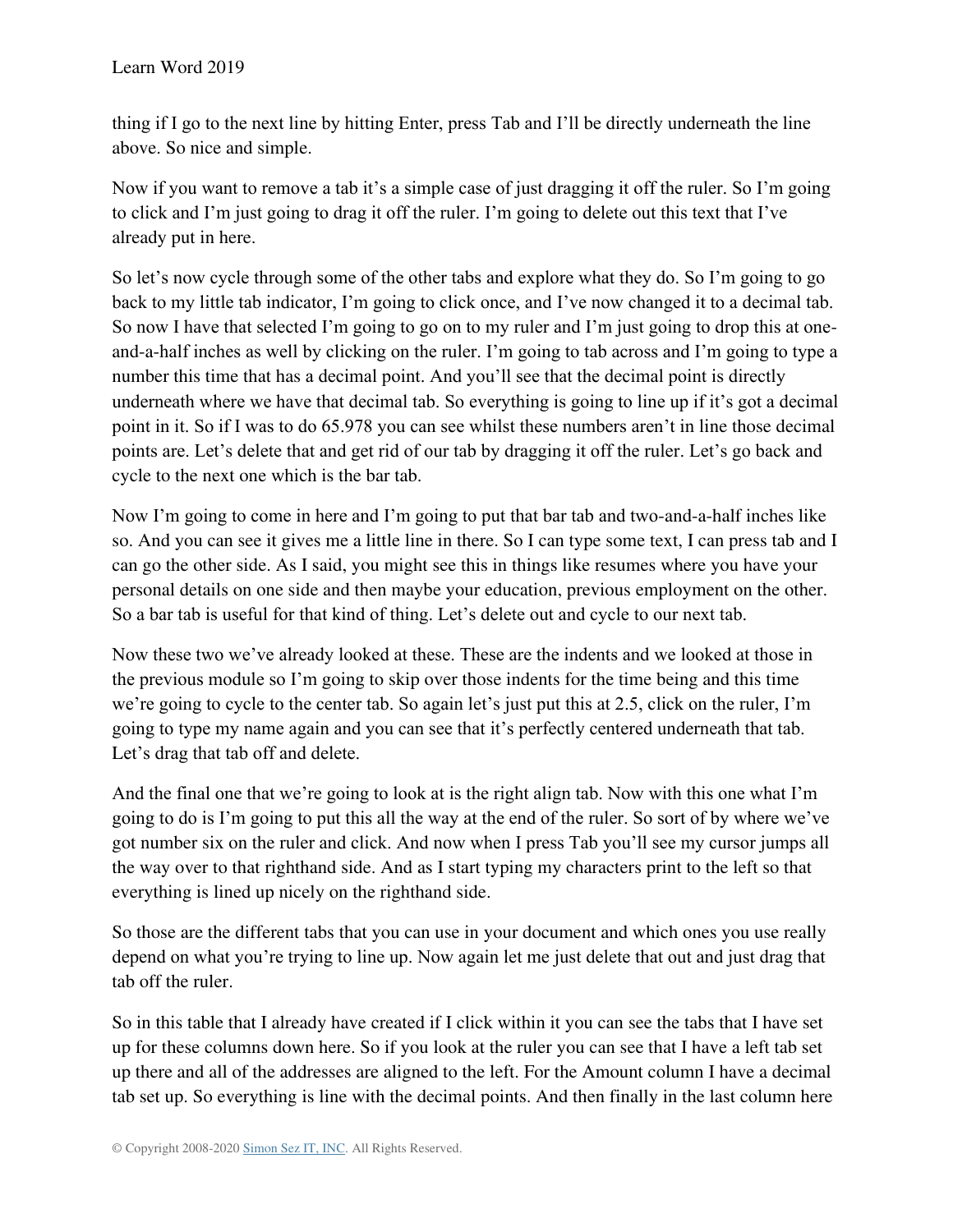thing if I go to the next line by hitting Enter, press Tab and I'll be directly underneath the line above. So nice and simple.

Now if you want to remove a tab it's a simple case of just dragging it off the ruler. So I'm going to click and I'm just going to drag it off the ruler. I'm going to delete out this text that I've already put in here.

So let's now cycle through some of the other tabs and explore what they do. So I'm going to go back to my little tab indicator, I'm going to click once, and I've now changed it to a decimal tab. So now I have that selected I'm going to go on to my ruler and I'm just going to drop this at one-and-a-half inches as well by clicking on the ruler. I'm going to tab across and I'm going to type a number this time that has a decimal point. And you'll see that the decimal point is directly underneath where we have that decimal tab. So everything is going to line up if it's got a decimal point in it. So if I was to do 65.978 you can see whilst these numbers aren't in line those decimal points are. Let's delete that and get rid of our tab by dragging it off the ruler. Let's go back and cycle to the next one which is the bar tab.

Now I'm going to come in here and I'm going to put that bar tab and two-and-a-half inches like so. And you can see it gives me a little line in there. So I can type some text, I can press tab and I can go the other side. As I said, you might see this in things like resumes where you have your personal details on one side and then maybe your education, previous employment on the other. So a bar tab is useful for that kind of thing. Let's delete out and cycle to our next tab.

Now these two we've already looked at these. These are the indents and we looked at those in the previous module so I'm going to skip over those indents for the time being and this time we're going to cycle to the center tab. So again let's just put this at 2.5, click on the ruler, I'm going to type my name again and you can see that it's perfectly centered underneath that tab. Let's drag that tab off and delete.

And the final one that we're going to look at is the right align tab. Now with this one what I'm going to do is I'm going to put this all the way at the end of the ruler. So sort of by where we've got number six on the ruler and click. And now when I press Tab you'll see my cursor jumps all the way over to that righthand side. And as I start typing my characters print to the left so that everything is lined up nicely on the righthand side.

So those are the different tabs that you can use in your document and which ones you use really depend on what you're trying to line up. Now again let me just delete that out and just drag that tab off the ruler.

So in this table that I already have created if I click within it you can see the tabs that I have set up for these columns down here. So if you look at the ruler you can see that I have a left tab set up there and all of the addresses are aligned to the left. For the Amount column I have a decimal tab set up. So everything is line with the decimal points. And then finally in the last column here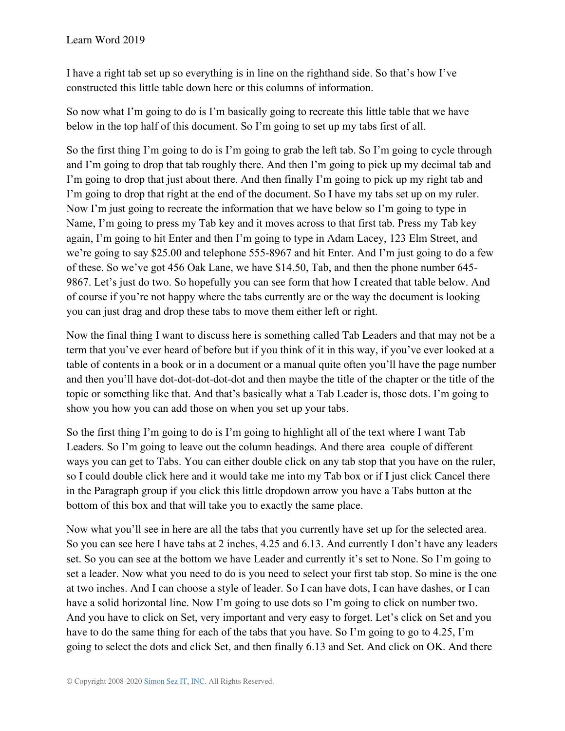I have a right tab set up so everything is in line on the righthand side. So that's how I've constructed this little table down here or this columns of information.

So now what I'm going to do is I'm basically going to recreate this little table that we have below in the top half of this document. So I'm going to set up my tabs first of all.

So the first thing I'm going to do is I'm going to grab the left tab. So I'm going to cycle through and I'm going to drop that tab roughly there. And then I'm going to pick up my decimal tab and I'm going to drop that just about there. And then finally I'm going to pick up my right tab and I'm going to drop that right at the end of the document. So I have my tabs set up on my ruler. Now I'm just going to recreate the information that we have below so I'm going to type in Name, I'm going to press my Tab key and it moves across to that first tab. Press my Tab key again, I'm going to hit Enter and then I'm going to type in Adam Lacey, 123 Elm Street, and we're going to say $25.00 and telephone 555-8967 and hit Enter. And I'm just going to do a few of these. So we've got 456 Oak Lane, we have $14.50, Tab, and then the phone number 645-9867. Let's just do two. So hopefully you can see form that how I created that table below. And of course if you're not happy where the tabs currently are or the way the document is looking you can just drag and drop these tabs to move them either left or right.

Now the final thing I want to discuss here is something called Tab Leaders and that may not be a term that you've ever heard of before but if you think of it in this way, if you've ever looked at a table of contents in a book or in a document or a manual quite often you'll have the page number and then you'll have dot-dot-dot-dot-dot and then maybe the title of the chapter or the title of the topic or something like that. And that's basically what a Tab Leader is, those dots. I'm going to show you how you can add those on when you set up your tabs.

So the first thing I'm going to do is I'm going to highlight all of the text where I want Tab Leaders. So I'm going to leave out the column headings. And there area  couple of different ways you can get to Tabs. You can either double click on any tab stop that you have on the ruler, so I could double click here and it would take me into my Tab box or if I just click Cancel there in the Paragraph group if you click this little dropdown arrow you have a Tabs button at the bottom of this box and that will take you to exactly the same place.

Now what you'll see in here are all the tabs that you currently have set up for the selected area. So you can see here I have tabs at 2 inches, 4.25 and 6.13. And currently I don't have any leaders set. So you can see at the bottom we have Leader and currently it's set to None. So I'm going to set a leader. Now what you need to do is you need to select your first tab stop. So mine is the one at two inches. And I can choose a style of leader. So I can have dots, I can have dashes, or I can have a solid horizontal line. Now I'm going to use dots so I'm going to click on number two. And you have to click on Set, very important and very easy to forget. Let's click on Set and you have to do the same thing for each of the tabs that you have. So I'm going to go to 4.25, I'm going to select the dots and click Set, and then finally 6.13 and Set. And click on OK. And there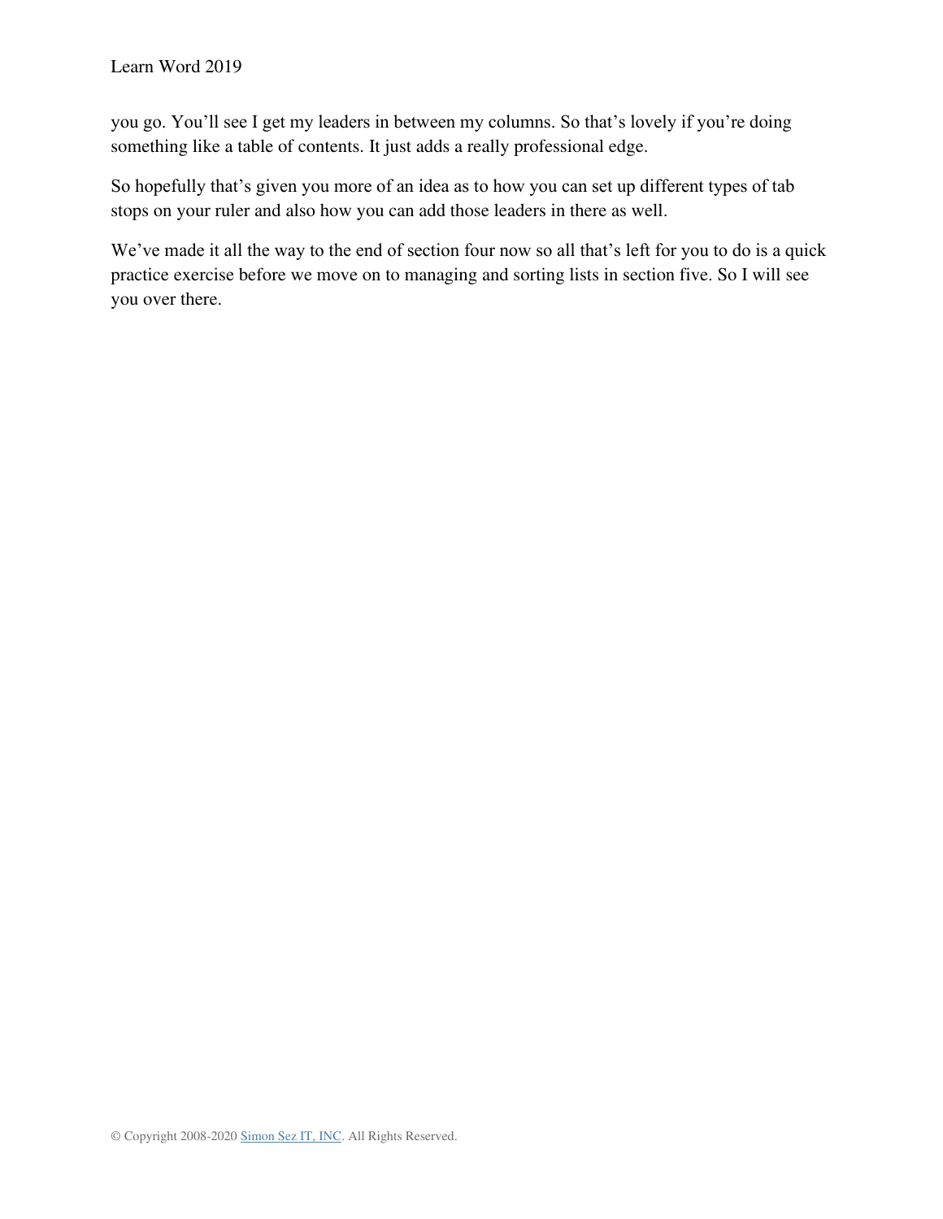you go. You’ll see I get my leaders in between my columns. So that’s lovely if you’re doing something like a table of contents. It just adds a really professional edge.

So hopefully that’s given you more of an idea as to how you can set up different types of tab stops on your ruler and also how you can add those leaders in there as well.

We’ve made it all the way to the end of section four now so all that’s left for you to do is a quick practice exercise before we move on to managing and sorting lists in section five. So I will see you over there.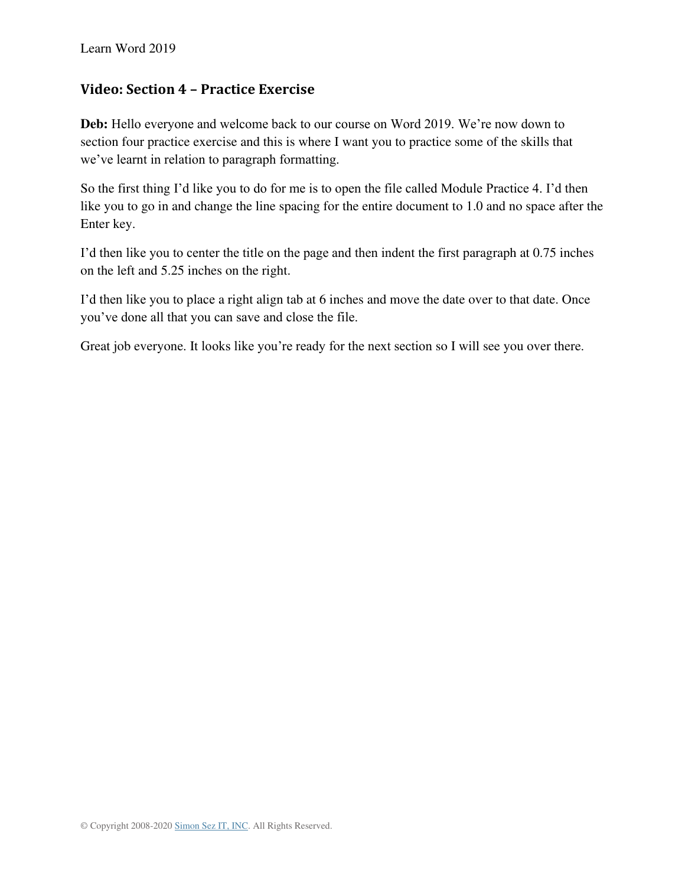## Video: Section 4 – Practice Exercise

**Deb:** Hello everyone and welcome back to our course on Word 2019. We're now down to section four practice exercise and this is where I want you to practice some of the skills that we've learnt in relation to paragraph formatting.

So the first thing I'd like you to do for me is to open the file called Module Practice 4. I'd then like you to go in and change the line spacing for the entire document to 1.0 and no space after the Enter key.

I'd then like you to center the title on the page and then indent the first paragraph at 0.75 inches on the left and 5.25 inches on the right.

I'd then like you to place a right align tab at 6 inches and move the date over to that date. Once you've done all that you can save and close the file.

Great job everyone. It looks like you're ready for the next section so I will see you over there.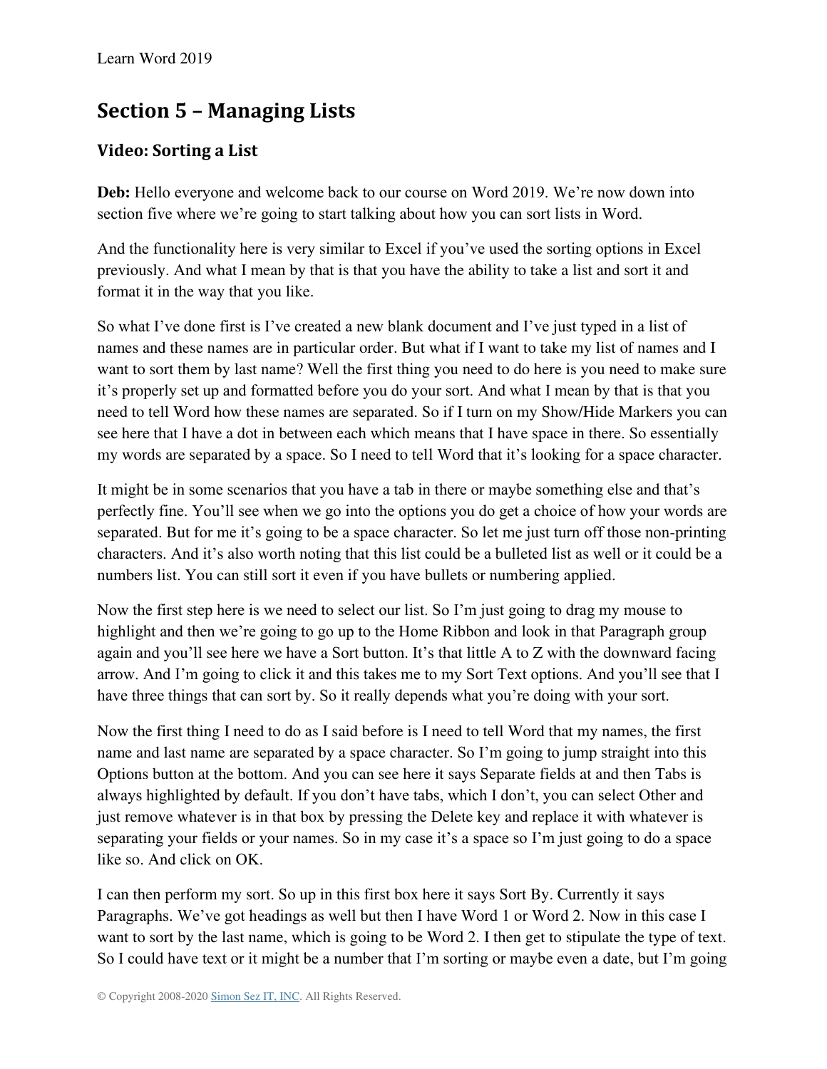## Section 5 – Managing Lists

### Video: Sorting a List

**Deb:** Hello everyone and welcome back to our course on Word 2019. We're now down into section five where we're going to start talking about how you can sort lists in Word.

And the functionality here is very similar to Excel if you've used the sorting options in Excel previously. And what I mean by that is that you have the ability to take a list and sort it and format it in the way that you like.

So what I've done first is I've created a new blank document and I've just typed in a list of names and these names are in particular order. But what if I want to take my list of names and I want to sort them by last name? Well the first thing you need to do here is you need to make sure it's properly set up and formatted before you do your sort. And what I mean by that is that you need to tell Word how these names are separated. So if I turn on my Show/Hide Markers you can see here that I have a dot in between each which means that I have space in there. So essentially my words are separated by a space. So I need to tell Word that it's looking for a space character.

It might be in some scenarios that you have a tab in there or maybe something else and that's perfectly fine. You'll see when we go into the options you do get a choice of how your words are separated. But for me it's going to be a space character. So let me just turn off those non-printing characters. And it's also worth noting that this list could be a bulleted list as well or it could be a numbers list. You can still sort it even if you have bullets or numbering applied.

Now the first step here is we need to select our list. So I'm just going to drag my mouse to highlight and then we're going to go up to the Home Ribbon and look in that Paragraph group again and you'll see here we have a Sort button. It's that little A to Z with the downward facing arrow. And I'm going to click it and this takes me to my Sort Text options. And you'll see that I have three things that can sort by. So it really depends what you're doing with your sort.

Now the first thing I need to do as I said before is I need to tell Word that my names, the first name and last name are separated by a space character. So I'm going to jump straight into this Options button at the bottom. And you can see here it says Separate fields at and then Tabs is always highlighted by default. If you don't have tabs, which I don't, you can select Other and just remove whatever is in that box by pressing the Delete key and replace it with whatever is separating your fields or your names. So in my case it's a space so I'm just going to do a space like so. And click on OK.

I can then perform my sort. So up in this first box here it says Sort By. Currently it says Paragraphs. We've got headings as well but then I have Word 1 or Word 2. Now in this case I want to sort by the last name, which is going to be Word 2. I then get to stipulate the type of text. So I could have text or it might be a number that I'm sorting or maybe even a date, but I'm going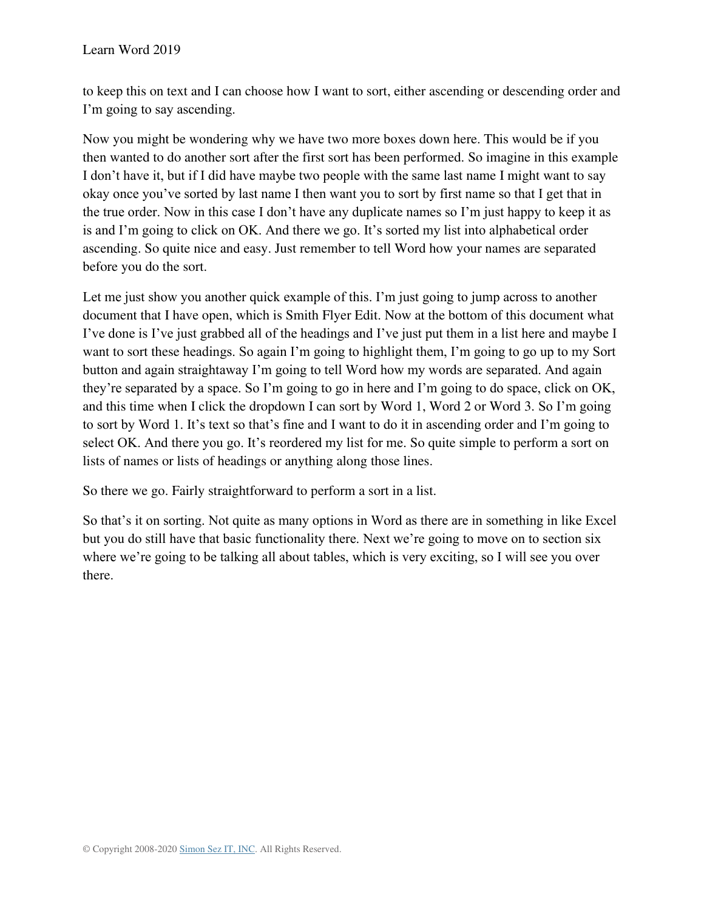to keep this on text and I can choose how I want to sort, either ascending or descending order and I'm going to say ascending.

Now you might be wondering why we have two more boxes down here. This would be if you then wanted to do another sort after the first sort has been performed. So imagine in this example I don't have it, but if I did have maybe two people with the same last name I might want to say okay once you've sorted by last name I then want you to sort by first name so that I get that in the true order. Now in this case I don't have any duplicate names so I'm just happy to keep it as is and I'm going to click on OK. And there we go. It's sorted my list into alphabetical order ascending. So quite nice and easy. Just remember to tell Word how your names are separated before you do the sort.

Let me just show you another quick example of this. I'm just going to jump across to another document that I have open, which is Smith Flyer Edit. Now at the bottom of this document what I've done is I've just grabbed all of the headings and I've just put them in a list here and maybe I want to sort these headings. So again I'm going to highlight them, I'm going to go up to my Sort button and again straightaway I'm going to tell Word how my words are separated. And again they're separated by a space. So I'm going to go in here and I'm going to do space, click on OK, and this time when I click the dropdown I can sort by Word 1, Word 2 or Word 3. So I'm going to sort by Word 1. It's text so that's fine and I want to do it in ascending order and I'm going to select OK. And there you go. It's reordered my list for me. So quite simple to perform a sort on lists of names or lists of headings or anything along those lines.

So there we go. Fairly straightforward to perform a sort in a list.

So that's it on sorting. Not quite as many options in Word as there are in something in like Excel but you do still have that basic functionality there. Next we're going to move on to section six where we're going to be talking all about tables, which is very exciting, so I will see you over there.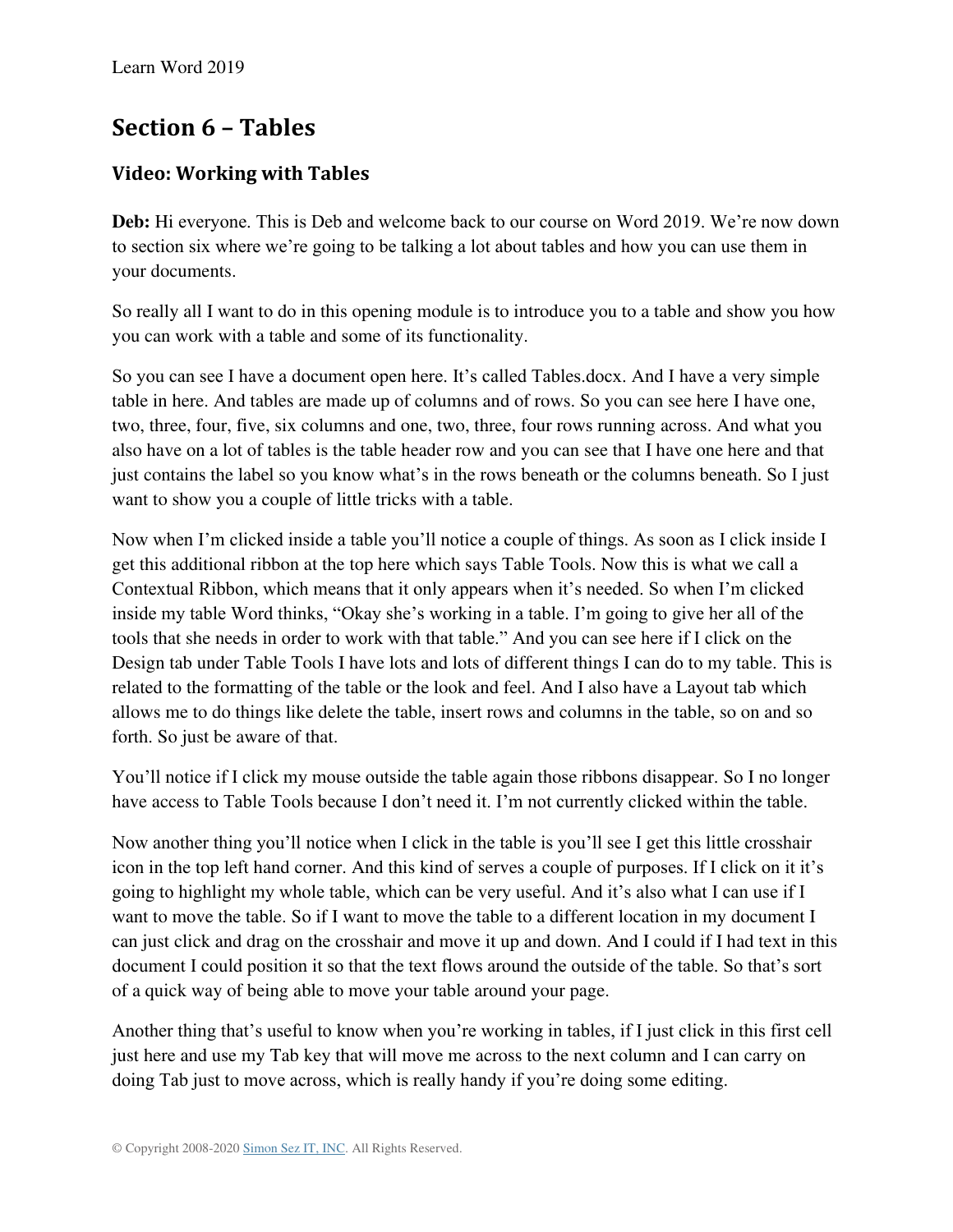## Section 6 – Tables

### Video: Working with Tables

**Deb:** Hi everyone. This is Deb and welcome back to our course on Word 2019. We're now down to section six where we're going to be talking a lot about tables and how you can use them in your documents.

So really all I want to do in this opening module is to introduce you to a table and show you how you can work with a table and some of its functionality.

So you can see I have a document open here. It's called Tables.docx. And I have a very simple table in here. And tables are made up of columns and of rows. So you can see here I have one, two, three, four, five, six columns and one, two, three, four rows running across. And what you also have on a lot of tables is the table header row and you can see that I have one here and that just contains the label so you know what's in the rows beneath or the columns beneath. So I just want to show you a couple of little tricks with a table.

Now when I'm clicked inside a table you'll notice a couple of things. As soon as I click inside I get this additional ribbon at the top here which says Table Tools. Now this is what we call a Contextual Ribbon, which means that it only appears when it's needed. So when I'm clicked inside my table Word thinks, "Okay she's working in a table. I'm going to give her all of the tools that she needs in order to work with that table." And you can see here if I click on the Design tab under Table Tools I have lots and lots of different things I can do to my table. This is related to the formatting of the table or the look and feel. And I also have a Layout tab which allows me to do things like delete the table, insert rows and columns in the table, so on and so forth. So just be aware of that.

You'll notice if I click my mouse outside the table again those ribbons disappear. So I no longer have access to Table Tools because I don't need it. I'm not currently clicked within the table.

Now another thing you'll notice when I click in the table is you'll see I get this little crosshair icon in the top left hand corner. And this kind of serves a couple of purposes. If I click on it it's going to highlight my whole table, which can be very useful. And it's also what I can use if I want to move the table. So if I want to move the table to a different location in my document I can just click and drag on the crosshair and move it up and down. And I could if I had text in this document I could position it so that the text flows around the outside of the table. So that's sort of a quick way of being able to move your table around your page.

Another thing that's useful to know when you're working in tables, if I just click in this first cell just here and use my Tab key that will move me across to the next column and I can carry on doing Tab just to move across, which is really handy if you're doing some editing.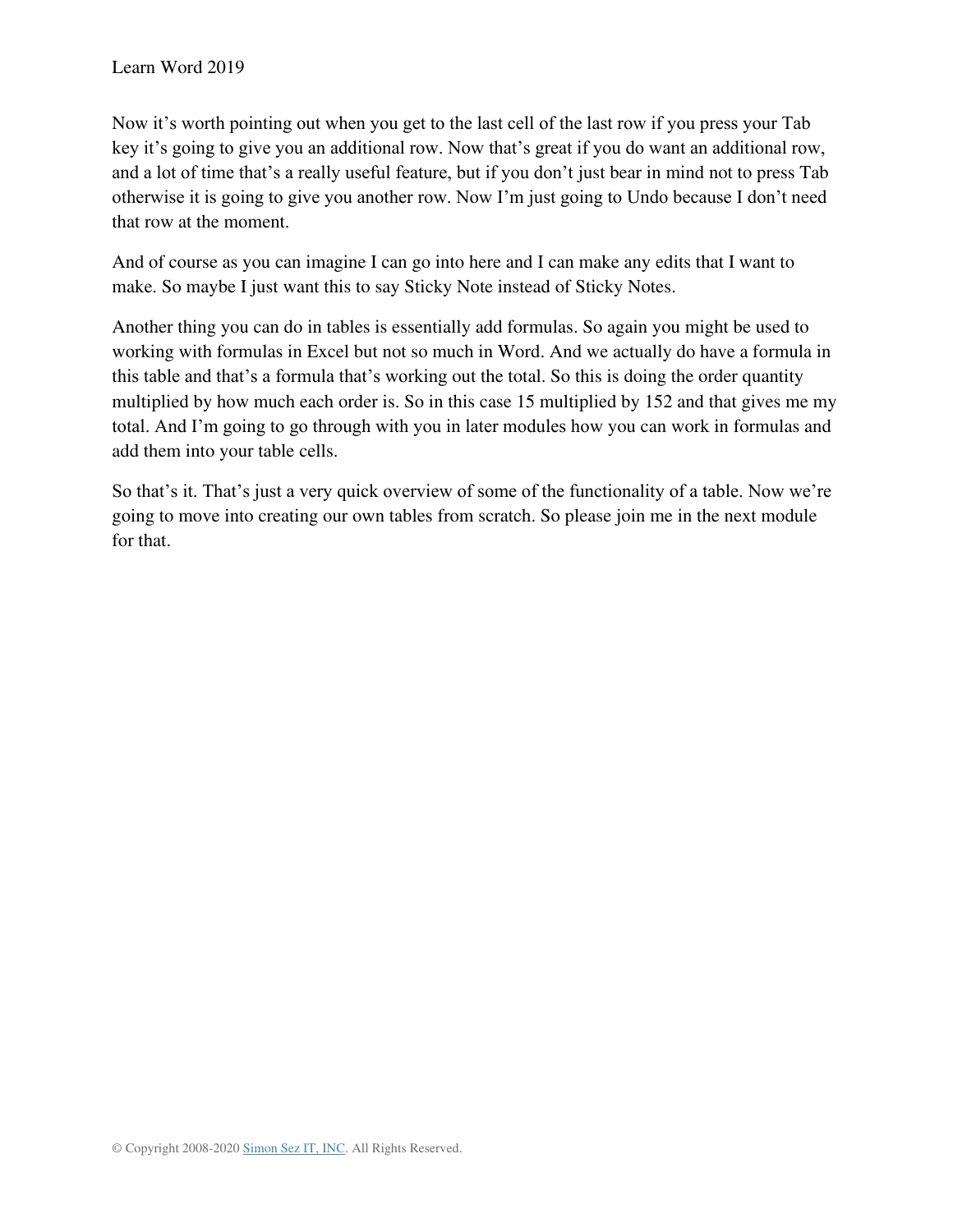Now it's worth pointing out when you get to the last cell of the last row if you press your Tab key it's going to give you an additional row. Now that's great if you do want an additional row, and a lot of time that's a really useful feature, but if you don't just bear in mind not to press Tab otherwise it is going to give you another row. Now I'm just going to Undo because I don't need that row at the moment.

And of course as you can imagine I can go into here and I can make any edits that I want to make. So maybe I just want this to say Sticky Note instead of Sticky Notes.

Another thing you can do in tables is essentially add formulas. So again you might be used to working with formulas in Excel but not so much in Word. And we actually do have a formula in this table and that's a formula that's working out the total. So this is doing the order quantity multiplied by how much each order is. So in this case 15 multiplied by 152 and that gives me my total. And I'm going to go through with you in later modules how you can work in formulas and add them into your table cells.

So that's it. That's just a very quick overview of some of the functionality of a table. Now we're going to move into creating our own tables from scratch. So please join me in the next module for that.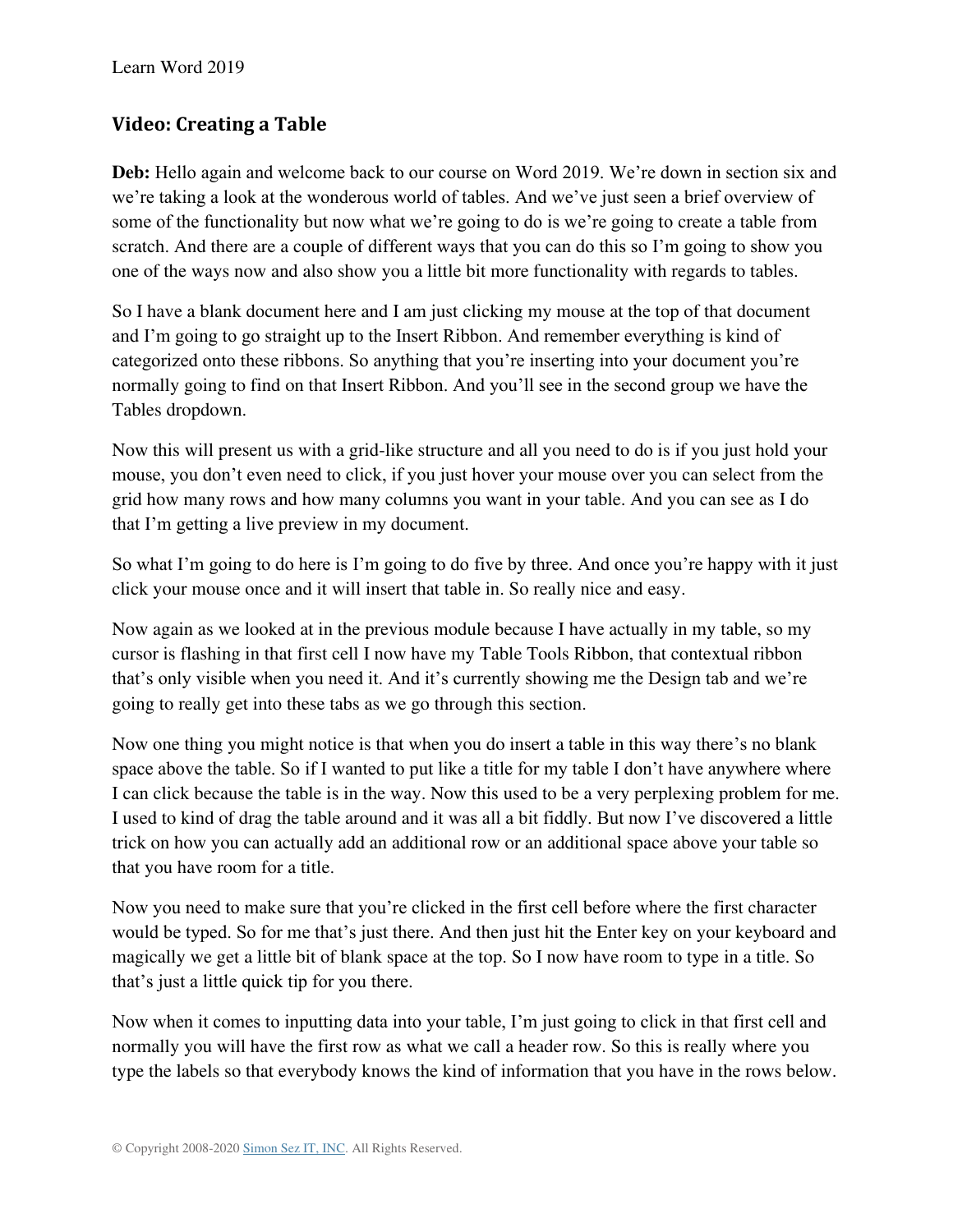## Video: Creating a Table

**Deb:** Hello again and welcome back to our course on Word 2019. We're down in section six and we're taking a look at the wonderous world of tables. And we've just seen a brief overview of some of the functionality but now what we're going to do is we're going to create a table from scratch. And there are a couple of different ways that you can do this so I'm going to show you one of the ways now and also show you a little bit more functionality with regards to tables.

So I have a blank document here and I am just clicking my mouse at the top of that document and I'm going to go straight up to the Insert Ribbon. And remember everything is kind of categorized onto these ribbons. So anything that you're inserting into your document you're normally going to find on that Insert Ribbon. And you'll see in the second group we have the Tables dropdown.

Now this will present us with a grid-like structure and all you need to do is if you just hold your mouse, you don't even need to click, if you just hover your mouse over you can select from the grid how many rows and how many columns you want in your table. And you can see as I do that I'm getting a live preview in my document.

So what I'm going to do here is I'm going to do five by three. And once you're happy with it just click your mouse once and it will insert that table in. So really nice and easy.

Now again as we looked at in the previous module because I have actually in my table, so my cursor is flashing in that first cell I now have my Table Tools Ribbon, that contextual ribbon that's only visible when you need it. And it's currently showing me the Design tab and we're going to really get into these tabs as we go through this section.

Now one thing you might notice is that when you do insert a table in this way there's no blank space above the table. So if I wanted to put like a title for my table I don't have anywhere where I can click because the table is in the way. Now this used to be a very perplexing problem for me. I used to kind of drag the table around and it was all a bit fiddly. But now I've discovered a little trick on how you can actually add an additional row or an additional space above your table so that you have room for a title.

Now you need to make sure that you're clicked in the first cell before where the first character would be typed. So for me that's just there. And then just hit the Enter key on your keyboard and magically we get a little bit of blank space at the top. So I now have room to type in a title. So that's just a little quick tip for you there.

Now when it comes to inputting data into your table, I'm just going to click in that first cell and normally you will have the first row as what we call a header row. So this is really where you type the labels so that everybody knows the kind of information that you have in the rows below.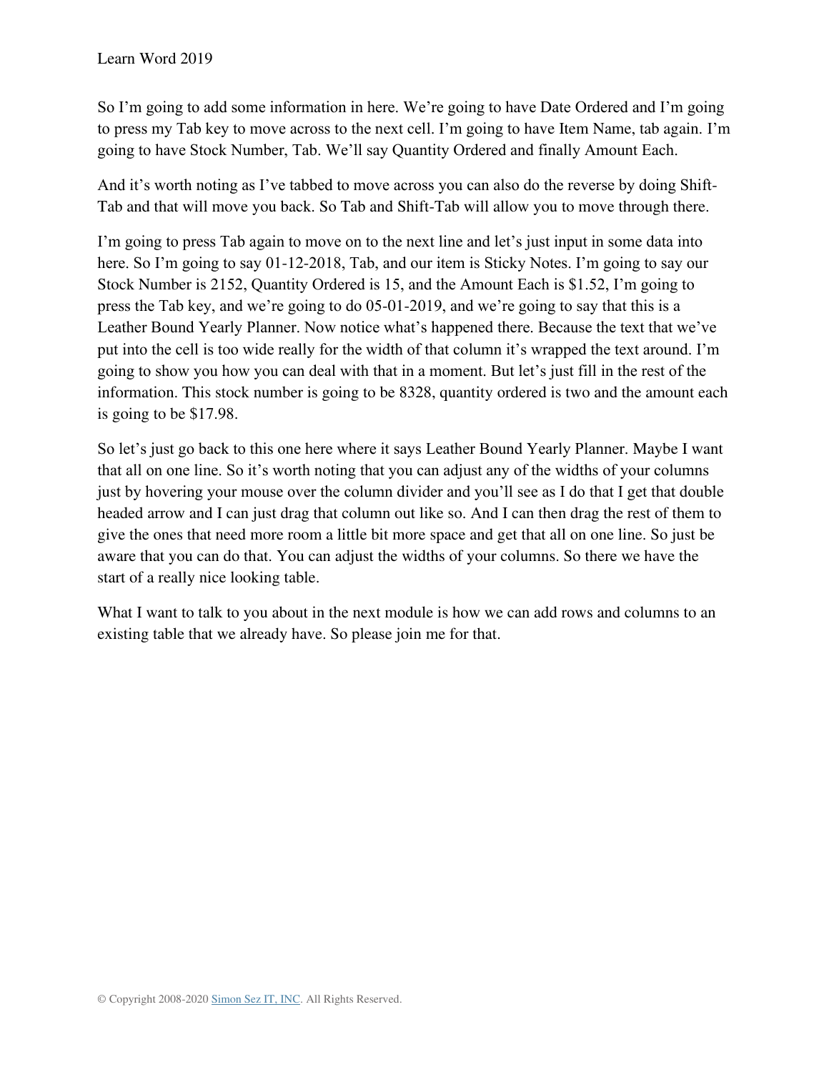So I'm going to add some information in here. We're going to have Date Ordered and I'm going to press my Tab key to move across to the next cell. I'm going to have Item Name, tab again. I'm going to have Stock Number, Tab. We'll say Quantity Ordered and finally Amount Each.

And it's worth noting as I've tabbed to move across you can also do the reverse by doing Shift-Tab and that will move you back. So Tab and Shift-Tab will allow you to move through there.

I'm going to press Tab again to move on to the next line and let's just input in some data into here. So I'm going to say 01-12-2018, Tab, and our item is Sticky Notes. I'm going to say our Stock Number is 2152, Quantity Ordered is 15, and the Amount Each is $1.52, I'm going to press the Tab key, and we're going to do 05-01-2019, and we're going to say that this is a Leather Bound Yearly Planner. Now notice what's happened there. Because the text that we've put into the cell is too wide really for the width of that column it's wrapped the text around. I'm going to show you how you can deal with that in a moment. But let's just fill in the rest of the information. This stock number is going to be 8328, quantity ordered is two and the amount each is going to be $17.98.

So let's just go back to this one here where it says Leather Bound Yearly Planner. Maybe I want that all on one line. So it's worth noting that you can adjust any of the widths of your columns just by hovering your mouse over the column divider and you'll see as I do that I get that double headed arrow and I can just drag that column out like so. And I can then drag the rest of them to give the ones that need more room a little bit more space and get that all on one line. So just be aware that you can do that. You can adjust the widths of your columns. So there we have the start of a really nice looking table.

What I want to talk to you about in the next module is how we can add rows and columns to an existing table that we already have. So please join me for that.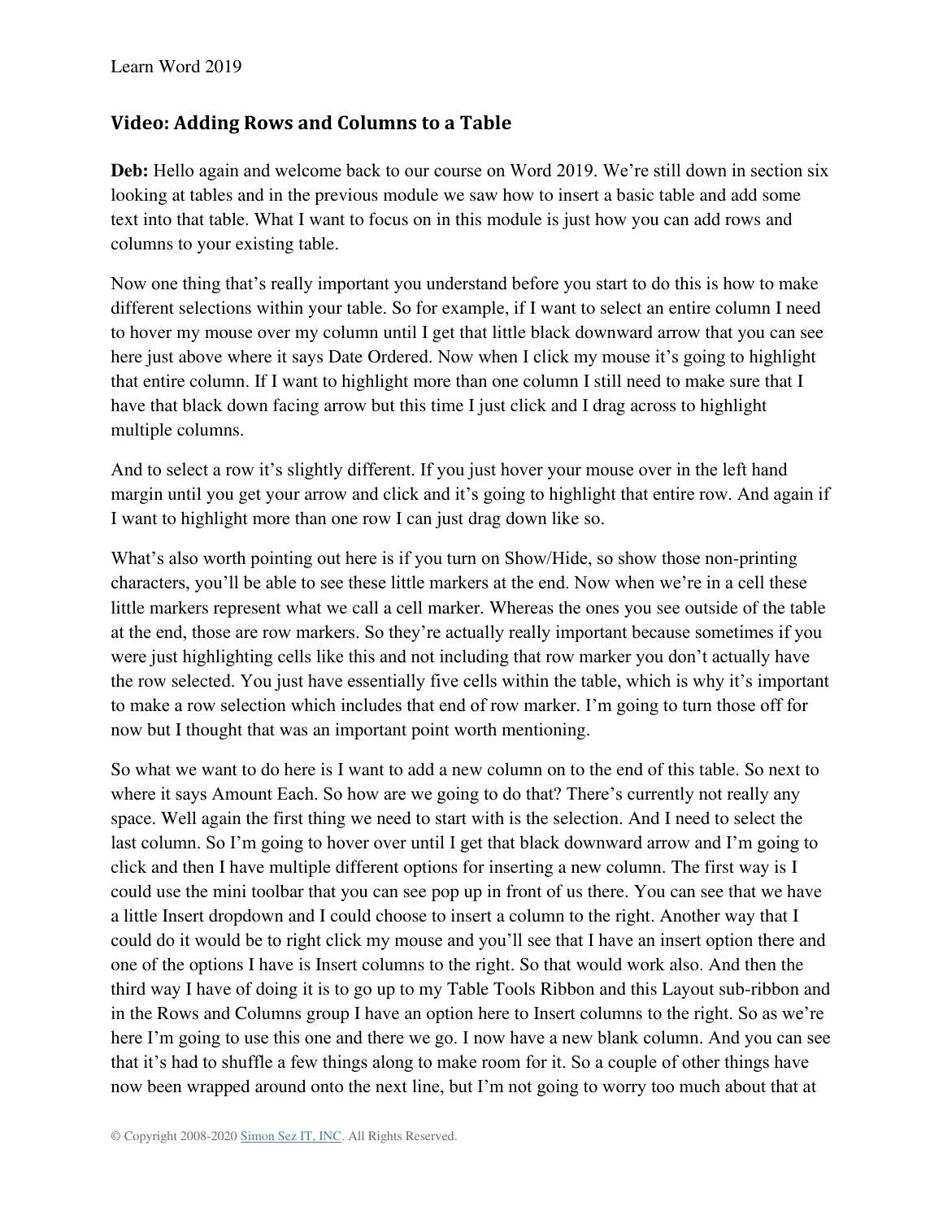## Video: Adding Rows and Columns to a Table

**Deb:** Hello again and welcome back to our course on Word 2019. We're still down in section six looking at tables and in the previous module we saw how to insert a basic table and add some text into that table. What I want to focus on in this module is just how you can add rows and columns to your existing table.

Now one thing that's really important you understand before you start to do this is how to make different selections within your table. So for example, if I want to select an entire column I need to hover my mouse over my column until I get that little black downward arrow that you can see here just above where it says Date Ordered. Now when I click my mouse it's going to highlight that entire column. If I want to highlight more than one column I still need to make sure that I have that black down facing arrow but this time I just click and I drag across to highlight multiple columns.

And to select a row it's slightly different. If you just hover your mouse over in the left hand margin until you get your arrow and click and it's going to highlight that entire row. And again if I want to highlight more than one row I can just drag down like so.

What's also worth pointing out here is if you turn on Show/Hide, so show those non-printing characters, you'll be able to see these little markers at the end. Now when we're in a cell these little markers represent what we call a cell marker. Whereas the ones you see outside of the table at the end, those are row markers. So they're actually really important because sometimes if you were just highlighting cells like this and not including that row marker you don't actually have the row selected. You just have essentially five cells within the table, which is why it's important to make a row selection which includes that end of row marker. I'm going to turn those off for now but I thought that was an important point worth mentioning.

So what we want to do here is I want to add a new column on to the end of this table. So next to where it says Amount Each. So how are we going to do that? There's currently not really any space. Well again the first thing we need to start with is the selection. And I need to select the last column. So I'm going to hover over until I get that black downward arrow and I'm going to click and then I have multiple different options for inserting a new column. The first way is I could use the mini toolbar that you can see pop up in front of us there. You can see that we have a little Insert dropdown and I could choose to insert a column to the right. Another way that I could do it would be to right click my mouse and you'll see that I have an insert option there and one of the options I have is Insert columns to the right. So that would work also. And then the third way I have of doing it is to go up to my Table Tools Ribbon and this Layout sub-ribbon and in the Rows and Columns group I have an option here to Insert columns to the right. So as we're here I'm going to use this one and there we go. I now have a new blank column. And you can see that it's had to shuffle a few things along to make room for it. So a couple of other things have now been wrapped around onto the next line, but I'm not going to worry too much about that at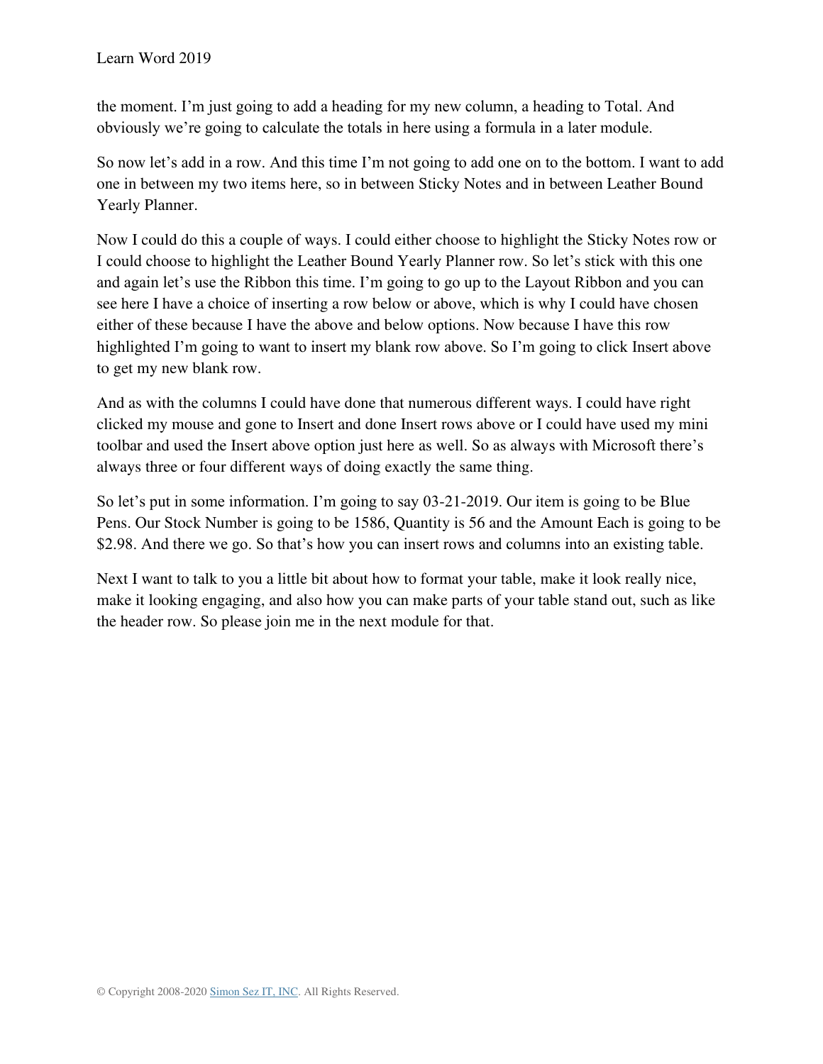the moment. I’m just going to add a heading for my new column, a heading to Total. And obviously we’re going to calculate the totals in here using a formula in a later module.

So now let’s add in a row. And this time I’m not going to add one on to the bottom. I want to add one in between my two items here, so in between Sticky Notes and in between Leather Bound Yearly Planner.

Now I could do this a couple of ways. I could either choose to highlight the Sticky Notes row or I could choose to highlight the Leather Bound Yearly Planner row. So let’s stick with this one and again let’s use the Ribbon this time. I’m going to go up to the Layout Ribbon and you can see here I have a choice of inserting a row below or above, which is why I could have chosen either of these because I have the above and below options. Now because I have this row highlighted I’m going to want to insert my blank row above. So I’m going to click Insert above to get my new blank row.

And as with the columns I could have done that numerous different ways. I could have right clicked my mouse and gone to Insert and done Insert rows above or I could have used my mini toolbar and used the Insert above option just here as well. So as always with Microsoft there’s always three or four different ways of doing exactly the same thing.

So let’s put in some information. I’m going to say 03-21-2019. Our item is going to be Blue Pens. Our Stock Number is going to be 1586, Quantity is 56 and the Amount Each is going to be $2.98. And there we go. So that’s how you can insert rows and columns into an existing table.

Next I want to talk to you a little bit about how to format your table, make it look really nice, make it looking engaging, and also how you can make parts of your table stand out, such as like the header row. So please join me in the next module for that.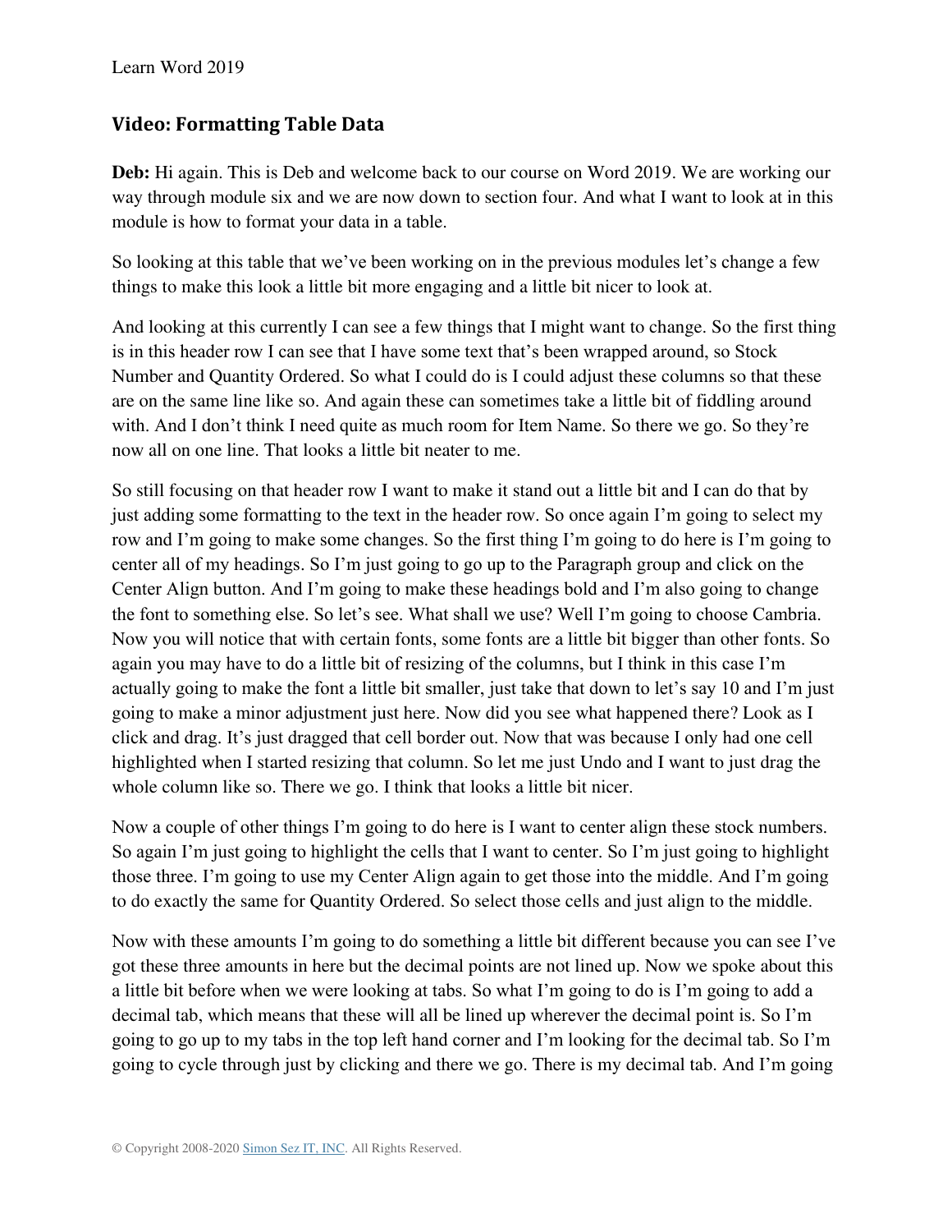## Video: Formatting Table Data

**Deb:** Hi again. This is Deb and welcome back to our course on Word 2019. We are working our way through module six and we are now down to section four. And what I want to look at in this module is how to format your data in a table.

So looking at this table that we've been working on in the previous modules let's change a few things to make this look a little bit more engaging and a little bit nicer to look at.

And looking at this currently I can see a few things that I might want to change. So the first thing is in this header row I can see that I have some text that's been wrapped around, so Stock Number and Quantity Ordered. So what I could do is I could adjust these columns so that these are on the same line like so. And again these can sometimes take a little bit of fiddling around with. And I don't think I need quite as much room for Item Name. So there we go. So they're now all on one line. That looks a little bit neater to me.

So still focusing on that header row I want to make it stand out a little bit and I can do that by just adding some formatting to the text in the header row. So once again I'm going to select my row and I'm going to make some changes. So the first thing I'm going to do here is I'm going to center all of my headings. So I'm just going to go up to the Paragraph group and click on the Center Align button. And I'm going to make these headings bold and I'm also going to change the font to something else. So let's see. What shall we use? Well I'm going to choose Cambria. Now you will notice that with certain fonts, some fonts are a little bit bigger than other fonts. So again you may have to do a little bit of resizing of the columns, but I think in this case I'm actually going to make the font a little bit smaller, just take that down to let's say 10 and I'm just going to make a minor adjustment just here. Now did you see what happened there? Look as I click and drag. It's just dragged that cell border out. Now that was because I only had one cell highlighted when I started resizing that column. So let me just Undo and I want to just drag the whole column like so. There we go. I think that looks a little bit nicer.

Now a couple of other things I'm going to do here is I want to center align these stock numbers. So again I'm just going to highlight the cells that I want to center. So I'm just going to highlight those three. I'm going to use my Center Align again to get those into the middle. And I'm going to do exactly the same for Quantity Ordered. So select those cells and just align to the middle.

Now with these amounts I'm going to do something a little bit different because you can see I've got these three amounts in here but the decimal points are not lined up. Now we spoke about this a little bit before when we were looking at tabs. So what I'm going to do is I'm going to add a decimal tab, which means that these will all be lined up wherever the decimal point is. So I'm going to go up to my tabs in the top left hand corner and I'm looking for the decimal tab. So I'm going to cycle through just by clicking and there we go. There is my decimal tab. And I'm going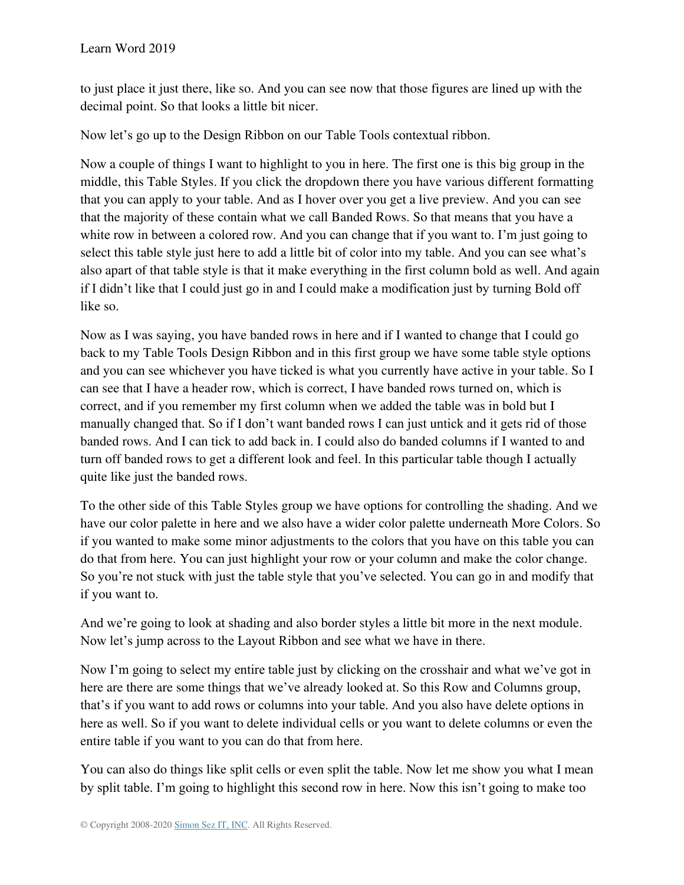to just place it just there, like so. And you can see now that those figures are lined up with the decimal point. So that looks a little bit nicer.

Now let's go up to the Design Ribbon on our Table Tools contextual ribbon.

Now a couple of things I want to highlight to you in here. The first one is this big group in the middle, this Table Styles. If you click the dropdown there you have various different formatting that you can apply to your table. And as I hover over you get a live preview. And you can see that the majority of these contain what we call Banded Rows. So that means that you have a white row in between a colored row. And you can change that if you want to. I'm just going to select this table style just here to add a little bit of color into my table. And you can see what's also apart of that table style is that it make everything in the first column bold as well. And again if I didn't like that I could just go in and I could make a modification just by turning Bold off like so.

Now as I was saying, you have banded rows in here and if I wanted to change that I could go back to my Table Tools Design Ribbon and in this first group we have some table style options and you can see whichever you have ticked is what you currently have active in your table. So I can see that I have a header row, which is correct, I have banded rows turned on, which is correct, and if you remember my first column when we added the table was in bold but I manually changed that. So if I don't want banded rows I can just untick and it gets rid of those banded rows. And I can tick to add back in. I could also do banded columns if I wanted to and turn off banded rows to get a different look and feel. In this particular table though I actually quite like just the banded rows.

To the other side of this Table Styles group we have options for controlling the shading. And we have our color palette in here and we also have a wider color palette underneath More Colors. So if you wanted to make some minor adjustments to the colors that you have on this table you can do that from here. You can just highlight your row or your column and make the color change. So you're not stuck with just the table style that you've selected. You can go in and modify that if you want to.

And we're going to look at shading and also border styles a little bit more in the next module. Now let's jump across to the Layout Ribbon and see what we have in there.

Now I'm going to select my entire table just by clicking on the crosshair and what we've got in here are there are some things that we've already looked at. So this Row and Columns group, that's if you want to add rows or columns into your table. And you also have delete options in here as well. So if you want to delete individual cells or you want to delete columns or even the entire table if you want to you can do that from here.

You can also do things like split cells or even split the table. Now let me show you what I mean by split table. I'm going to highlight this second row in here. Now this isn't going to make too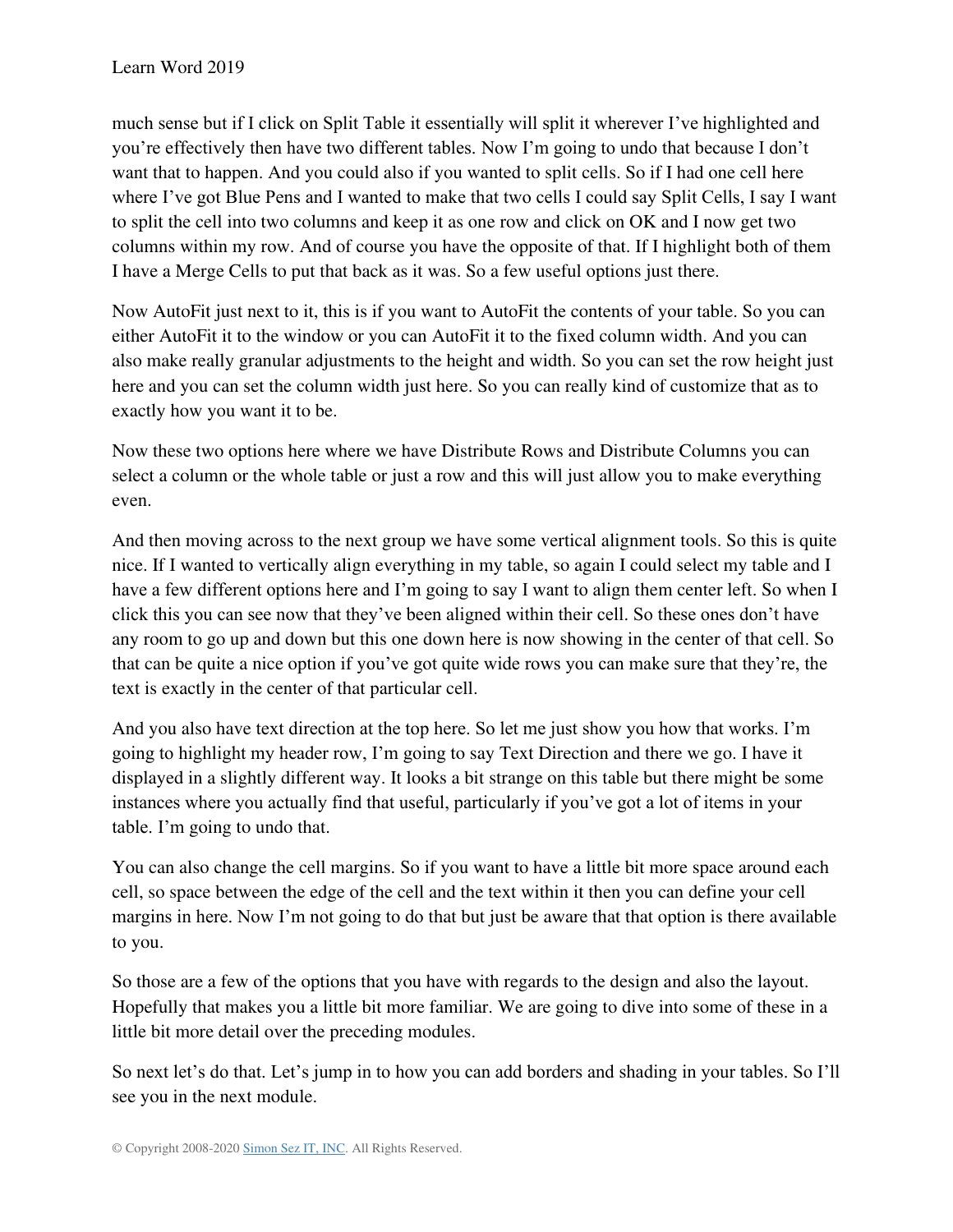much sense but if I click on Split Table it essentially will split it wherever I've highlighted and you're effectively then have two different tables. Now I'm going to undo that because I don't want that to happen. And you could also if you wanted to split cells. So if I had one cell here where I've got Blue Pens and I wanted to make that two cells I could say Split Cells, I say I want to split the cell into two columns and keep it as one row and click on OK and I now get two columns within my row. And of course you have the opposite of that. If I highlight both of them I have a Merge Cells to put that back as it was. So a few useful options just there.

Now AutoFit just next to it, this is if you want to AutoFit the contents of your table. So you can either AutoFit it to the window or you can AutoFit it to the fixed column width. And you can also make really granular adjustments to the height and width. So you can set the row height just here and you can set the column width just here. So you can really kind of customize that as to exactly how you want it to be.

Now these two options here where we have Distribute Rows and Distribute Columns you can select a column or the whole table or just a row and this will just allow you to make everything even.

And then moving across to the next group we have some vertical alignment tools. So this is quite nice. If I wanted to vertically align everything in my table, so again I could select my table and I have a few different options here and I'm going to say I want to align them center left. So when I click this you can see now that they've been aligned within their cell. So these ones don't have any room to go up and down but this one down here is now showing in the center of that cell. So that can be quite a nice option if you've got quite wide rows you can make sure that they're, the text is exactly in the center of that particular cell.

And you also have text direction at the top here. So let me just show you how that works. I'm going to highlight my header row, I'm going to say Text Direction and there we go. I have it displayed in a slightly different way. It looks a bit strange on this table but there might be some instances where you actually find that useful, particularly if you've got a lot of items in your table. I'm going to undo that.

You can also change the cell margins. So if you want to have a little bit more space around each cell, so space between the edge of the cell and the text within it then you can define your cell margins in here. Now I'm not going to do that but just be aware that that option is there available to you.

So those are a few of the options that you have with regards to the design and also the layout. Hopefully that makes you a little bit more familiar. We are going to dive into some of these in a little bit more detail over the preceding modules.

So next let's do that. Let's jump in to how you can add borders and shading in your tables. So I'll see you in the next module.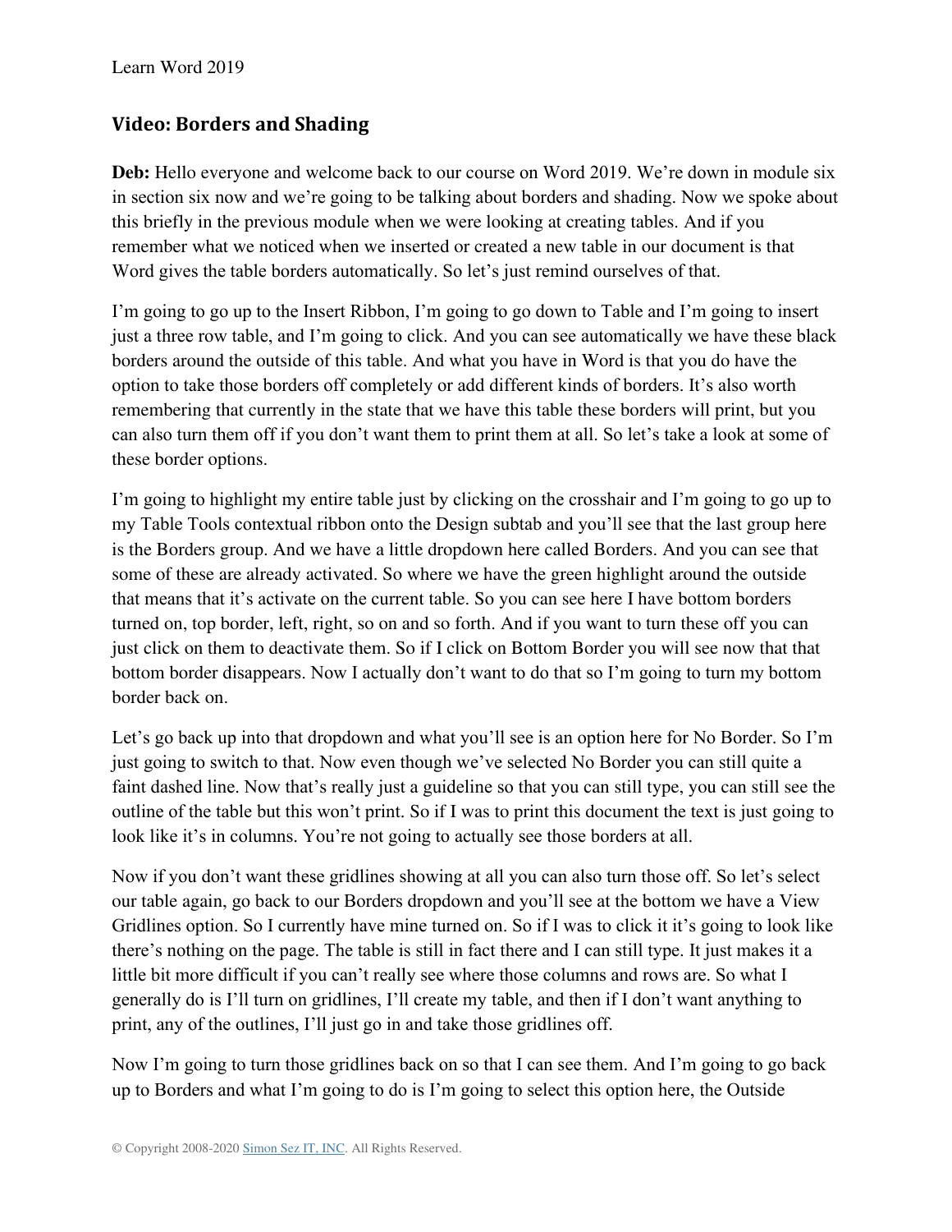## Video: Borders and Shading

**Deb:** Hello everyone and welcome back to our course on Word 2019. We're down in module six in section six now and we're going to be talking about borders and shading. Now we spoke about this briefly in the previous module when we were looking at creating tables. And if you remember what we noticed when we inserted or created a new table in our document is that Word gives the table borders automatically. So let's just remind ourselves of that.

I'm going to go up to the Insert Ribbon, I'm going to go down to Table and I'm going to insert just a three row table, and I'm going to click. And you can see automatically we have these black borders around the outside of this table. And what you have in Word is that you do have the option to take those borders off completely or add different kinds of borders. It's also worth remembering that currently in the state that we have this table these borders will print, but you can also turn them off if you don't want them to print them at all. So let's take a look at some of these border options.

I'm going to highlight my entire table just by clicking on the crosshair and I'm going to go up to my Table Tools contextual ribbon onto the Design subtab and you'll see that the last group here is the Borders group. And we have a little dropdown here called Borders. And you can see that some of these are already activated. So where we have the green highlight around the outside that means that it's activate on the current table. So you can see here I have bottom borders turned on, top border, left, right, so on and so forth. And if you want to turn these off you can just click on them to deactivate them. So if I click on Bottom Border you will see now that that bottom border disappears. Now I actually don't want to do that so I'm going to turn my bottom border back on.

Let's go back up into that dropdown and what you'll see is an option here for No Border. So I'm just going to switch to that. Now even though we've selected No Border you can still quite a faint dashed line. Now that's really just a guideline so that you can still type, you can still see the outline of the table but this won't print. So if I was to print this document the text is just going to look like it's in columns. You're not going to actually see those borders at all.

Now if you don't want these gridlines showing at all you can also turn those off. So let's select our table again, go back to our Borders dropdown and you'll see at the bottom we have a View Gridlines option. So I currently have mine turned on. So if I was to click it it's going to look like there's nothing on the page. The table is still in fact there and I can still type. It just makes it a little bit more difficult if you can't really see where those columns and rows are. So what I generally do is I'll turn on gridlines, I'll create my table, and then if I don't want anything to print, any of the outlines, I'll just go in and take those gridlines off.

Now I'm going to turn those gridlines back on so that I can see them. And I'm going to go back up to Borders and what I'm going to do is I'm going to select this option here, the Outside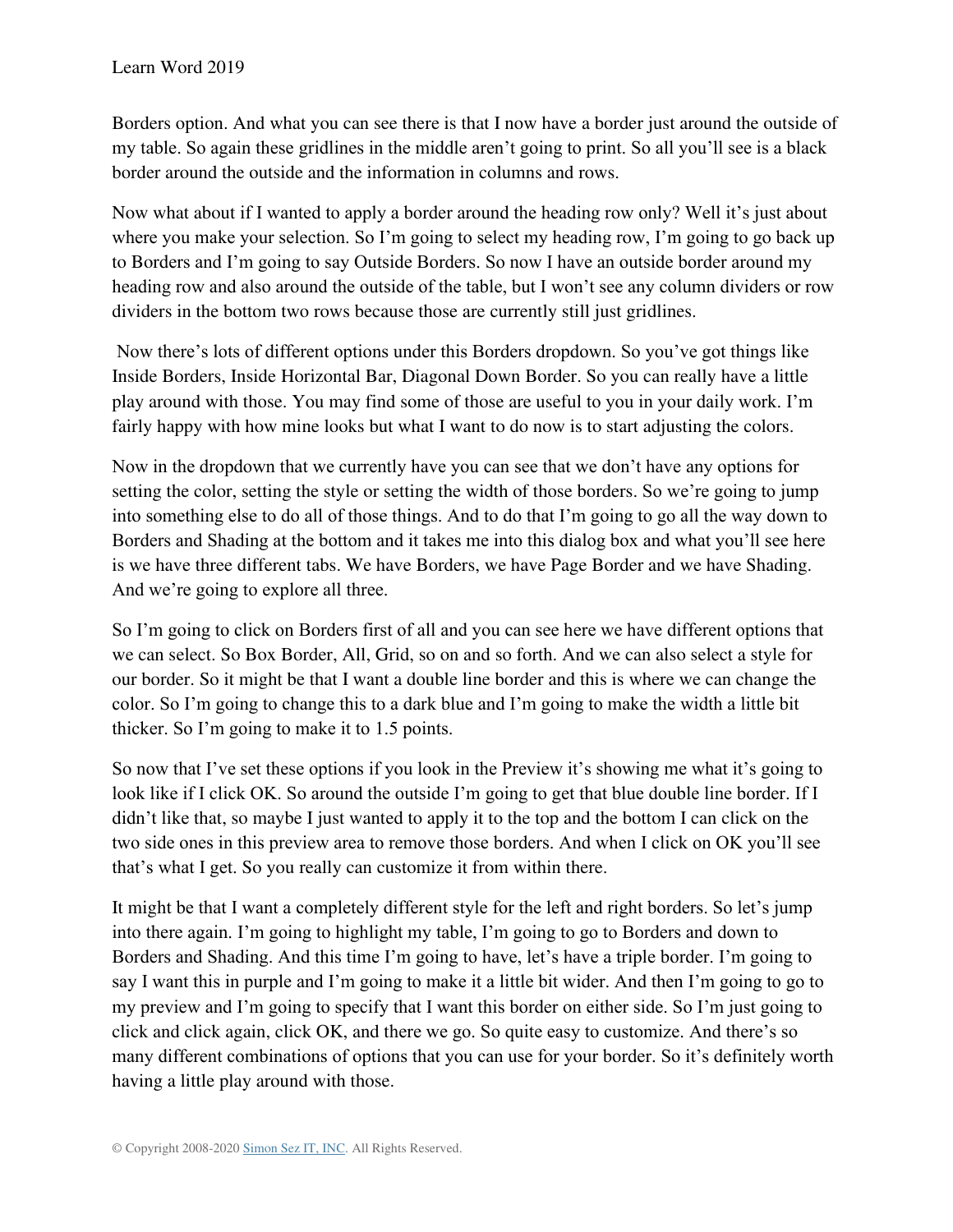Borders option. And what you can see there is that I now have a border just around the outside of my table. So again these gridlines in the middle aren't going to print. So all you'll see is a black border around the outside and the information in columns and rows.

Now what about if I wanted to apply a border around the heading row only? Well it's just about where you make your selection. So I'm going to select my heading row, I'm going to go back up to Borders and I'm going to say Outside Borders. So now I have an outside border around my heading row and also around the outside of the table, but I won't see any column dividers or row dividers in the bottom two rows because those are currently still just gridlines.

Now there's lots of different options under this Borders dropdown. So you've got things like Inside Borders, Inside Horizontal Bar, Diagonal Down Border. So you can really have a little play around with those. You may find some of those are useful to you in your daily work. I'm fairly happy with how mine looks but what I want to do now is to start adjusting the colors.

Now in the dropdown that we currently have you can see that we don't have any options for setting the color, setting the style or setting the width of those borders. So we're going to jump into something else to do all of those things. And to do that I'm going to go all the way down to Borders and Shading at the bottom and it takes me into this dialog box and what you'll see here is we have three different tabs. We have Borders, we have Page Border and we have Shading. And we're going to explore all three.

So I'm going to click on Borders first of all and you can see here we have different options that we can select. So Box Border, All, Grid, so on and so forth. And we can also select a style for our border. So it might be that I want a double line border and this is where we can change the color. So I'm going to change this to a dark blue and I'm going to make the width a little bit thicker. So I'm going to make it to 1.5 points.

So now that I've set these options if you look in the Preview it's showing me what it's going to look like if I click OK. So around the outside I'm going to get that blue double line border. If I didn't like that, so maybe I just wanted to apply it to the top and the bottom I can click on the two side ones in this preview area to remove those borders. And when I click on OK you'll see that's what I get. So you really can customize it from within there.

It might be that I want a completely different style for the left and right borders. So let's jump into there again. I'm going to highlight my table, I'm going to go to Borders and down to Borders and Shading. And this time I'm going to have, let's have a triple border. I'm going to say I want this in purple and I'm going to make it a little bit wider. And then I'm going to go to my preview and I'm going to specify that I want this border on either side. So I'm just going to click and click again, click OK, and there we go. So quite easy to customize. And there's so many different combinations of options that you can use for your border. So it's definitely worth having a little play around with those.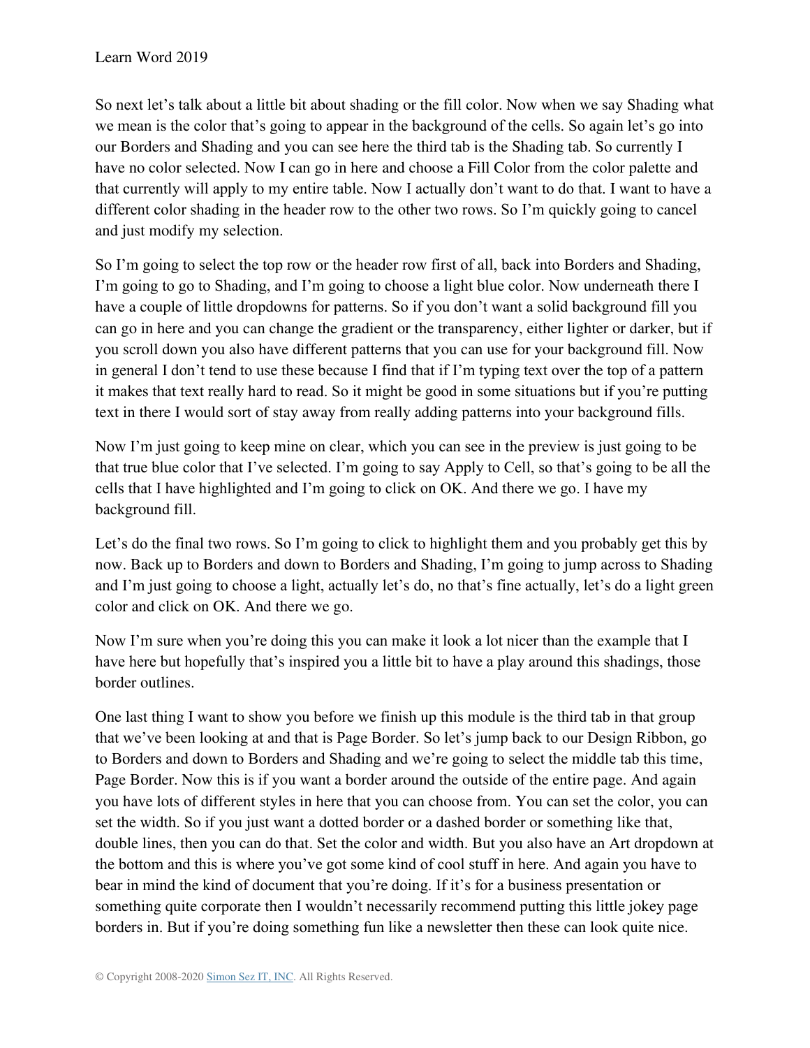So next let's talk about a little bit about shading or the fill color. Now when we say Shading what we mean is the color that's going to appear in the background of the cells. So again let's go into our Borders and Shading and you can see here the third tab is the Shading tab. So currently I have no color selected. Now I can go in here and choose a Fill Color from the color palette and that currently will apply to my entire table. Now I actually don't want to do that. I want to have a different color shading in the header row to the other two rows. So I'm quickly going to cancel and just modify my selection.

So I'm going to select the top row or the header row first of all, back into Borders and Shading, I'm going to go to Shading, and I'm going to choose a light blue color. Now underneath there I have a couple of little dropdowns for patterns. So if you don't want a solid background fill you can go in here and you can change the gradient or the transparency, either lighter or darker, but if you scroll down you also have different patterns that you can use for your background fill. Now in general I don't tend to use these because I find that if I'm typing text over the top of a pattern it makes that text really hard to read. So it might be good in some situations but if you're putting text in there I would sort of stay away from really adding patterns into your background fills.

Now I'm just going to keep mine on clear, which you can see in the preview is just going to be that true blue color that I've selected. I'm going to say Apply to Cell, so that's going to be all the cells that I have highlighted and I'm going to click on OK. And there we go. I have my background fill.

Let's do the final two rows. So I'm going to click to highlight them and you probably get this by now. Back up to Borders and down to Borders and Shading, I'm going to jump across to Shading and I'm just going to choose a light, actually let's do, no that's fine actually, let's do a light green color and click on OK. And there we go.

Now I'm sure when you're doing this you can make it look a lot nicer than the example that I have here but hopefully that's inspired you a little bit to have a play around this shadings, those border outlines.

One last thing I want to show you before we finish up this module is the third tab in that group that we've been looking at and that is Page Border. So let's jump back to our Design Ribbon, go to Borders and down to Borders and Shading and we're going to select the middle tab this time, Page Border. Now this is if you want a border around the outside of the entire page. And again you have lots of different styles in here that you can choose from. You can set the color, you can set the width. So if you just want a dotted border or a dashed border or something like that, double lines, then you can do that. Set the color and width. But you also have an Art dropdown at the bottom and this is where you've got some kind of cool stuff in here. And again you have to bear in mind the kind of document that you're doing. If it's for a business presentation or something quite corporate then I wouldn't necessarily recommend putting this little jokey page borders in. But if you're doing something fun like a newsletter then these can look quite nice.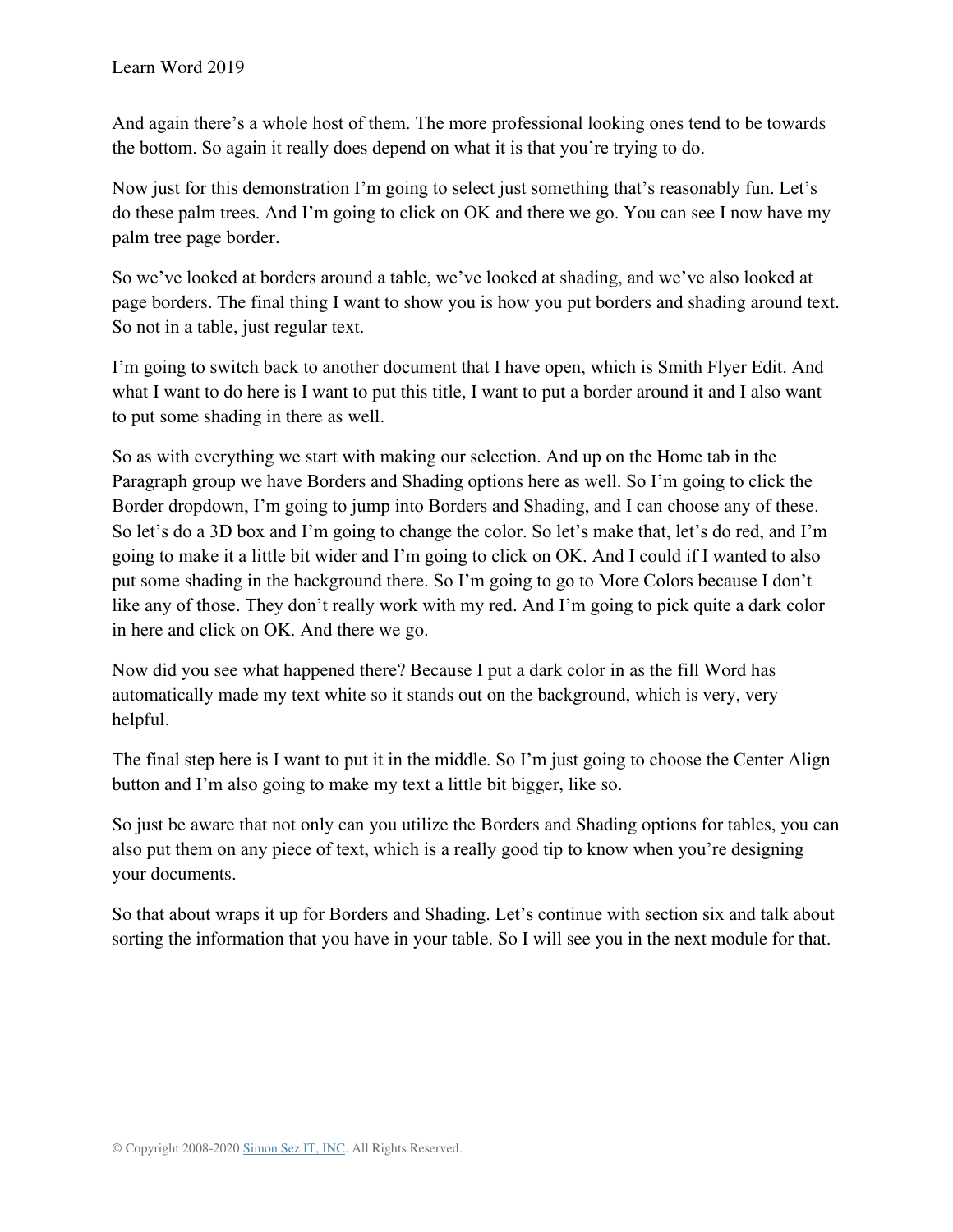And again there's a whole host of them. The more professional looking ones tend to be towards the bottom. So again it really does depend on what it is that you're trying to do.

Now just for this demonstration I'm going to select just something that's reasonably fun. Let's do these palm trees. And I'm going to click on OK and there we go. You can see I now have my palm tree page border.

So we've looked at borders around a table, we've looked at shading, and we've also looked at page borders. The final thing I want to show you is how you put borders and shading around text. So not in a table, just regular text.

I'm going to switch back to another document that I have open, which is Smith Flyer Edit. And what I want to do here is I want to put this title, I want to put a border around it and I also want to put some shading in there as well.

So as with everything we start with making our selection. And up on the Home tab in the Paragraph group we have Borders and Shading options here as well. So I'm going to click the Border dropdown, I'm going to jump into Borders and Shading, and I can choose any of these. So let's do a 3D box and I'm going to change the color. So let's make that, let's do red, and I'm going to make it a little bit wider and I'm going to click on OK. And I could if I wanted to also put some shading in the background there. So I'm going to go to More Colors because I don't like any of those. They don't really work with my red. And I'm going to pick quite a dark color in here and click on OK. And there we go.

Now did you see what happened there? Because I put a dark color in as the fill Word has automatically made my text white so it stands out on the background, which is very, very helpful.

The final step here is I want to put it in the middle. So I'm just going to choose the Center Align button and I'm also going to make my text a little bit bigger, like so.

So just be aware that not only can you utilize the Borders and Shading options for tables, you can also put them on any piece of text, which is a really good tip to know when you're designing your documents.

So that about wraps it up for Borders and Shading. Let's continue with section six and talk about sorting the information that you have in your table. So I will see you in the next module for that.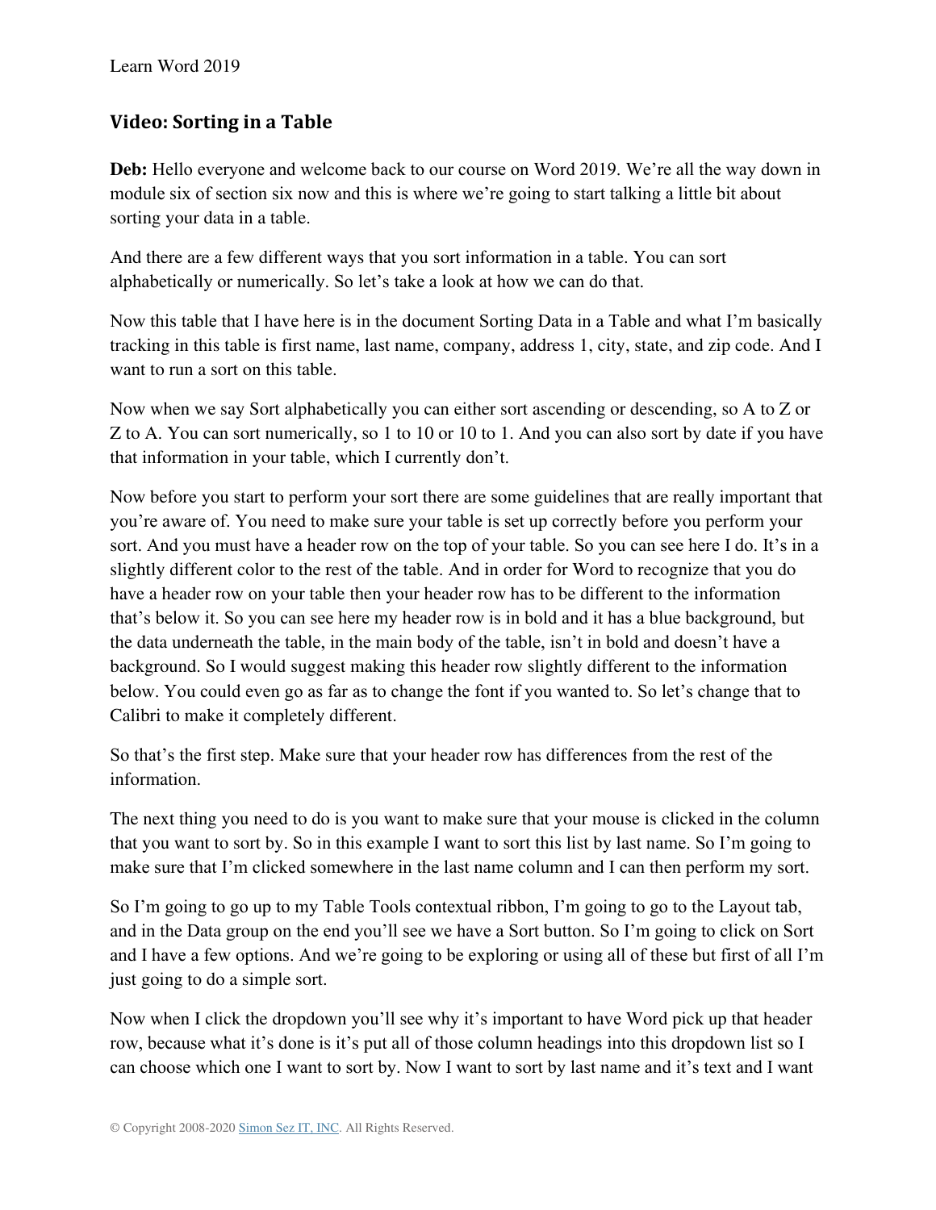## Video: Sorting in a Table

**Deb:** Hello everyone and welcome back to our course on Word 2019. We're all the way down in module six of section six now and this is where we're going to start talking a little bit about sorting your data in a table.

And there are a few different ways that you sort information in a table. You can sort alphabetically or numerically. So let's take a look at how we can do that.

Now this table that I have here is in the document Sorting Data in a Table and what I'm basically tracking in this table is first name, last name, company, address 1, city, state, and zip code. And I want to run a sort on this table.

Now when we say Sort alphabetically you can either sort ascending or descending, so A to Z or Z to A. You can sort numerically, so 1 to 10 or 10 to 1. And you can also sort by date if you have that information in your table, which I currently don't.

Now before you start to perform your sort there are some guidelines that are really important that you're aware of. You need to make sure your table is set up correctly before you perform your sort. And you must have a header row on the top of your table. So you can see here I do. It's in a slightly different color to the rest of the table. And in order for Word to recognize that you do have a header row on your table then your header row has to be different to the information that's below it. So you can see here my header row is in bold and it has a blue background, but the data underneath the table, in the main body of the table, isn't in bold and doesn't have a background. So I would suggest making this header row slightly different to the information below. You could even go as far as to change the font if you wanted to. So let's change that to Calibri to make it completely different.

So that's the first step. Make sure that your header row has differences from the rest of the information.

The next thing you need to do is you want to make sure that your mouse is clicked in the column that you want to sort by. So in this example I want to sort this list by last name. So I'm going to make sure that I'm clicked somewhere in the last name column and I can then perform my sort.

So I'm going to go up to my Table Tools contextual ribbon, I'm going to go to the Layout tab, and in the Data group on the end you'll see we have a Sort button. So I'm going to click on Sort and I have a few options. And we're going to be exploring or using all of these but first of all I'm just going to do a simple sort.

Now when I click the dropdown you'll see why it's important to have Word pick up that header row, because what it's done is it's put all of those column headings into this dropdown list so I can choose which one I want to sort by. Now I want to sort by last name and it's text and I want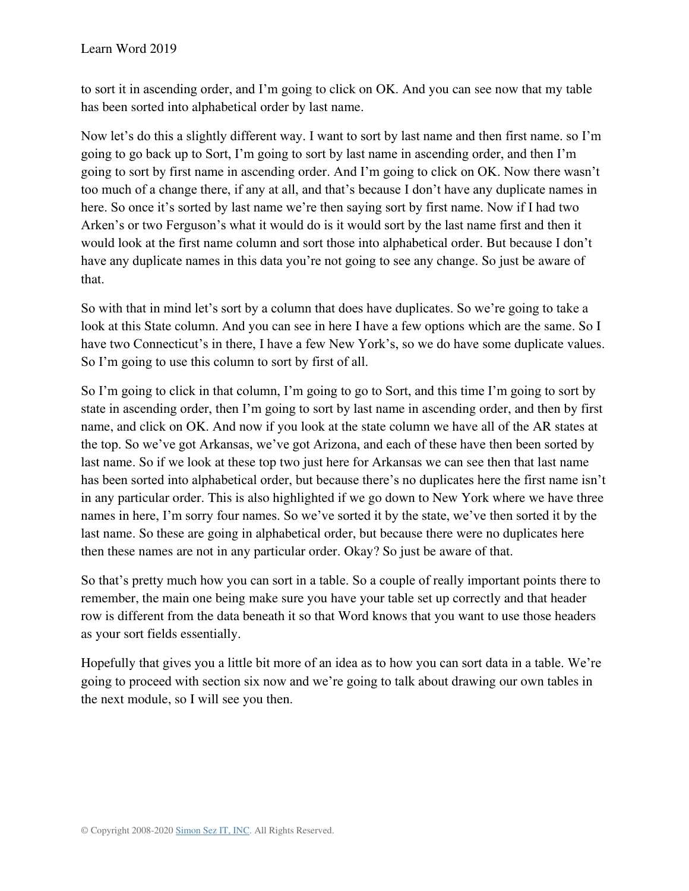to sort it in ascending order, and I'm going to click on OK. And you can see now that my table has been sorted into alphabetical order by last name.

Now let's do this a slightly different way. I want to sort by last name and then first name. so I'm going to go back up to Sort, I'm going to sort by last name in ascending order, and then I'm going to sort by first name in ascending order. And I'm going to click on OK. Now there wasn't too much of a change there, if any at all, and that's because I don't have any duplicate names in here. So once it's sorted by last name we're then saying sort by first name. Now if I had two Arken's or two Ferguson's what it would do is it would sort by the last name first and then it would look at the first name column and sort those into alphabetical order. But because I don't have any duplicate names in this data you're not going to see any change. So just be aware of that.

So with that in mind let's sort by a column that does have duplicates. So we're going to take a look at this State column. And you can see in here I have a few options which are the same. So I have two Connecticut's in there, I have a few New York's, so we do have some duplicate values. So I'm going to use this column to sort by first of all.

So I'm going to click in that column, I'm going to go to Sort, and this time I'm going to sort by state in ascending order, then I'm going to sort by last name in ascending order, and then by first name, and click on OK. And now if you look at the state column we have all of the AR states at the top. So we've got Arkansas, we've got Arizona, and each of these have then been sorted by last name. So if we look at these top two just here for Arkansas we can see then that last name has been sorted into alphabetical order, but because there's no duplicates here the first name isn't in any particular order. This is also highlighted if we go down to New York where we have three names in here, I'm sorry four names. So we've sorted it by the state, we've then sorted it by the last name. So these are going in alphabetical order, but because there were no duplicates here then these names are not in any particular order. Okay? So just be aware of that.

So that's pretty much how you can sort in a table. So a couple of really important points there to remember, the main one being make sure you have your table set up correctly and that header row is different from the data beneath it so that Word knows that you want to use those headers as your sort fields essentially.

Hopefully that gives you a little bit more of an idea as to how you can sort data in a table. We're going to proceed with section six now and we're going to talk about drawing our own tables in the next module, so I will see you then.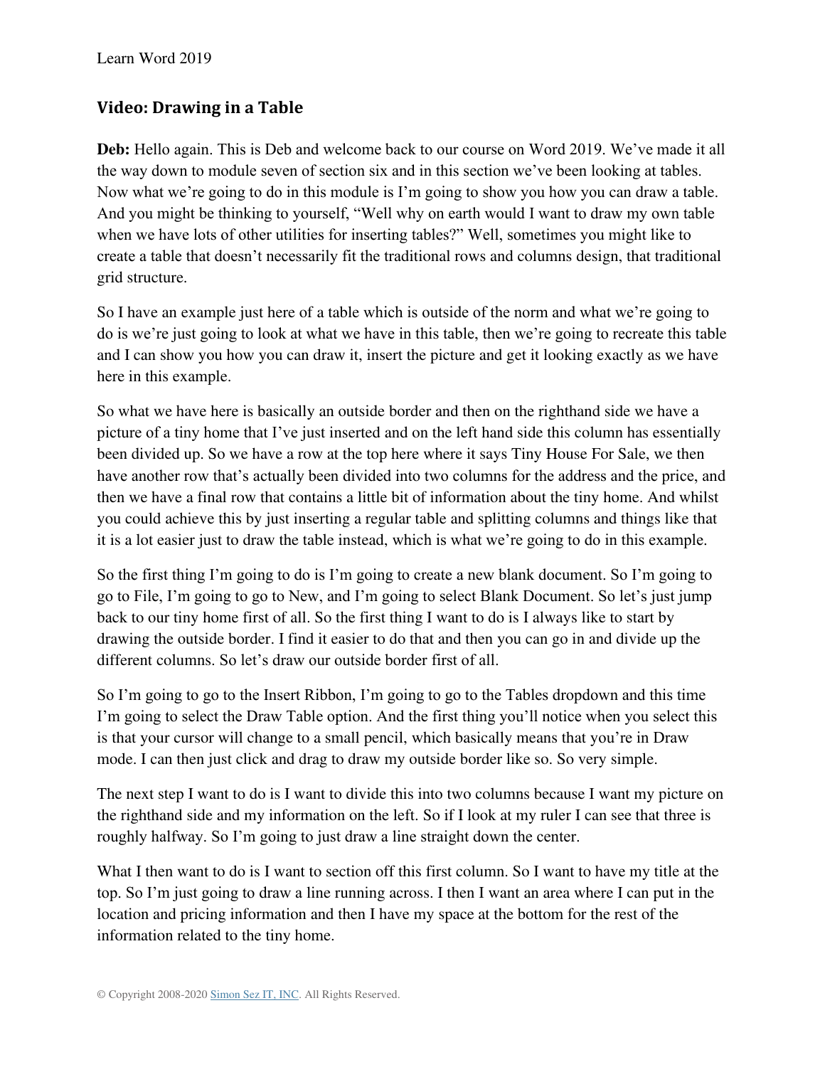## Video: Drawing in a Table

**Deb:** Hello again. This is Deb and welcome back to our course on Word 2019. We've made it all the way down to module seven of section six and in this section we've been looking at tables. Now what we're going to do in this module is I'm going to show you how you can draw a table. And you might be thinking to yourself, "Well why on earth would I want to draw my own table when we have lots of other utilities for inserting tables?" Well, sometimes you might like to create a table that doesn't necessarily fit the traditional rows and columns design, that traditional grid structure.

So I have an example just here of a table which is outside of the norm and what we're going to do is we're just going to look at what we have in this table, then we're going to recreate this table and I can show you how you can draw it, insert the picture and get it looking exactly as we have here in this example.

So what we have here is basically an outside border and then on the righthand side we have a picture of a tiny home that I've just inserted and on the left hand side this column has essentially been divided up. So we have a row at the top here where it says Tiny House For Sale, we then have another row that's actually been divided into two columns for the address and the price, and then we have a final row that contains a little bit of information about the tiny home. And whilst you could achieve this by just inserting a regular table and splitting columns and things like that it is a lot easier just to draw the table instead, which is what we're going to do in this example.

So the first thing I'm going to do is I'm going to create a new blank document. So I'm going to go to File, I'm going to go to New, and I'm going to select Blank Document. So let's just jump back to our tiny home first of all. So the first thing I want to do is I always like to start by drawing the outside border. I find it easier to do that and then you can go in and divide up the different columns. So let's draw our outside border first of all.

So I'm going to go to the Insert Ribbon, I'm going to go to the Tables dropdown and this time I'm going to select the Draw Table option. And the first thing you'll notice when you select this is that your cursor will change to a small pencil, which basically means that you're in Draw mode. I can then just click and drag to draw my outside border like so. So very simple.

The next step I want to do is I want to divide this into two columns because I want my picture on the righthand side and my information on the left. So if I look at my ruler I can see that three is roughly halfway. So I'm going to just draw a line straight down the center.

What I then want to do is I want to section off this first column. So I want to have my title at the top. So I'm just going to draw a line running across. I then I want an area where I can put in the location and pricing information and then I have my space at the bottom for the rest of the information related to the tiny home.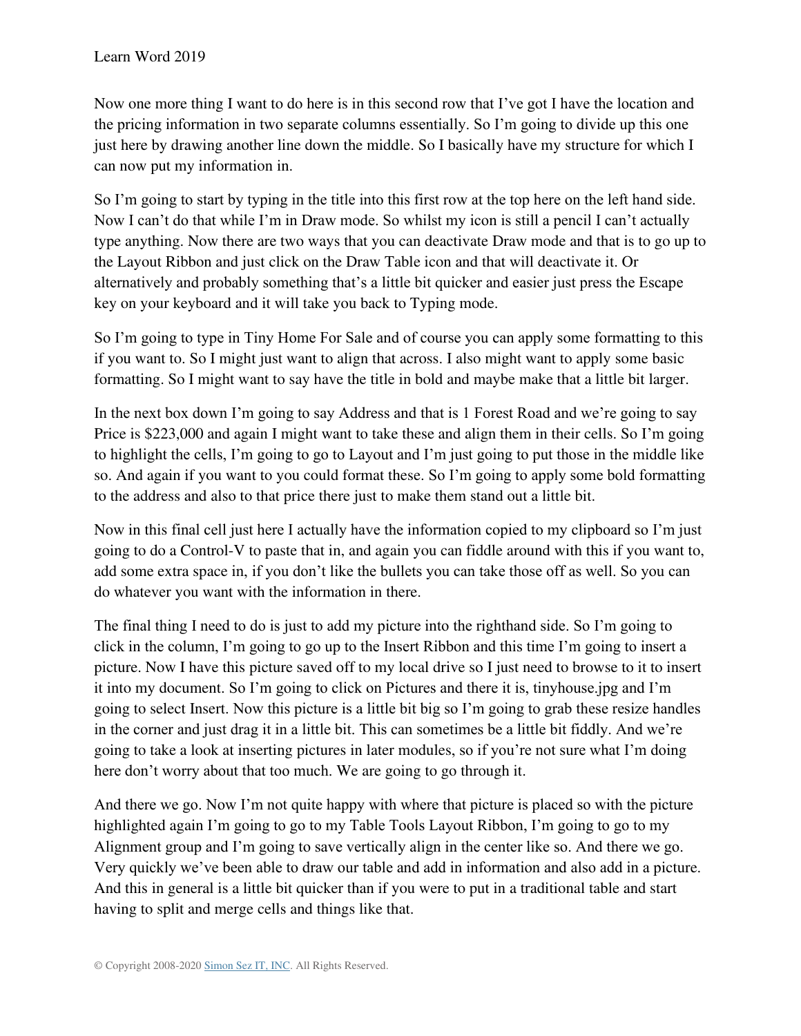Now one more thing I want to do here is in this second row that I've got I have the location and the pricing information in two separate columns essentially. So I'm going to divide up this one just here by drawing another line down the middle. So I basically have my structure for which I can now put my information in.

So I'm going to start by typing in the title into this first row at the top here on the left hand side. Now I can't do that while I'm in Draw mode. So whilst my icon is still a pencil I can't actually type anything. Now there are two ways that you can deactivate Draw mode and that is to go up to the Layout Ribbon and just click on the Draw Table icon and that will deactivate it. Or alternatively and probably something that's a little bit quicker and easier just press the Escape key on your keyboard and it will take you back to Typing mode.

So I'm going to type in Tiny Home For Sale and of course you can apply some formatting to this if you want to. So I might just want to align that across. I also might want to apply some basic formatting. So I might want to say have the title in bold and maybe make that a little bit larger.

In the next box down I'm going to say Address and that is 1 Forest Road and we're going to say Price is $223,000 and again I might want to take these and align them in their cells. So I'm going to highlight the cells, I'm going to go to Layout and I'm just going to put those in the middle like so. And again if you want to you could format these. So I'm going to apply some bold formatting to the address and also to that price there just to make them stand out a little bit.

Now in this final cell just here I actually have the information copied to my clipboard so I'm just going to do a Control-V to paste that in, and again you can fiddle around with this if you want to, add some extra space in, if you don't like the bullets you can take those off as well. So you can do whatever you want with the information in there.

The final thing I need to do is just to add my picture into the righthand side. So I'm going to click in the column, I'm going to go up to the Insert Ribbon and this time I'm going to insert a picture. Now I have this picture saved off to my local drive so I just need to browse to it to insert it into my document. So I'm going to click on Pictures and there it is, tinyhouse.jpg and I'm going to select Insert. Now this picture is a little bit big so I'm going to grab these resize handles in the corner and just drag it in a little bit. This can sometimes be a little bit fiddly. And we're going to take a look at inserting pictures in later modules, so if you're not sure what I'm doing here don't worry about that too much. We are going to go through it.

And there we go. Now I'm not quite happy with where that picture is placed so with the picture highlighted again I'm going to go to my Table Tools Layout Ribbon, I'm going to go to my Alignment group and I'm going to save vertically align in the center like so. And there we go. Very quickly we've been able to draw our table and add in information and also add in a picture. And this in general is a little bit quicker than if you were to put in a traditional table and start having to split and merge cells and things like that.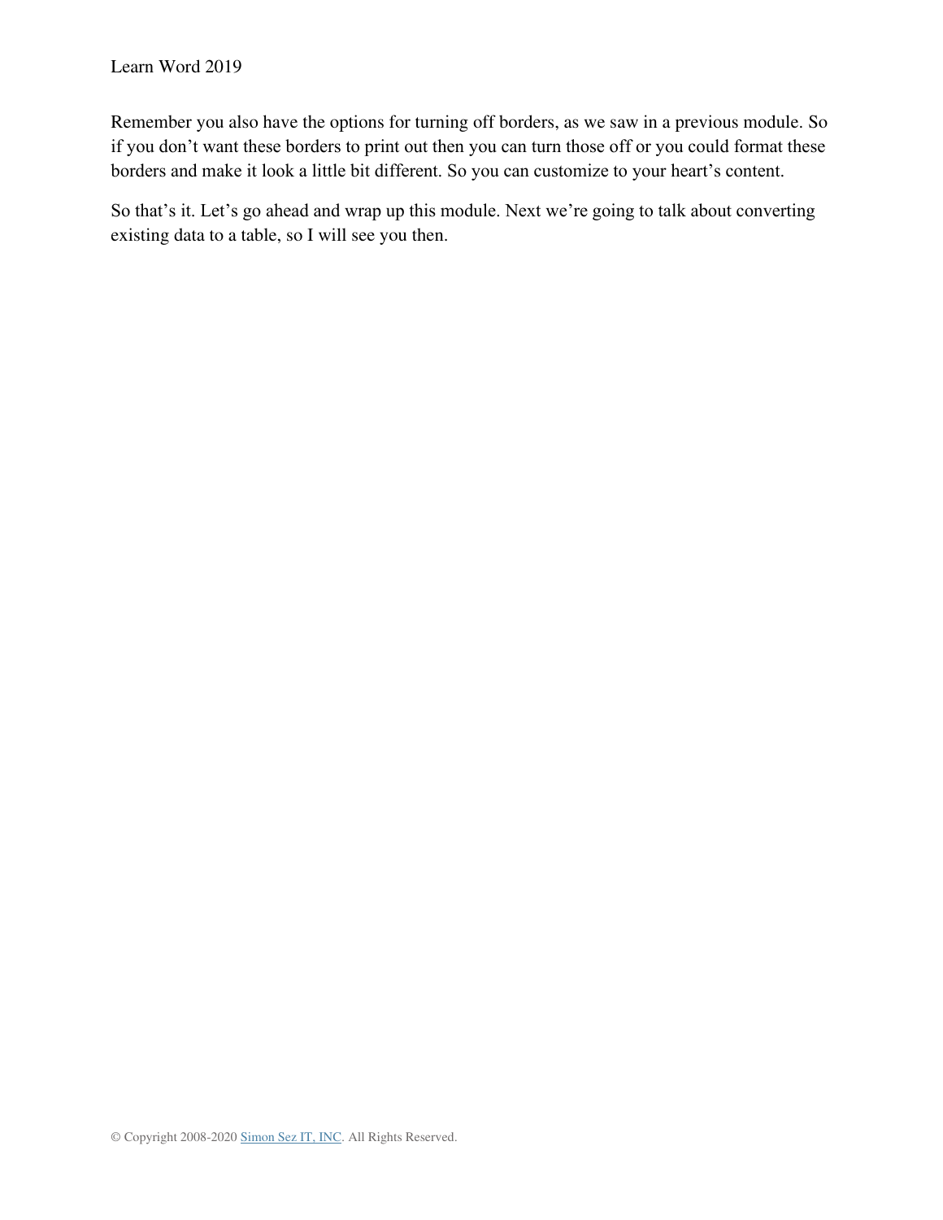Remember you also have the options for turning off borders, as we saw in a previous module. So if you don’t want these borders to print out then you can turn those off or you could format these borders and make it look a little bit different. So you can customize to your heart’s content.

So that’s it. Let’s go ahead and wrap up this module. Next we’re going to talk about converting existing data to a table, so I will see you then.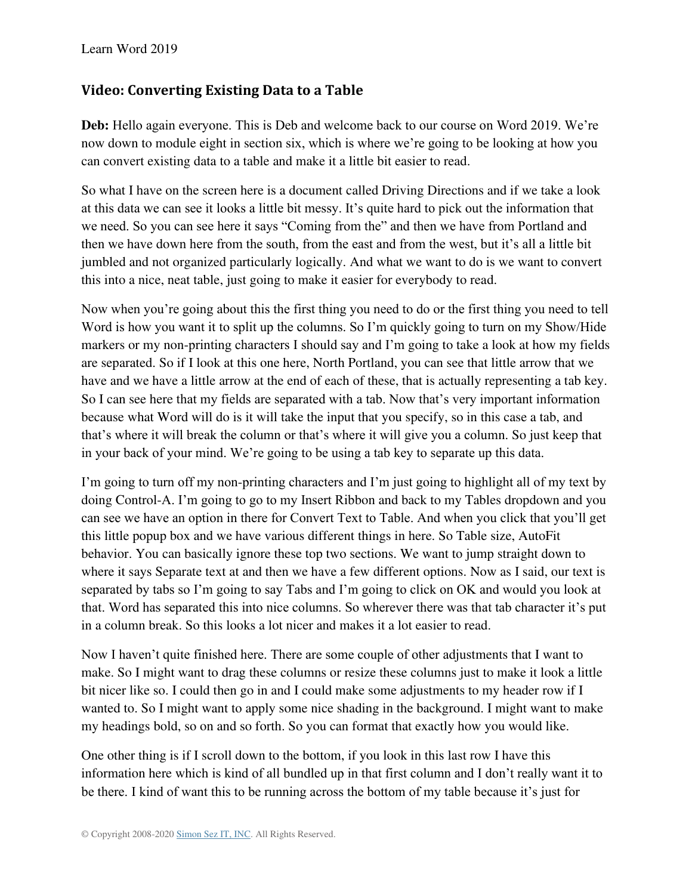## Video: Converting Existing Data to a Table

**Deb:** Hello again everyone. This is Deb and welcome back to our course on Word 2019. We're now down to module eight in section six, which is where we're going to be looking at how you can convert existing data to a table and make it a little bit easier to read.

So what I have on the screen here is a document called Driving Directions and if we take a look at this data we can see it looks a little bit messy. It's quite hard to pick out the information that we need. So you can see here it says "Coming from the" and then we have from Portland and then we have down here from the south, from the east and from the west, but it's all a little bit jumbled and not organized particularly logically. And what we want to do is we want to convert this into a nice, neat table, just going to make it easier for everybody to read.

Now when you're going about this the first thing you need to do or the first thing you need to tell Word is how you want it to split up the columns. So I'm quickly going to turn on my Show/Hide markers or my non-printing characters I should say and I'm going to take a look at how my fields are separated. So if I look at this one here, North Portland, you can see that little arrow that we have and we have a little arrow at the end of each of these, that is actually representing a tab key. So I can see here that my fields are separated with a tab. Now that's very important information because what Word will do is it will take the input that you specify, so in this case a tab, and that's where it will break the column or that's where it will give you a column. So just keep that in your back of your mind. We're going to be using a tab key to separate up this data.

I'm going to turn off my non-printing characters and I'm just going to highlight all of my text by doing Control-A. I'm going to go to my Insert Ribbon and back to my Tables dropdown and you can see we have an option in there for Convert Text to Table. And when you click that you'll get this little popup box and we have various different things in here. So Table size, AutoFit behavior. You can basically ignore these top two sections. We want to jump straight down to where it says Separate text at and then we have a few different options. Now as I said, our text is separated by tabs so I'm going to say Tabs and I'm going to click on OK and would you look at that. Word has separated this into nice columns. So wherever there was that tab character it's put in a column break. So this looks a lot nicer and makes it a lot easier to read.

Now I haven't quite finished here. There are some couple of other adjustments that I want to make. So I might want to drag these columns or resize these columns just to make it look a little bit nicer like so. I could then go in and I could make some adjustments to my header row if I wanted to. So I might want to apply some nice shading in the background. I might want to make my headings bold, so on and so forth. So you can format that exactly how you would like.

One other thing is if I scroll down to the bottom, if you look in this last row I have this information here which is kind of all bundled up in that first column and I don't really want it to be there. I kind of want this to be running across the bottom of my table because it's just for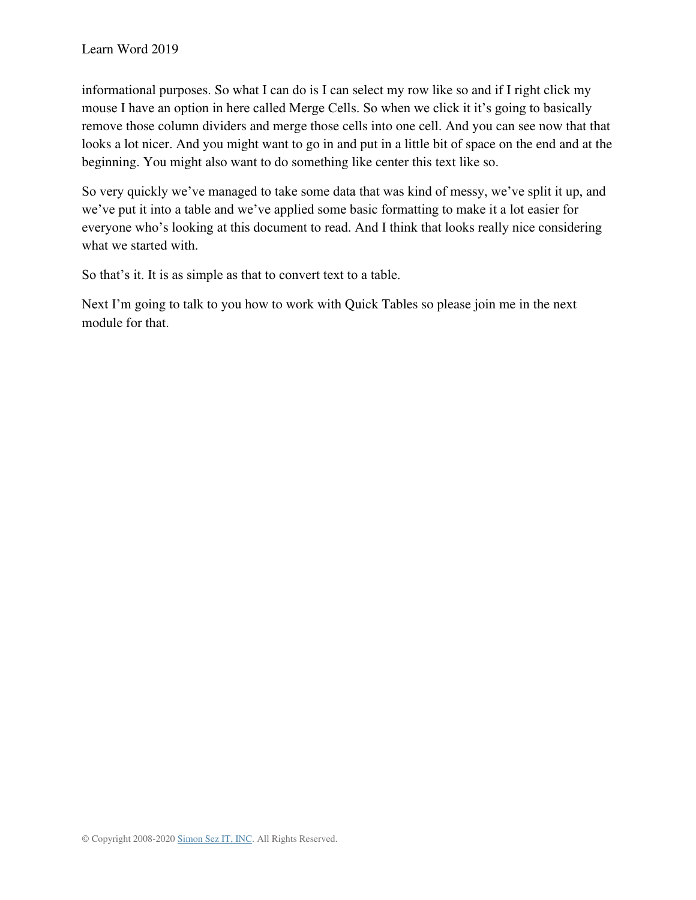informational purposes. So what I can do is I can select my row like so and if I right click my mouse I have an option in here called Merge Cells. So when we click it it's going to basically remove those column dividers and merge those cells into one cell. And you can see now that that looks a lot nicer. And you might want to go in and put in a little bit of space on the end and at the beginning. You might also want to do something like center this text like so.

So very quickly we've managed to take some data that was kind of messy, we've split it up, and we've put it into a table and we've applied some basic formatting to make it a lot easier for everyone who's looking at this document to read. And I think that looks really nice considering what we started with.

So that's it. It is as simple as that to convert text to a table.

Next I'm going to talk to you how to work with Quick Tables so please join me in the next module for that.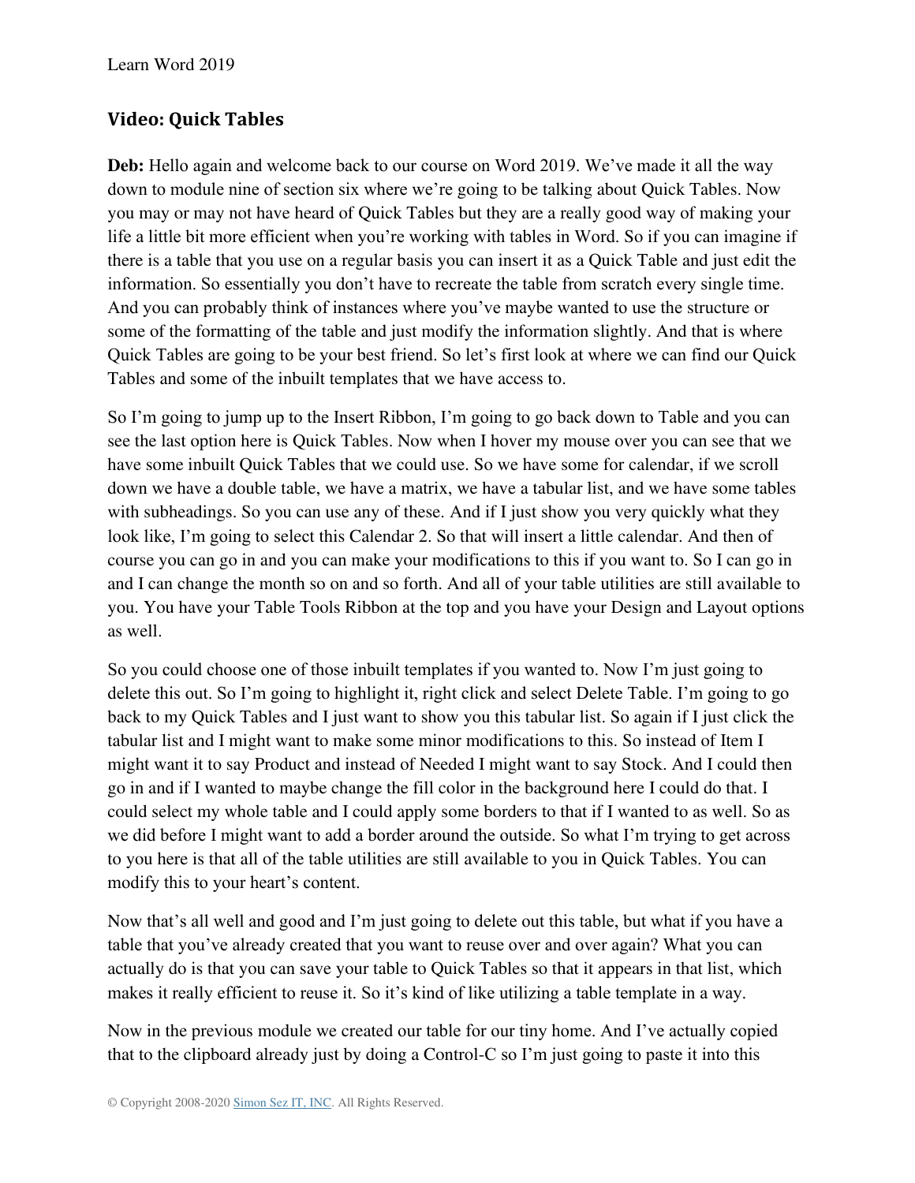## Video: Quick Tables

**Deb:** Hello again and welcome back to our course on Word 2019. We've made it all the way down to module nine of section six where we're going to be talking about Quick Tables. Now you may or may not have heard of Quick Tables but they are a really good way of making your life a little bit more efficient when you're working with tables in Word. So if you can imagine if there is a table that you use on a regular basis you can insert it as a Quick Table and just edit the information. So essentially you don't have to recreate the table from scratch every single time. And you can probably think of instances where you've maybe wanted to use the structure or some of the formatting of the table and just modify the information slightly. And that is where Quick Tables are going to be your best friend. So let's first look at where we can find our Quick Tables and some of the inbuilt templates that we have access to.

So I'm going to jump up to the Insert Ribbon, I'm going to go back down to Table and you can see the last option here is Quick Tables. Now when I hover my mouse over you can see that we have some inbuilt Quick Tables that we could use. So we have some for calendar, if we scroll down we have a double table, we have a matrix, we have a tabular list, and we have some tables with subheadings. So you can use any of these. And if I just show you very quickly what they look like, I'm going to select this Calendar 2. So that will insert a little calendar. And then of course you can go in and you can make your modifications to this if you want to. So I can go in and I can change the month so on and so forth. And all of your table utilities are still available to you. You have your Table Tools Ribbon at the top and you have your Design and Layout options as well.

So you could choose one of those inbuilt templates if you wanted to. Now I'm just going to delete this out. So I'm going to highlight it, right click and select Delete Table. I'm going to go back to my Quick Tables and I just want to show you this tabular list. So again if I just click the tabular list and I might want to make some minor modifications to this. So instead of Item I might want it to say Product and instead of Needed I might want to say Stock. And I could then go in and if I wanted to maybe change the fill color in the background here I could do that. I could select my whole table and I could apply some borders to that if I wanted to as well. So as we did before I might want to add a border around the outside. So what I'm trying to get across to you here is that all of the table utilities are still available to you in Quick Tables. You can modify this to your heart's content.

Now that's all well and good and I'm just going to delete out this table, but what if you have a table that you've already created that you want to reuse over and over again? What you can actually do is that you can save your table to Quick Tables so that it appears in that list, which makes it really efficient to reuse it. So it's kind of like utilizing a table template in a way.

Now in the previous module we created our table for our tiny home. And I've actually copied that to the clipboard already just by doing a Control-C so I'm just going to paste it into this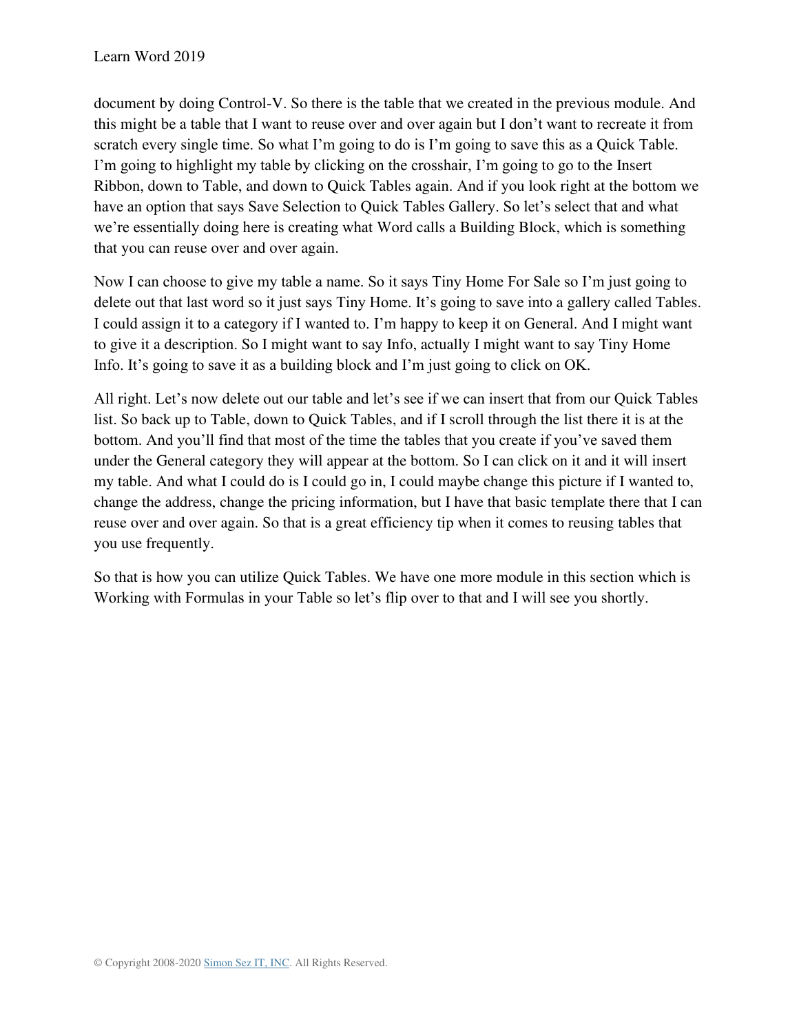document by doing Control-V. So there is the table that we created in the previous module. And this might be a table that I want to reuse over and over again but I don't want to recreate it from scratch every single time. So what I'm going to do is I'm going to save this as a Quick Table. I'm going to highlight my table by clicking on the crosshair, I'm going to go to the Insert Ribbon, down to Table, and down to Quick Tables again. And if you look right at the bottom we have an option that says Save Selection to Quick Tables Gallery. So let's select that and what we're essentially doing here is creating what Word calls a Building Block, which is something that you can reuse over and over again.

Now I can choose to give my table a name. So it says Tiny Home For Sale so I'm just going to delete out that last word so it just says Tiny Home. It's going to save into a gallery called Tables. I could assign it to a category if I wanted to. I'm happy to keep it on General. And I might want to give it a description. So I might want to say Info, actually I might want to say Tiny Home Info. It's going to save it as a building block and I'm just going to click on OK.

All right. Let's now delete out our table and let's see if we can insert that from our Quick Tables list. So back up to Table, down to Quick Tables, and if I scroll through the list there it is at the bottom. And you'll find that most of the time the tables that you create if you've saved them under the General category they will appear at the bottom. So I can click on it and it will insert my table. And what I could do is I could go in, I could maybe change this picture if I wanted to, change the address, change the pricing information, but I have that basic template there that I can reuse over and over again. So that is a great efficiency tip when it comes to reusing tables that you use frequently.

So that is how you can utilize Quick Tables. We have one more module in this section which is Working with Formulas in your Table so let's flip over to that and I will see you shortly.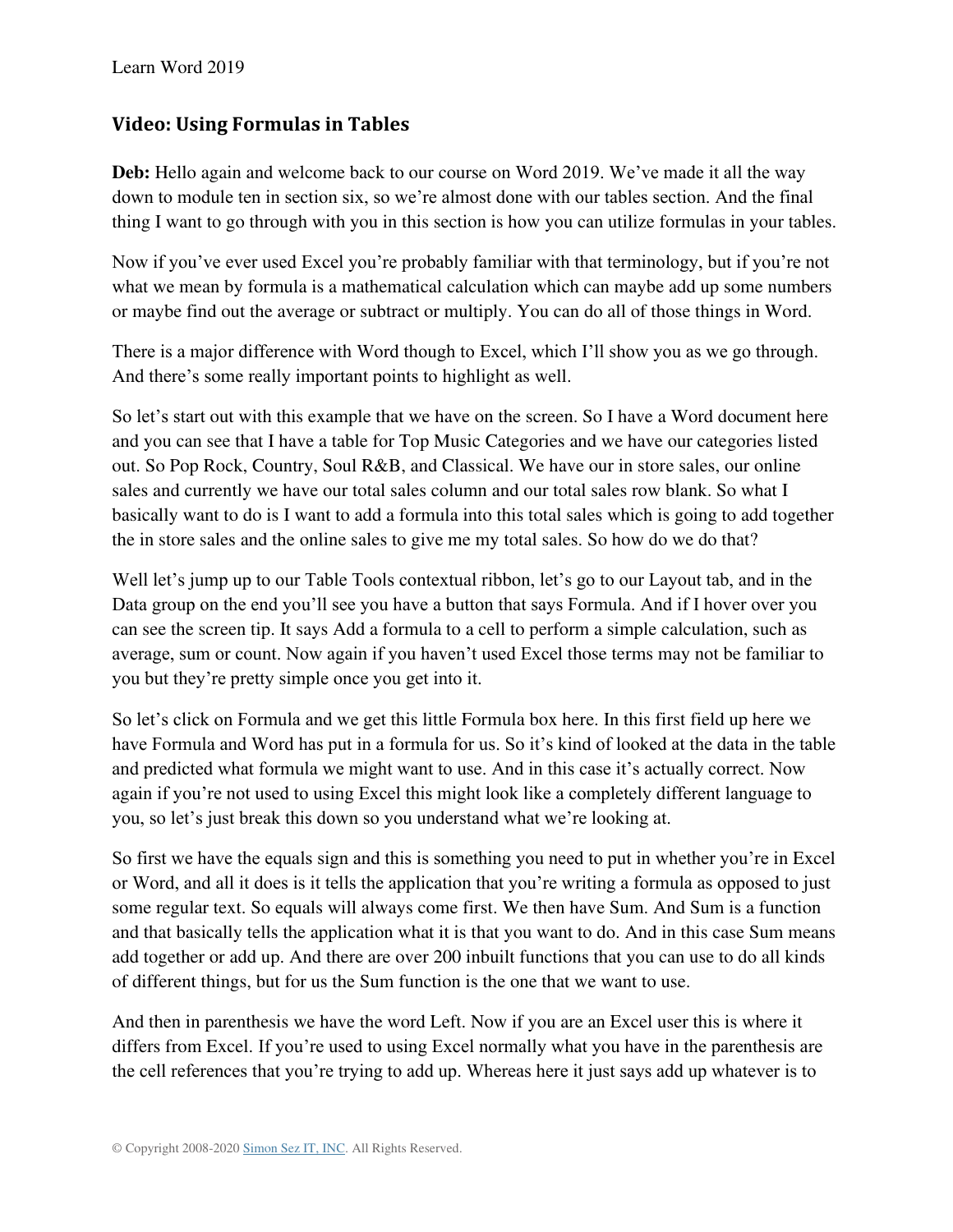## Video: Using Formulas in Tables

**Deb:** Hello again and welcome back to our course on Word 2019. We've made it all the way down to module ten in section six, so we're almost done with our tables section. And the final thing I want to go through with you in this section is how you can utilize formulas in your tables.

Now if you've ever used Excel you're probably familiar with that terminology, but if you're not what we mean by formula is a mathematical calculation which can maybe add up some numbers or maybe find out the average or subtract or multiply. You can do all of those things in Word.

There is a major difference with Word though to Excel, which I'll show you as we go through. And there's some really important points to highlight as well.

So let's start out with this example that we have on the screen. So I have a Word document here and you can see that I have a table for Top Music Categories and we have our categories listed out. So Pop Rock, Country, Soul R&B, and Classical. We have our in store sales, our online sales and currently we have our total sales column and our total sales row blank. So what I basically want to do is I want to add a formula into this total sales which is going to add together the in store sales and the online sales to give me my total sales. So how do we do that?

Well let's jump up to our Table Tools contextual ribbon, let's go to our Layout tab, and in the Data group on the end you'll see you have a button that says Formula. And if I hover over you can see the screen tip. It says Add a formula to a cell to perform a simple calculation, such as average, sum or count. Now again if you haven't used Excel those terms may not be familiar to you but they're pretty simple once you get into it.

So let's click on Formula and we get this little Formula box here. In this first field up here we have Formula and Word has put in a formula for us. So it's kind of looked at the data in the table and predicted what formula we might want to use. And in this case it's actually correct. Now again if you're not used to using Excel this might look like a completely different language to you, so let's just break this down so you understand what we're looking at.

So first we have the equals sign and this is something you need to put in whether you're in Excel or Word, and all it does is it tells the application that you're writing a formula as opposed to just some regular text. So equals will always come first. We then have Sum. And Sum is a function and that basically tells the application what it is that you want to do. And in this case Sum means add together or add up. And there are over 200 inbuilt functions that you can use to do all kinds of different things, but for us the Sum function is the one that we want to use.

And then in parenthesis we have the word Left. Now if you are an Excel user this is where it differs from Excel. If you're used to using Excel normally what you have in the parenthesis are the cell references that you're trying to add up. Whereas here it just says add up whatever is to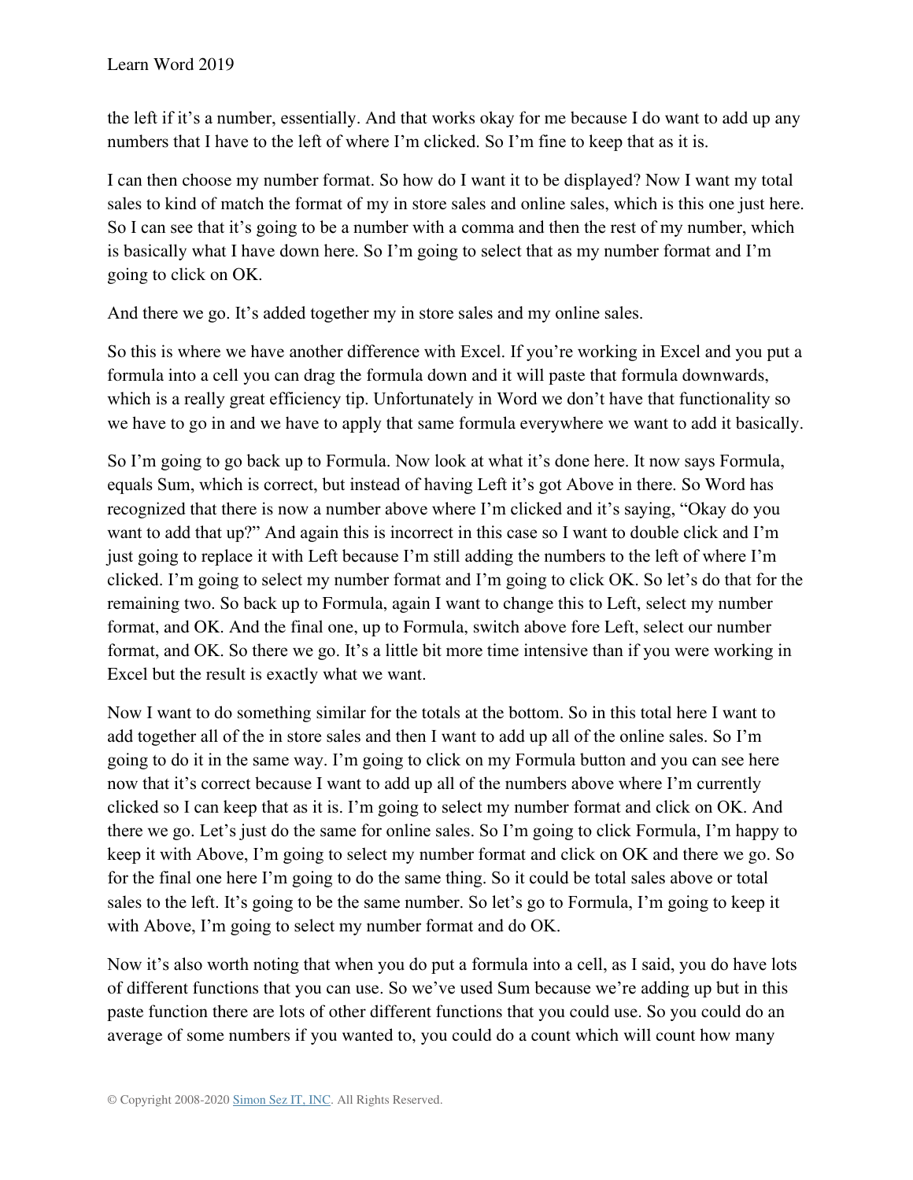the left if it's a number, essentially. And that works okay for me because I do want to add up any numbers that I have to the left of where I'm clicked. So I'm fine to keep that as it is.

I can then choose my number format. So how do I want it to be displayed? Now I want my total sales to kind of match the format of my in store sales and online sales, which is this one just here. So I can see that it's going to be a number with a comma and then the rest of my number, which is basically what I have down here. So I'm going to select that as my number format and I'm going to click on OK.

And there we go. It's added together my in store sales and my online sales.

So this is where we have another difference with Excel. If you're working in Excel and you put a formula into a cell you can drag the formula down and it will paste that formula downwards, which is a really great efficiency tip. Unfortunately in Word we don't have that functionality so we have to go in and we have to apply that same formula everywhere we want to add it basically.

So I'm going to go back up to Formula. Now look at what it's done here. It now says Formula, equals Sum, which is correct, but instead of having Left it's got Above in there. So Word has recognized that there is now a number above where I'm clicked and it's saying, "Okay do you want to add that up?" And again this is incorrect in this case so I want to double click and I'm just going to replace it with Left because I'm still adding the numbers to the left of where I'm clicked. I'm going to select my number format and I'm going to click OK. So let's do that for the remaining two. So back up to Formula, again I want to change this to Left, select my number format, and OK. And the final one, up to Formula, switch above fore Left, select our number format, and OK. So there we go. It's a little bit more time intensive than if you were working in Excel but the result is exactly what we want.

Now I want to do something similar for the totals at the bottom. So in this total here I want to add together all of the in store sales and then I want to add up all of the online sales. So I'm going to do it in the same way. I'm going to click on my Formula button and you can see here now that it's correct because I want to add up all of the numbers above where I'm currently clicked so I can keep that as it is. I'm going to select my number format and click on OK. And there we go. Let's just do the same for online sales. So I'm going to click Formula, I'm happy to keep it with Above, I'm going to select my number format and click on OK and there we go. So for the final one here I'm going to do the same thing. So it could be total sales above or total sales to the left. It's going to be the same number. So let's go to Formula, I'm going to keep it with Above, I'm going to select my number format and do OK.

Now it's also worth noting that when you do put a formula into a cell, as I said, you do have lots of different functions that you can use. So we've used Sum because we're adding up but in this paste function there are lots of other different functions that you could use. So you could do an average of some numbers if you wanted to, you could do a count which will count how many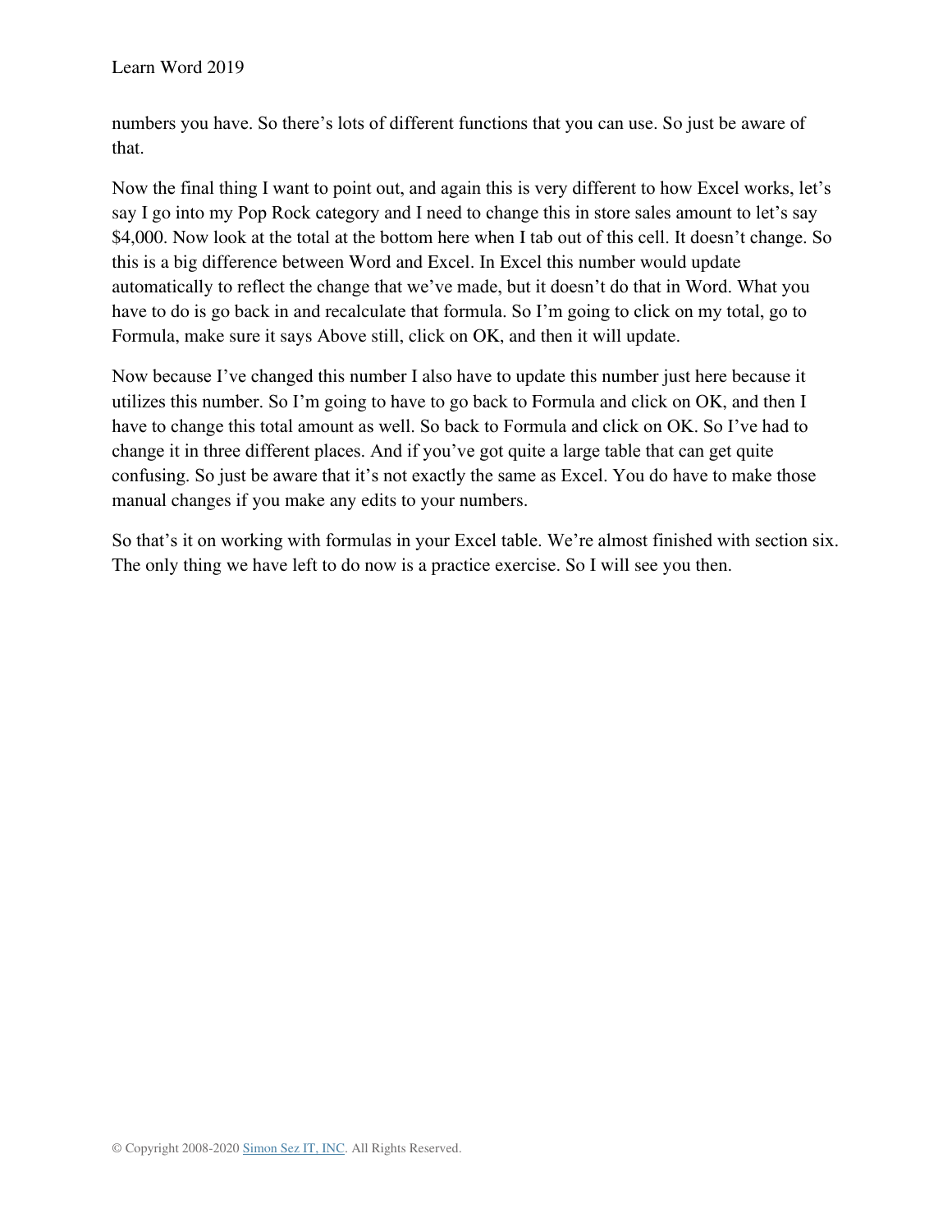numbers you have. So there's lots of different functions that you can use. So just be aware of that.

Now the final thing I want to point out, and again this is very different to how Excel works, let's say I go into my Pop Rock category and I need to change this in store sales amount to let's say $4,000. Now look at the total at the bottom here when I tab out of this cell. It doesn't change. So this is a big difference between Word and Excel. In Excel this number would update automatically to reflect the change that we've made, but it doesn't do that in Word. What you have to do is go back in and recalculate that formula. So I'm going to click on my total, go to Formula, make sure it says Above still, click on OK, and then it will update.

Now because I've changed this number I also have to update this number just here because it utilizes this number. So I'm going to have to go back to Formula and click on OK, and then I have to change this total amount as well. So back to Formula and click on OK. So I've had to change it in three different places. And if you've got quite a large table that can get quite confusing. So just be aware that it's not exactly the same as Excel. You do have to make those manual changes if you make any edits to your numbers.

So that's it on working with formulas in your Excel table. We're almost finished with section six. The only thing we have left to do now is a practice exercise. So I will see you then.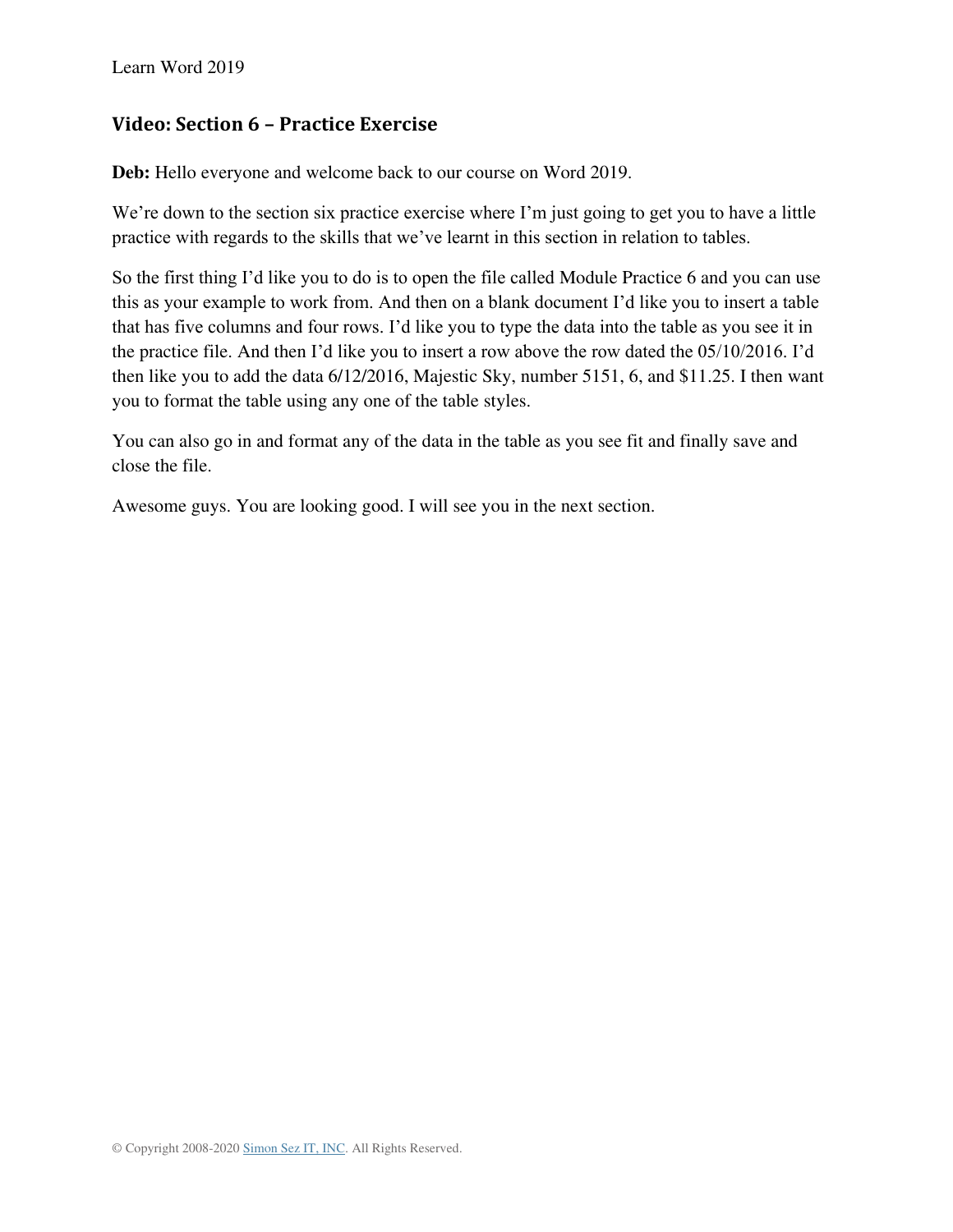## Video: Section 6 – Practice Exercise

**Deb:** Hello everyone and welcome back to our course on Word 2019.

We're down to the section six practice exercise where I'm just going to get you to have a little practice with regards to the skills that we've learnt in this section in relation to tables.

So the first thing I'd like you to do is to open the file called Module Practice 6 and you can use this as your example to work from. And then on a blank document I'd like you to insert a table that has five columns and four rows. I'd like you to type the data into the table as you see it in the practice file. And then I'd like you to insert a row above the row dated the 05/10/2016. I'd then like you to add the data 6/12/2016, Majestic Sky, number 5151, 6, and $11.25. I then want you to format the table using any one of the table styles.

You can also go in and format any of the data in the table as you see fit and finally save and close the file.

Awesome guys. You are looking good. I will see you in the next section.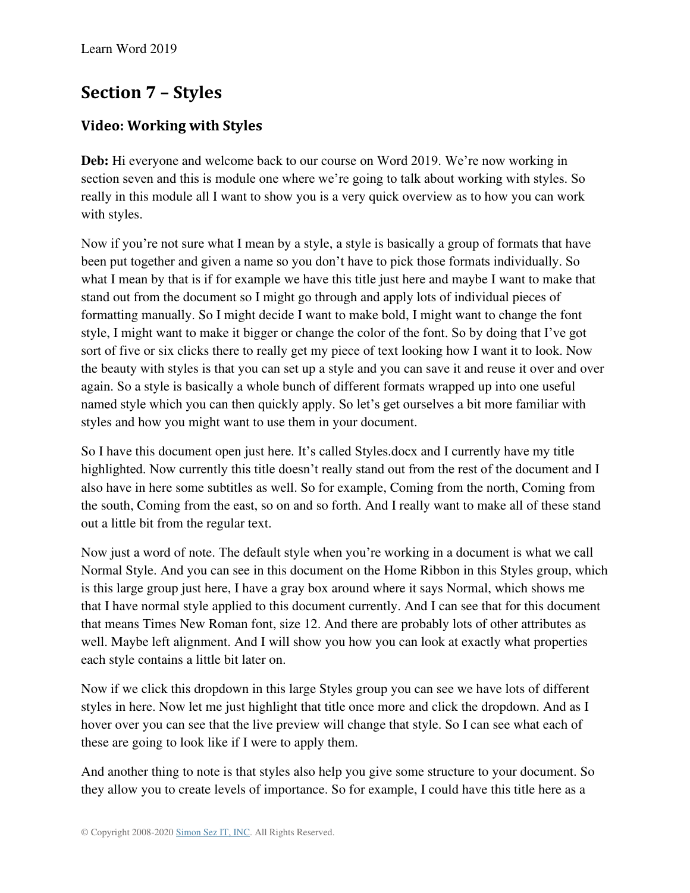## Section 7 – Styles

### Video: Working with Styles

**Deb:** Hi everyone and welcome back to our course on Word 2019. We're now working in section seven and this is module one where we're going to talk about working with styles. So really in this module all I want to show you is a very quick overview as to how you can work with styles.

Now if you're not sure what I mean by a style, a style is basically a group of formats that have been put together and given a name so you don't have to pick those formats individually. So what I mean by that is if for example we have this title just here and maybe I want to make that stand out from the document so I might go through and apply lots of individual pieces of formatting manually. So I might decide I want to make bold, I might want to change the font style, I might want to make it bigger or change the color of the font. So by doing that I've got sort of five or six clicks there to really get my piece of text looking how I want it to look. Now the beauty with styles is that you can set up a style and you can save it and reuse it over and over again. So a style is basically a whole bunch of different formats wrapped up into one useful named style which you can then quickly apply. So let's get ourselves a bit more familiar with styles and how you might want to use them in your document.

So I have this document open just here. It's called Styles.docx and I currently have my title highlighted. Now currently this title doesn't really stand out from the rest of the document and I also have in here some subtitles as well. So for example, Coming from the north, Coming from the south, Coming from the east, so on and so forth. And I really want to make all of these stand out a little bit from the regular text.

Now just a word of note. The default style when you're working in a document is what we call Normal Style. And you can see in this document on the Home Ribbon in this Styles group, which is this large group just here, I have a gray box around where it says Normal, which shows me that I have normal style applied to this document currently. And I can see that for this document that means Times New Roman font, size 12. And there are probably lots of other attributes as well. Maybe left alignment. And I will show you how you can look at exactly what properties each style contains a little bit later on.

Now if we click this dropdown in this large Styles group you can see we have lots of different styles in here. Now let me just highlight that title once more and click the dropdown. And as I hover over you can see that the live preview will change that style. So I can see what each of these are going to look like if I were to apply them.

And another thing to note is that styles also help you give some structure to your document. So they allow you to create levels of importance. So for example, I could have this title here as a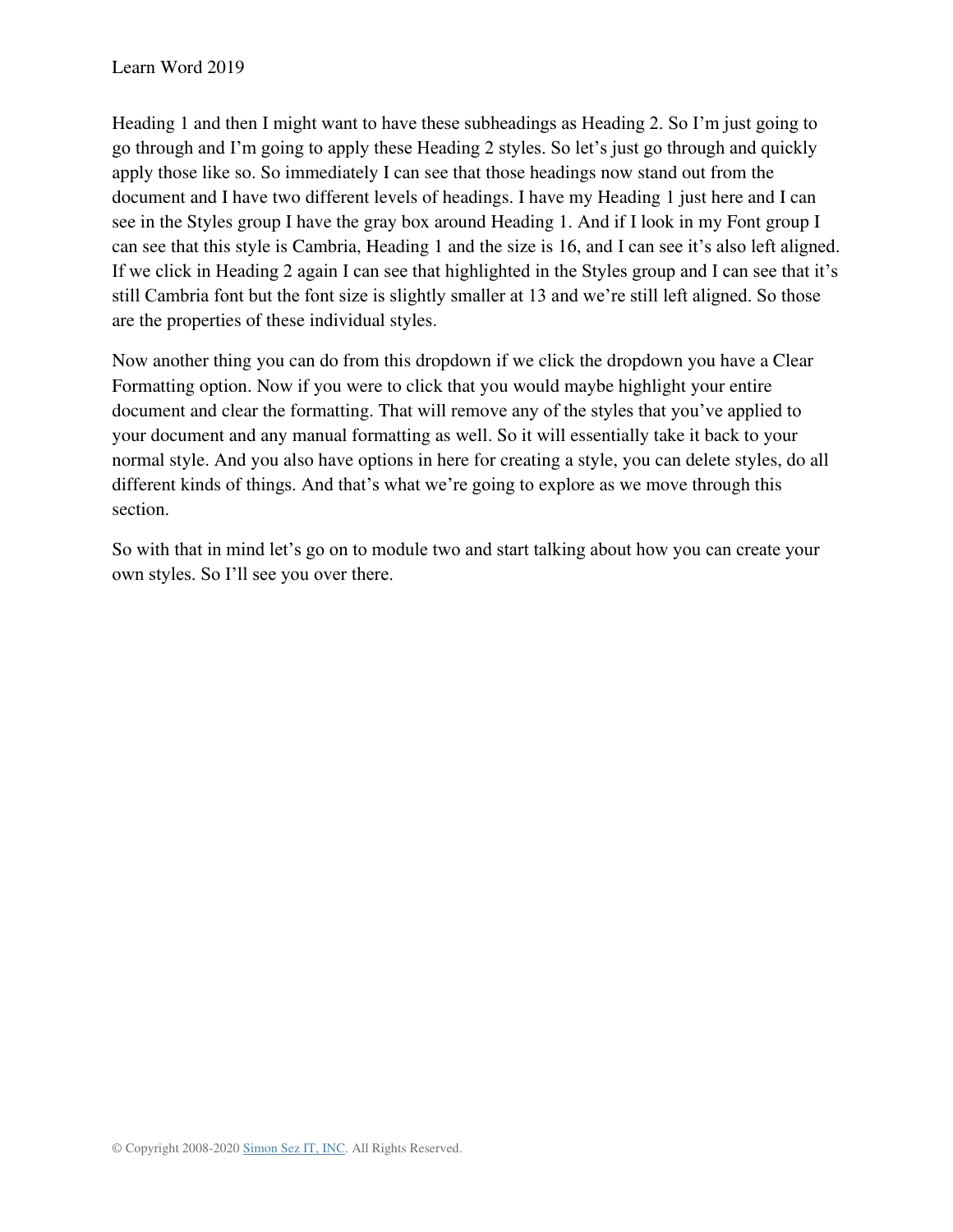Heading 1 and then I might want to have these subheadings as Heading 2. So I'm just going to go through and I'm going to apply these Heading 2 styles. So let's just go through and quickly apply those like so. So immediately I can see that those headings now stand out from the document and I have two different levels of headings. I have my Heading 1 just here and I can see in the Styles group I have the gray box around Heading 1. And if I look in my Font group I can see that this style is Cambria, Heading 1 and the size is 16, and I can see it's also left aligned. If we click in Heading 2 again I can see that highlighted in the Styles group and I can see that it's still Cambria font but the font size is slightly smaller at 13 and we're still left aligned. So those are the properties of these individual styles.

Now another thing you can do from this dropdown if we click the dropdown you have a Clear Formatting option. Now if you were to click that you would maybe highlight your entire document and clear the formatting. That will remove any of the styles that you've applied to your document and any manual formatting as well. So it will essentially take it back to your normal style. And you also have options in here for creating a style, you can delete styles, do all different kinds of things. And that's what we're going to explore as we move through this section.

So with that in mind let's go on to module two and start talking about how you can create your own styles. So I'll see you over there.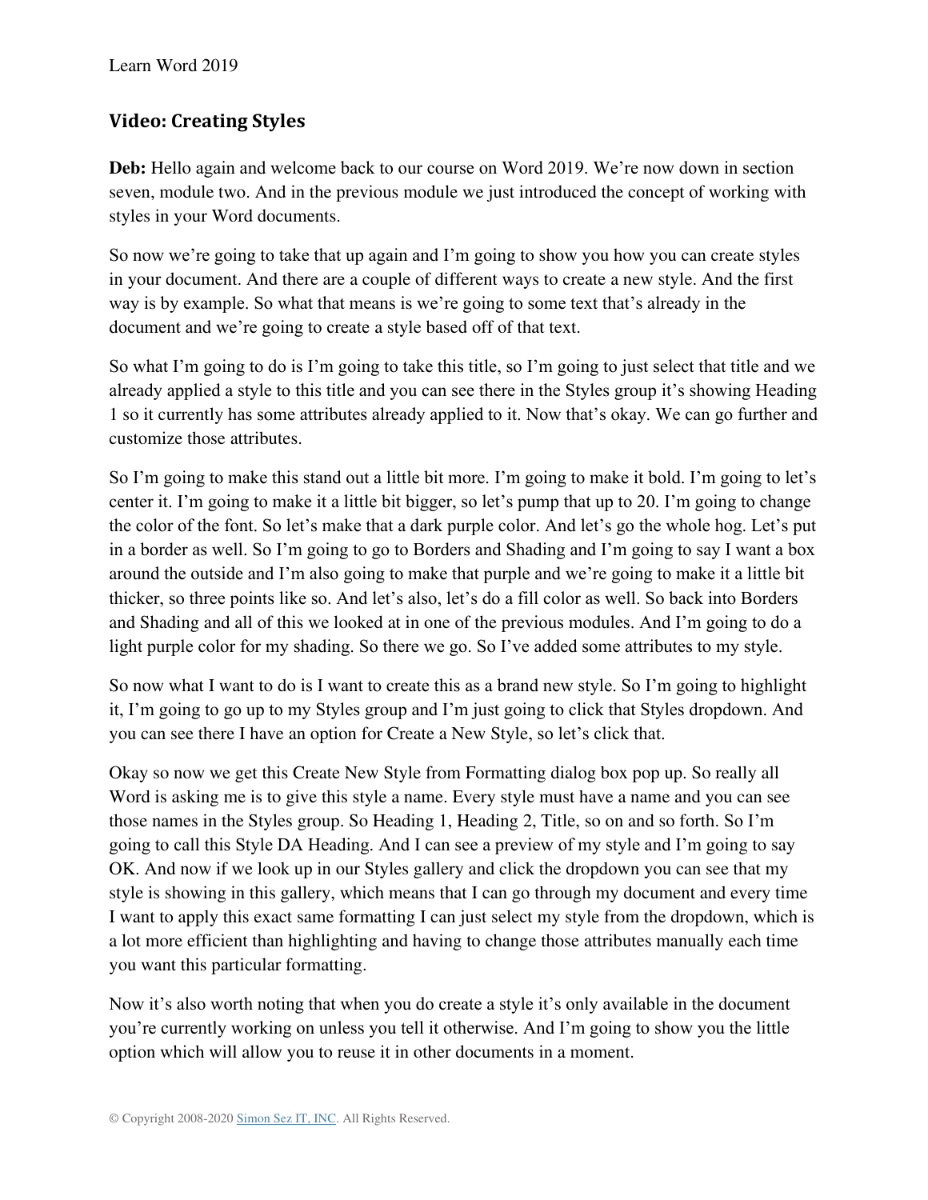## Video: Creating Styles

**Deb:** Hello again and welcome back to our course on Word 2019. We're now down in section seven, module two. And in the previous module we just introduced the concept of working with styles in your Word documents.

So now we're going to take that up again and I'm going to show you how you can create styles in your document. And there are a couple of different ways to create a new style. And the first way is by example. So what that means is we're going to some text that's already in the document and we're going to create a style based off of that text.

So what I'm going to do is I'm going to take this title, so I'm going to just select that title and we already applied a style to this title and you can see there in the Styles group it's showing Heading 1 so it currently has some attributes already applied to it. Now that's okay. We can go further and customize those attributes.

So I'm going to make this stand out a little bit more. I'm going to make it bold. I'm going to let's center it. I'm going to make it a little bit bigger, so let's pump that up to 20. I'm going to change the color of the font. So let's make that a dark purple color. And let's go the whole hog. Let's put in a border as well. So I'm going to go to Borders and Shading and I'm going to say I want a box around the outside and I'm also going to make that purple and we're going to make it a little bit thicker, so three points like so. And let's also, let's do a fill color as well. So back into Borders and Shading and all of this we looked at in one of the previous modules. And I'm going to do a light purple color for my shading. So there we go. So I've added some attributes to my style.

So now what I want to do is I want to create this as a brand new style. So I'm going to highlight it, I'm going to go up to my Styles group and I'm just going to click that Styles dropdown. And you can see there I have an option for Create a New Style, so let's click that.

Okay so now we get this Create New Style from Formatting dialog box pop up. So really all Word is asking me is to give this style a name. Every style must have a name and you can see those names in the Styles group. So Heading 1, Heading 2, Title, so on and so forth. So I'm going to call this Style DA Heading. And I can see a preview of my style and I'm going to say OK. And now if we look up in our Styles gallery and click the dropdown you can see that my style is showing in this gallery, which means that I can go through my document and every time I want to apply this exact same formatting I can just select my style from the dropdown, which is a lot more efficient than highlighting and having to change those attributes manually each time you want this particular formatting.

Now it's also worth noting that when you do create a style it's only available in the document you're currently working on unless you tell it otherwise. And I'm going to show you the little option which will allow you to reuse it in other documents in a moment.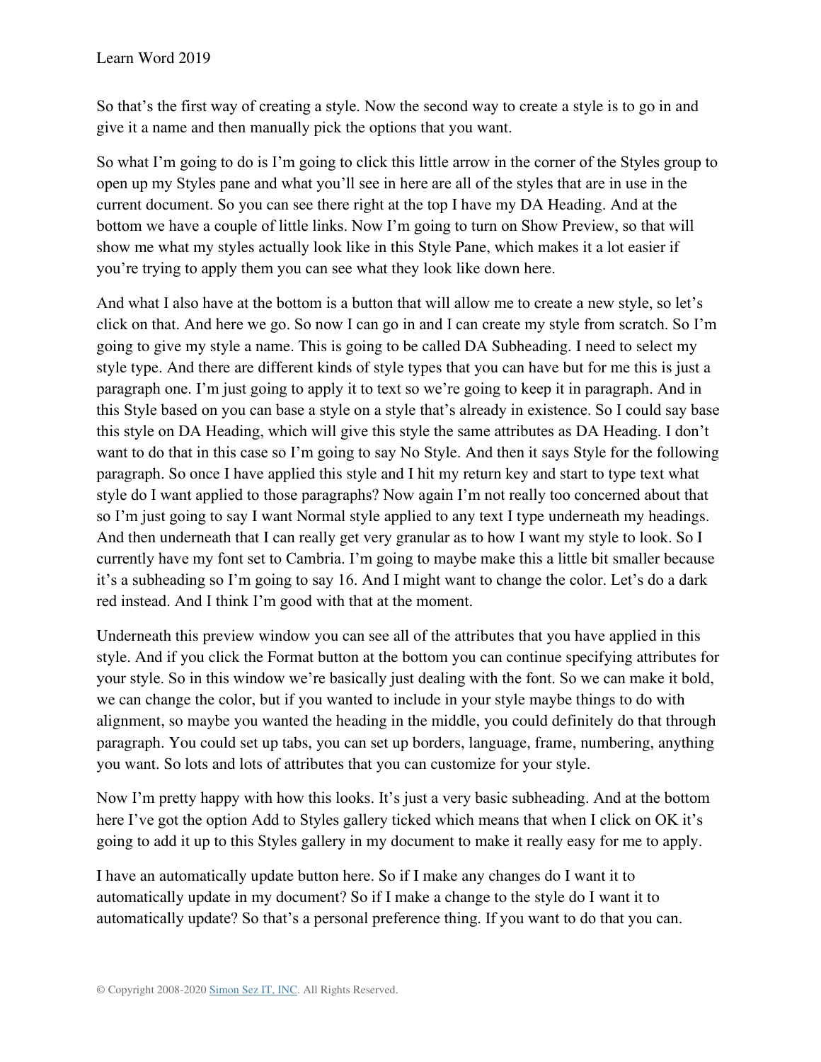So that's the first way of creating a style. Now the second way to create a style is to go in and give it a name and then manually pick the options that you want.

So what I'm going to do is I'm going to click this little arrow in the corner of the Styles group to open up my Styles pane and what you'll see in here are all of the styles that are in use in the current document. So you can see there right at the top I have my DA Heading. And at the bottom we have a couple of little links. Now I'm going to turn on Show Preview, so that will show me what my styles actually look like in this Style Pane, which makes it a lot easier if you're trying to apply them you can see what they look like down here.

And what I also have at the bottom is a button that will allow me to create a new style, so let's click on that. And here we go. So now I can go in and I can create my style from scratch. So I'm going to give my style a name. This is going to be called DA Subheading. I need to select my style type. And there are different kinds of style types that you can have but for me this is just a paragraph one. I'm just going to apply it to text so we're going to keep it in paragraph. And in this Style based on you can base a style on a style that's already in existence. So I could say base this style on DA Heading, which will give this style the same attributes as DA Heading. I don't want to do that in this case so I'm going to say No Style. And then it says Style for the following paragraph. So once I have applied this style and I hit my return key and start to type text what style do I want applied to those paragraphs? Now again I'm not really too concerned about that so I'm just going to say I want Normal style applied to any text I type underneath my headings. And then underneath that I can really get very granular as to how I want my style to look. So I currently have my font set to Cambria. I'm going to maybe make this a little bit smaller because it's a subheading so I'm going to say 16. And I might want to change the color. Let's do a dark red instead. And I think I'm good with that at the moment.

Underneath this preview window you can see all of the attributes that you have applied in this style. And if you click the Format button at the bottom you can continue specifying attributes for your style. So in this window we're basically just dealing with the font. So we can make it bold, we can change the color, but if you wanted to include in your style maybe things to do with alignment, so maybe you wanted the heading in the middle, you could definitely do that through paragraph. You could set up tabs, you can set up borders, language, frame, numbering, anything you want. So lots and lots of attributes that you can customize for your style.

Now I'm pretty happy with how this looks. It's just a very basic subheading. And at the bottom here I've got the option Add to Styles gallery ticked which means that when I click on OK it's going to add it up to this Styles gallery in my document to make it really easy for me to apply.

I have an automatically update button here. So if I make any changes do I want it to automatically update in my document? So if I make a change to the style do I want it to automatically update? So that's a personal preference thing. If you want to do that you can.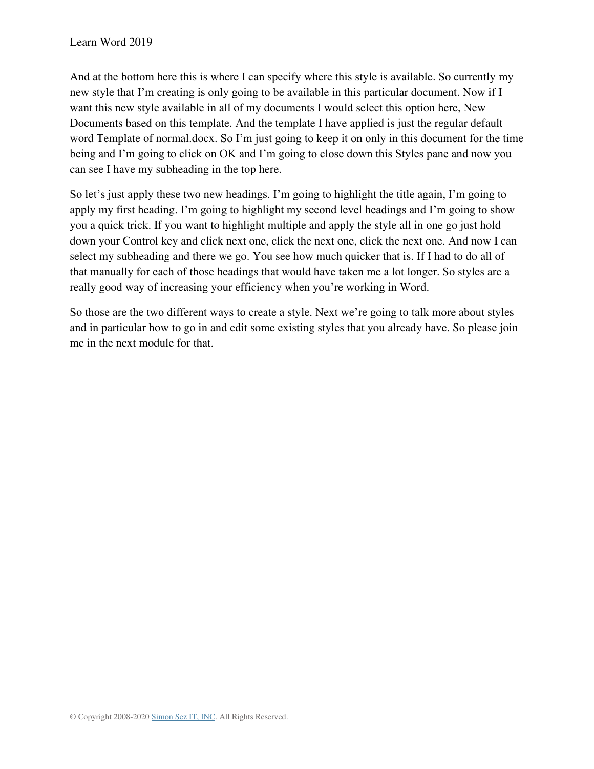And at the bottom here this is where I can specify where this style is available. So currently my new style that I'm creating is only going to be available in this particular document. Now if I want this new style available in all of my documents I would select this option here, New Documents based on this template. And the template I have applied is just the regular default word Template of normal.docx. So I'm just going to keep it on only in this document for the time being and I'm going to click on OK and I'm going to close down this Styles pane and now you can see I have my subheading in the top here.

So let's just apply these two new headings. I'm going to highlight the title again, I'm going to apply my first heading. I'm going to highlight my second level headings and I'm going to show you a quick trick. If you want to highlight multiple and apply the style all in one go just hold down your Control key and click next one, click the next one, click the next one. And now I can select my subheading and there we go. You see how much quicker that is. If I had to do all of that manually for each of those headings that would have taken me a lot longer. So styles are a really good way of increasing your efficiency when you're working in Word.

So those are the two different ways to create a style. Next we're going to talk more about styles and in particular how to go in and edit some existing styles that you already have. So please join me in the next module for that.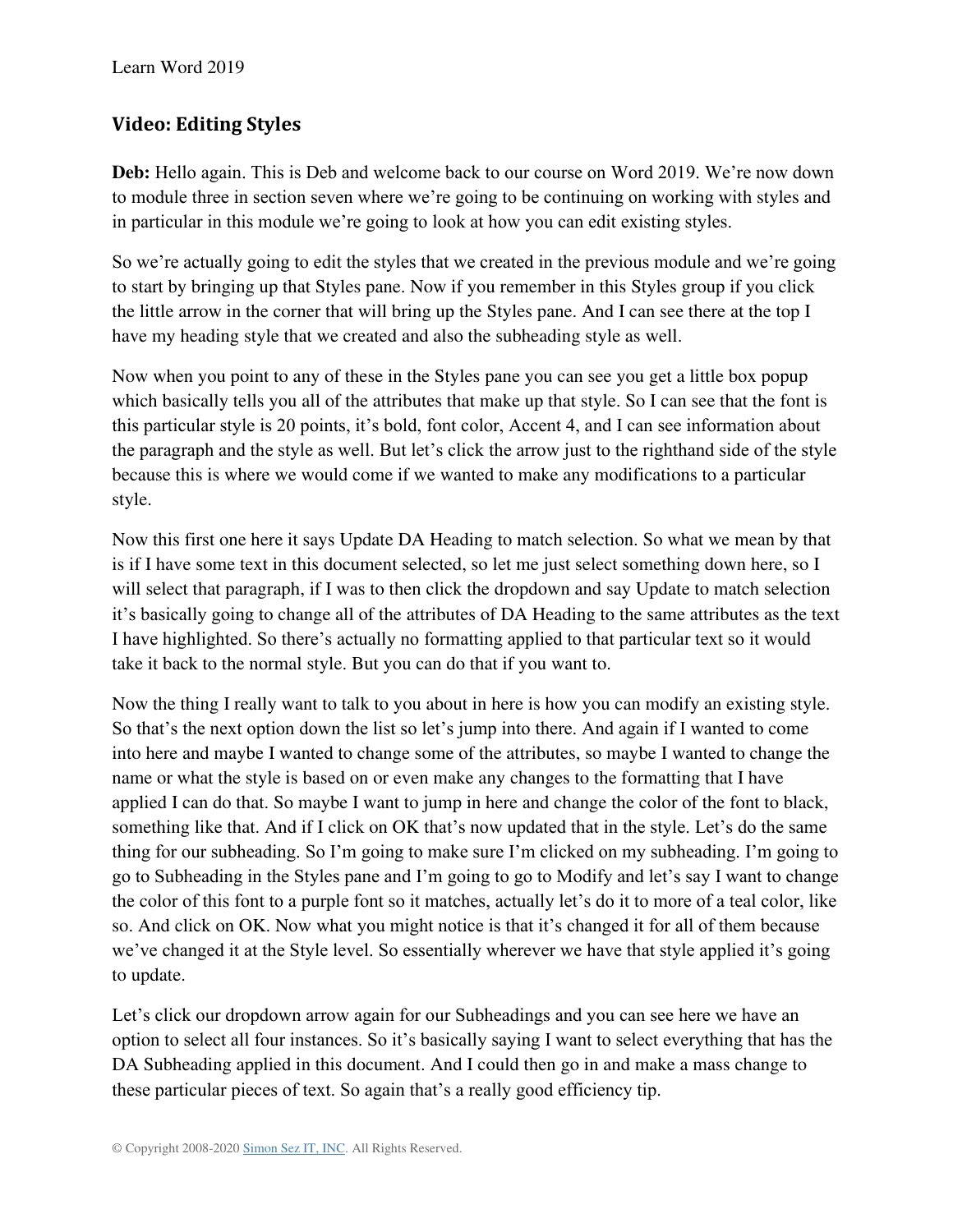## Video: Editing Styles

**Deb:** Hello again. This is Deb and welcome back to our course on Word 2019. We're now down to module three in section seven where we're going to be continuing on working with styles and in particular in this module we're going to look at how you can edit existing styles.

So we're actually going to edit the styles that we created in the previous module and we're going to start by bringing up that Styles pane. Now if you remember in this Styles group if you click the little arrow in the corner that will bring up the Styles pane. And I can see there at the top I have my heading style that we created and also the subheading style as well.

Now when you point to any of these in the Styles pane you can see you get a little box popup which basically tells you all of the attributes that make up that style. So I can see that the font is this particular style is 20 points, it's bold, font color, Accent 4, and I can see information about the paragraph and the style as well. But let's click the arrow just to the righthand side of the style because this is where we would come if we wanted to make any modifications to a particular style.

Now this first one here it says Update DA Heading to match selection. So what we mean by that is if I have some text in this document selected, so let me just select something down here, so I will select that paragraph, if I was to then click the dropdown and say Update to match selection it's basically going to change all of the attributes of DA Heading to the same attributes as the text I have highlighted. So there's actually no formatting applied to that particular text so it would take it back to the normal style. But you can do that if you want to.

Now the thing I really want to talk to you about in here is how you can modify an existing style. So that's the next option down the list so let's jump into there. And again if I wanted to come into here and maybe I wanted to change some of the attributes, so maybe I wanted to change the name or what the style is based on or even make any changes to the formatting that I have applied I can do that. So maybe I want to jump in here and change the color of the font to black, something like that. And if I click on OK that's now updated that in the style. Let's do the same thing for our subheading. So I'm going to make sure I'm clicked on my subheading. I'm going to go to Subheading in the Styles pane and I'm going to go to Modify and let's say I want to change the color of this font to a purple font so it matches, actually let's do it to more of a teal color, like so. And click on OK. Now what you might notice is that it's changed it for all of them because we've changed it at the Style level. So essentially wherever we have that style applied it's going to update.

Let's click our dropdown arrow again for our Subheadings and you can see here we have an option to select all four instances. So it's basically saying I want to select everything that has the DA Subheading applied in this document. And I could then go in and make a mass change to these particular pieces of text. So again that's a really good efficiency tip.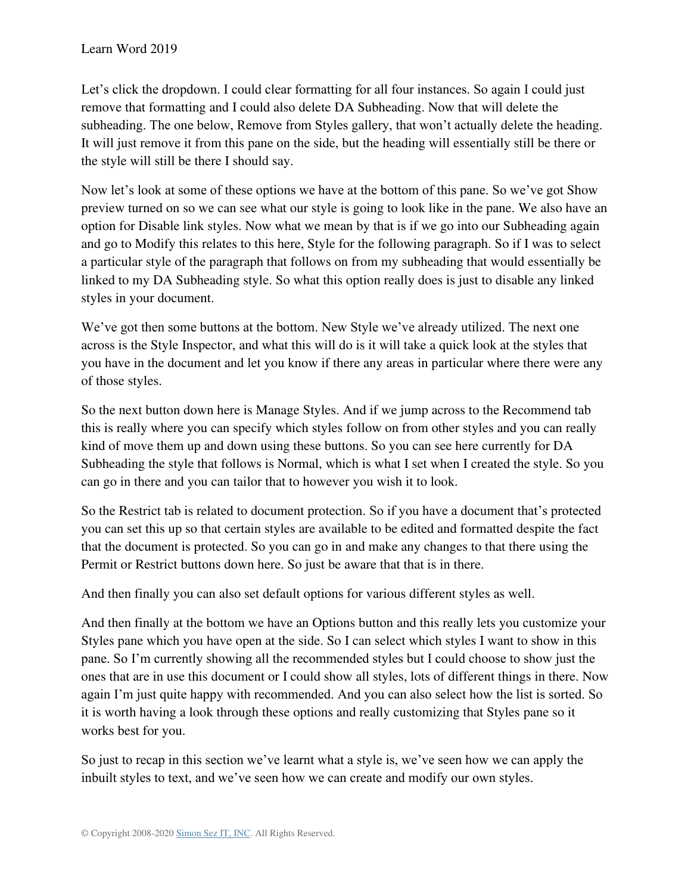Let's click the dropdown. I could clear formatting for all four instances. So again I could just remove that formatting and I could also delete DA Subheading. Now that will delete the subheading. The one below, Remove from Styles gallery, that won't actually delete the heading. It will just remove it from this pane on the side, but the heading will essentially still be there or the style will still be there I should say.

Now let's look at some of these options we have at the bottom of this pane. So we've got Show preview turned on so we can see what our style is going to look like in the pane. We also have an option for Disable link styles. Now what we mean by that is if we go into our Subheading again and go to Modify this relates to this here, Style for the following paragraph. So if I was to select a particular style of the paragraph that follows on from my subheading that would essentially be linked to my DA Subheading style. So what this option really does is just to disable any linked styles in your document.

We've got then some buttons at the bottom. New Style we've already utilized. The next one across is the Style Inspector, and what this will do is it will take a quick look at the styles that you have in the document and let you know if there any areas in particular where there were any of those styles.

So the next button down here is Manage Styles. And if we jump across to the Recommend tab this is really where you can specify which styles follow on from other styles and you can really kind of move them up and down using these buttons. So you can see here currently for DA Subheading the style that follows is Normal, which is what I set when I created the style. So you can go in there and you can tailor that to however you wish it to look.

So the Restrict tab is related to document protection. So if you have a document that's protected you can set this up so that certain styles are available to be edited and formatted despite the fact that the document is protected. So you can go in and make any changes to that there using the Permit or Restrict buttons down here. So just be aware that that is in there.

And then finally you can also set default options for various different styles as well.

And then finally at the bottom we have an Options button and this really lets you customize your Styles pane which you have open at the side. So I can select which styles I want to show in this pane. So I'm currently showing all the recommended styles but I could choose to show just the ones that are in use this document or I could show all styles, lots of different things in there. Now again I'm just quite happy with recommended. And you can also select how the list is sorted. So it is worth having a look through these options and really customizing that Styles pane so it works best for you.

So just to recap in this section we've learnt what a style is, we've seen how we can apply the inbuilt styles to text, and we've seen how we can create and modify our own styles.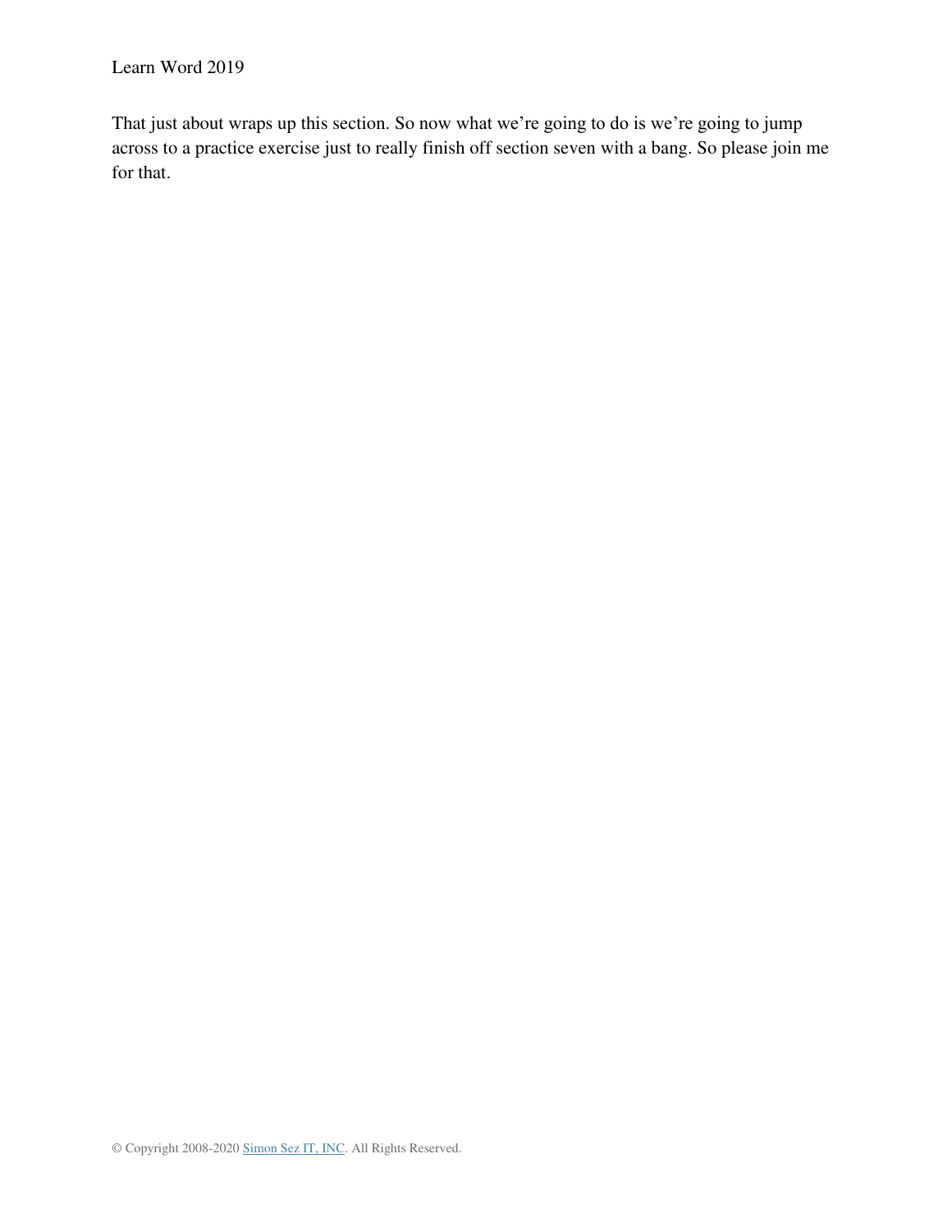That just about wraps up this section. So now what we're going to do is we're going to jump across to a practice exercise just to really finish off section seven with a bang. So please join me for that.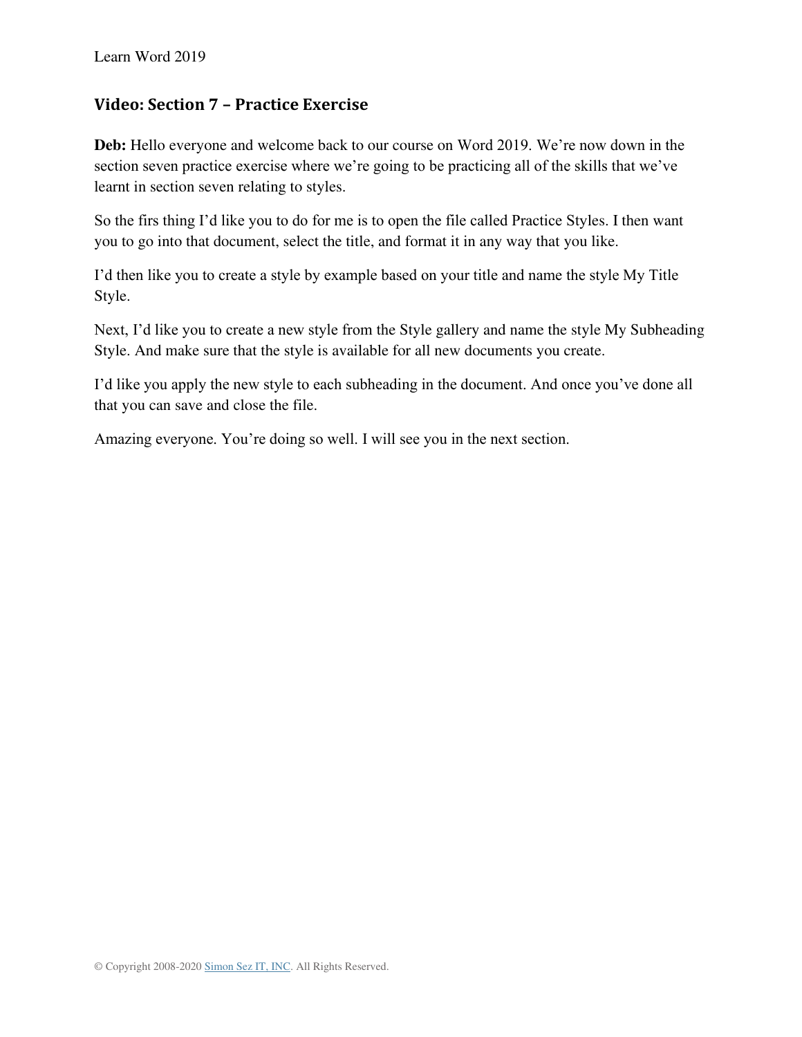## Video: Section 7 – Practice Exercise

**Deb:** Hello everyone and welcome back to our course on Word 2019. We're now down in the section seven practice exercise where we're going to be practicing all of the skills that we've learnt in section seven relating to styles.

So the firs thing I'd like you to do for me is to open the file called Practice Styles. I then want you to go into that document, select the title, and format it in any way that you like.

I'd then like you to create a style by example based on your title and name the style My Title Style.

Next, I'd like you to create a new style from the Style gallery and name the style My Subheading Style. And make sure that the style is available for all new documents you create.

I'd like you apply the new style to each subheading in the document. And once you've done all that you can save and close the file.

Amazing everyone. You're doing so well. I will see you in the next section.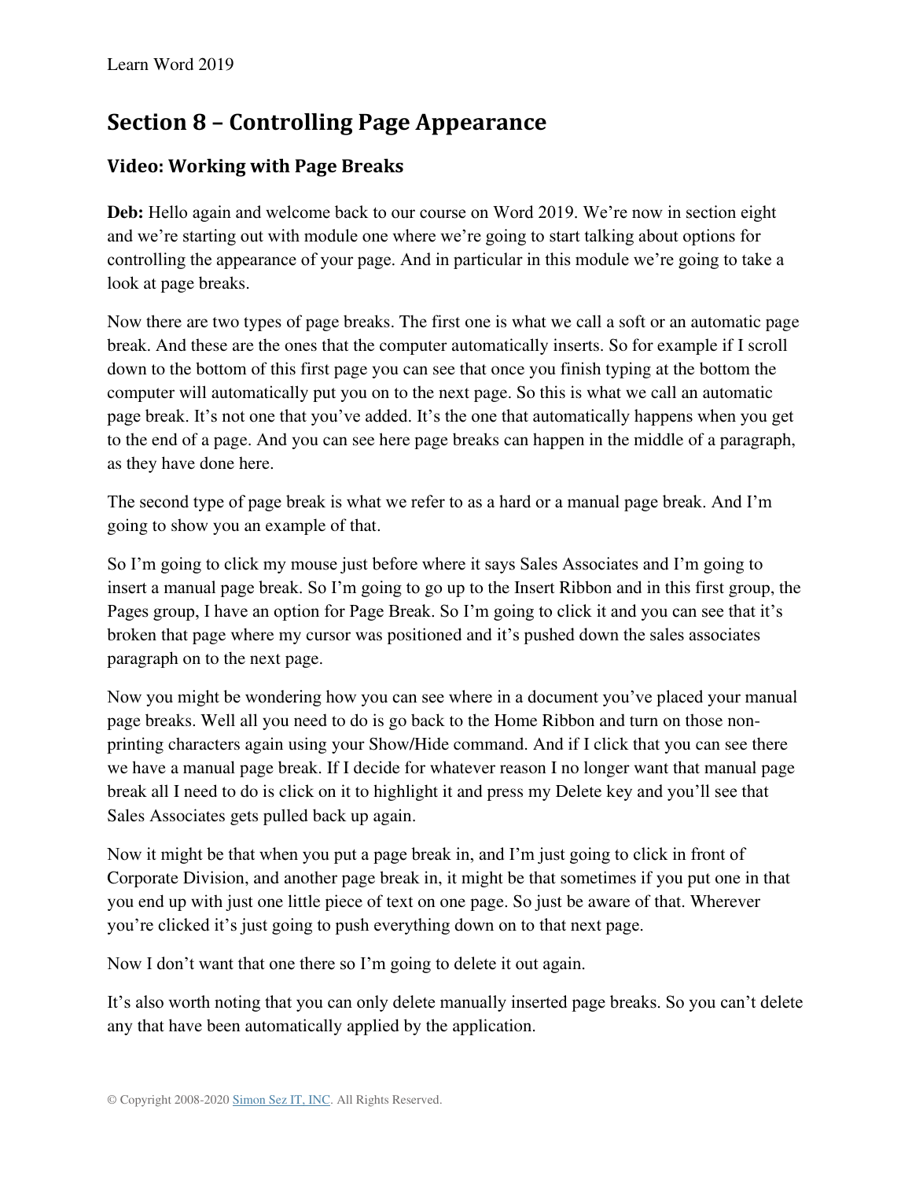## Section 8 – Controlling Page Appearance

### Video: Working with Page Breaks

**Deb:** Hello again and welcome back to our course on Word 2019. We're now in section eight and we're starting out with module one where we're going to start talking about options for controlling the appearance of your page. And in particular in this module we're going to take a look at page breaks.

Now there are two types of page breaks. The first one is what we call a soft or an automatic page break. And these are the ones that the computer automatically inserts. So for example if I scroll down to the bottom of this first page you can see that once you finish typing at the bottom the computer will automatically put you on to the next page. So this is what we call an automatic page break. It's not one that you've added. It's the one that automatically happens when you get to the end of a page. And you can see here page breaks can happen in the middle of a paragraph, as they have done here.

The second type of page break is what we refer to as a hard or a manual page break. And I'm going to show you an example of that.

So I'm going to click my mouse just before where it says Sales Associates and I'm going to insert a manual page break. So I'm going to go up to the Insert Ribbon and in this first group, the Pages group, I have an option for Page Break. So I'm going to click it and you can see that it's broken that page where my cursor was positioned and it's pushed down the sales associates paragraph on to the next page.

Now you might be wondering how you can see where in a document you've placed your manual page breaks. Well all you need to do is go back to the Home Ribbon and turn on those non-printing characters again using your Show/Hide command. And if I click that you can see there we have a manual page break. If I decide for whatever reason I no longer want that manual page break all I need to do is click on it to highlight it and press my Delete key and you'll see that Sales Associates gets pulled back up again.

Now it might be that when you put a page break in, and I'm just going to click in front of Corporate Division, and another page break in, it might be that sometimes if you put one in that you end up with just one little piece of text on one page. So just be aware of that. Wherever you're clicked it's just going to push everything down on to that next page.

Now I don't want that one there so I'm going to delete it out again.

It's also worth noting that you can only delete manually inserted page breaks. So you can't delete any that have been automatically applied by the application.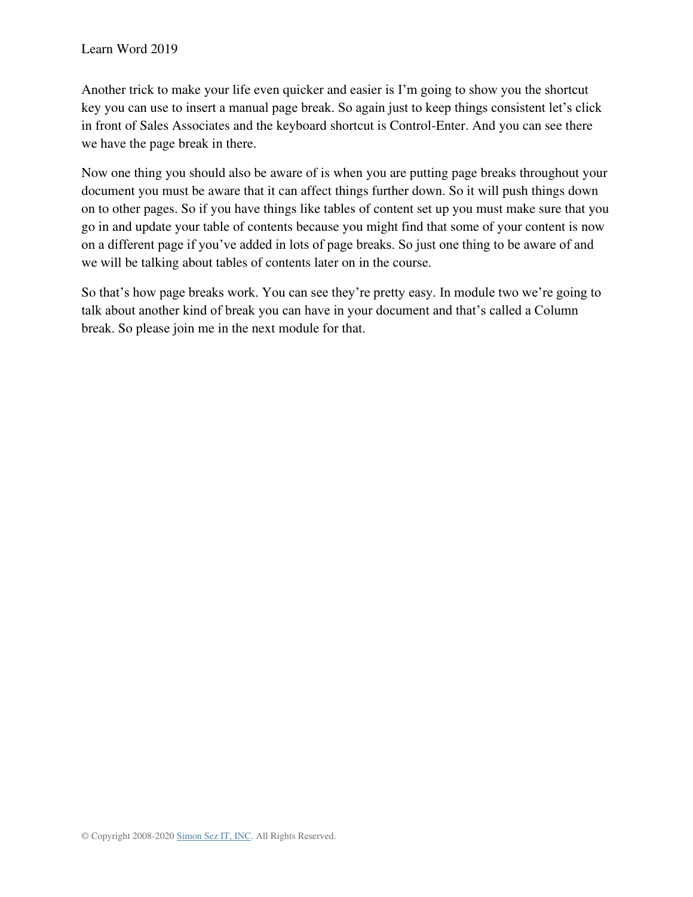Another trick to make your life even quicker and easier is I'm going to show you the shortcut key you can use to insert a manual page break. So again just to keep things consistent let's click in front of Sales Associates and the keyboard shortcut is Control-Enter. And you can see there we have the page break in there.

Now one thing you should also be aware of is when you are putting page breaks throughout your document you must be aware that it can affect things further down. So it will push things down on to other pages. So if you have things like tables of content set up you must make sure that you go in and update your table of contents because you might find that some of your content is now on a different page if you've added in lots of page breaks. So just one thing to be aware of and we will be talking about tables of contents later on in the course.

So that's how page breaks work. You can see they're pretty easy. In module two we're going to talk about another kind of break you can have in your document and that's called a Column break. So please join me in the next module for that.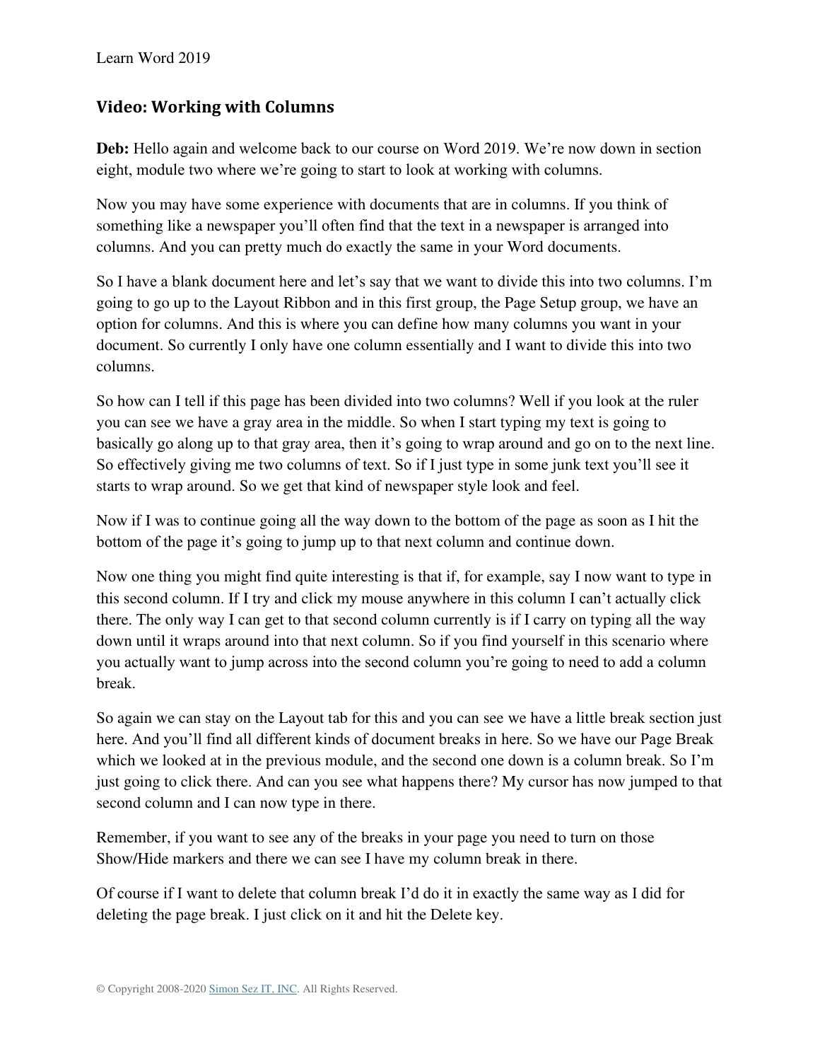## Video: Working with Columns

**Deb:** Hello again and welcome back to our course on Word 2019. We're now down in section eight, module two where we're going to start to look at working with columns.

Now you may have some experience with documents that are in columns. If you think of something like a newspaper you'll often find that the text in a newspaper is arranged into columns. And you can pretty much do exactly the same in your Word documents.

So I have a blank document here and let's say that we want to divide this into two columns. I'm going to go up to the Layout Ribbon and in this first group, the Page Setup group, we have an option for columns. And this is where you can define how many columns you want in your document. So currently I only have one column essentially and I want to divide this into two columns.

So how can I tell if this page has been divided into two columns? Well if you look at the ruler you can see we have a gray area in the middle. So when I start typing my text is going to basically go along up to that gray area, then it's going to wrap around and go on to the next line. So effectively giving me two columns of text. So if I just type in some junk text you'll see it starts to wrap around. So we get that kind of newspaper style look and feel.

Now if I was to continue going all the way down to the bottom of the page as soon as I hit the bottom of the page it's going to jump up to that next column and continue down.

Now one thing you might find quite interesting is that if, for example, say I now want to type in this second column. If I try and click my mouse anywhere in this column I can't actually click there. The only way I can get to that second column currently is if I carry on typing all the way down until it wraps around into that next column. So if you find yourself in this scenario where you actually want to jump across into the second column you're going to need to add a column break.

So again we can stay on the Layout tab for this and you can see we have a little break section just here. And you'll find all different kinds of document breaks in here. So we have our Page Break which we looked at in the previous module, and the second one down is a column break. So I'm just going to click there. And can you see what happens there? My cursor has now jumped to that second column and I can now type in there.

Remember, if you want to see any of the breaks in your page you need to turn on those Show/Hide markers and there we can see I have my column break in there.

Of course if I want to delete that column break I'd do it in exactly the same way as I did for deleting the page break. I just click on it and hit the Delete key.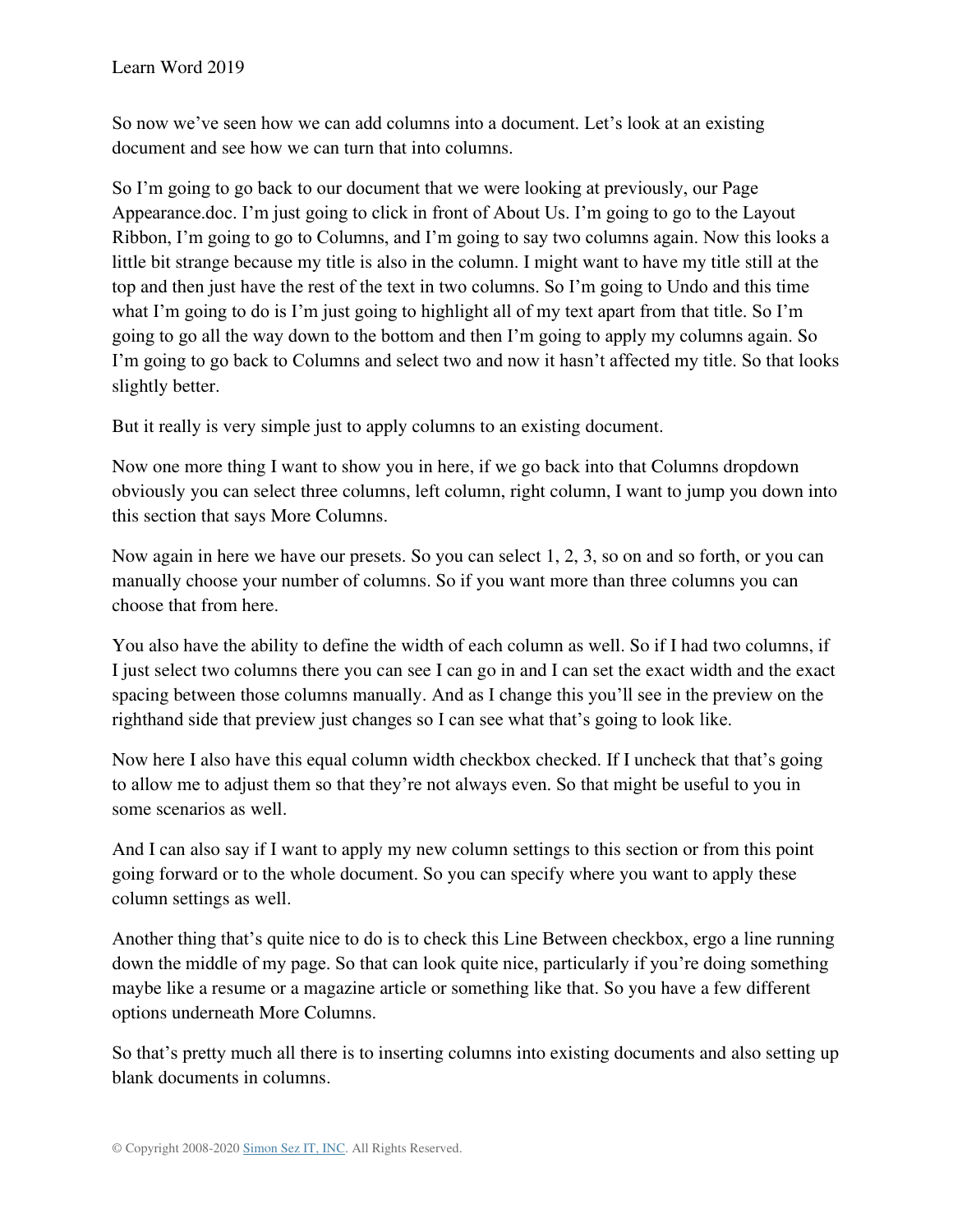So now we've seen how we can add columns into a document. Let's look at an existing document and see how we can turn that into columns.

So I'm going to go back to our document that we were looking at previously, our Page Appearance.doc. I'm just going to click in front of About Us. I'm going to go to the Layout Ribbon, I'm going to go to Columns, and I'm going to say two columns again. Now this looks a little bit strange because my title is also in the column. I might want to have my title still at the top and then just have the rest of the text in two columns. So I'm going to Undo and this time what I'm going to do is I'm just going to highlight all of my text apart from that title. So I'm going to go all the way down to the bottom and then I'm going to apply my columns again. So I'm going to go back to Columns and select two and now it hasn't affected my title. So that looks slightly better.

But it really is very simple just to apply columns to an existing document.

Now one more thing I want to show you in here, if we go back into that Columns dropdown obviously you can select three columns, left column, right column, I want to jump you down into this section that says More Columns.

Now again in here we have our presets. So you can select 1, 2, 3, so on and so forth, or you can manually choose your number of columns. So if you want more than three columns you can choose that from here.

You also have the ability to define the width of each column as well. So if I had two columns, if I just select two columns there you can see I can go in and I can set the exact width and the exact spacing between those columns manually. And as I change this you'll see in the preview on the righthand side that preview just changes so I can see what that's going to look like.

Now here I also have this equal column width checkbox checked. If I uncheck that that's going to allow me to adjust them so that they're not always even. So that might be useful to you in some scenarios as well.

And I can also say if I want to apply my new column settings to this section or from this point going forward or to the whole document. So you can specify where you want to apply these column settings as well.

Another thing that's quite nice to do is to check this Line Between checkbox, ergo a line running down the middle of my page. So that can look quite nice, particularly if you're doing something maybe like a resume or a magazine article or something like that. So you have a few different options underneath More Columns.

So that's pretty much all there is to inserting columns into existing documents and also setting up blank documents in columns.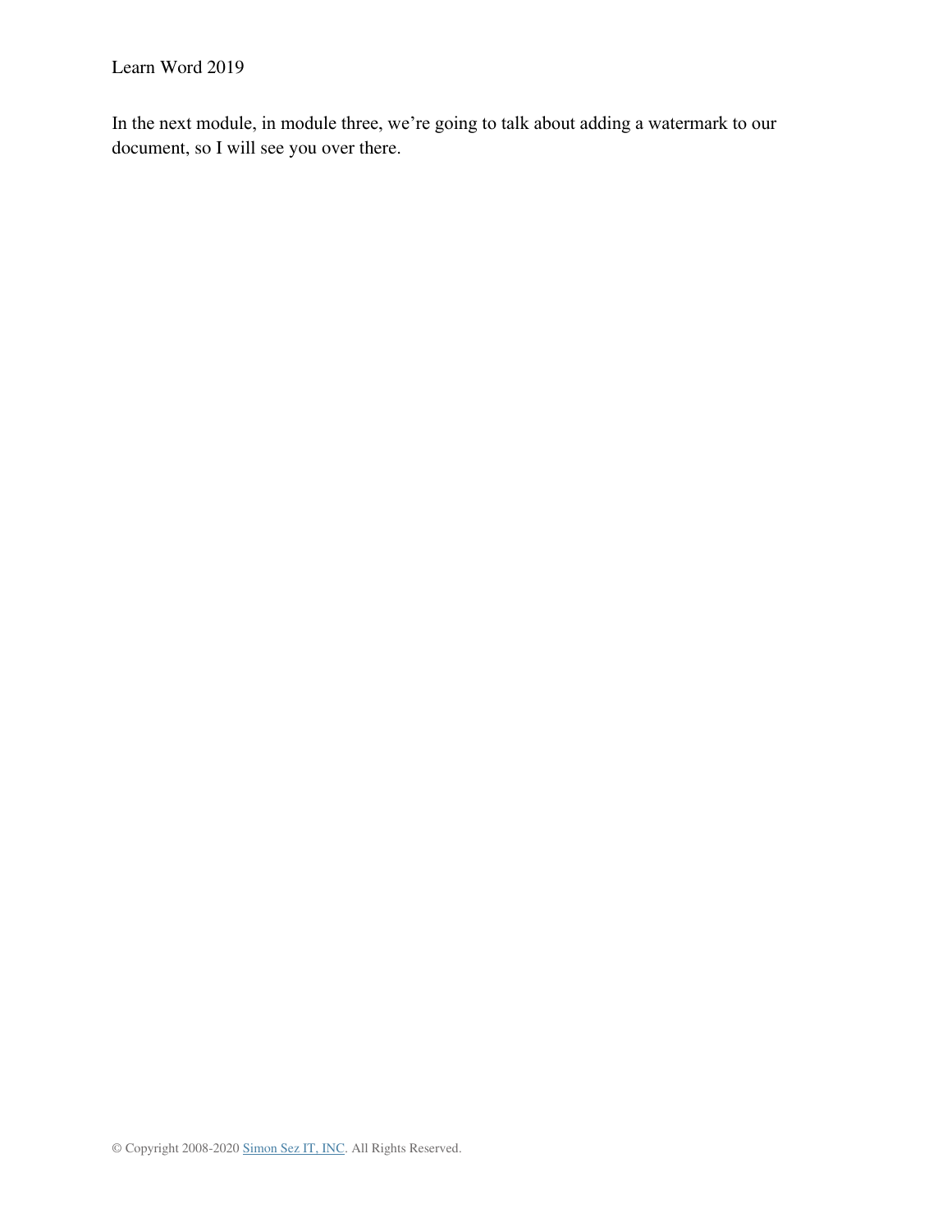In the next module, in module three, we’re going to talk about adding a watermark to our document, so I will see you over there.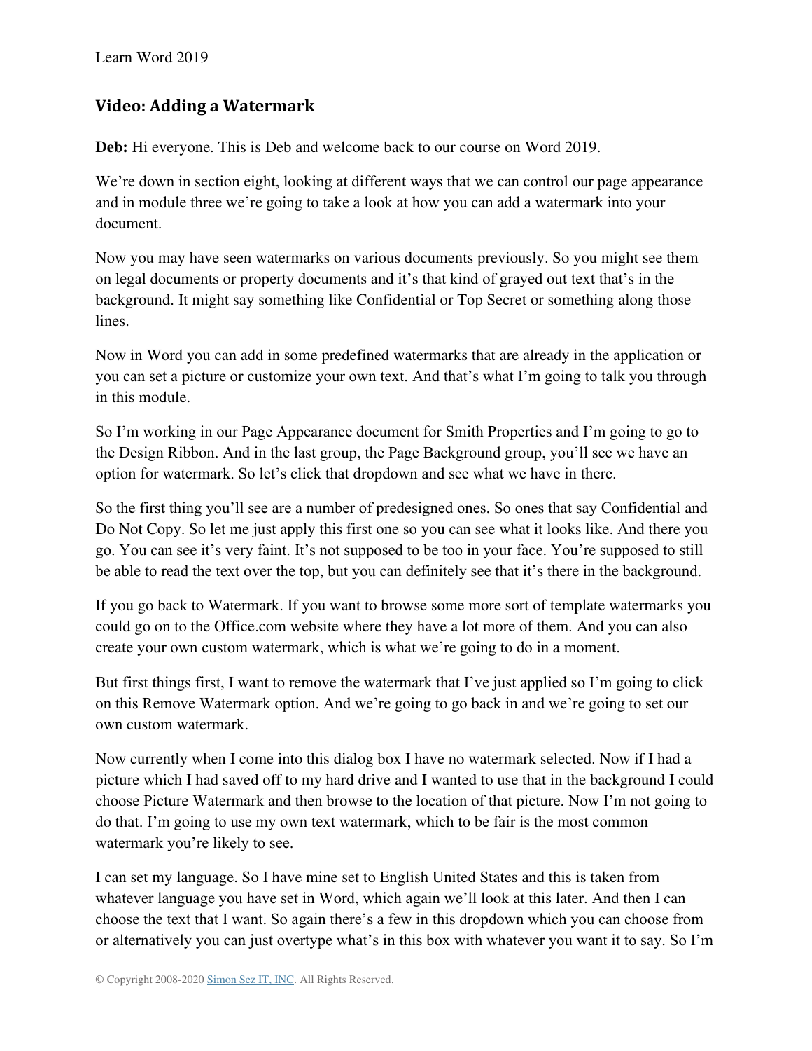## Video: Adding a Watermark

**Deb:** Hi everyone. This is Deb and welcome back to our course on Word 2019.

We're down in section eight, looking at different ways that we can control our page appearance and in module three we're going to take a look at how you can add a watermark into your document.

Now you may have seen watermarks on various documents previously. So you might see them on legal documents or property documents and it's that kind of grayed out text that's in the background. It might say something like Confidential or Top Secret or something along those lines.

Now in Word you can add in some predefined watermarks that are already in the application or you can set a picture or customize your own text. And that's what I'm going to talk you through in this module.

So I'm working in our Page Appearance document for Smith Properties and I'm going to go to the Design Ribbon. And in the last group, the Page Background group, you'll see we have an option for watermark. So let's click that dropdown and see what we have in there.

So the first thing you'll see are a number of predesigned ones. So ones that say Confidential and Do Not Copy. So let me just apply this first one so you can see what it looks like. And there you go. You can see it's very faint. It's not supposed to be too in your face. You're supposed to still be able to read the text over the top, but you can definitely see that it's there in the background.

If you go back to Watermark. If you want to browse some more sort of template watermarks you could go on to the Office.com website where they have a lot more of them. And you can also create your own custom watermark, which is what we're going to do in a moment.

But first things first, I want to remove the watermark that I've just applied so I'm going to click on this Remove Watermark option. And we're going to go back in and we're going to set our own custom watermark.

Now currently when I come into this dialog box I have no watermark selected. Now if I had a picture which I had saved off to my hard drive and I wanted to use that in the background I could choose Picture Watermark and then browse to the location of that picture. Now I'm not going to do that. I'm going to use my own text watermark, which to be fair is the most common watermark you're likely to see.

I can set my language. So I have mine set to English United States and this is taken from whatever language you have set in Word, which again we'll look at this later. And then I can choose the text that I want. So again there's a few in this dropdown which you can choose from or alternatively you can just overtype what's in this box with whatever you want it to say. So I'm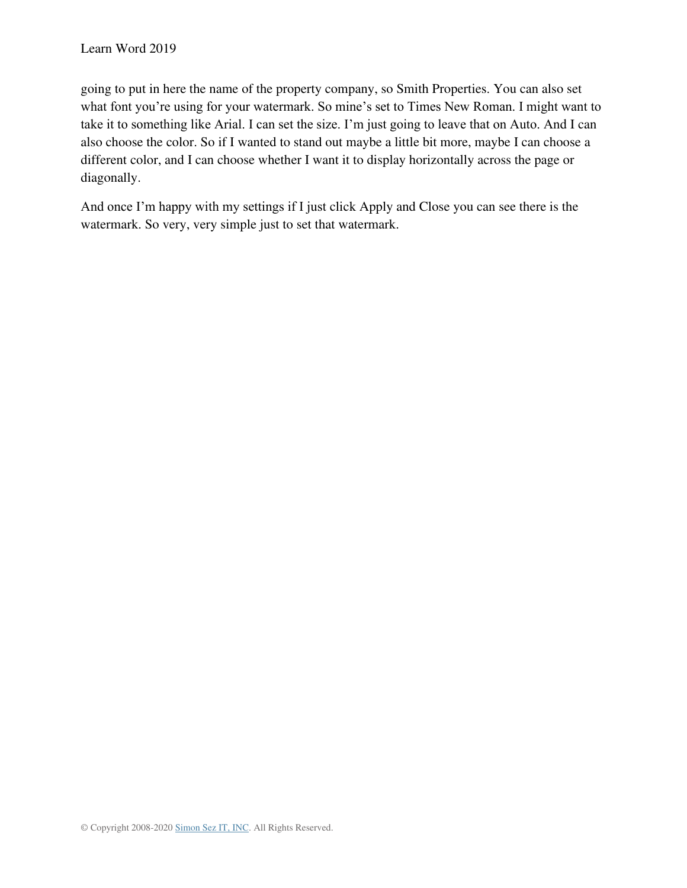going to put in here the name of the property company, so Smith Properties. You can also set what font you're using for your watermark. So mine's set to Times New Roman. I might want to take it to something like Arial. I can set the size. I'm just going to leave that on Auto. And I can also choose the color. So if I wanted to stand out maybe a little bit more, maybe I can choose a different color, and I can choose whether I want it to display horizontally across the page or diagonally.

And once I'm happy with my settings if I just click Apply and Close you can see there is the watermark. So very, very simple just to set that watermark.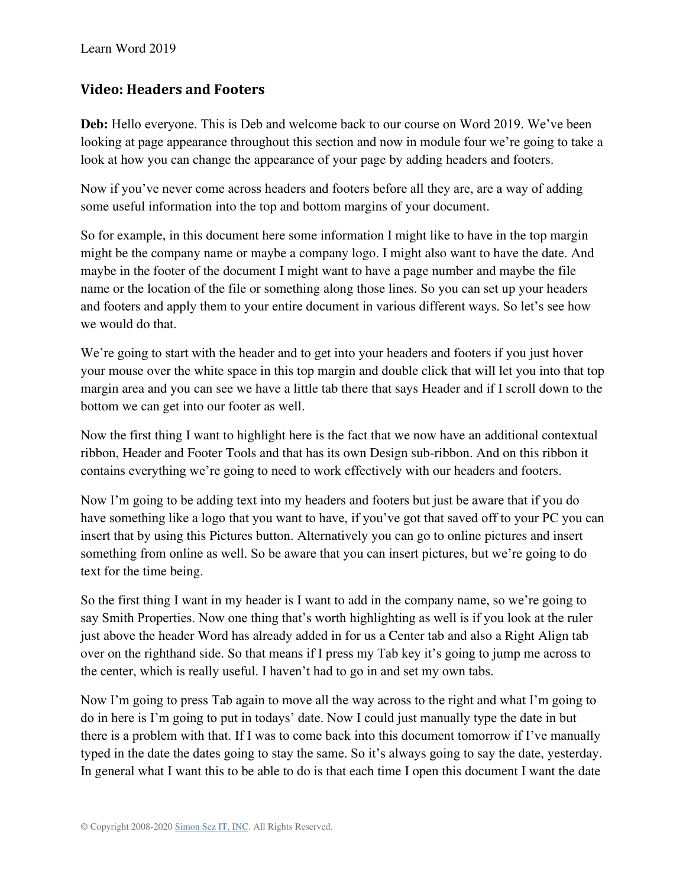## Video: Headers and Footers

**Deb:** Hello everyone. This is Deb and welcome back to our course on Word 2019. We've been looking at page appearance throughout this section and now in module four we're going to take a look at how you can change the appearance of your page by adding headers and footers.

Now if you've never come across headers and footers before all they are, are a way of adding some useful information into the top and bottom margins of your document.

So for example, in this document here some information I might like to have in the top margin might be the company name or maybe a company logo. I might also want to have the date. And maybe in the footer of the document I might want to have a page number and maybe the file name or the location of the file or something along those lines. So you can set up your headers and footers and apply them to your entire document in various different ways. So let's see how we would do that.

We're going to start with the header and to get into your headers and footers if you just hover your mouse over the white space in this top margin and double click that will let you into that top margin area and you can see we have a little tab there that says Header and if I scroll down to the bottom we can get into our footer as well.

Now the first thing I want to highlight here is the fact that we now have an additional contextual ribbon, Header and Footer Tools and that has its own Design sub-ribbon. And on this ribbon it contains everything we're going to need to work effectively with our headers and footers.

Now I'm going to be adding text into my headers and footers but just be aware that if you do have something like a logo that you want to have, if you've got that saved off to your PC you can insert that by using this Pictures button. Alternatively you can go to online pictures and insert something from online as well. So be aware that you can insert pictures, but we're going to do text for the time being.

So the first thing I want in my header is I want to add in the company name, so we're going to say Smith Properties. Now one thing that's worth highlighting as well is if you look at the ruler just above the header Word has already added in for us a Center tab and also a Right Align tab over on the righthand side. So that means if I press my Tab key it's going to jump me across to the center, which is really useful. I haven't had to go in and set my own tabs.

Now I'm going to press Tab again to move all the way across to the right and what I'm going to do in here is I'm going to put in todays' date. Now I could just manually type the date in but there is a problem with that. If I was to come back into this document tomorrow if I've manually typed in the date the dates going to stay the same. So it's always going to say the date, yesterday. In general what I want this to be able to do is that each time I open this document I want the date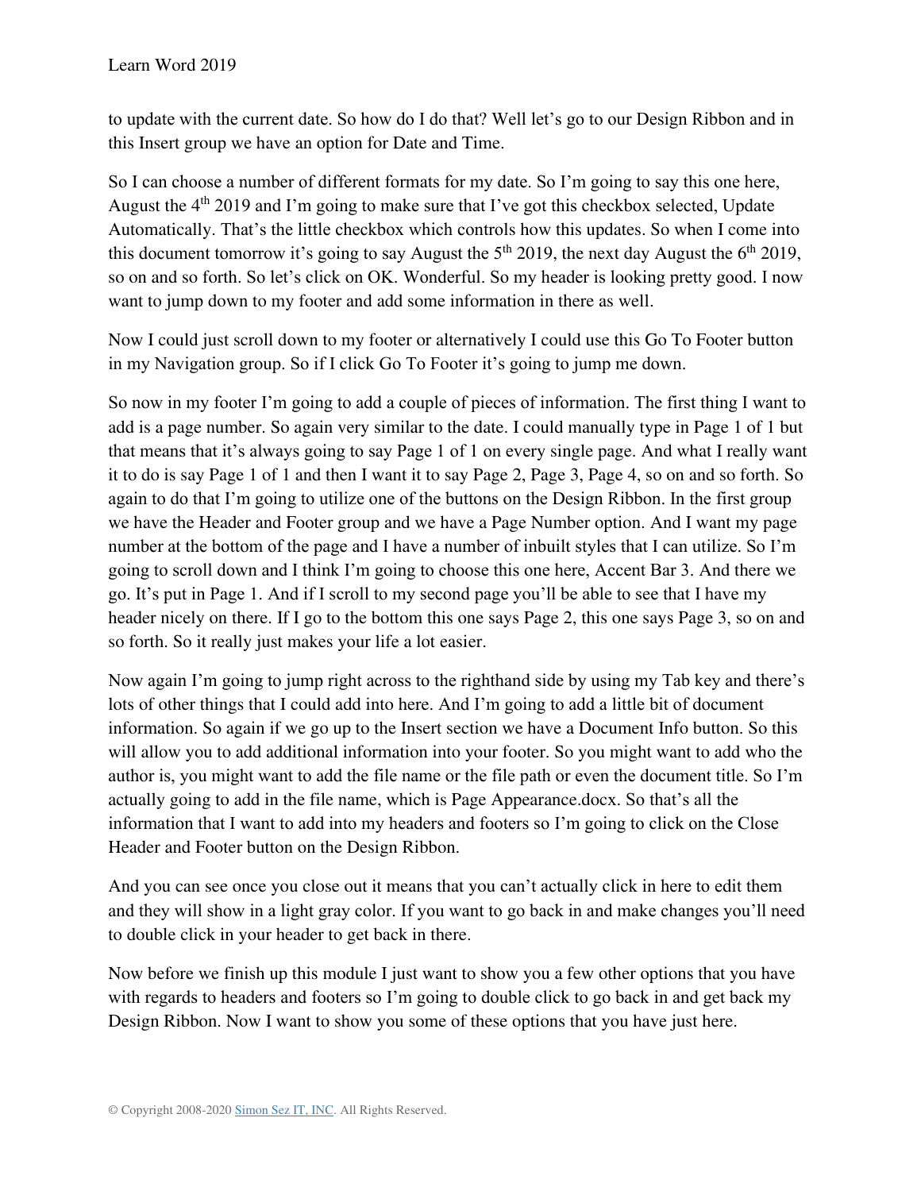to update with the current date. So how do I do that? Well let's go to our Design Ribbon and in this Insert group we have an option for Date and Time.

So I can choose a number of different formats for my date. So I'm going to say this one here, August the 4th 2019 and I'm going to make sure that I've got this checkbox selected, Update Automatically. That's the little checkbox which controls how this updates. So when I come into this document tomorrow it's going to say August the 5th 2019, the next day August the 6th 2019, so on and so forth. So let's click on OK. Wonderful. So my header is looking pretty good. I now want to jump down to my footer and add some information in there as well.

Now I could just scroll down to my footer or alternatively I could use this Go To Footer button in my Navigation group. So if I click Go To Footer it's going to jump me down.

So now in my footer I'm going to add a couple of pieces of information. The first thing I want to add is a page number. So again very similar to the date. I could manually type in Page 1 of 1 but that means that it's always going to say Page 1 of 1 on every single page. And what I really want it to do is say Page 1 of 1 and then I want it to say Page 2, Page 3, Page 4, so on and so forth. So again to do that I'm going to utilize one of the buttons on the Design Ribbon. In the first group we have the Header and Footer group and we have a Page Number option. And I want my page number at the bottom of the page and I have a number of inbuilt styles that I can utilize. So I'm going to scroll down and I think I'm going to choose this one here, Accent Bar 3. And there we go. It's put in Page 1. And if I scroll to my second page you'll be able to see that I have my header nicely on there. If I go to the bottom this one says Page 2, this one says Page 3, so on and so forth. So it really just makes your life a lot easier.

Now again I'm going to jump right across to the righthand side by using my Tab key and there's lots of other things that I could add into here. And I'm going to add a little bit of document information. So again if we go up to the Insert section we have a Document Info button. So this will allow you to add additional information into your footer. So you might want to add who the author is, you might want to add the file name or the file path or even the document title. So I'm actually going to add in the file name, which is Page Appearance.docx. So that's all the information that I want to add into my headers and footers so I'm going to click on the Close Header and Footer button on the Design Ribbon.

And you can see once you close out it means that you can't actually click in here to edit them and they will show in a light gray color. If you want to go back in and make changes you'll need to double click in your header to get back in there.

Now before we finish up this module I just want to show you a few other options that you have with regards to headers and footers so I'm going to double click to go back in and get back my Design Ribbon. Now I want to show you some of these options that you have just here.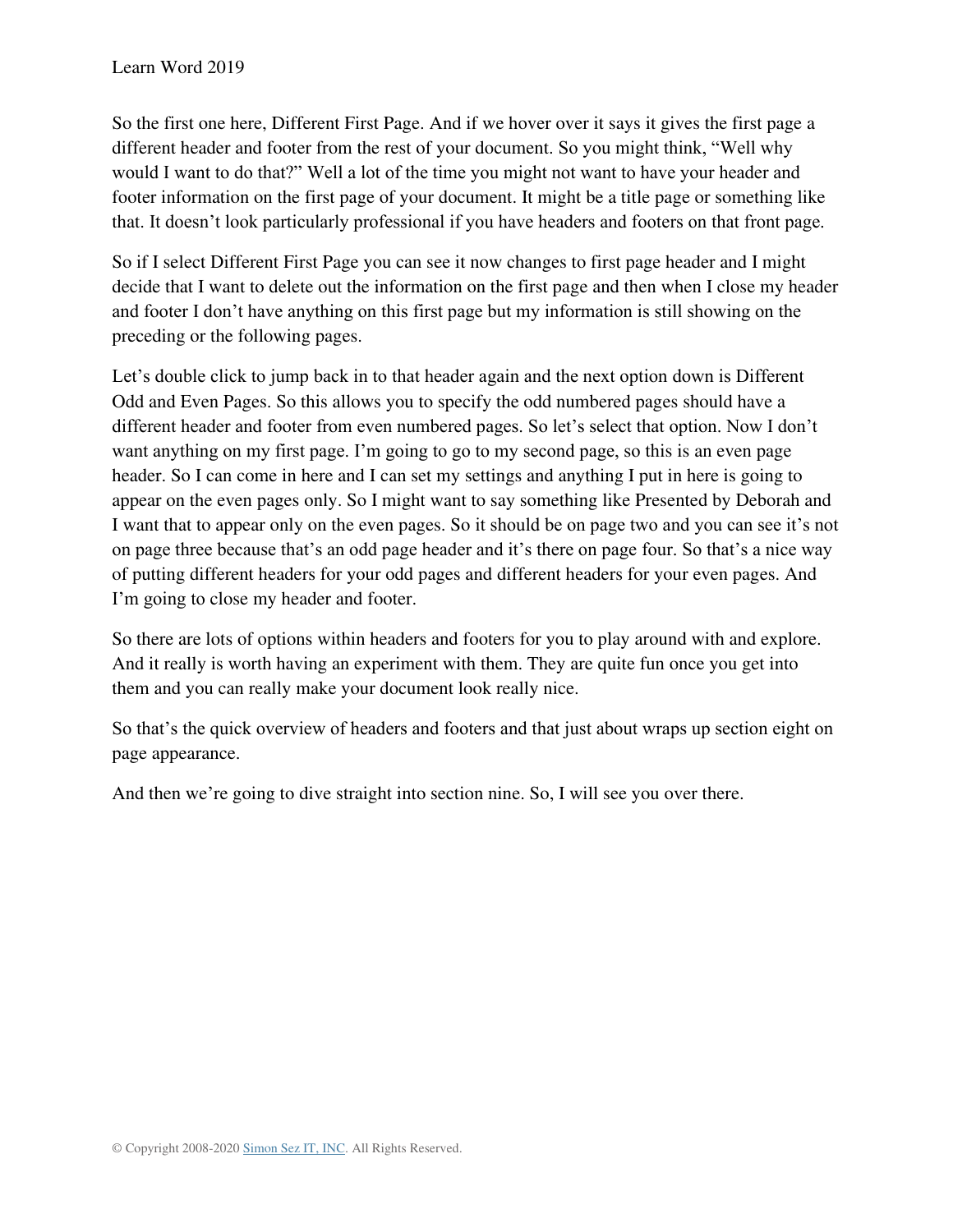So the first one here, Different First Page. And if we hover over it says it gives the first page a different header and footer from the rest of your document. So you might think, "Well why would I want to do that?" Well a lot of the time you might not want to have your header and footer information on the first page of your document. It might be a title page or something like that. It doesn't look particularly professional if you have headers and footers on that front page.

So if I select Different First Page you can see it now changes to first page header and I might decide that I want to delete out the information on the first page and then when I close my header and footer I don't have anything on this first page but my information is still showing on the preceding or the following pages.

Let's double click to jump back in to that header again and the next option down is Different Odd and Even Pages. So this allows you to specify the odd numbered pages should have a different header and footer from even numbered pages. So let's select that option. Now I don't want anything on my first page. I'm going to go to my second page, so this is an even page header. So I can come in here and I can set my settings and anything I put in here is going to appear on the even pages only. So I might want to say something like Presented by Deborah and I want that to appear only on the even pages. So it should be on page two and you can see it's not on page three because that's an odd page header and it's there on page four. So that's a nice way of putting different headers for your odd pages and different headers for your even pages. And I'm going to close my header and footer.

So there are lots of options within headers and footers for you to play around with and explore. And it really is worth having an experiment with them. They are quite fun once you get into them and you can really make your document look really nice.

So that's the quick overview of headers and footers and that just about wraps up section eight on page appearance.

And then we're going to dive straight into section nine. So, I will see you over there.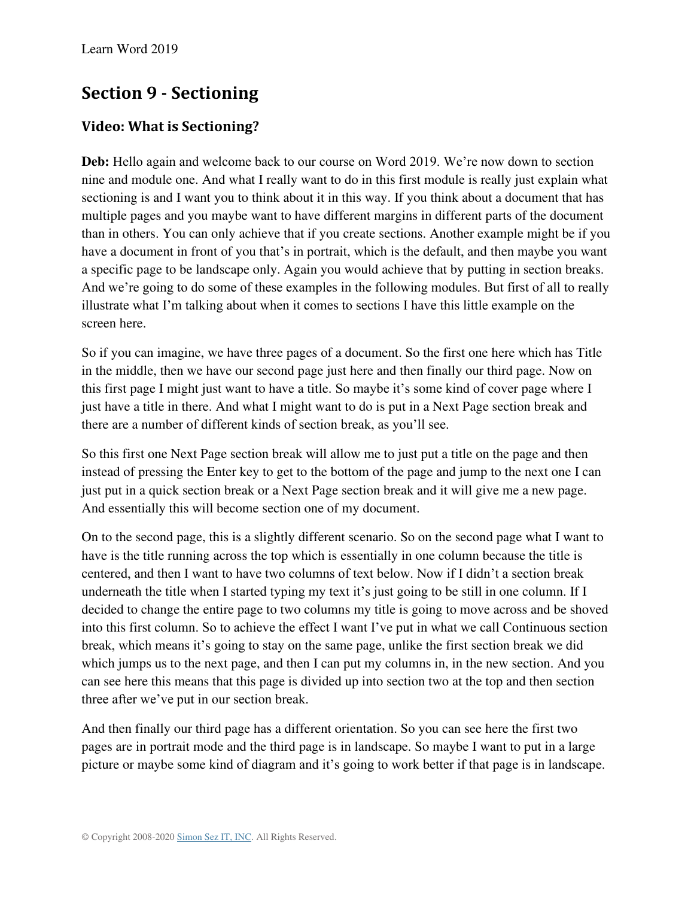# Section 9 - Sectioning

## Video: What is Sectioning?

**Deb:** Hello again and welcome back to our course on Word 2019. We're now down to section nine and module one. And what I really want to do in this first module is really just explain what sectioning is and I want you to think about it in this way. If you think about a document that has multiple pages and you maybe want to have different margins in different parts of the document than in others. You can only achieve that if you create sections. Another example might be if you have a document in front of you that's in portrait, which is the default, and then maybe you want a specific page to be landscape only. Again you would achieve that by putting in section breaks. And we're going to do some of these examples in the following modules. But first of all to really illustrate what I'm talking about when it comes to sections I have this little example on the screen here.

So if you can imagine, we have three pages of a document. So the first one here which has Title in the middle, then we have our second page just here and then finally our third page. Now on this first page I might just want to have a title. So maybe it's some kind of cover page where I just have a title in there. And what I might want to do is put in a Next Page section break and there are a number of different kinds of section break, as you'll see.

So this first one Next Page section break will allow me to just put a title on the page and then instead of pressing the Enter key to get to the bottom of the page and jump to the next one I can just put in a quick section break or a Next Page section break and it will give me a new page. And essentially this will become section one of my document.

On to the second page, this is a slightly different scenario. So on the second page what I want to have is the title running across the top which is essentially in one column because the title is centered, and then I want to have two columns of text below. Now if I didn't a section break underneath the title when I started typing my text it's just going to be still in one column. If I decided to change the entire page to two columns my title is going to move across and be shoved into this first column. So to achieve the effect I want I've put in what we call Continuous section break, which means it's going to stay on the same page, unlike the first section break we did which jumps us to the next page, and then I can put my columns in, in the new section. And you can see here this means that this page is divided up into section two at the top and then section three after we've put in our section break.

And then finally our third page has a different orientation. So you can see here the first two pages are in portrait mode and the third page is in landscape. So maybe I want to put in a large picture or maybe some kind of diagram and it's going to work better if that page is in landscape.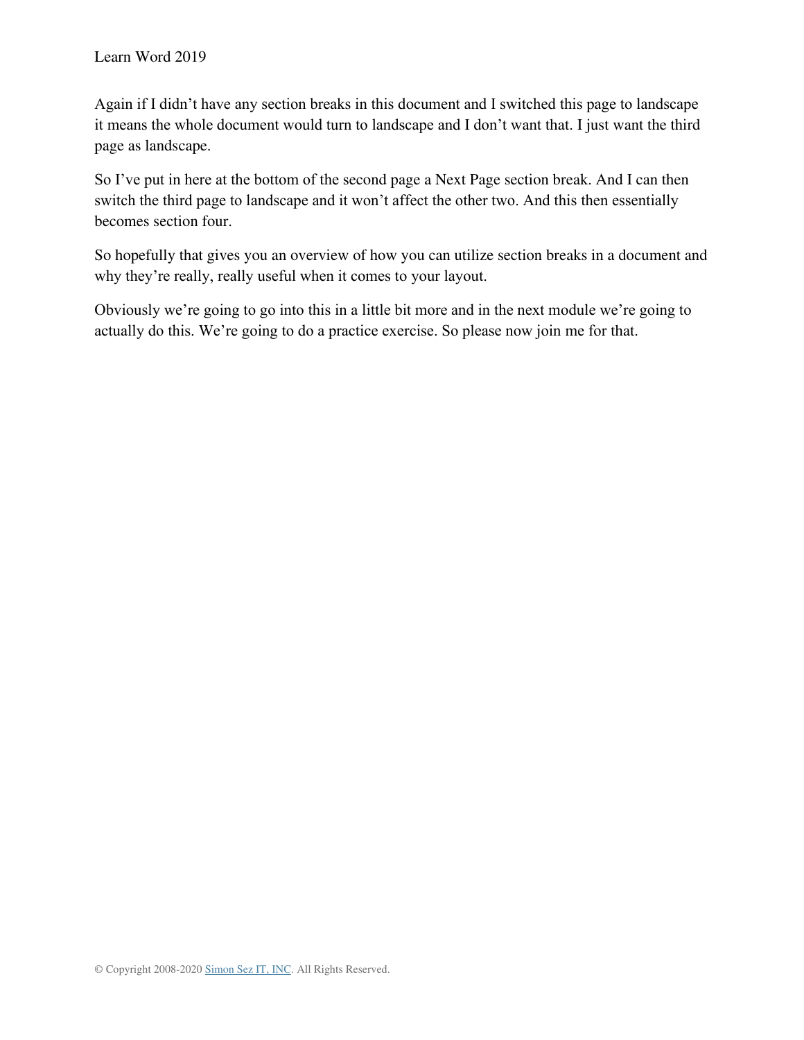Again if I didn't have any section breaks in this document and I switched this page to landscape it means the whole document would turn to landscape and I don't want that. I just want the third page as landscape.

So I've put in here at the bottom of the second page a Next Page section break. And I can then switch the third page to landscape and it won't affect the other two. And this then essentially becomes section four.

So hopefully that gives you an overview of how you can utilize section breaks in a document and why they're really, really useful when it comes to your layout.

Obviously we're going to go into this in a little bit more and in the next module we're going to actually do this. We're going to do a practice exercise. So please now join me for that.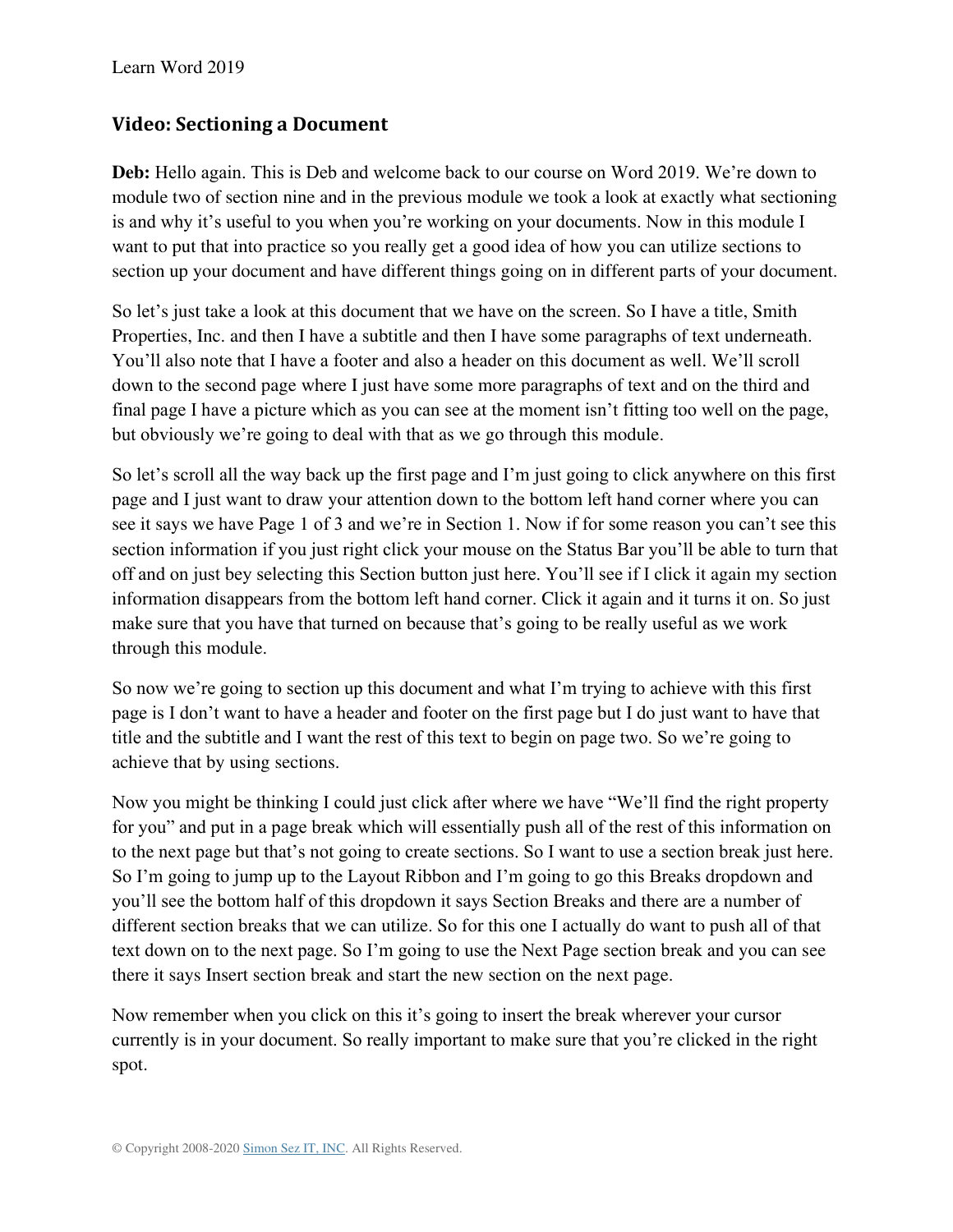## Video: Sectioning a Document

**Deb:** Hello again. This is Deb and welcome back to our course on Word 2019. We're down to module two of section nine and in the previous module we took a look at exactly what sectioning is and why it's useful to you when you're working on your documents. Now in this module I want to put that into practice so you really get a good idea of how you can utilize sections to section up your document and have different things going on in different parts of your document.

So let's just take a look at this document that we have on the screen. So I have a title, Smith Properties, Inc. and then I have a subtitle and then I have some paragraphs of text underneath. You'll also note that I have a footer and also a header on this document as well. We'll scroll down to the second page where I just have some more paragraphs of text and on the third and final page I have a picture which as you can see at the moment isn't fitting too well on the page, but obviously we're going to deal with that as we go through this module.

So let's scroll all the way back up the first page and I'm just going to click anywhere on this first page and I just want to draw your attention down to the bottom left hand corner where you can see it says we have Page 1 of 3 and we're in Section 1. Now if for some reason you can't see this section information if you just right click your mouse on the Status Bar you'll be able to turn that off and on just bey selecting this Section button just here. You'll see if I click it again my section information disappears from the bottom left hand corner. Click it again and it turns it on. So just make sure that you have that turned on because that's going to be really useful as we work through this module.

So now we're going to section up this document and what I'm trying to achieve with this first page is I don't want to have a header and footer on the first page but I do just want to have that title and the subtitle and I want the rest of this text to begin on page two. So we're going to achieve that by using sections.

Now you might be thinking I could just click after where we have "We'll find the right property for you" and put in a page break which will essentially push all of the rest of this information on to the next page but that's not going to create sections. So I want to use a section break just here. So I'm going to jump up to the Layout Ribbon and I'm going to go this Breaks dropdown and you'll see the bottom half of this dropdown it says Section Breaks and there are a number of different section breaks that we can utilize. So for this one I actually do want to push all of that text down on to the next page. So I'm going to use the Next Page section break and you can see there it says Insert section break and start the new section on the next page.

Now remember when you click on this it's going to insert the break wherever your cursor currently is in your document. So really important to make sure that you're clicked in the right spot.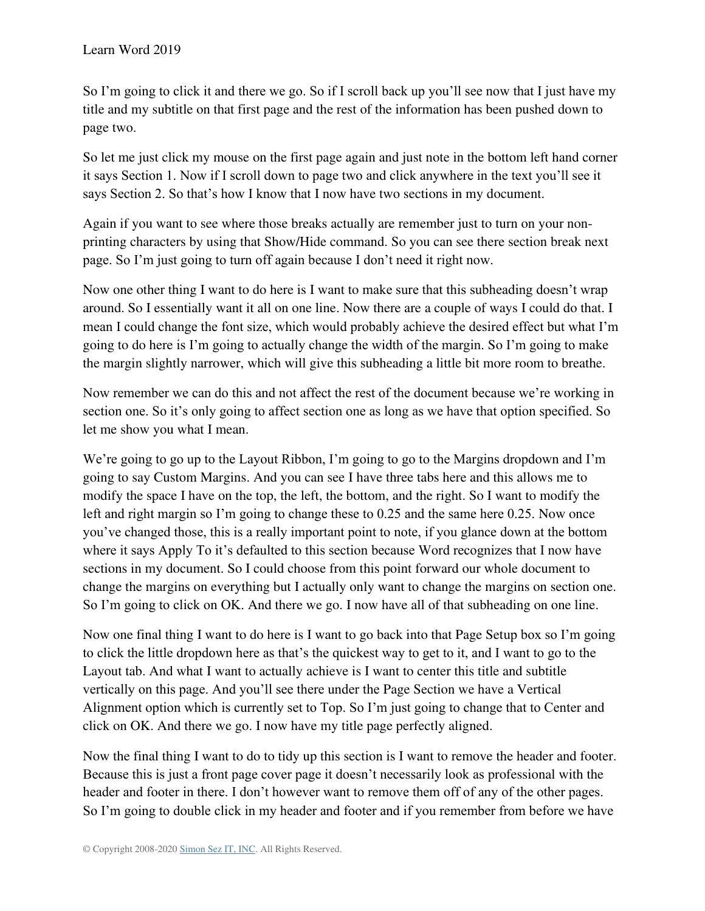So I'm going to click it and there we go. So if I scroll back up you'll see now that I just have my title and my subtitle on that first page and the rest of the information has been pushed down to page two.

So let me just click my mouse on the first page again and just note in the bottom left hand corner it says Section 1. Now if I scroll down to page two and click anywhere in the text you'll see it says Section 2. So that's how I know that I now have two sections in my document.

Again if you want to see where those breaks actually are remember just to turn on your non-printing characters by using that Show/Hide command. So you can see there section break next page. So I'm just going to turn off again because I don't need it right now.

Now one other thing I want to do here is I want to make sure that this subheading doesn't wrap around. So I essentially want it all on one line. Now there are a couple of ways I could do that. I mean I could change the font size, which would probably achieve the desired effect but what I'm going to do here is I'm going to actually change the width of the margin. So I'm going to make the margin slightly narrower, which will give this subheading a little bit more room to breathe.

Now remember we can do this and not affect the rest of the document because we're working in section one. So it's only going to affect section one as long as we have that option specified. So let me show you what I mean.

We're going to go up to the Layout Ribbon, I'm going to go to the Margins dropdown and I'm going to say Custom Margins. And you can see I have three tabs here and this allows me to modify the space I have on the top, the left, the bottom, and the right. So I want to modify the left and right margin so I'm going to change these to 0.25 and the same here 0.25. Now once you've changed those, this is a really important point to note, if you glance down at the bottom where it says Apply To it's defaulted to this section because Word recognizes that I now have sections in my document. So I could choose from this point forward our whole document to change the margins on everything but I actually only want to change the margins on section one. So I'm going to click on OK. And there we go. I now have all of that subheading on one line.

Now one final thing I want to do here is I want to go back into that Page Setup box so I'm going to click the little dropdown here as that's the quickest way to get to it, and I want to go to the Layout tab. And what I want to actually achieve is I want to center this title and subtitle vertically on this page. And you'll see there under the Page Section we have a Vertical Alignment option which is currently set to Top. So I'm just going to change that to Center and click on OK. And there we go. I now have my title page perfectly aligned.

Now the final thing I want to do to tidy up this section is I want to remove the header and footer. Because this is just a front page cover page it doesn't necessarily look as professional with the header and footer in there. I don't however want to remove them off of any of the other pages. So I'm going to double click in my header and footer and if you remember from before we have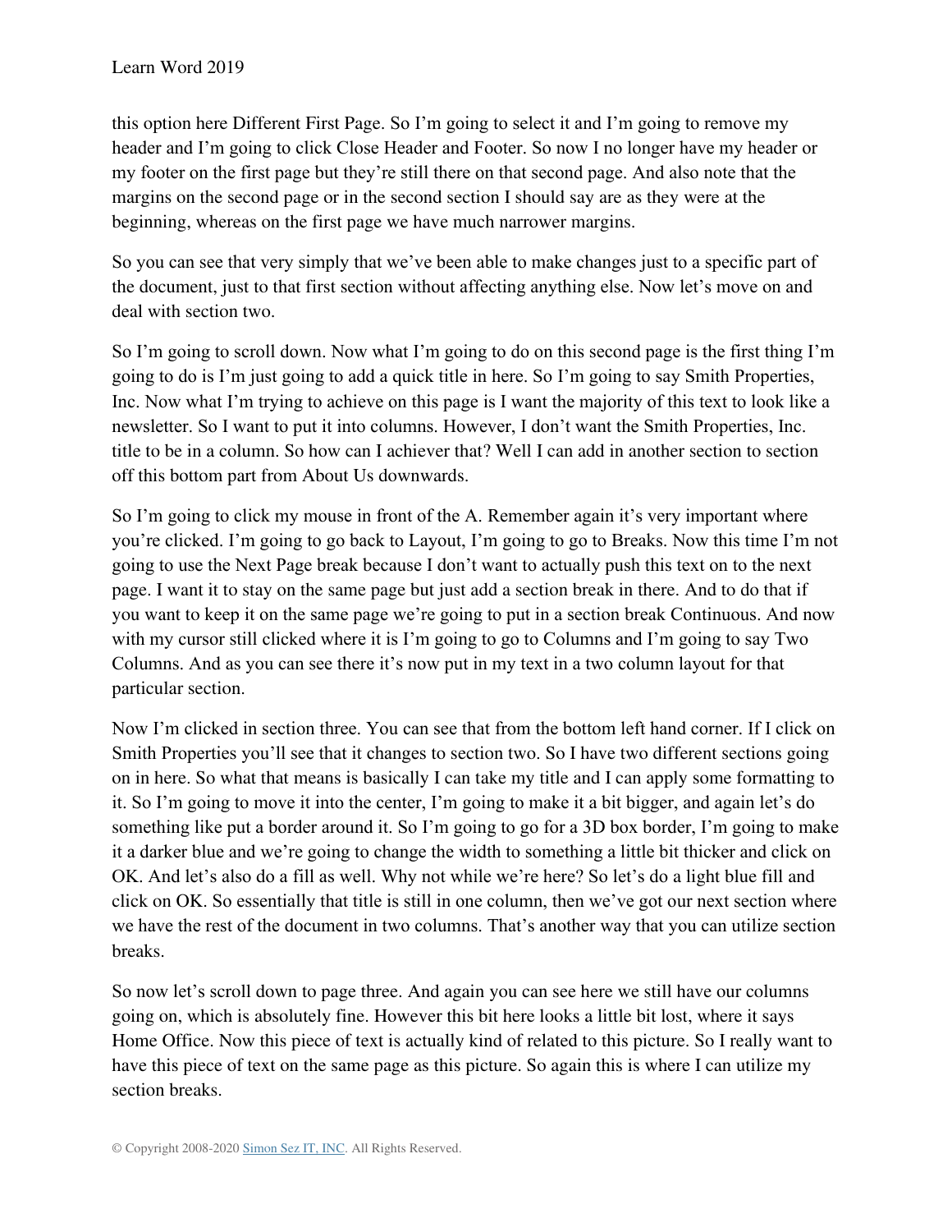this option here Different First Page. So I'm going to select it and I'm going to remove my header and I'm going to click Close Header and Footer. So now I no longer have my header or my footer on the first page but they're still there on that second page. And also note that the margins on the second page or in the second section I should say are as they were at the beginning, whereas on the first page we have much narrower margins.

So you can see that very simply that we've been able to make changes just to a specific part of the document, just to that first section without affecting anything else. Now let's move on and deal with section two.

So I'm going to scroll down. Now what I'm going to do on this second page is the first thing I'm going to do is I'm just going to add a quick title in here. So I'm going to say Smith Properties, Inc. Now what I'm trying to achieve on this page is I want the majority of this text to look like a newsletter. So I want to put it into columns. However, I don't want the Smith Properties, Inc. title to be in a column. So how can I achiever that? Well I can add in another section to section off this bottom part from About Us downwards.

So I'm going to click my mouse in front of the A. Remember again it's very important where you're clicked. I'm going to go back to Layout, I'm going to go to Breaks. Now this time I'm not going to use the Next Page break because I don't want to actually push this text on to the next page. I want it to stay on the same page but just add a section break in there. And to do that if you want to keep it on the same page we're going to put in a section break Continuous. And now with my cursor still clicked where it is I'm going to go to Columns and I'm going to say Two Columns. And as you can see there it's now put in my text in a two column layout for that particular section.

Now I'm clicked in section three. You can see that from the bottom left hand corner. If I click on Smith Properties you'll see that it changes to section two. So I have two different sections going on in here. So what that means is basically I can take my title and I can apply some formatting to it. So I'm going to move it into the center, I'm going to make it a bit bigger, and again let's do something like put a border around it. So I'm going to go for a 3D box border, I'm going to make it a darker blue and we're going to change the width to something a little bit thicker and click on OK. And let's also do a fill as well. Why not while we're here? So let's do a light blue fill and click on OK. So essentially that title is still in one column, then we've got our next section where we have the rest of the document in two columns. That's another way that you can utilize section breaks.

So now let's scroll down to page three. And again you can see here we still have our columns going on, which is absolutely fine. However this bit here looks a little bit lost, where it says Home Office. Now this piece of text is actually kind of related to this picture. So I really want to have this piece of text on the same page as this picture. So again this is where I can utilize my section breaks.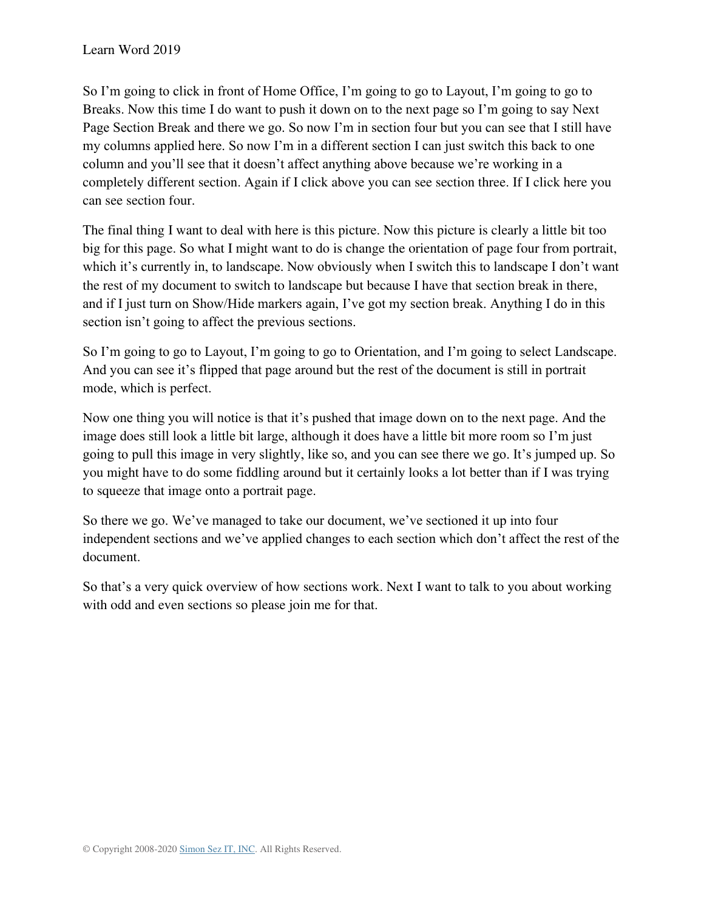So I'm going to click in front of Home Office, I'm going to go to Layout, I'm going to go to Breaks. Now this time I do want to push it down on to the next page so I'm going to say Next Page Section Break and there we go. So now I'm in section four but you can see that I still have my columns applied here. So now I'm in a different section I can just switch this back to one column and you'll see that it doesn't affect anything above because we're working in a completely different section. Again if I click above you can see section three. If I click here you can see section four.

The final thing I want to deal with here is this picture. Now this picture is clearly a little bit too big for this page. So what I might want to do is change the orientation of page four from portrait, which it's currently in, to landscape. Now obviously when I switch this to landscape I don't want the rest of my document to switch to landscape but because I have that section break in there, and if I just turn on Show/Hide markers again, I've got my section break. Anything I do in this section isn't going to affect the previous sections.

So I'm going to go to Layout, I'm going to go to Orientation, and I'm going to select Landscape. And you can see it's flipped that page around but the rest of the document is still in portrait mode, which is perfect.

Now one thing you will notice is that it's pushed that image down on to the next page. And the image does still look a little bit large, although it does have a little bit more room so I'm just going to pull this image in very slightly, like so, and you can see there we go. It's jumped up. So you might have to do some fiddling around but it certainly looks a lot better than if I was trying to squeeze that image onto a portrait page.

So there we go. We've managed to take our document, we've sectioned it up into four independent sections and we've applied changes to each section which don't affect the rest of the document.

So that's a very quick overview of how sections work. Next I want to talk to you about working with odd and even sections so please join me for that.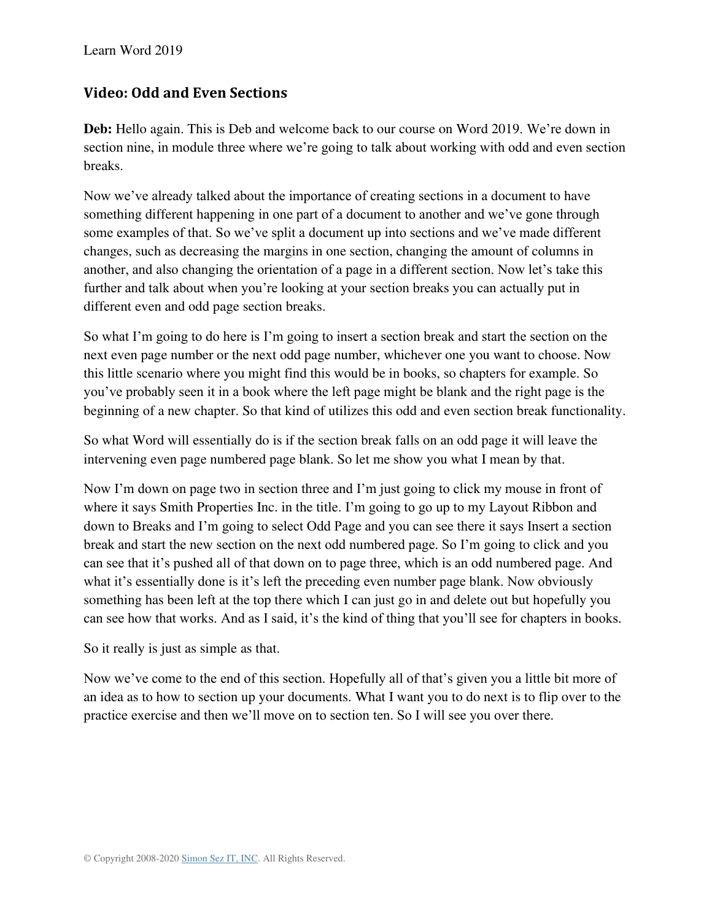## Video: Odd and Even Sections

**Deb:** Hello again. This is Deb and welcome back to our course on Word 2019. We're down in section nine, in module three where we're going to talk about working with odd and even section breaks.

Now we've already talked about the importance of creating sections in a document to have something different happening in one part of a document to another and we've gone through some examples of that. So we've split a document up into sections and we've made different changes, such as decreasing the margins in one section, changing the amount of columns in another, and also changing the orientation of a page in a different section. Now let's take this further and talk about when you're looking at your section breaks you can actually put in different even and odd page section breaks.

So what I'm going to do here is I'm going to insert a section break and start the section on the next even page number or the next odd page number, whichever one you want to choose. Now this little scenario where you might find this would be in books, so chapters for example. So you've probably seen it in a book where the left page might be blank and the right page is the beginning of a new chapter. So that kind of utilizes this odd and even section break functionality.

So what Word will essentially do is if the section break falls on an odd page it will leave the intervening even page numbered page blank. So let me show you what I mean by that.

Now I'm down on page two in section three and I'm just going to click my mouse in front of where it says Smith Properties Inc. in the title. I'm going to go up to my Layout Ribbon and down to Breaks and I'm going to select Odd Page and you can see there it says Insert a section break and start the new section on the next odd numbered page. So I'm going to click and you can see that it's pushed all of that down on to page three, which is an odd numbered page. And what it's essentially done is it's left the preceding even number page blank. Now obviously something has been left at the top there which I can just go in and delete out but hopefully you can see how that works. And as I said, it's the kind of thing that you'll see for chapters in books.

So it really is just as simple as that.

Now we've come to the end of this section. Hopefully all of that's given you a little bit more of an idea as to how to section up your documents. What I want you to do next is to flip over to the practice exercise and then we'll move on to section ten. So I will see you over there.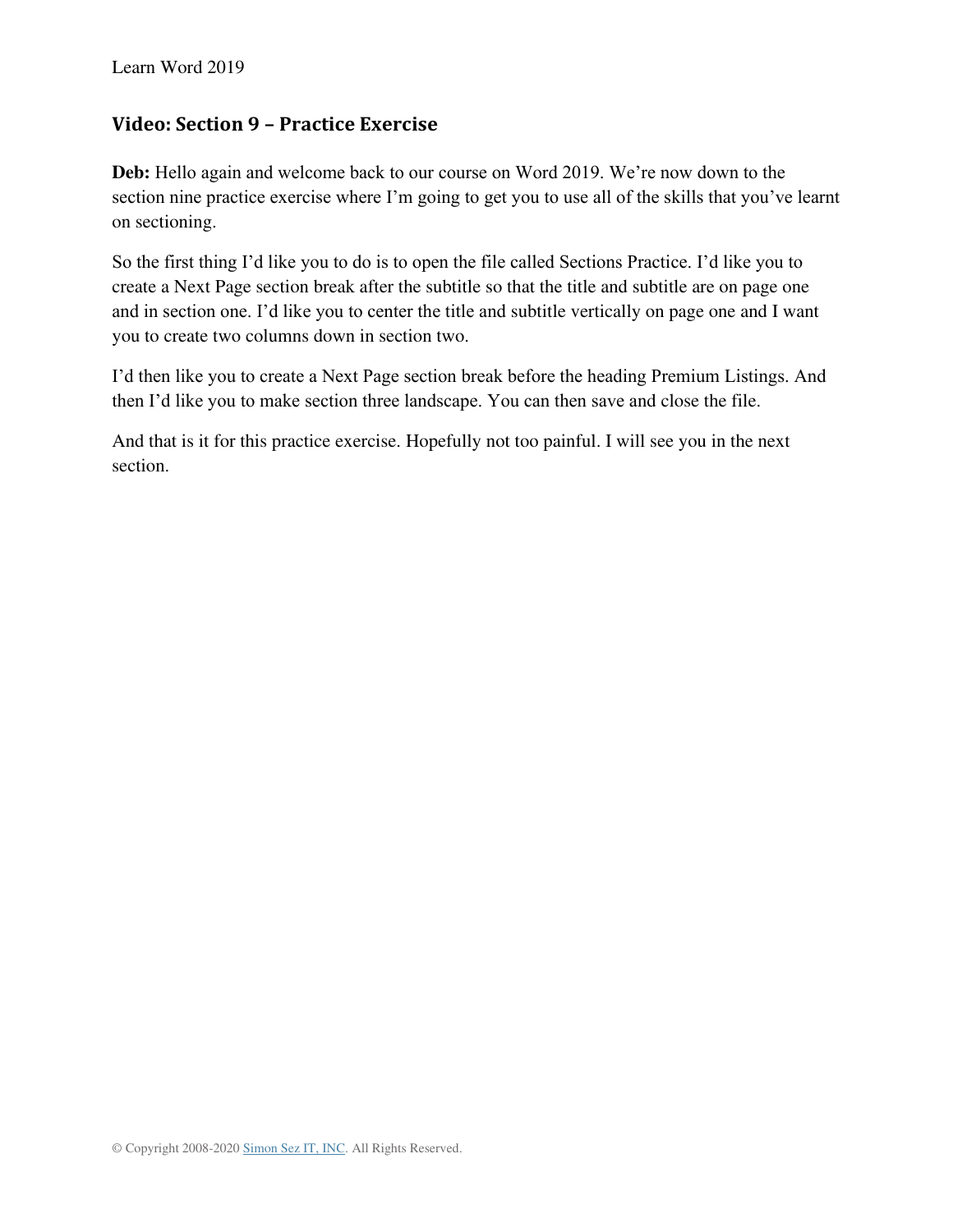## Video: Section 9 – Practice Exercise

**Deb:** Hello again and welcome back to our course on Word 2019. We're now down to the section nine practice exercise where I'm going to get you to use all of the skills that you've learnt on sectioning.

So the first thing I'd like you to do is to open the file called Sections Practice. I'd like you to create a Next Page section break after the subtitle so that the title and subtitle are on page one and in section one. I'd like you to center the title and subtitle vertically on page one and I want you to create two columns down in section two.

I'd then like you to create a Next Page section break before the heading Premium Listings. And then I'd like you to make section three landscape. You can then save and close the file.

And that is it for this practice exercise. Hopefully not too painful. I will see you in the next section.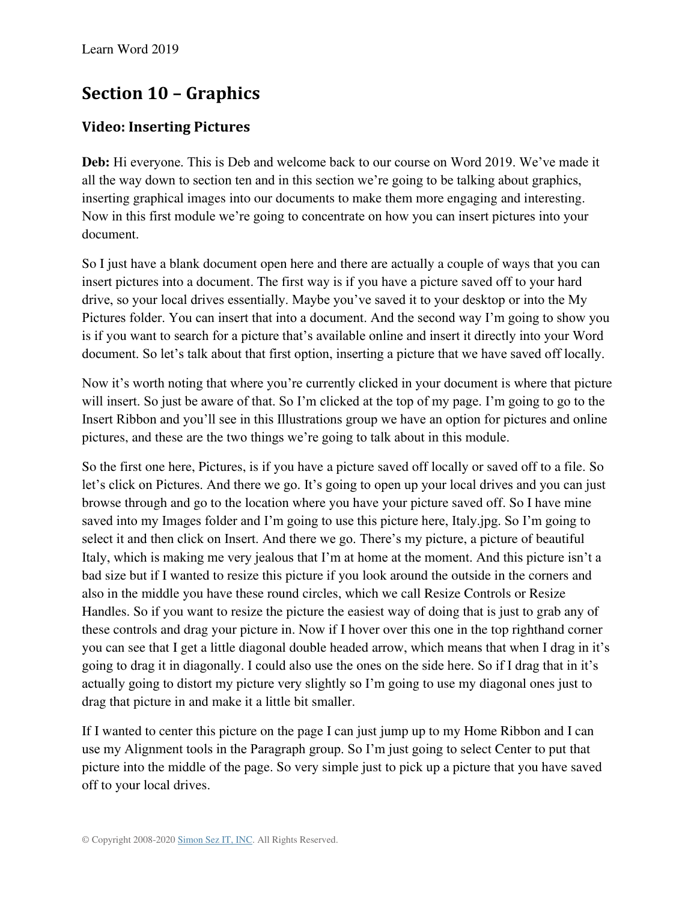# Section 10 – Graphics

## Video: Inserting Pictures

**Deb:** Hi everyone. This is Deb and welcome back to our course on Word 2019. We've made it all the way down to section ten and in this section we're going to be talking about graphics, inserting graphical images into our documents to make them more engaging and interesting. Now in this first module we're going to concentrate on how you can insert pictures into your document.

So I just have a blank document open here and there are actually a couple of ways that you can insert pictures into a document. The first way is if you have a picture saved off to your hard drive, so your local drives essentially. Maybe you've saved it to your desktop or into the My Pictures folder. You can insert that into a document. And the second way I'm going to show you is if you want to search for a picture that's available online and insert it directly into your Word document. So let's talk about that first option, inserting a picture that we have saved off locally.

Now it's worth noting that where you're currently clicked in your document is where that picture will insert. So just be aware of that. So I'm clicked at the top of my page. I'm going to go to the Insert Ribbon and you'll see in this Illustrations group we have an option for pictures and online pictures, and these are the two things we're going to talk about in this module.

So the first one here, Pictures, is if you have a picture saved off locally or saved off to a file. So let's click on Pictures. And there we go. It's going to open up your local drives and you can just browse through and go to the location where you have your picture saved off. So I have mine saved into my Images folder and I'm going to use this picture here, Italy.jpg. So I'm going to select it and then click on Insert. And there we go. There's my picture, a picture of beautiful Italy, which is making me very jealous that I'm at home at the moment. And this picture isn't a bad size but if I wanted to resize this picture if you look around the outside in the corners and also in the middle you have these round circles, which we call Resize Controls or Resize Handles. So if you want to resize the picture the easiest way of doing that is just to grab any of these controls and drag your picture in. Now if I hover over this one in the top righthand corner you can see that I get a little diagonal double headed arrow, which means that when I drag in it's going to drag it in diagonally. I could also use the ones on the side here. So if I drag that in it's actually going to distort my picture very slightly so I'm going to use my diagonal ones just to drag that picture in and make it a little bit smaller.

If I wanted to center this picture on the page I can just jump up to my Home Ribbon and I can use my Alignment tools in the Paragraph group. So I'm just going to select Center to put that picture into the middle of the page. So very simple just to pick up a picture that you have saved off to your local drives.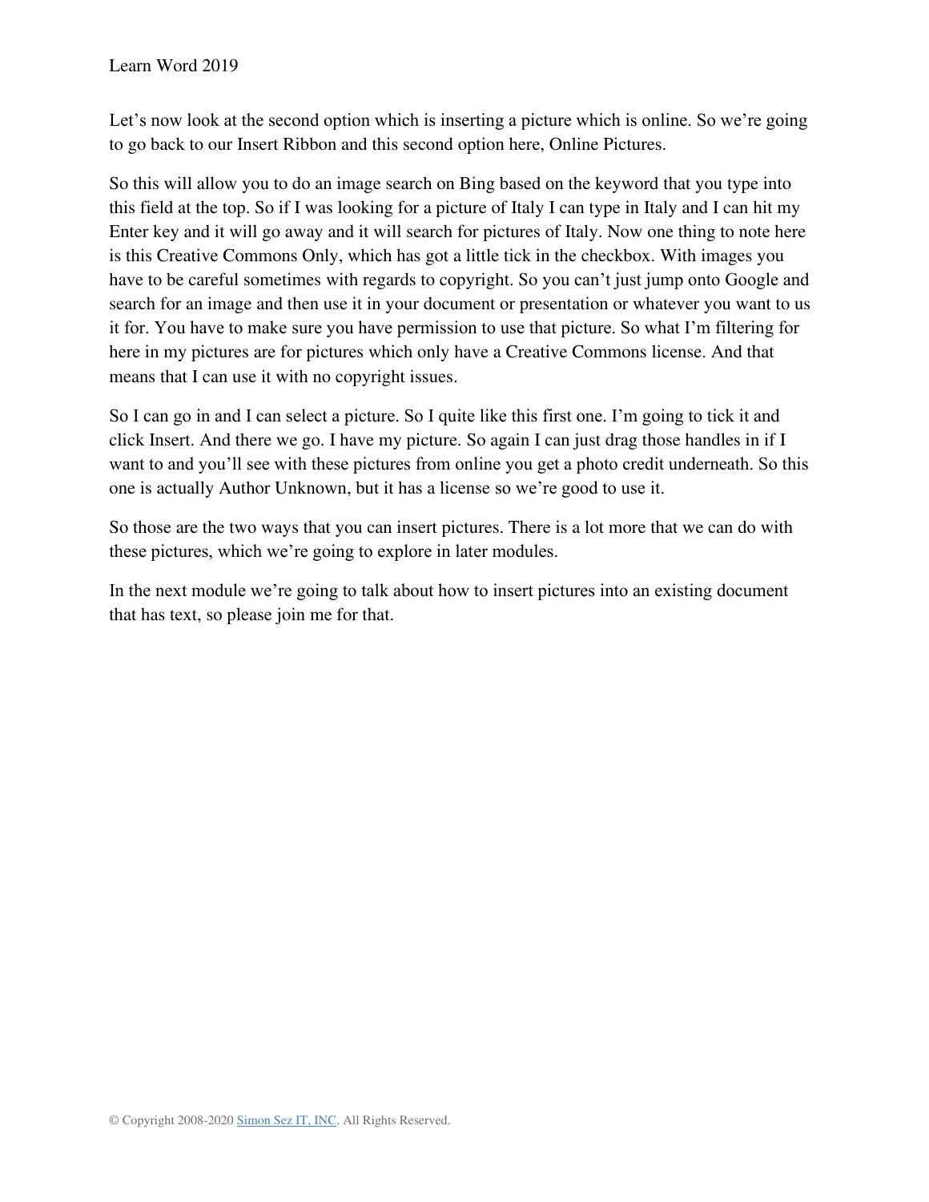Let's now look at the second option which is inserting a picture which is online. So we're going to go back to our Insert Ribbon and this second option here, Online Pictures.

So this will allow you to do an image search on Bing based on the keyword that you type into this field at the top. So if I was looking for a picture of Italy I can type in Italy and I can hit my Enter key and it will go away and it will search for pictures of Italy. Now one thing to note here is this Creative Commons Only, which has got a little tick in the checkbox. With images you have to be careful sometimes with regards to copyright. So you can't just jump onto Google and search for an image and then use it in your document or presentation or whatever you want to us it for. You have to make sure you have permission to use that picture. So what I'm filtering for here in my pictures are for pictures which only have a Creative Commons license. And that means that I can use it with no copyright issues.

So I can go in and I can select a picture. So I quite like this first one. I'm going to tick it and click Insert. And there we go. I have my picture. So again I can just drag those handles in if I want to and you'll see with these pictures from online you get a photo credit underneath. So this one is actually Author Unknown, but it has a license so we're good to use it.

So those are the two ways that you can insert pictures. There is a lot more that we can do with these pictures, which we're going to explore in later modules.

In the next module we're going to talk about how to insert pictures into an existing document that has text, so please join me for that.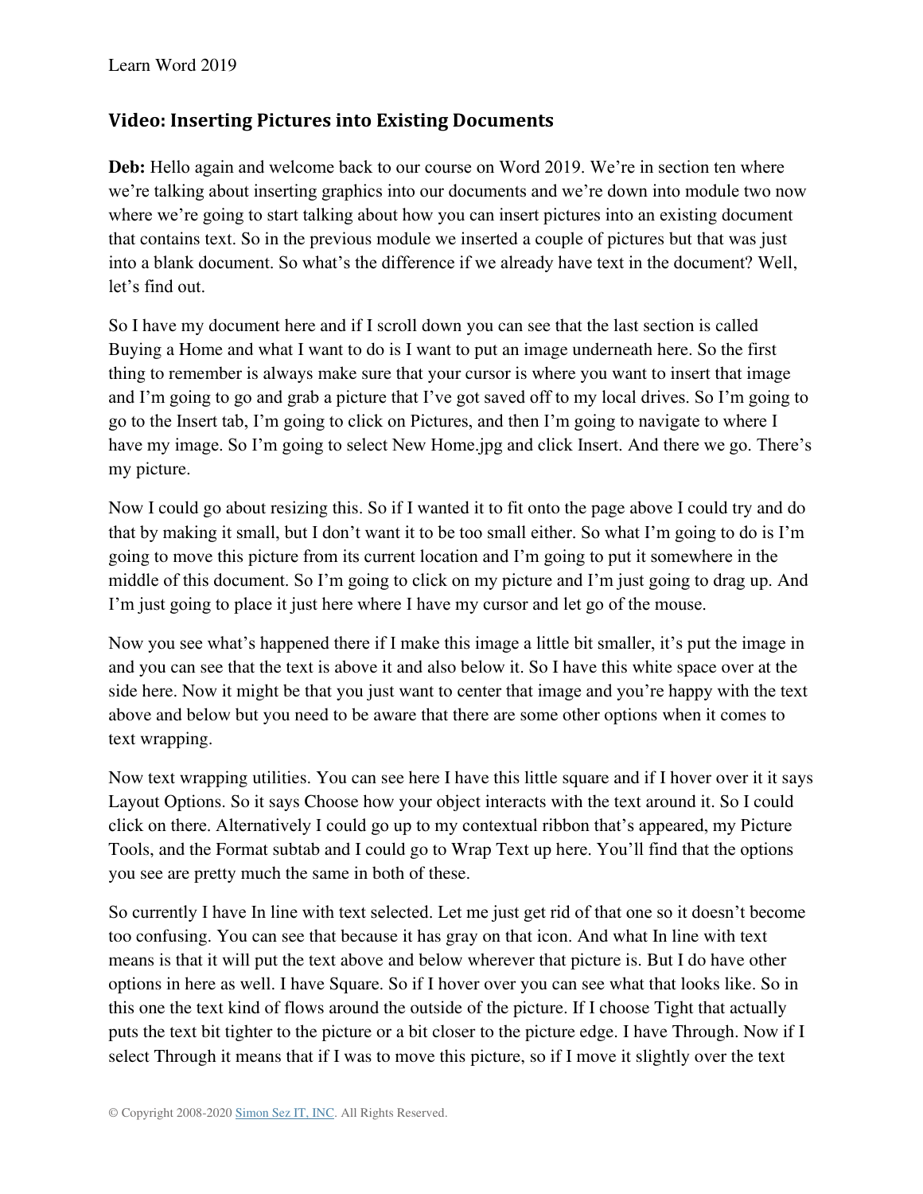## Video: Inserting Pictures into Existing Documents

**Deb:** Hello again and welcome back to our course on Word 2019. We're in section ten where we're talking about inserting graphics into our documents and we're down into module two now where we're going to start talking about how you can insert pictures into an existing document that contains text. So in the previous module we inserted a couple of pictures but that was just into a blank document. So what's the difference if we already have text in the document? Well, let's find out.

So I have my document here and if I scroll down you can see that the last section is called Buying a Home and what I want to do is I want to put an image underneath here. So the first thing to remember is always make sure that your cursor is where you want to insert that image and I'm going to go and grab a picture that I've got saved off to my local drives. So I'm going to go to the Insert tab, I'm going to click on Pictures, and then I'm going to navigate to where I have my image. So I'm going to select New Home.jpg and click Insert. And there we go. There's my picture.

Now I could go about resizing this. So if I wanted it to fit onto the page above I could try and do that by making it small, but I don't want it to be too small either. So what I'm going to do is I'm going to move this picture from its current location and I'm going to put it somewhere in the middle of this document. So I'm going to click on my picture and I'm just going to drag up. And I'm just going to place it just here where I have my cursor and let go of the mouse.

Now you see what's happened there if I make this image a little bit smaller, it's put the image in and you can see that the text is above it and also below it. So I have this white space over at the side here. Now it might be that you just want to center that image and you're happy with the text above and below but you need to be aware that there are some other options when it comes to text wrapping.

Now text wrapping utilities. You can see here I have this little square and if I hover over it it says Layout Options. So it says Choose how your object interacts with the text around it. So I could click on there. Alternatively I could go up to my contextual ribbon that's appeared, my Picture Tools, and the Format subtab and I could go to Wrap Text up here. You'll find that the options you see are pretty much the same in both of these.

So currently I have In line with text selected. Let me just get rid of that one so it doesn't become too confusing. You can see that because it has gray on that icon. And what In line with text means is that it will put the text above and below wherever that picture is. But I do have other options in here as well. I have Square. So if I hover over you can see what that looks like. So in this one the text kind of flows around the outside of the picture. If I choose Tight that actually puts the text bit tighter to the picture or a bit closer to the picture edge. I have Through. Now if I select Through it means that if I was to move this picture, so if I move it slightly over the text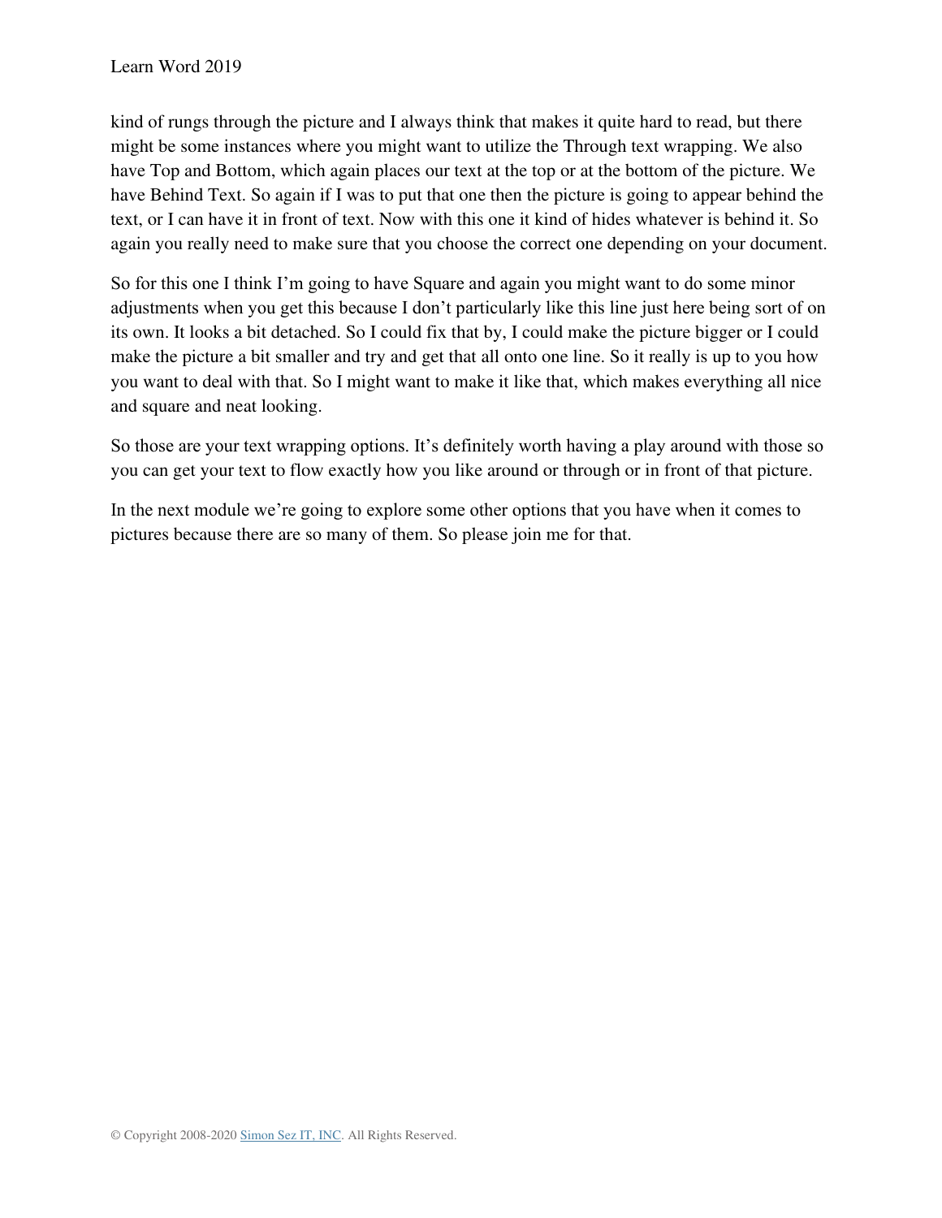kind of rungs through the picture and I always think that makes it quite hard to read, but there might be some instances where you might want to utilize the Through text wrapping. We also have Top and Bottom, which again places our text at the top or at the bottom of the picture. We have Behind Text. So again if I was to put that one then the picture is going to appear behind the text, or I can have it in front of text. Now with this one it kind of hides whatever is behind it. So again you really need to make sure that you choose the correct one depending on your document.

So for this one I think I'm going to have Square and again you might want to do some minor adjustments when you get this because I don't particularly like this line just here being sort of on its own. It looks a bit detached. So I could fix that by, I could make the picture bigger or I could make the picture a bit smaller and try and get that all onto one line. So it really is up to you how you want to deal with that. So I might want to make it like that, which makes everything all nice and square and neat looking.

So those are your text wrapping options. It's definitely worth having a play around with those so you can get your text to flow exactly how you like around or through or in front of that picture.

In the next module we're going to explore some other options that you have when it comes to pictures because there are so many of them. So please join me for that.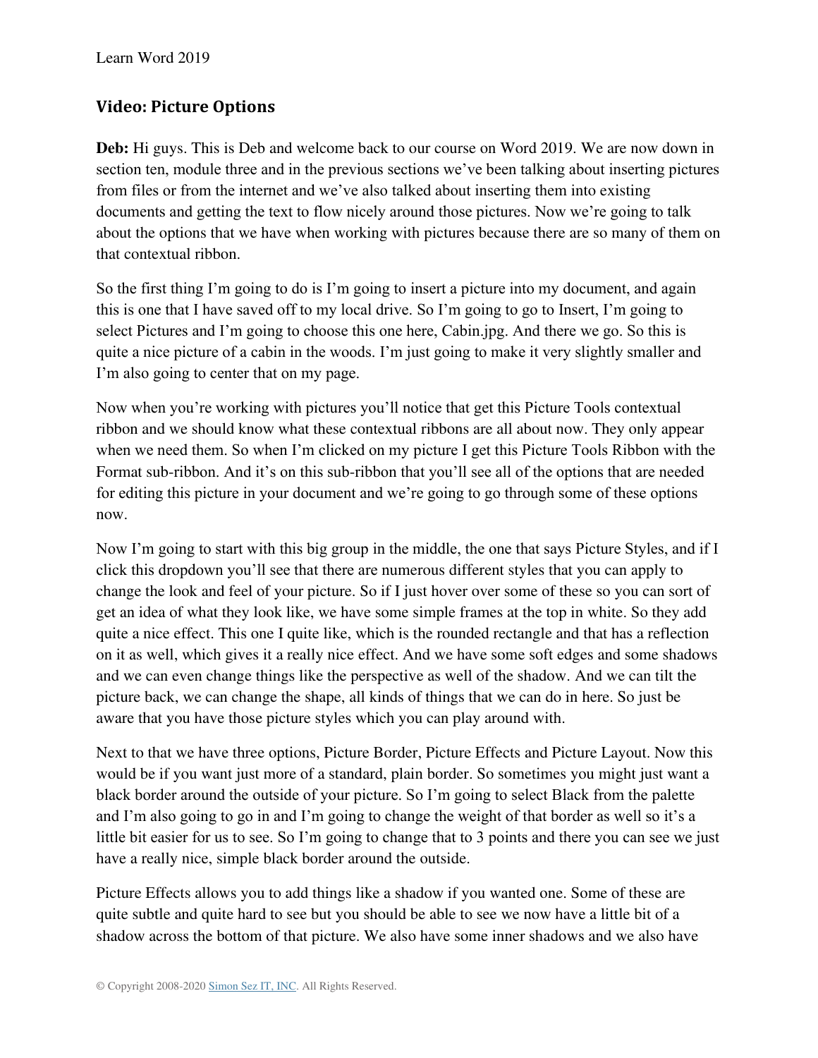## Video: Picture Options

**Deb:** Hi guys. This is Deb and welcome back to our course on Word 2019. We are now down in section ten, module three and in the previous sections we've been talking about inserting pictures from files or from the internet and we've also talked about inserting them into existing documents and getting the text to flow nicely around those pictures. Now we're going to talk about the options that we have when working with pictures because there are so many of them on that contextual ribbon.

So the first thing I'm going to do is I'm going to insert a picture into my document, and again this is one that I have saved off to my local drive. So I'm going to go to Insert, I'm going to select Pictures and I'm going to choose this one here, Cabin.jpg. And there we go. So this is quite a nice picture of a cabin in the woods. I'm just going to make it very slightly smaller and I'm also going to center that on my page.

Now when you're working with pictures you'll notice that get this Picture Tools contextual ribbon and we should know what these contextual ribbons are all about now. They only appear when we need them. So when I'm clicked on my picture I get this Picture Tools Ribbon with the Format sub-ribbon. And it's on this sub-ribbon that you'll see all of the options that are needed for editing this picture in your document and we're going to go through some of these options now.

Now I'm going to start with this big group in the middle, the one that says Picture Styles, and if I click this dropdown you'll see that there are numerous different styles that you can apply to change the look and feel of your picture. So if I just hover over some of these so you can sort of get an idea of what they look like, we have some simple frames at the top in white. So they add quite a nice effect. This one I quite like, which is the rounded rectangle and that has a reflection on it as well, which gives it a really nice effect. And we have some soft edges and some shadows and we can even change things like the perspective as well of the shadow. And we can tilt the picture back, we can change the shape, all kinds of things that we can do in here. So just be aware that you have those picture styles which you can play around with.

Next to that we have three options, Picture Border, Picture Effects and Picture Layout. Now this would be if you want just more of a standard, plain border. So sometimes you might just want a black border around the outside of your picture. So I'm going to select Black from the palette and I'm also going to go in and I'm going to change the weight of that border as well so it's a little bit easier for us to see. So I'm going to change that to 3 points and there you can see we just have a really nice, simple black border around the outside.

Picture Effects allows you to add things like a shadow if you wanted one. Some of these are quite subtle and quite hard to see but you should be able to see we now have a little bit of a shadow across the bottom of that picture. We also have some inner shadows and we also have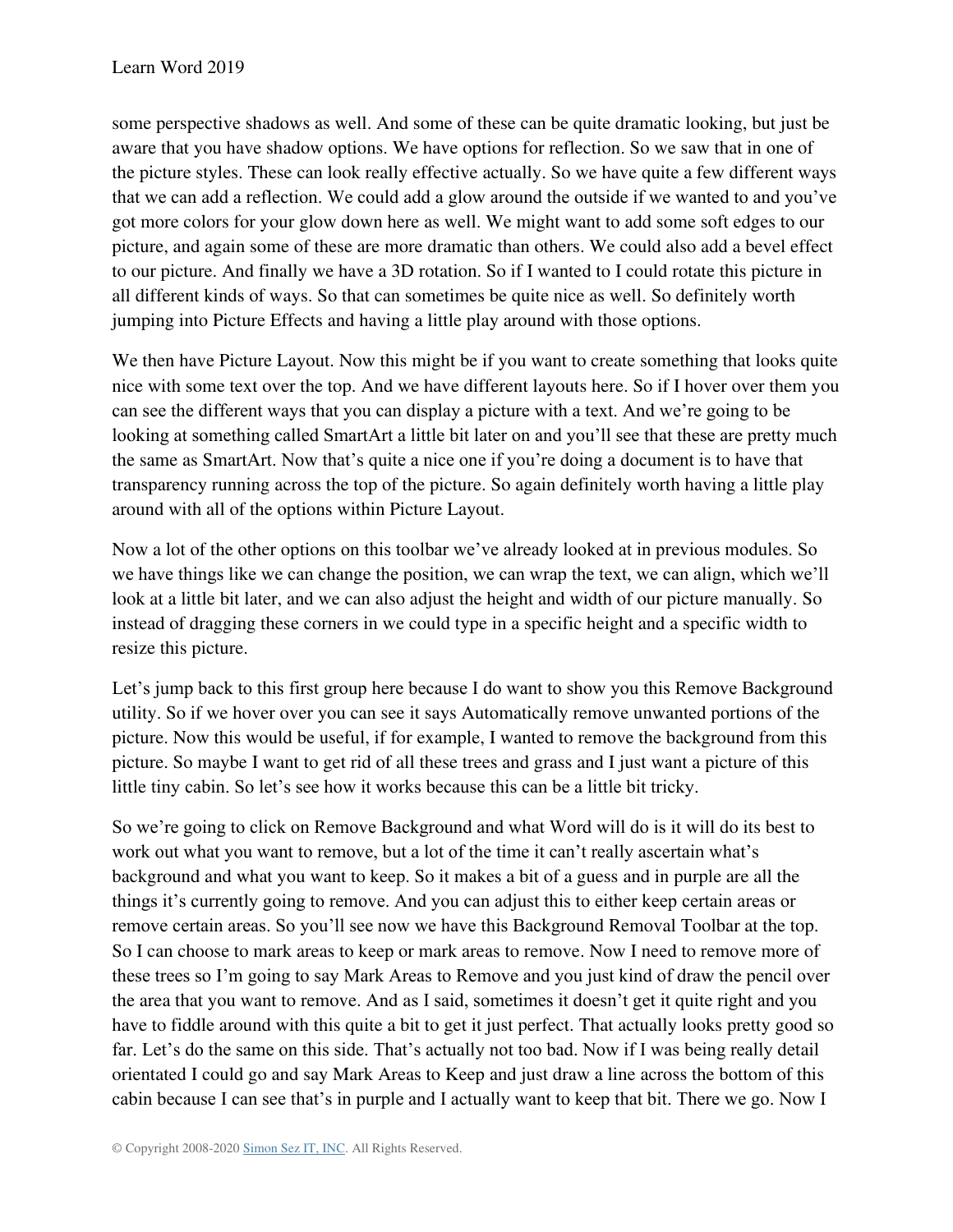some perspective shadows as well. And some of these can be quite dramatic looking, but just be aware that you have shadow options. We have options for reflection. So we saw that in one of the picture styles. These can look really effective actually. So we have quite a few different ways that we can add a reflection. We could add a glow around the outside if we wanted to and you've got more colors for your glow down here as well. We might want to add some soft edges to our picture, and again some of these are more dramatic than others. We could also add a bevel effect to our picture. And finally we have a 3D rotation. So if I wanted to I could rotate this picture in all different kinds of ways. So that can sometimes be quite nice as well. So definitely worth jumping into Picture Effects and having a little play around with those options.

We then have Picture Layout. Now this might be if you want to create something that looks quite nice with some text over the top. And we have different layouts here. So if I hover over them you can see the different ways that you can display a picture with a text. And we're going to be looking at something called SmartArt a little bit later on and you'll see that these are pretty much the same as SmartArt. Now that's quite a nice one if you're doing a document is to have that transparency running across the top of the picture. So again definitely worth having a little play around with all of the options within Picture Layout.

Now a lot of the other options on this toolbar we've already looked at in previous modules. So we have things like we can change the position, we can wrap the text, we can align, which we'll look at a little bit later, and we can also adjust the height and width of our picture manually. So instead of dragging these corners in we could type in a specific height and a specific width to resize this picture.

Let's jump back to this first group here because I do want to show you this Remove Background utility. So if we hover over you can see it says Automatically remove unwanted portions of the picture. Now this would be useful, if for example, I wanted to remove the background from this picture. So maybe I want to get rid of all these trees and grass and I just want a picture of this little tiny cabin. So let's see how it works because this can be a little bit tricky.

So we're going to click on Remove Background and what Word will do is it will do its best to work out what you want to remove, but a lot of the time it can't really ascertain what's background and what you want to keep. So it makes a bit of a guess and in purple are all the things it's currently going to remove. And you can adjust this to either keep certain areas or remove certain areas. So you'll see now we have this Background Removal Toolbar at the top. So I can choose to mark areas to keep or mark areas to remove. Now I need to remove more of these trees so I'm going to say Mark Areas to Remove and you just kind of draw the pencil over the area that you want to remove. And as I said, sometimes it doesn't get it quite right and you have to fiddle around with this quite a bit to get it just perfect. That actually looks pretty good so far. Let's do the same on this side. That's actually not too bad. Now if I was being really detail orientated I could go and say Mark Areas to Keep and just draw a line across the bottom of this cabin because I can see that's in purple and I actually want to keep that bit. There we go. Now I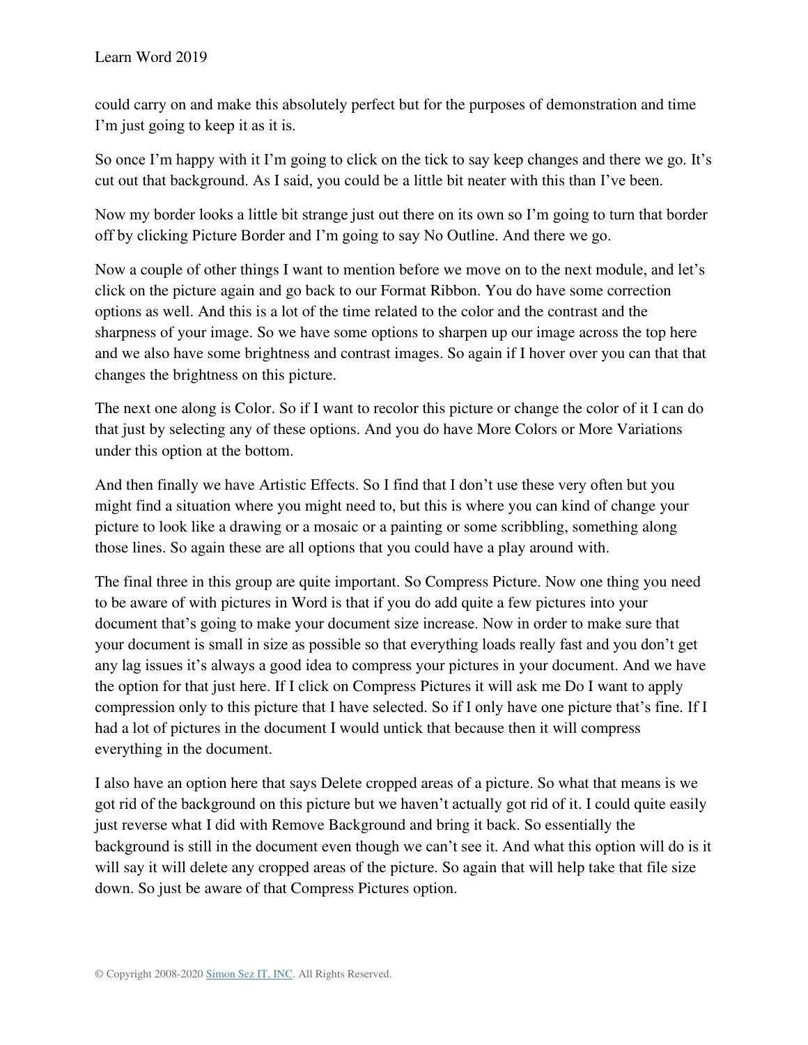could carry on and make this absolutely perfect but for the purposes of demonstration and time I'm just going to keep it as it is.

So once I'm happy with it I'm going to click on the tick to say keep changes and there we go. It's cut out that background. As I said, you could be a little bit neater with this than I've been.

Now my border looks a little bit strange just out there on its own so I'm going to turn that border off by clicking Picture Border and I'm going to say No Outline. And there we go.

Now a couple of other things I want to mention before we move on to the next module, and let's click on the picture again and go back to our Format Ribbon. You do have some correction options as well. And this is a lot of the time related to the color and the contrast and the sharpness of your image. So we have some options to sharpen up our image across the top here and we also have some brightness and contrast images. So again if I hover over you can that that changes the brightness on this picture.

The next one along is Color. So if I want to recolor this picture or change the color of it I can do that just by selecting any of these options. And you do have More Colors or More Variations under this option at the bottom.

And then finally we have Artistic Effects. So I find that I don't use these very often but you might find a situation where you might need to, but this is where you can kind of change your picture to look like a drawing or a mosaic or a painting or some scribbling, something along those lines. So again these are all options that you could have a play around with.

The final three in this group are quite important. So Compress Picture. Now one thing you need to be aware of with pictures in Word is that if you do add quite a few pictures into your document that's going to make your document size increase. Now in order to make sure that your document is small in size as possible so that everything loads really fast and you don't get any lag issues it's always a good idea to compress your pictures in your document. And we have the option for that just here. If I click on Compress Pictures it will ask me Do I want to apply compression only to this picture that I have selected. So if I only have one picture that's fine. If I had a lot of pictures in the document I would untick that because then it will compress everything in the document.

I also have an option here that says Delete cropped areas of a picture. So what that means is we got rid of the background on this picture but we haven't actually got rid of it. I could quite easily just reverse what I did with Remove Background and bring it back. So essentially the background is still in the document even though we can't see it. And what this option will do is it will say it will delete any cropped areas of the picture. So again that will help take that file size down. So just be aware of that Compress Pictures option.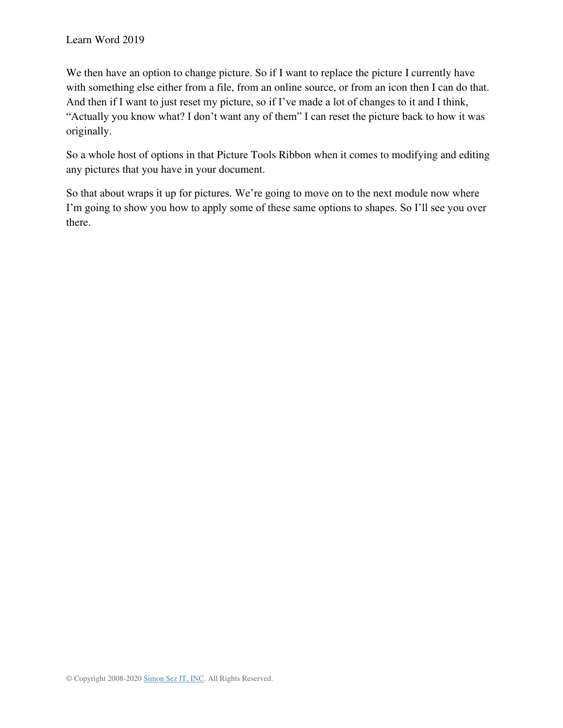We then have an option to change picture. So if I want to replace the picture I currently have with something else either from a file, from an online source, or from an icon then I can do that. And then if I want to just reset my picture, so if I've made a lot of changes to it and I think, "Actually you know what? I don't want any of them" I can reset the picture back to how it was originally.

So a whole host of options in that Picture Tools Ribbon when it comes to modifying and editing any pictures that you have in your document.

So that about wraps it up for pictures. We're going to move on to the next module now where I'm going to show you how to apply some of these same options to shapes. So I'll see you over there.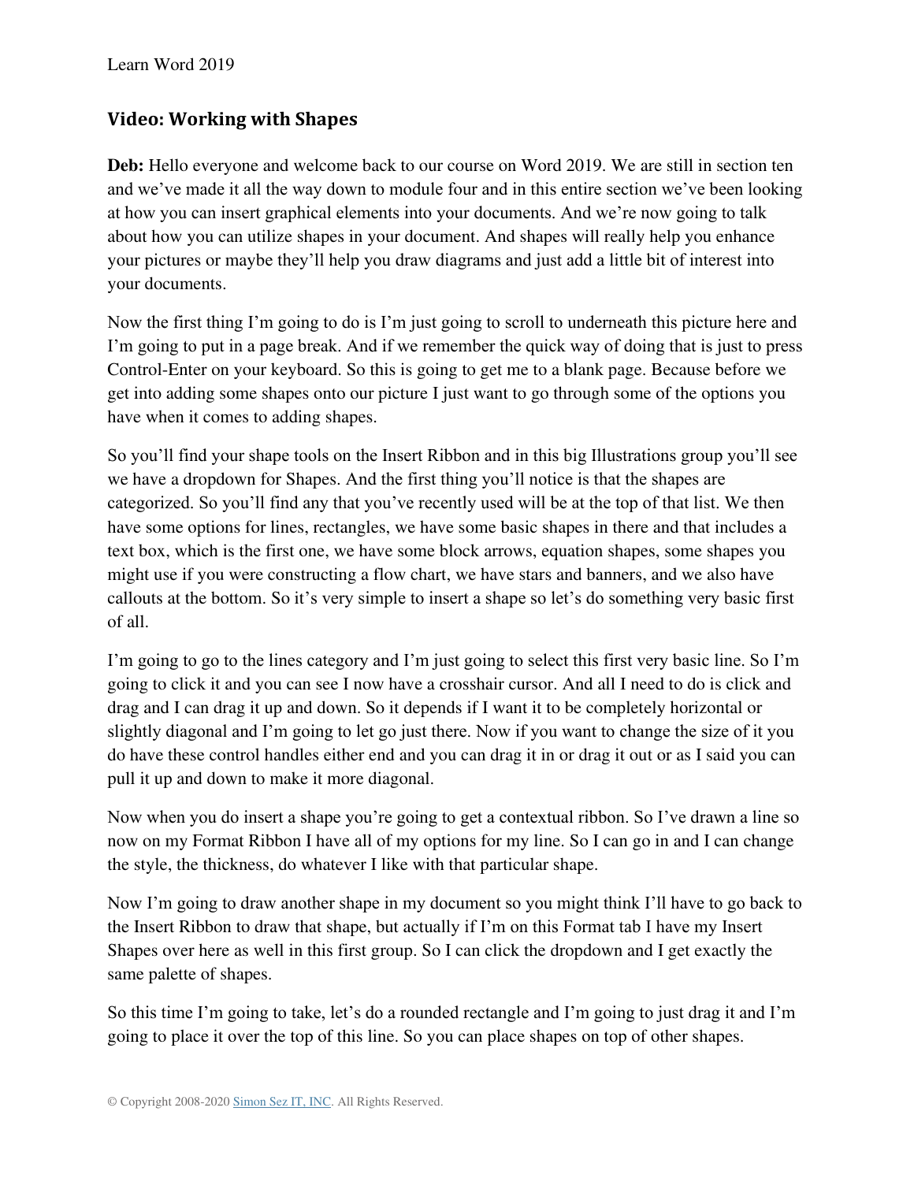## Video: Working with Shapes

**Deb:** Hello everyone and welcome back to our course on Word 2019. We are still in section ten and we've made it all the way down to module four and in this entire section we've been looking at how you can insert graphical elements into your documents. And we're now going to talk about how you can utilize shapes in your document. And shapes will really help you enhance your pictures or maybe they'll help you draw diagrams and just add a little bit of interest into your documents.

Now the first thing I'm going to do is I'm just going to scroll to underneath this picture here and I'm going to put in a page break. And if we remember the quick way of doing that is just to press Control-Enter on your keyboard. So this is going to get me to a blank page. Because before we get into adding some shapes onto our picture I just want to go through some of the options you have when it comes to adding shapes.

So you'll find your shape tools on the Insert Ribbon and in this big Illustrations group you'll see we have a dropdown for Shapes. And the first thing you'll notice is that the shapes are categorized. So you'll find any that you've recently used will be at the top of that list. We then have some options for lines, rectangles, we have some basic shapes in there and that includes a text box, which is the first one, we have some block arrows, equation shapes, some shapes you might use if you were constructing a flow chart, we have stars and banners, and we also have callouts at the bottom. So it's very simple to insert a shape so let's do something very basic first of all.

I'm going to go to the lines category and I'm just going to select this first very basic line. So I'm going to click it and you can see I now have a crosshair cursor. And all I need to do is click and drag and I can drag it up and down. So it depends if I want it to be completely horizontal or slightly diagonal and I'm going to let go just there. Now if you want to change the size of it you do have these control handles either end and you can drag it in or drag it out or as I said you can pull it up and down to make it more diagonal.

Now when you do insert a shape you're going to get a contextual ribbon. So I've drawn a line so now on my Format Ribbon I have all of my options for my line. So I can go in and I can change the style, the thickness, do whatever I like with that particular shape.

Now I'm going to draw another shape in my document so you might think I'll have to go back to the Insert Ribbon to draw that shape, but actually if I'm on this Format tab I have my Insert Shapes over here as well in this first group. So I can click the dropdown and I get exactly the same palette of shapes.

So this time I'm going to take, let's do a rounded rectangle and I'm going to just drag it and I'm going to place it over the top of this line. So you can place shapes on top of other shapes.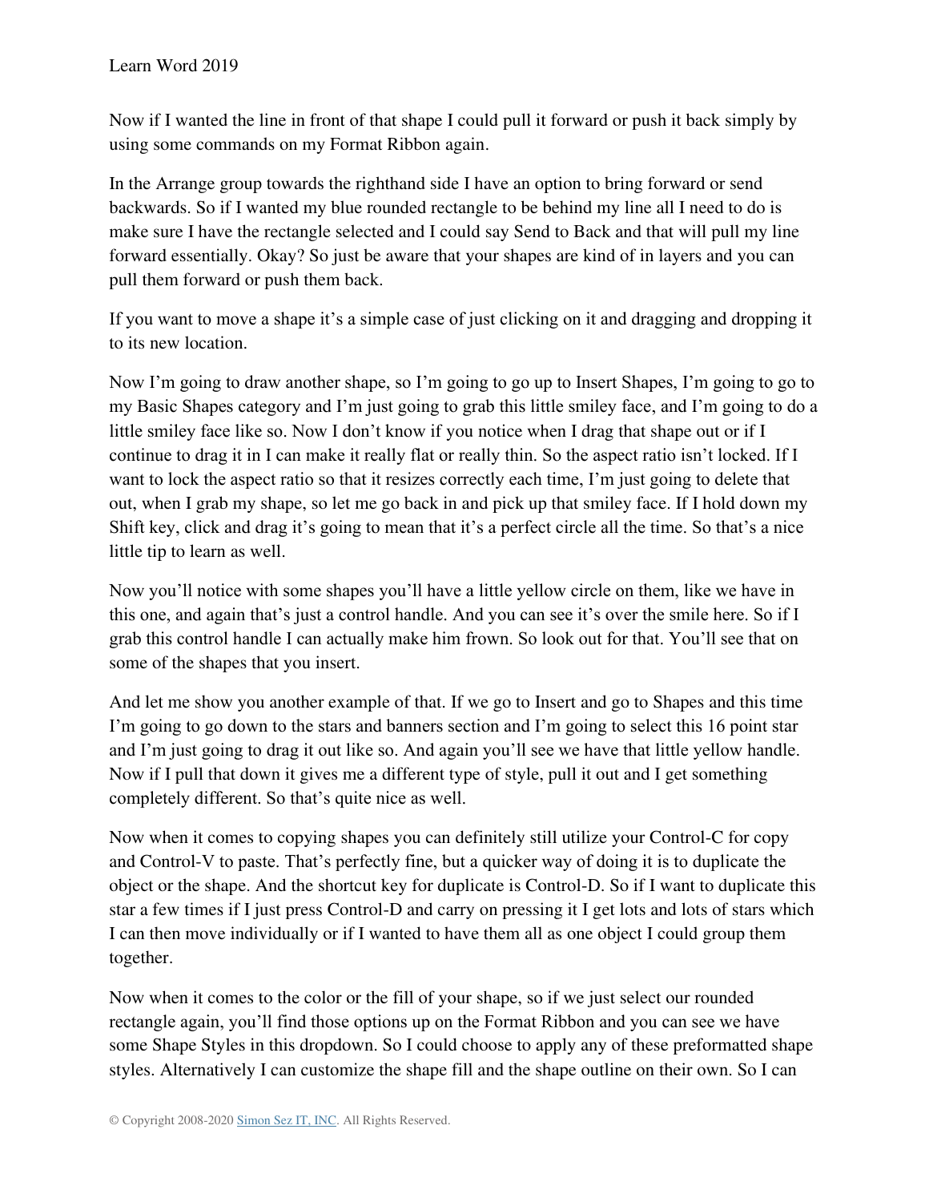Now if I wanted the line in front of that shape I could pull it forward or push it back simply by using some commands on my Format Ribbon again.

In the Arrange group towards the righthand side I have an option to bring forward or send backwards. So if I wanted my blue rounded rectangle to be behind my line all I need to do is make sure I have the rectangle selected and I could say Send to Back and that will pull my line forward essentially. Okay? So just be aware that your shapes are kind of in layers and you can pull them forward or push them back.

If you want to move a shape it's a simple case of just clicking on it and dragging and dropping it to its new location.

Now I'm going to draw another shape, so I'm going to go up to Insert Shapes, I'm going to go to my Basic Shapes category and I'm just going to grab this little smiley face, and I'm going to do a little smiley face like so. Now I don't know if you notice when I drag that shape out or if I continue to drag it in I can make it really flat or really thin. So the aspect ratio isn't locked. If I want to lock the aspect ratio so that it resizes correctly each time, I'm just going to delete that out, when I grab my shape, so let me go back in and pick up that smiley face. If I hold down my Shift key, click and drag it's going to mean that it's a perfect circle all the time. So that's a nice little tip to learn as well.

Now you'll notice with some shapes you'll have a little yellow circle on them, like we have in this one, and again that's just a control handle. And you can see it's over the smile here. So if I grab this control handle I can actually make him frown. So look out for that. You'll see that on some of the shapes that you insert.

And let me show you another example of that. If we go to Insert and go to Shapes and this time I'm going to go down to the stars and banners section and I'm going to select this 16 point star and I'm just going to drag it out like so. And again you'll see we have that little yellow handle. Now if I pull that down it gives me a different type of style, pull it out and I get something completely different. So that's quite nice as well.

Now when it comes to copying shapes you can definitely still utilize your Control-C for copy and Control-V to paste. That's perfectly fine, but a quicker way of doing it is to duplicate the object or the shape. And the shortcut key for duplicate is Control-D. So if I want to duplicate this star a few times if I just press Control-D and carry on pressing it I get lots and lots of stars which I can then move individually or if I wanted to have them all as one object I could group them together.

Now when it comes to the color or the fill of your shape, so if we just select our rounded rectangle again, you'll find those options up on the Format Ribbon and you can see we have some Shape Styles in this dropdown. So I could choose to apply any of these preformatted shape styles. Alternatively I can customize the shape fill and the shape outline on their own. So I can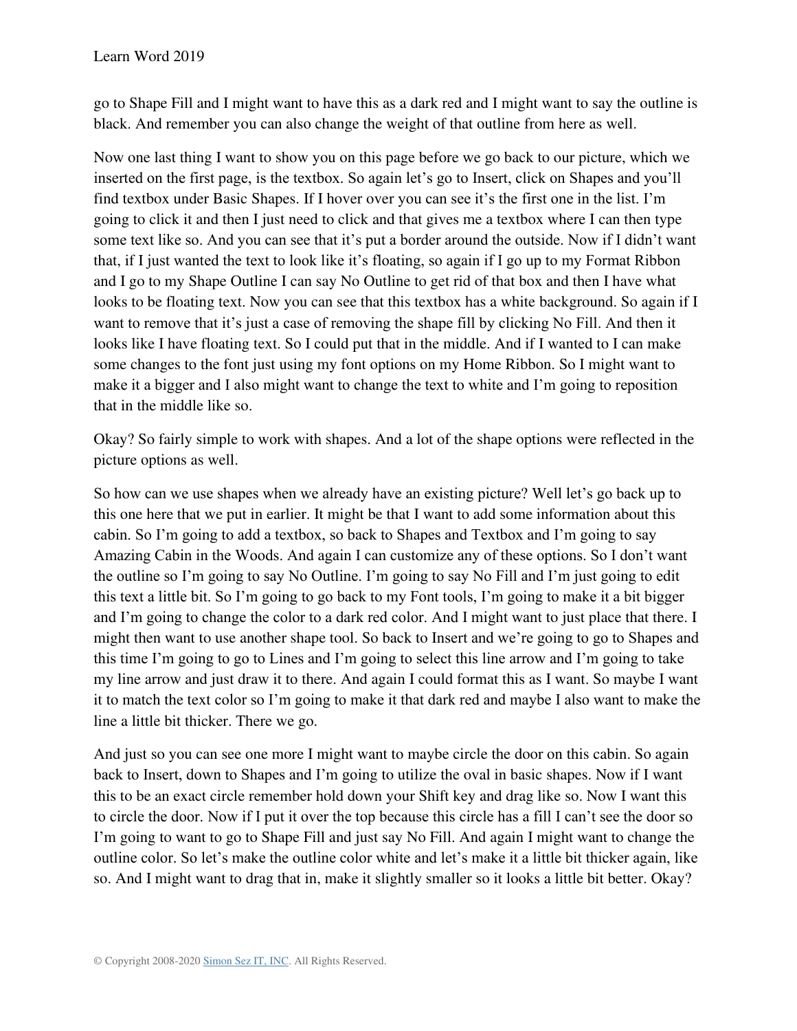go to Shape Fill and I might want to have this as a dark red and I might want to say the outline is black. And remember you can also change the weight of that outline from here as well.

Now one last thing I want to show you on this page before we go back to our picture, which we inserted on the first page, is the textbox. So again let's go to Insert, click on Shapes and you'll find textbox under Basic Shapes. If I hover over you can see it's the first one in the list. I'm going to click it and then I just need to click and that gives me a textbox where I can then type some text like so. And you can see that it's put a border around the outside. Now if I didn't want that, if I just wanted the text to look like it's floating, so again if I go up to my Format Ribbon and I go to my Shape Outline I can say No Outline to get rid of that box and then I have what looks to be floating text. Now you can see that this textbox has a white background. So again if I want to remove that it's just a case of removing the shape fill by clicking No Fill. And then it looks like I have floating text. So I could put that in the middle. And if I wanted to I can make some changes to the font just using my font options on my Home Ribbon. So I might want to make it a bigger and I also might want to change the text to white and I'm going to reposition that in the middle like so.

Okay? So fairly simple to work with shapes. And a lot of the shape options were reflected in the picture options as well.

So how can we use shapes when we already have an existing picture? Well let's go back up to this one here that we put in earlier. It might be that I want to add some information about this cabin. So I'm going to add a textbox, so back to Shapes and Textbox and I'm going to say Amazing Cabin in the Woods. And again I can customize any of these options. So I don't want the outline so I'm going to say No Outline. I'm going to say No Fill and I'm just going to edit this text a little bit. So I'm going to go back to my Font tools, I'm going to make it a bit bigger and I'm going to change the color to a dark red color. And I might want to just place that there. I might then want to use another shape tool. So back to Insert and we're going to go to Shapes and this time I'm going to go to Lines and I'm going to select this line arrow and I'm going to take my line arrow and just draw it to there. And again I could format this as I want. So maybe I want it to match the text color so I'm going to make it that dark red and maybe I also want to make the line a little bit thicker. There we go.

And just so you can see one more I might want to maybe circle the door on this cabin. So again back to Insert, down to Shapes and I'm going to utilize the oval in basic shapes. Now if I want this to be an exact circle remember hold down your Shift key and drag like so. Now I want this to circle the door. Now if I put it over the top because this circle has a fill I can't see the door so I'm going to want to go to Shape Fill and just say No Fill. And again I might want to change the outline color. So let's make the outline color white and let's make it a little bit thicker again, like so. And I might want to drag that in, make it slightly smaller so it looks a little bit better. Okay?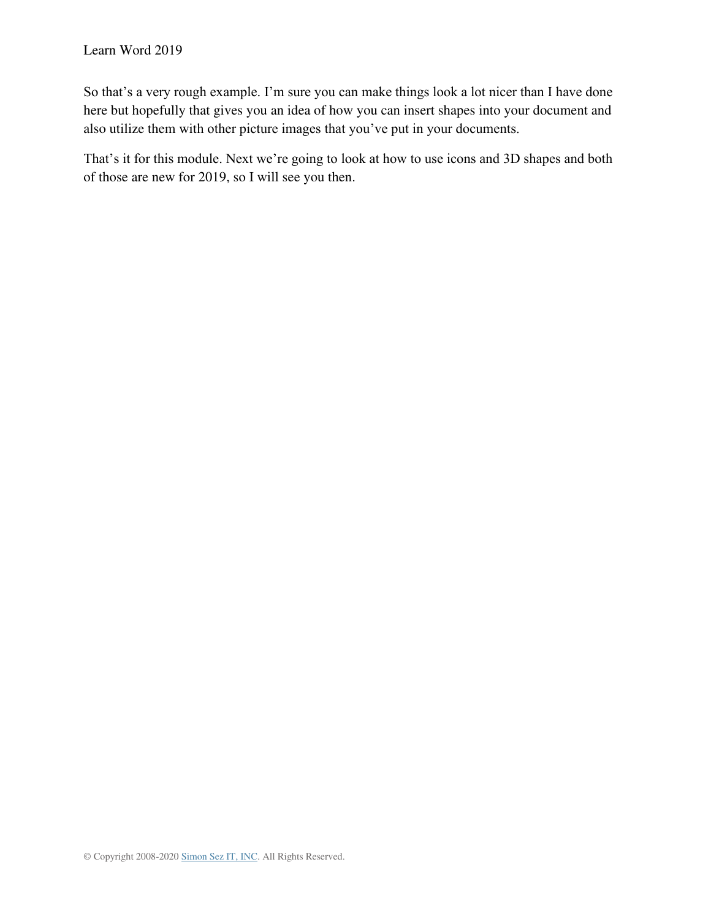So that's a very rough example. I'm sure you can make things look a lot nicer than I have done here but hopefully that gives you an idea of how you can insert shapes into your document and also utilize them with other picture images that you've put in your documents.

That's it for this module. Next we're going to look at how to use icons and 3D shapes and both of those are new for 2019, so I will see you then.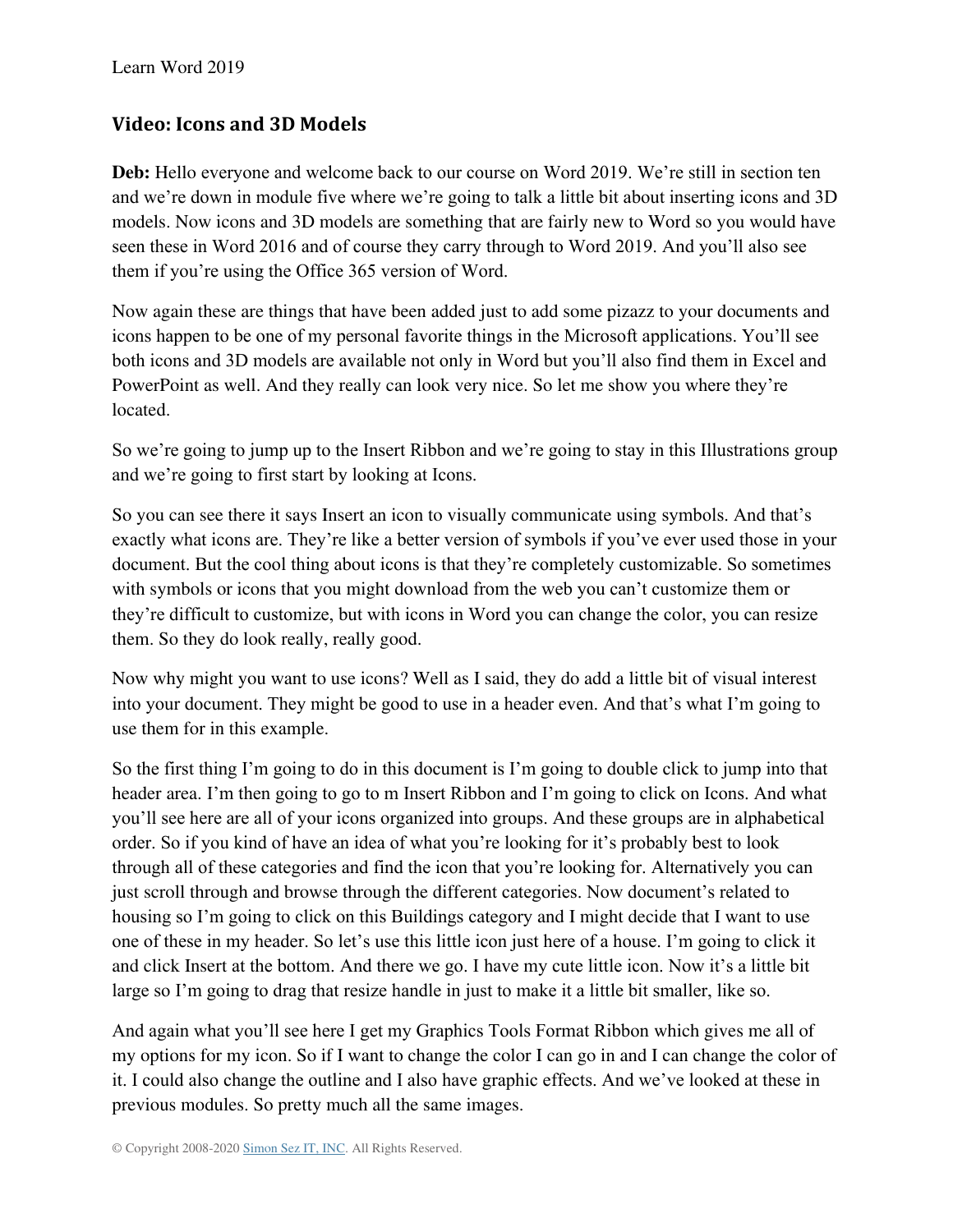## Video: Icons and 3D Models

**Deb:** Hello everyone and welcome back to our course on Word 2019. We're still in section ten and we're down in module five where we're going to talk a little bit about inserting icons and 3D models. Now icons and 3D models are something that are fairly new to Word so you would have seen these in Word 2016 and of course they carry through to Word 2019. And you'll also see them if you're using the Office 365 version of Word.

Now again these are things that have been added just to add some pizazz to your documents and icons happen to be one of my personal favorite things in the Microsoft applications. You'll see both icons and 3D models are available not only in Word but you'll also find them in Excel and PowerPoint as well. And they really can look very nice. So let me show you where they're located.

So we're going to jump up to the Insert Ribbon and we're going to stay in this Illustrations group and we're going to first start by looking at Icons.

So you can see there it says Insert an icon to visually communicate using symbols. And that's exactly what icons are. They're like a better version of symbols if you've ever used those in your document. But the cool thing about icons is that they're completely customizable. So sometimes with symbols or icons that you might download from the web you can't customize them or they're difficult to customize, but with icons in Word you can change the color, you can resize them. So they do look really, really good.

Now why might you want to use icons? Well as I said, they do add a little bit of visual interest into your document. They might be good to use in a header even. And that's what I'm going to use them for in this example.

So the first thing I'm going to do in this document is I'm going to double click to jump into that header area. I'm then going to go to m Insert Ribbon and I'm going to click on Icons. And what you'll see here are all of your icons organized into groups. And these groups are in alphabetical order. So if you kind of have an idea of what you're looking for it's probably best to look through all of these categories and find the icon that you're looking for. Alternatively you can just scroll through and browse through the different categories. Now document's related to housing so I'm going to click on this Buildings category and I might decide that I want to use one of these in my header. So let's use this little icon just here of a house. I'm going to click it and click Insert at the bottom. And there we go. I have my cute little icon. Now it's a little bit large so I'm going to drag that resize handle in just to make it a little bit smaller, like so.

And again what you'll see here I get my Graphics Tools Format Ribbon which gives me all of my options for my icon. So if I want to change the color I can go in and I can change the color of it. I could also change the outline and I also have graphic effects. And we've looked at these in previous modules. So pretty much all the same images.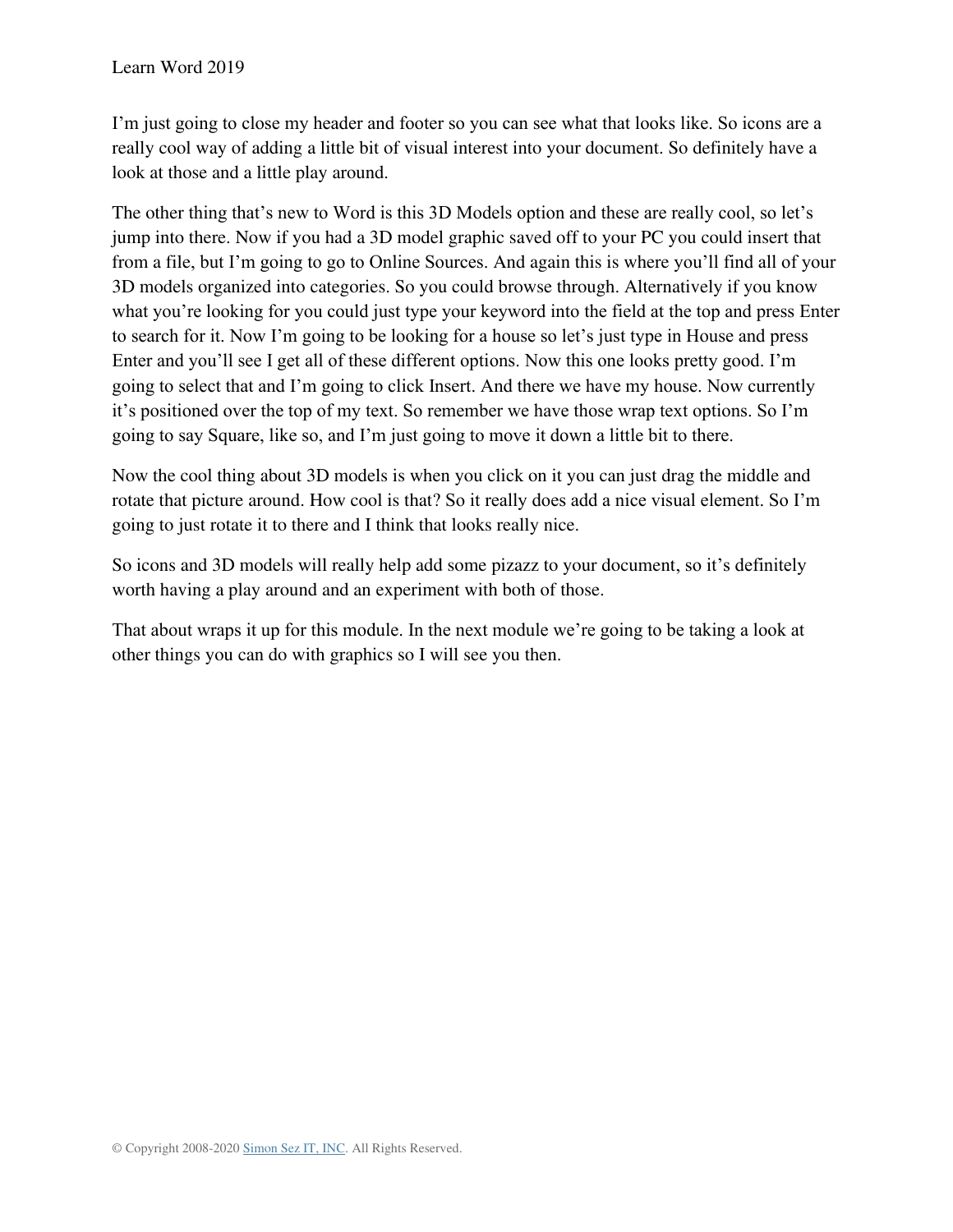I'm just going to close my header and footer so you can see what that looks like. So icons are a really cool way of adding a little bit of visual interest into your document. So definitely have a look at those and a little play around.

The other thing that's new to Word is this 3D Models option and these are really cool, so let's jump into there. Now if you had a 3D model graphic saved off to your PC you could insert that from a file, but I'm going to go to Online Sources. And again this is where you'll find all of your 3D models organized into categories. So you could browse through. Alternatively if you know what you're looking for you could just type your keyword into the field at the top and press Enter to search for it. Now I'm going to be looking for a house so let's just type in House and press Enter and you'll see I get all of these different options. Now this one looks pretty good. I'm going to select that and I'm going to click Insert. And there we have my house. Now currently it's positioned over the top of my text. So remember we have those wrap text options. So I'm going to say Square, like so, and I'm just going to move it down a little bit to there.

Now the cool thing about 3D models is when you click on it you can just drag the middle and rotate that picture around. How cool is that? So it really does add a nice visual element. So I'm going to just rotate it to there and I think that looks really nice.

So icons and 3D models will really help add some pizazz to your document, so it's definitely worth having a play around and an experiment with both of those.

That about wraps it up for this module. In the next module we're going to be taking a look at other things you can do with graphics so I will see you then.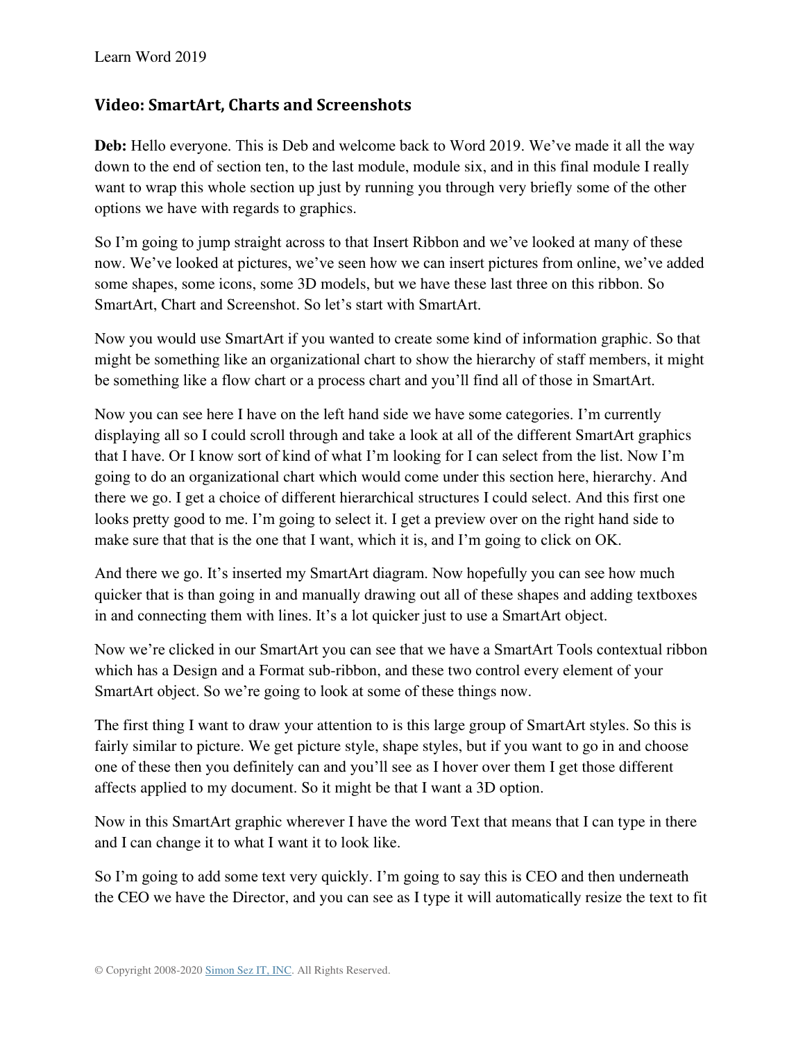## Video: SmartArt, Charts and Screenshots

**Deb:** Hello everyone. This is Deb and welcome back to Word 2019. We've made it all the way down to the end of section ten, to the last module, module six, and in this final module I really want to wrap this whole section up just by running you through very briefly some of the other options we have with regards to graphics.

So I'm going to jump straight across to that Insert Ribbon and we've looked at many of these now. We've looked at pictures, we've seen how we can insert pictures from online, we've added some shapes, some icons, some 3D models, but we have these last three on this ribbon. So SmartArt, Chart and Screenshot. So let's start with SmartArt.

Now you would use SmartArt if you wanted to create some kind of information graphic. So that might be something like an organizational chart to show the hierarchy of staff members, it might be something like a flow chart or a process chart and you'll find all of those in SmartArt.

Now you can see here I have on the left hand side we have some categories. I'm currently displaying all so I could scroll through and take a look at all of the different SmartArt graphics that I have. Or I know sort of kind of what I'm looking for I can select from the list. Now I'm going to do an organizational chart which would come under this section here, hierarchy. And there we go. I get a choice of different hierarchical structures I could select. And this first one looks pretty good to me. I'm going to select it. I get a preview over on the right hand side to make sure that that is the one that I want, which it is, and I'm going to click on OK.

And there we go. It's inserted my SmartArt diagram. Now hopefully you can see how much quicker that is than going in and manually drawing out all of these shapes and adding textboxes in and connecting them with lines. It's a lot quicker just to use a SmartArt object.

Now we're clicked in our SmartArt you can see that we have a SmartArt Tools contextual ribbon which has a Design and a Format sub-ribbon, and these two control every element of your SmartArt object. So we're going to look at some of these things now.

The first thing I want to draw your attention to is this large group of SmartArt styles. So this is fairly similar to picture. We get picture style, shape styles, but if you want to go in and choose one of these then you definitely can and you'll see as I hover over them I get those different affects applied to my document. So it might be that I want a 3D option.

Now in this SmartArt graphic wherever I have the word Text that means that I can type in there and I can change it to what I want it to look like.

So I'm going to add some text very quickly. I'm going to say this is CEO and then underneath the CEO we have the Director, and you can see as I type it will automatically resize the text to fit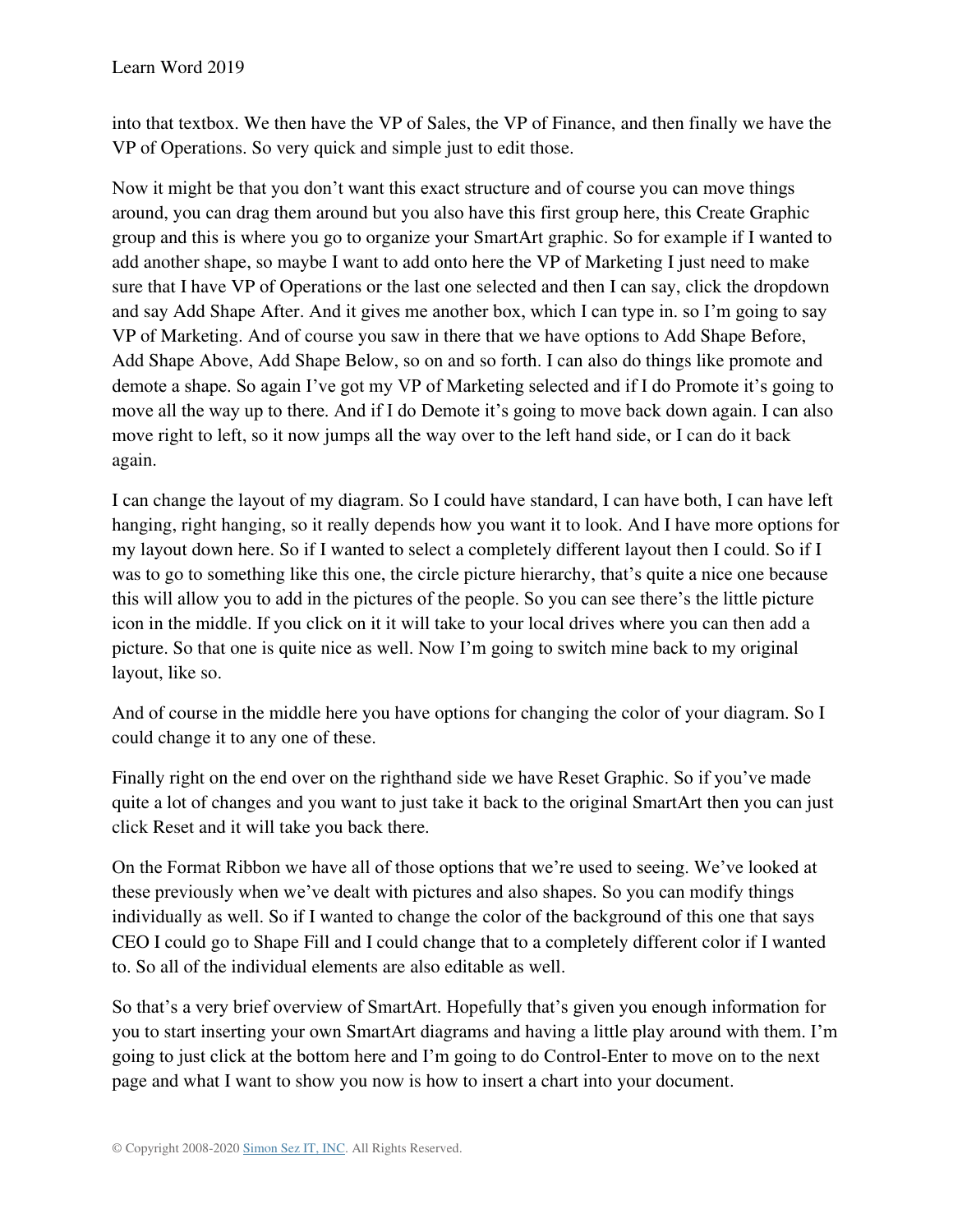into that textbox. We then have the VP of Sales, the VP of Finance, and then finally we have the VP of Operations. So very quick and simple just to edit those.

Now it might be that you don't want this exact structure and of course you can move things around, you can drag them around but you also have this first group here, this Create Graphic group and this is where you go to organize your SmartArt graphic. So for example if I wanted to add another shape, so maybe I want to add onto here the VP of Marketing I just need to make sure that I have VP of Operations or the last one selected and then I can say, click the dropdown and say Add Shape After. And it gives me another box, which I can type in. so I'm going to say VP of Marketing. And of course you saw in there that we have options to Add Shape Before, Add Shape Above, Add Shape Below, so on and so forth. I can also do things like promote and demote a shape. So again I've got my VP of Marketing selected and if I do Promote it's going to move all the way up to there. And if I do Demote it's going to move back down again. I can also move right to left, so it now jumps all the way over to the left hand side, or I can do it back again.

I can change the layout of my diagram. So I could have standard, I can have both, I can have left hanging, right hanging, so it really depends how you want it to look. And I have more options for my layout down here. So if I wanted to select a completely different layout then I could. So if I was to go to something like this one, the circle picture hierarchy, that's quite a nice one because this will allow you to add in the pictures of the people. So you can see there's the little picture icon in the middle. If you click on it it will take to your local drives where you can then add a picture. So that one is quite nice as well. Now I'm going to switch mine back to my original layout, like so.

And of course in the middle here you have options for changing the color of your diagram. So I could change it to any one of these.

Finally right on the end over on the righthand side we have Reset Graphic. So if you've made quite a lot of changes and you want to just take it back to the original SmartArt then you can just click Reset and it will take you back there.

On the Format Ribbon we have all of those options that we're used to seeing. We've looked at these previously when we've dealt with pictures and also shapes. So you can modify things individually as well. So if I wanted to change the color of the background of this one that says CEO I could go to Shape Fill and I could change that to a completely different color if I wanted to. So all of the individual elements are also editable as well.

So that's a very brief overview of SmartArt. Hopefully that's given you enough information for you to start inserting your own SmartArt diagrams and having a little play around with them. I'm going to just click at the bottom here and I'm going to do Control-Enter to move on to the next page and what I want to show you now is how to insert a chart into your document.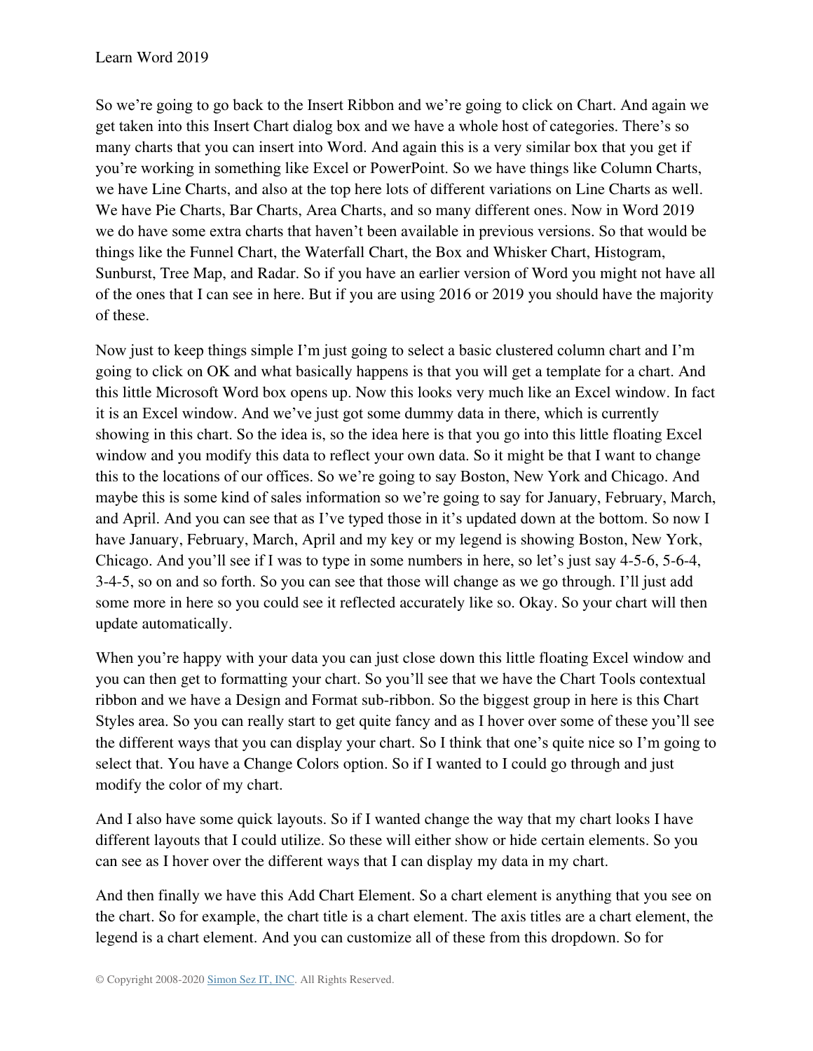So we're going to go back to the Insert Ribbon and we're going to click on Chart. And again we get taken into this Insert Chart dialog box and we have a whole host of categories. There's so many charts that you can insert into Word. And again this is a very similar box that you get if you're working in something like Excel or PowerPoint. So we have things like Column Charts, we have Line Charts, and also at the top here lots of different variations on Line Charts as well. We have Pie Charts, Bar Charts, Area Charts, and so many different ones. Now in Word 2019 we do have some extra charts that haven't been available in previous versions. So that would be things like the Funnel Chart, the Waterfall Chart, the Box and Whisker Chart, Histogram, Sunburst, Tree Map, and Radar. So if you have an earlier version of Word you might not have all of the ones that I can see in here. But if you are using 2016 or 2019 you should have the majority of these.

Now just to keep things simple I'm just going to select a basic clustered column chart and I'm going to click on OK and what basically happens is that you will get a template for a chart. And this little Microsoft Word box opens up. Now this looks very much like an Excel window. In fact it is an Excel window. And we've just got some dummy data in there, which is currently showing in this chart. So the idea is, so the idea here is that you go into this little floating Excel window and you modify this data to reflect your own data. So it might be that I want to change this to the locations of our offices. So we're going to say Boston, New York and Chicago. And maybe this is some kind of sales information so we're going to say for January, February, March, and April. And you can see that as I've typed those in it's updated down at the bottom. So now I have January, February, March, April and my key or my legend is showing Boston, New York, Chicago. And you'll see if I was to type in some numbers in here, so let's just say 4-5-6, 5-6-4, 3-4-5, so on and so forth. So you can see that those will change as we go through. I'll just add some more in here so you could see it reflected accurately like so. Okay. So your chart will then update automatically.

When you're happy with your data you can just close down this little floating Excel window and you can then get to formatting your chart. So you'll see that we have the Chart Tools contextual ribbon and we have a Design and Format sub-ribbon. So the biggest group in here is this Chart Styles area. So you can really start to get quite fancy and as I hover over some of these you'll see the different ways that you can display your chart. So I think that one's quite nice so I'm going to select that. You have a Change Colors option. So if I wanted to I could go through and just modify the color of my chart.

And I also have some quick layouts. So if I wanted change the way that my chart looks I have different layouts that I could utilize. So these will either show or hide certain elements. So you can see as I hover over the different ways that I can display my data in my chart.

And then finally we have this Add Chart Element. So a chart element is anything that you see on the chart. So for example, the chart title is a chart element. The axis titles are a chart element, the legend is a chart element. And you can customize all of these from this dropdown. So for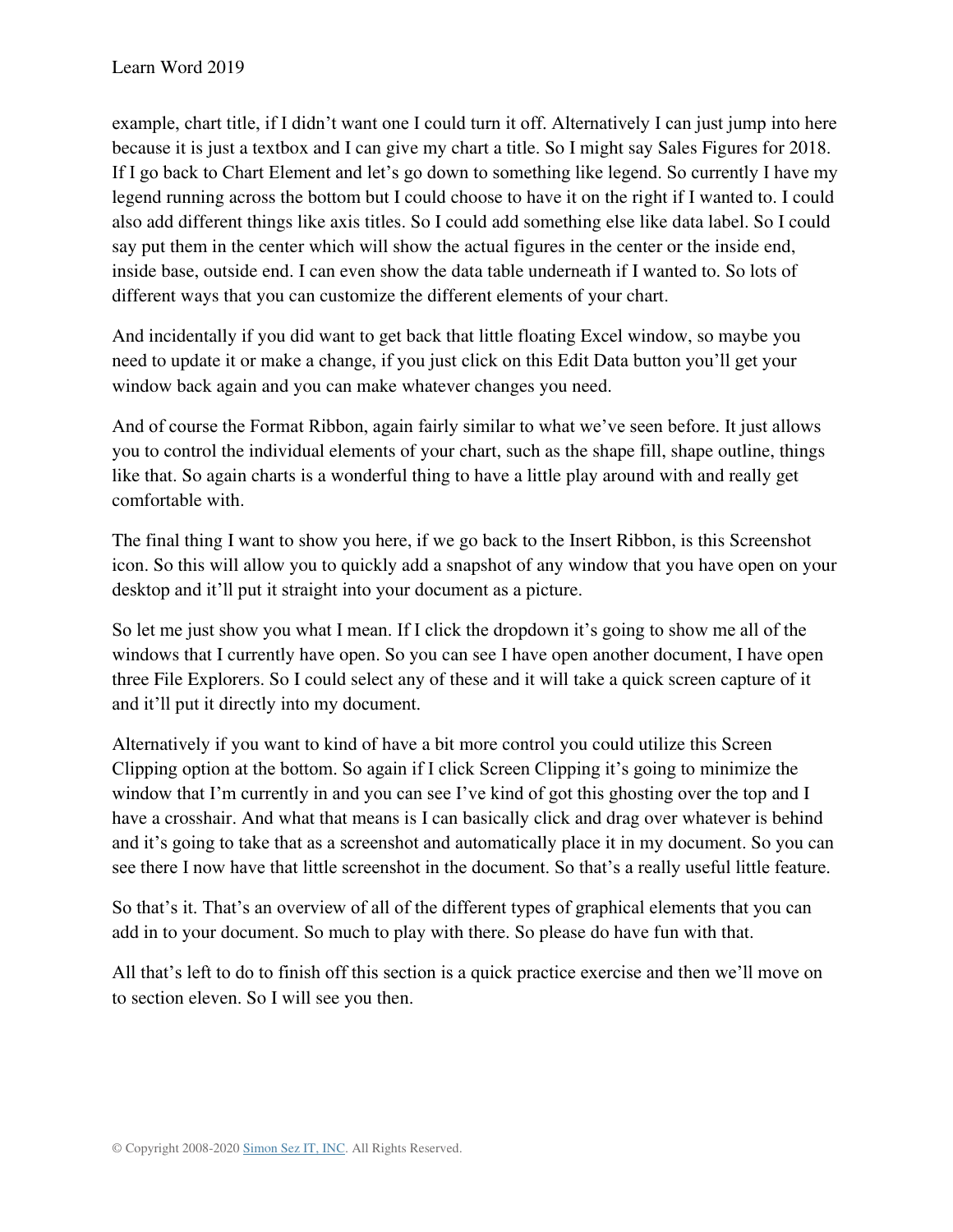example, chart title, if I didn't want one I could turn it off. Alternatively I can just jump into here because it is just a textbox and I can give my chart a title. So I might say Sales Figures for 2018. If I go back to Chart Element and let's go down to something like legend. So currently I have my legend running across the bottom but I could choose to have it on the right if I wanted to. I could also add different things like axis titles. So I could add something else like data label. So I could say put them in the center which will show the actual figures in the center or the inside end, inside base, outside end. I can even show the data table underneath if I wanted to. So lots of different ways that you can customize the different elements of your chart.

And incidentally if you did want to get back that little floating Excel window, so maybe you need to update it or make a change, if you just click on this Edit Data button you'll get your window back again and you can make whatever changes you need.

And of course the Format Ribbon, again fairly similar to what we've seen before. It just allows you to control the individual elements of your chart, such as the shape fill, shape outline, things like that. So again charts is a wonderful thing to have a little play around with and really get comfortable with.

The final thing I want to show you here, if we go back to the Insert Ribbon, is this Screenshot icon. So this will allow you to quickly add a snapshot of any window that you have open on your desktop and it'll put it straight into your document as a picture.

So let me just show you what I mean. If I click the dropdown it's going to show me all of the windows that I currently have open. So you can see I have open another document, I have open three File Explorers. So I could select any of these and it will take a quick screen capture of it and it'll put it directly into my document.

Alternatively if you want to kind of have a bit more control you could utilize this Screen Clipping option at the bottom. So again if I click Screen Clipping it's going to minimize the window that I'm currently in and you can see I've kind of got this ghosting over the top and I have a crosshair. And what that means is I can basically click and drag over whatever is behind and it's going to take that as a screenshot and automatically place it in my document. So you can see there I now have that little screenshot in the document. So that's a really useful little feature.

So that's it. That's an overview of all of the different types of graphical elements that you can add in to your document. So much to play with there. So please do have fun with that.

All that's left to do to finish off this section is a quick practice exercise and then we'll move on to section eleven. So I will see you then.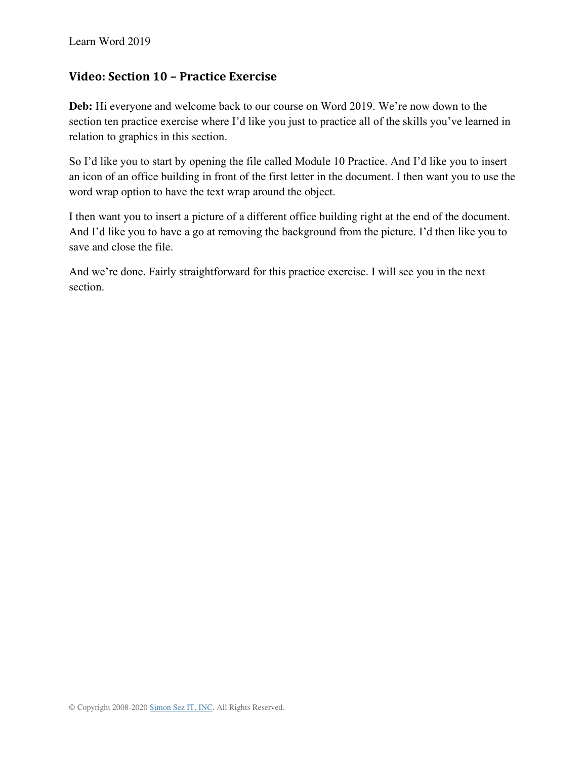## Video: Section 10 – Practice Exercise

**Deb:** Hi everyone and welcome back to our course on Word 2019. We're now down to the section ten practice exercise where I'd like you just to practice all of the skills you've learned in relation to graphics in this section.

So I'd like you to start by opening the file called Module 10 Practice. And I'd like you to insert an icon of an office building in front of the first letter in the document. I then want you to use the word wrap option to have the text wrap around the object.

I then want you to insert a picture of a different office building right at the end of the document. And I'd like you to have a go at removing the background from the picture. I'd then like you to save and close the file.

And we're done. Fairly straightforward for this practice exercise. I will see you in the next section.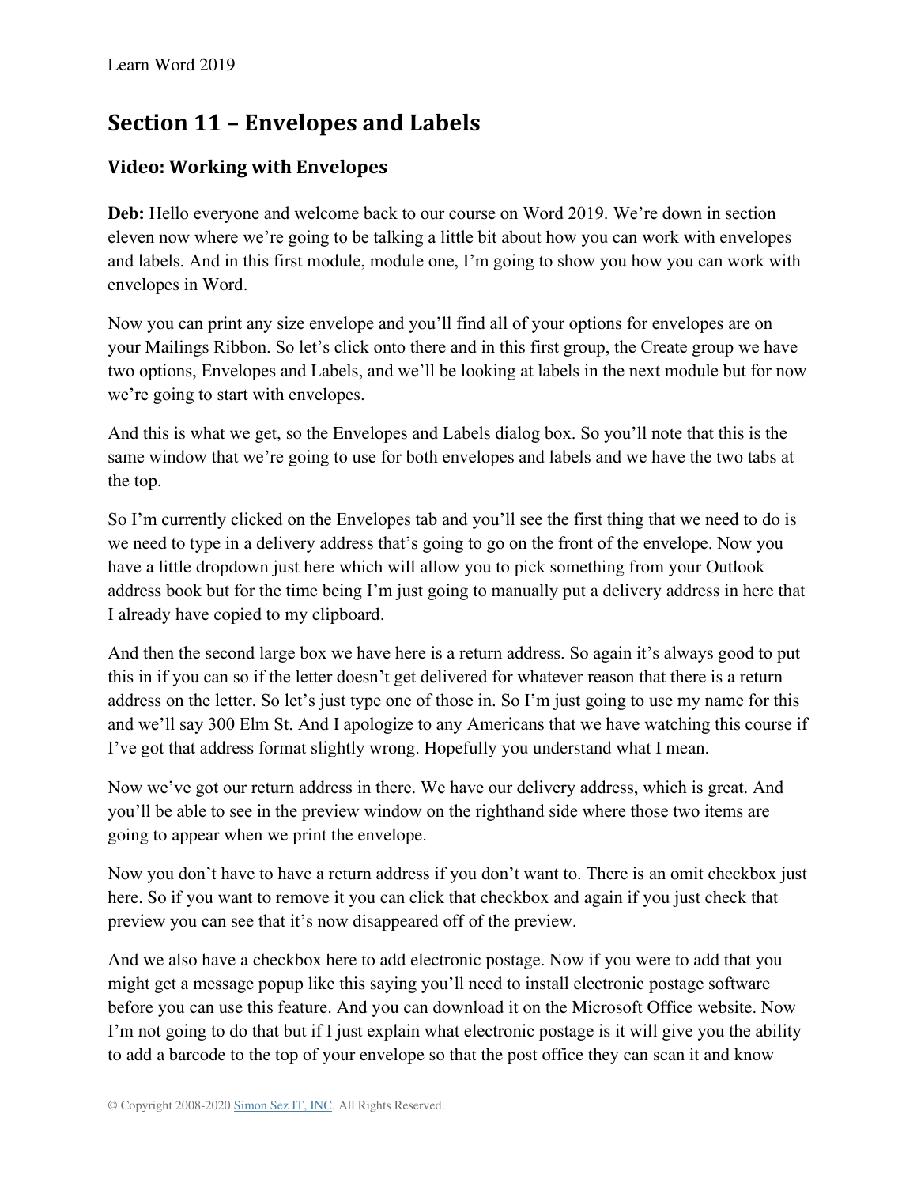## Section 11 – Envelopes and Labels

### Video: Working with Envelopes

**Deb:** Hello everyone and welcome back to our course on Word 2019. We're down in section eleven now where we're going to be talking a little bit about how you can work with envelopes and labels. And in this first module, module one, I'm going to show you how you can work with envelopes in Word.

Now you can print any size envelope and you'll find all of your options for envelopes are on your Mailings Ribbon. So let's click onto there and in this first group, the Create group we have two options, Envelopes and Labels, and we'll be looking at labels in the next module but for now we're going to start with envelopes.

And this is what we get, so the Envelopes and Labels dialog box. So you'll note that this is the same window that we're going to use for both envelopes and labels and we have the two tabs at the top.

So I'm currently clicked on the Envelopes tab and you'll see the first thing that we need to do is we need to type in a delivery address that's going to go on the front of the envelope. Now you have a little dropdown just here which will allow you to pick something from your Outlook address book but for the time being I'm just going to manually put a delivery address in here that I already have copied to my clipboard.

And then the second large box we have here is a return address. So again it's always good to put this in if you can so if the letter doesn't get delivered for whatever reason that there is a return address on the letter. So let's just type one of those in. So I'm just going to use my name for this and we'll say 300 Elm St. And I apologize to any Americans that we have watching this course if I've got that address format slightly wrong. Hopefully you understand what I mean.

Now we've got our return address in there. We have our delivery address, which is great. And you'll be able to see in the preview window on the righthand side where those two items are going to appear when we print the envelope.

Now you don't have to have a return address if you don't want to. There is an omit checkbox just here. So if you want to remove it you can click that checkbox and again if you just check that preview you can see that it's now disappeared off of the preview.

And we also have a checkbox here to add electronic postage. Now if you were to add that you might get a message popup like this saying you'll need to install electronic postage software before you can use this feature. And you can download it on the Microsoft Office website. Now I'm not going to do that but if I just explain what electronic postage is it will give you the ability to add a barcode to the top of your envelope so that the post office they can scan it and know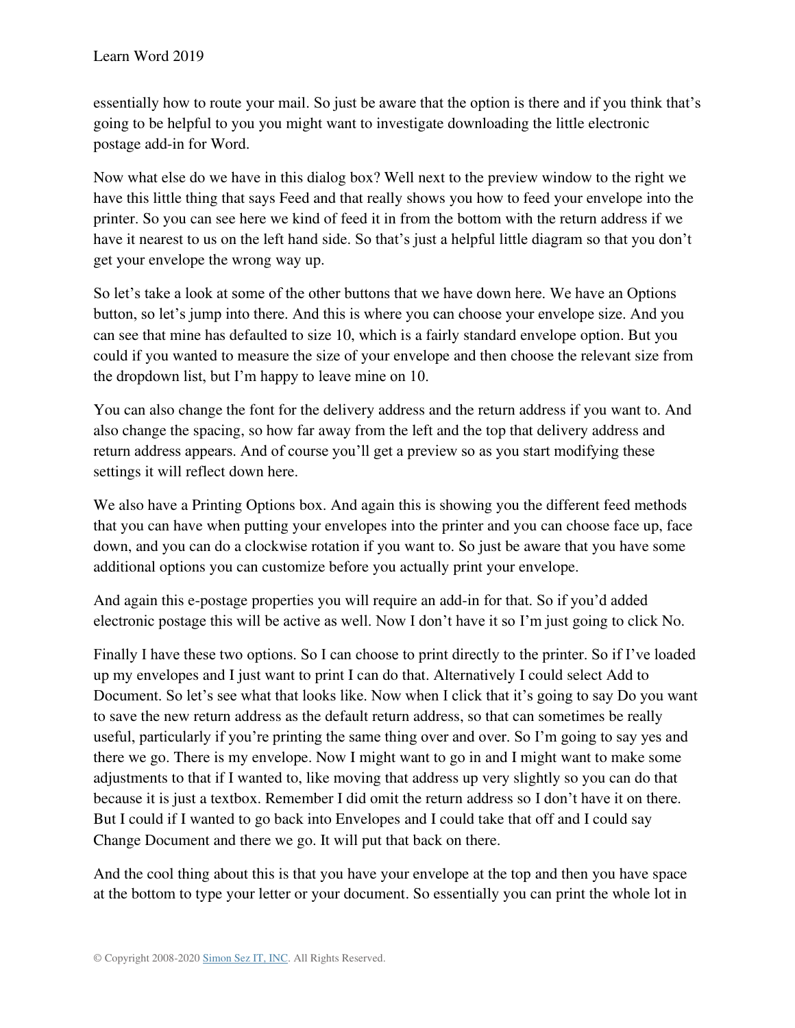essentially how to route your mail. So just be aware that the option is there and if you think that's going to be helpful to you you might want to investigate downloading the little electronic postage add-in for Word.

Now what else do we have in this dialog box? Well next to the preview window to the right we have this little thing that says Feed and that really shows you how to feed your envelope into the printer. So you can see here we kind of feed it in from the bottom with the return address if we have it nearest to us on the left hand side. So that's just a helpful little diagram so that you don't get your envelope the wrong way up.

So let's take a look at some of the other buttons that we have down here. We have an Options button, so let's jump into there. And this is where you can choose your envelope size. And you can see that mine has defaulted to size 10, which is a fairly standard envelope option. But you could if you wanted to measure the size of your envelope and then choose the relevant size from the dropdown list, but I'm happy to leave mine on 10.

You can also change the font for the delivery address and the return address if you want to. And also change the spacing, so how far away from the left and the top that delivery address and return address appears. And of course you'll get a preview so as you start modifying these settings it will reflect down here.

We also have a Printing Options box. And again this is showing you the different feed methods that you can have when putting your envelopes into the printer and you can choose face up, face down, and you can do a clockwise rotation if you want to. So just be aware that you have some additional options you can customize before you actually print your envelope.

And again this e-postage properties you will require an add-in for that. So if you'd added electronic postage this will be active as well. Now I don't have it so I'm just going to click No.

Finally I have these two options. So I can choose to print directly to the printer. So if I've loaded up my envelopes and I just want to print I can do that. Alternatively I could select Add to Document. So let's see what that looks like. Now when I click that it's going to say Do you want to save the new return address as the default return address, so that can sometimes be really useful, particularly if you're printing the same thing over and over. So I'm going to say yes and there we go. There is my envelope. Now I might want to go in and I might want to make some adjustments to that if I wanted to, like moving that address up very slightly so you can do that because it is just a textbox. Remember I did omit the return address so I don't have it on there. But I could if I wanted to go back into Envelopes and I could take that off and I could say Change Document and there we go. It will put that back on there.

And the cool thing about this is that you have your envelope at the top and then you have space at the bottom to type your letter or your document. So essentially you can print the whole lot in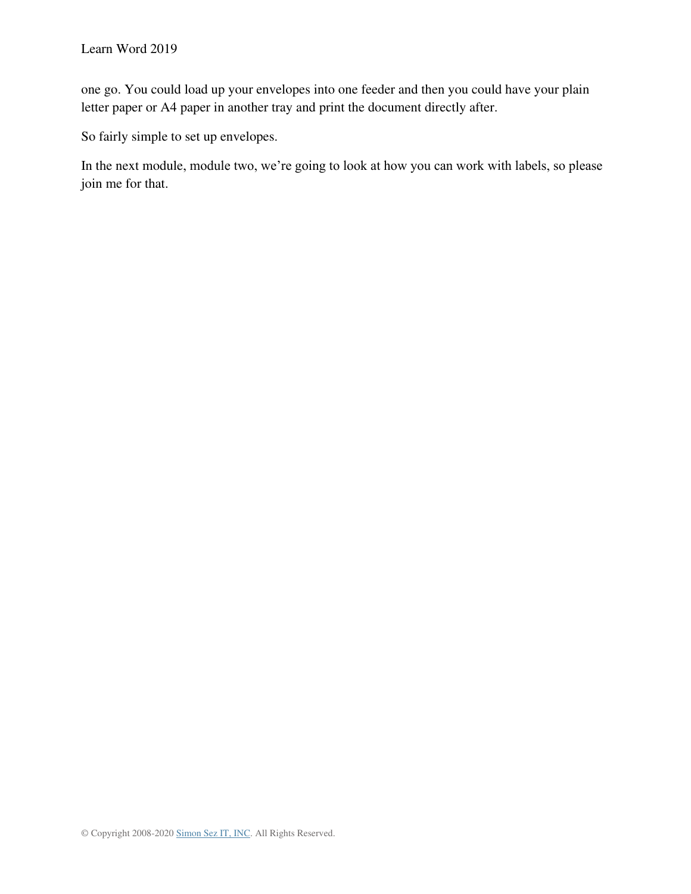one go. You could load up your envelopes into one feeder and then you could have your plain letter paper or A4 paper in another tray and print the document directly after.

So fairly simple to set up envelopes.

In the next module, module two, we're going to look at how you can work with labels, so please join me for that.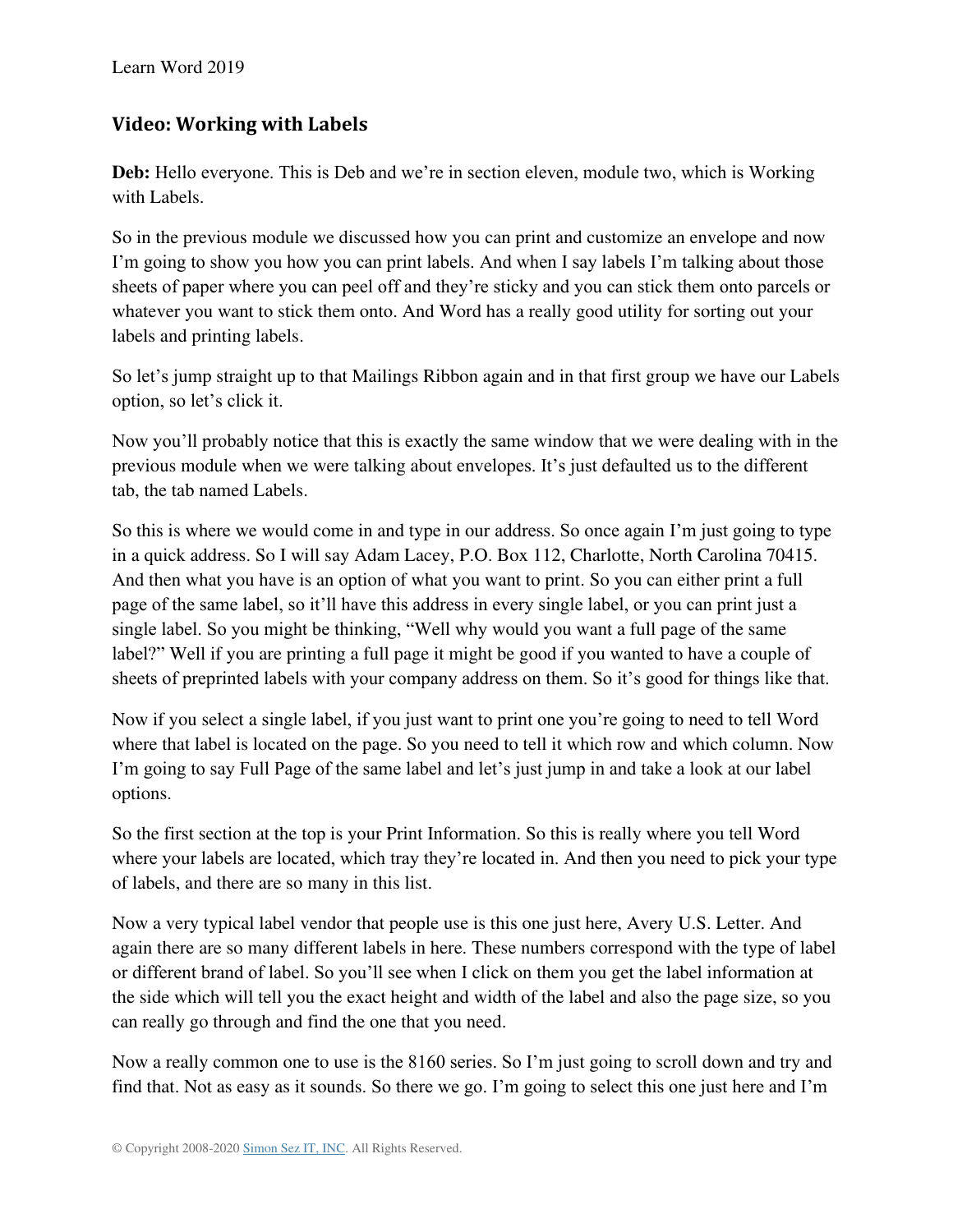## Video: Working with Labels

**Deb:** Hello everyone. This is Deb and we're in section eleven, module two, which is Working with Labels.

So in the previous module we discussed how you can print and customize an envelope and now I'm going to show you how you can print labels. And when I say labels I'm talking about those sheets of paper where you can peel off and they're sticky and you can stick them onto parcels or whatever you want to stick them onto. And Word has a really good utility for sorting out your labels and printing labels.

So let's jump straight up to that Mailings Ribbon again and in that first group we have our Labels option, so let's click it.

Now you'll probably notice that this is exactly the same window that we were dealing with in the previous module when we were talking about envelopes. It's just defaulted us to the different tab, the tab named Labels.

So this is where we would come in and type in our address. So once again I'm just going to type in a quick address. So I will say Adam Lacey, P.O. Box 112, Charlotte, North Carolina 70415. And then what you have is an option of what you want to print. So you can either print a full page of the same label, so it'll have this address in every single label, or you can print just a single label. So you might be thinking, "Well why would you want a full page of the same label?" Well if you are printing a full page it might be good if you wanted to have a couple of sheets of preprinted labels with your company address on them. So it's good for things like that.

Now if you select a single label, if you just want to print one you're going to need to tell Word where that label is located on the page. So you need to tell it which row and which column. Now I'm going to say Full Page of the same label and let's just jump in and take a look at our label options.

So the first section at the top is your Print Information. So this is really where you tell Word where your labels are located, which tray they're located in. And then you need to pick your type of labels, and there are so many in this list.

Now a very typical label vendor that people use is this one just here, Avery U.S. Letter. And again there are so many different labels in here. These numbers correspond with the type of label or different brand of label. So you'll see when I click on them you get the label information at the side which will tell you the exact height and width of the label and also the page size, so you can really go through and find the one that you need.

Now a really common one to use is the 8160 series. So I'm just going to scroll down and try and find that. Not as easy as it sounds. So there we go. I'm going to select this one just here and I'm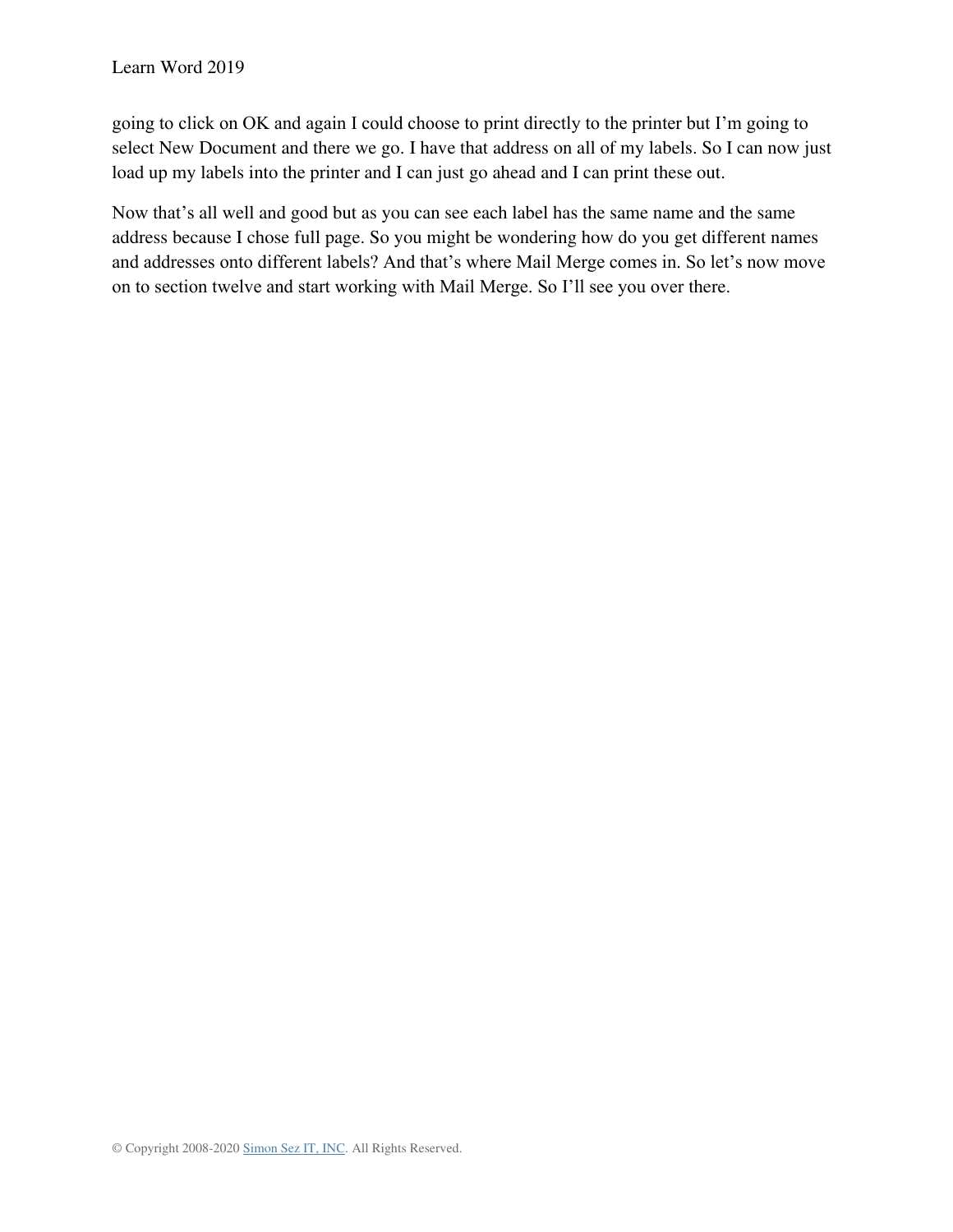going to click on OK and again I could choose to print directly to the printer but I'm going to select New Document and there we go. I have that address on all of my labels. So I can now just load up my labels into the printer and I can just go ahead and I can print these out.

Now that's all well and good but as you can see each label has the same name and the same address because I chose full page. So you might be wondering how do you get different names and addresses onto different labels? And that's where Mail Merge comes in. So let's now move on to section twelve and start working with Mail Merge. So I'll see you over there.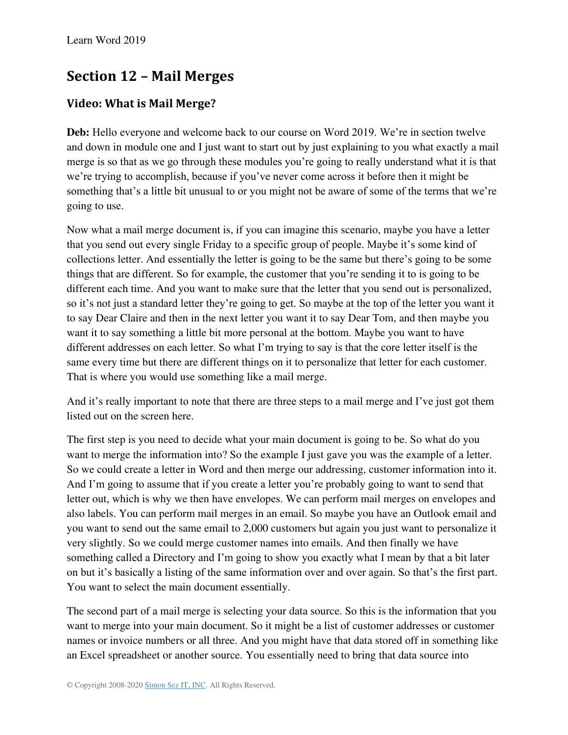## Section 12 – Mail Merges

### Video: What is Mail Merge?

**Deb:** Hello everyone and welcome back to our course on Word 2019. We're in section twelve and down in module one and I just want to start out by just explaining to you what exactly a mail merge is so that as we go through these modules you're going to really understand what it is that we're trying to accomplish, because if you've never come across it before then it might be something that's a little bit unusual to or you might not be aware of some of the terms that we're going to use.

Now what a mail merge document is, if you can imagine this scenario, maybe you have a letter that you send out every single Friday to a specific group of people. Maybe it's some kind of collections letter. And essentially the letter is going to be the same but there's going to be some things that are different. So for example, the customer that you're sending it to is going to be different each time. And you want to make sure that the letter that you send out is personalized, so it's not just a standard letter they're going to get. So maybe at the top of the letter you want it to say Dear Claire and then in the next letter you want it to say Dear Tom, and then maybe you want it to say something a little bit more personal at the bottom. Maybe you want to have different addresses on each letter. So what I'm trying to say is that the core letter itself is the same every time but there are different things on it to personalize that letter for each customer. That is where you would use something like a mail merge.

And it's really important to note that there are three steps to a mail merge and I've just got them listed out on the screen here.

The first step is you need to decide what your main document is going to be. So what do you want to merge the information into? So the example I just gave you was the example of a letter. So we could create a letter in Word and then merge our addressing, customer information into it. And I'm going to assume that if you create a letter you're probably going to want to send that letter out, which is why we then have envelopes. We can perform mail merges on envelopes and also labels. You can perform mail merges in an email. So maybe you have an Outlook email and you want to send out the same email to 2,000 customers but again you just want to personalize it very slightly. So we could merge customer names into emails. And then finally we have something called a Directory and I'm going to show you exactly what I mean by that a bit later on but it's basically a listing of the same information over and over again. So that's the first part. You want to select the main document essentially.

The second part of a mail merge is selecting your data source. So this is the information that you want to merge into your main document. So it might be a list of customer addresses or customer names or invoice numbers or all three. And you might have that data stored off in something like an Excel spreadsheet or another source. You essentially need to bring that data source into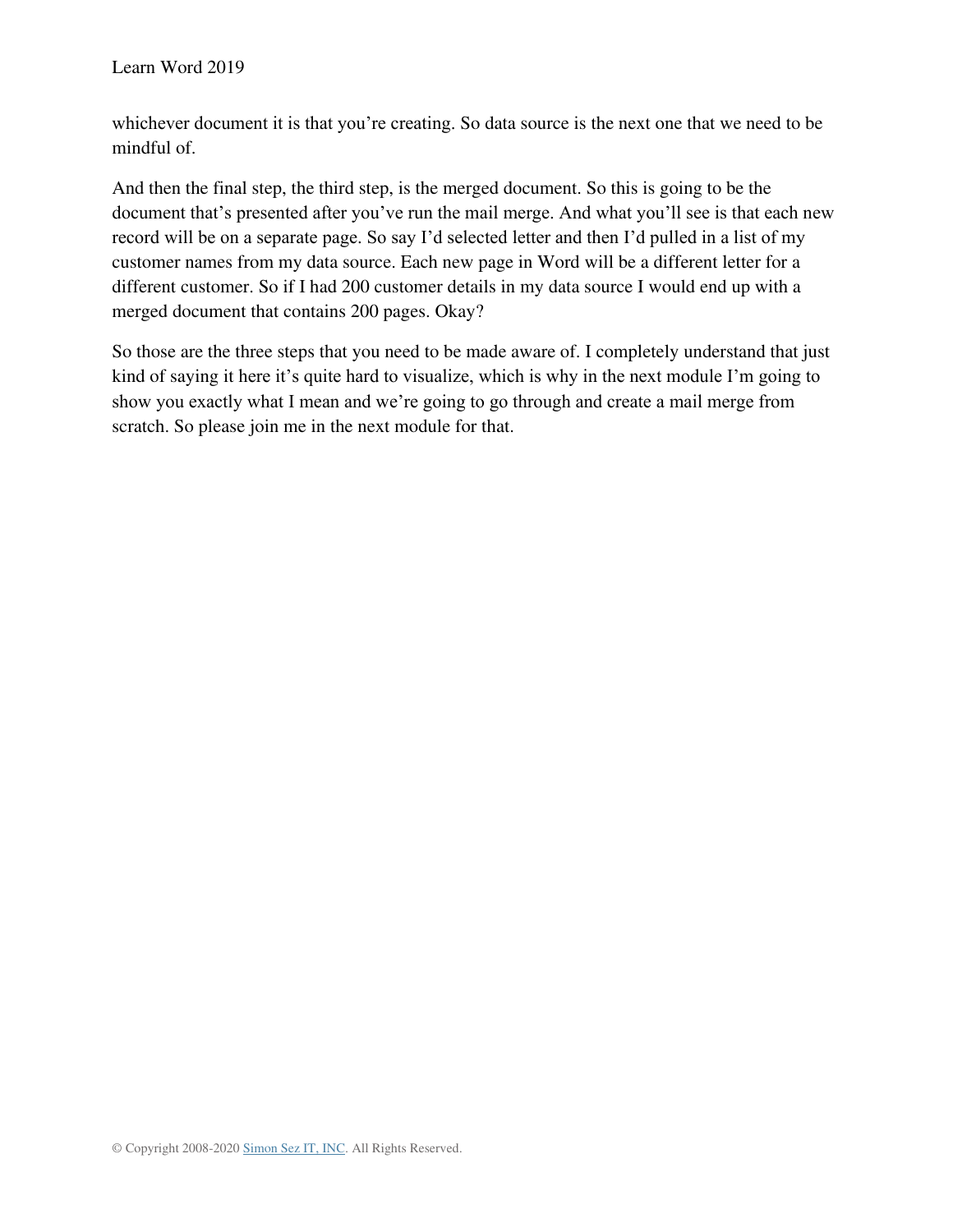whichever document it is that you're creating. So data source is the next one that we need to be mindful of.

And then the final step, the third step, is the merged document. So this is going to be the document that's presented after you've run the mail merge. And what you'll see is that each new record will be on a separate page. So say I'd selected letter and then I'd pulled in a list of my customer names from my data source. Each new page in Word will be a different letter for a different customer. So if I had 200 customer details in my data source I would end up with a merged document that contains 200 pages. Okay?

So those are the three steps that you need to be made aware of. I completely understand that just kind of saying it here it's quite hard to visualize, which is why in the next module I'm going to show you exactly what I mean and we're going to go through and create a mail merge from scratch. So please join me in the next module for that.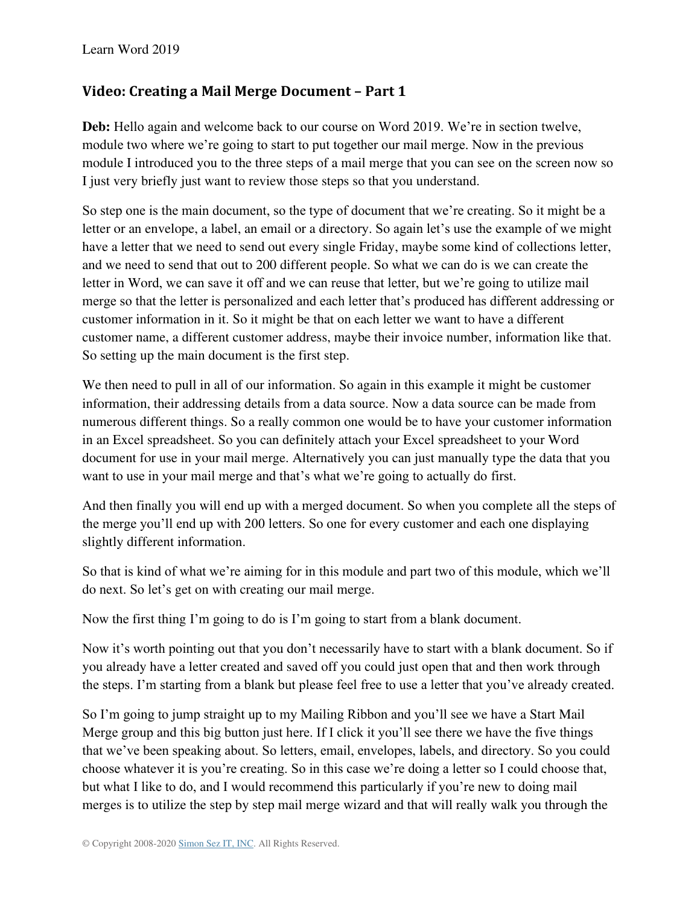## Video: Creating a Mail Merge Document – Part 1

**Deb:** Hello again and welcome back to our course on Word 2019. We're in section twelve, module two where we're going to start to put together our mail merge. Now in the previous module I introduced you to the three steps of a mail merge that you can see on the screen now so I just very briefly just want to review those steps so that you understand.

So step one is the main document, so the type of document that we're creating. So it might be a letter or an envelope, a label, an email or a directory. So again let's use the example of we might have a letter that we need to send out every single Friday, maybe some kind of collections letter, and we need to send that out to 200 different people. So what we can do is we can create the letter in Word, we can save it off and we can reuse that letter, but we're going to utilize mail merge so that the letter is personalized and each letter that's produced has different addressing or customer information in it. So it might be that on each letter we want to have a different customer name, a different customer address, maybe their invoice number, information like that. So setting up the main document is the first step.

We then need to pull in all of our information. So again in this example it might be customer information, their addressing details from a data source. Now a data source can be made from numerous different things. So a really common one would be to have your customer information in an Excel spreadsheet. So you can definitely attach your Excel spreadsheet to your Word document for use in your mail merge. Alternatively you can just manually type the data that you want to use in your mail merge and that's what we're going to actually do first.

And then finally you will end up with a merged document. So when you complete all the steps of the merge you'll end up with 200 letters. So one for every customer and each one displaying slightly different information.

So that is kind of what we're aiming for in this module and part two of this module, which we'll do next. So let's get on with creating our mail merge.

Now the first thing I'm going to do is I'm going to start from a blank document.

Now it's worth pointing out that you don't necessarily have to start with a blank document. So if you already have a letter created and saved off you could just open that and then work through the steps. I'm starting from a blank but please feel free to use a letter that you've already created.

So I'm going to jump straight up to my Mailing Ribbon and you'll see we have a Start Mail Merge group and this big button just here. If I click it you'll see there we have the five things that we've been speaking about. So letters, email, envelopes, labels, and directory. So you could choose whatever it is you're creating. So in this case we're doing a letter so I could choose that, but what I like to do, and I would recommend this particularly if you're new to doing mail merges is to utilize the step by step mail merge wizard and that will really walk you through the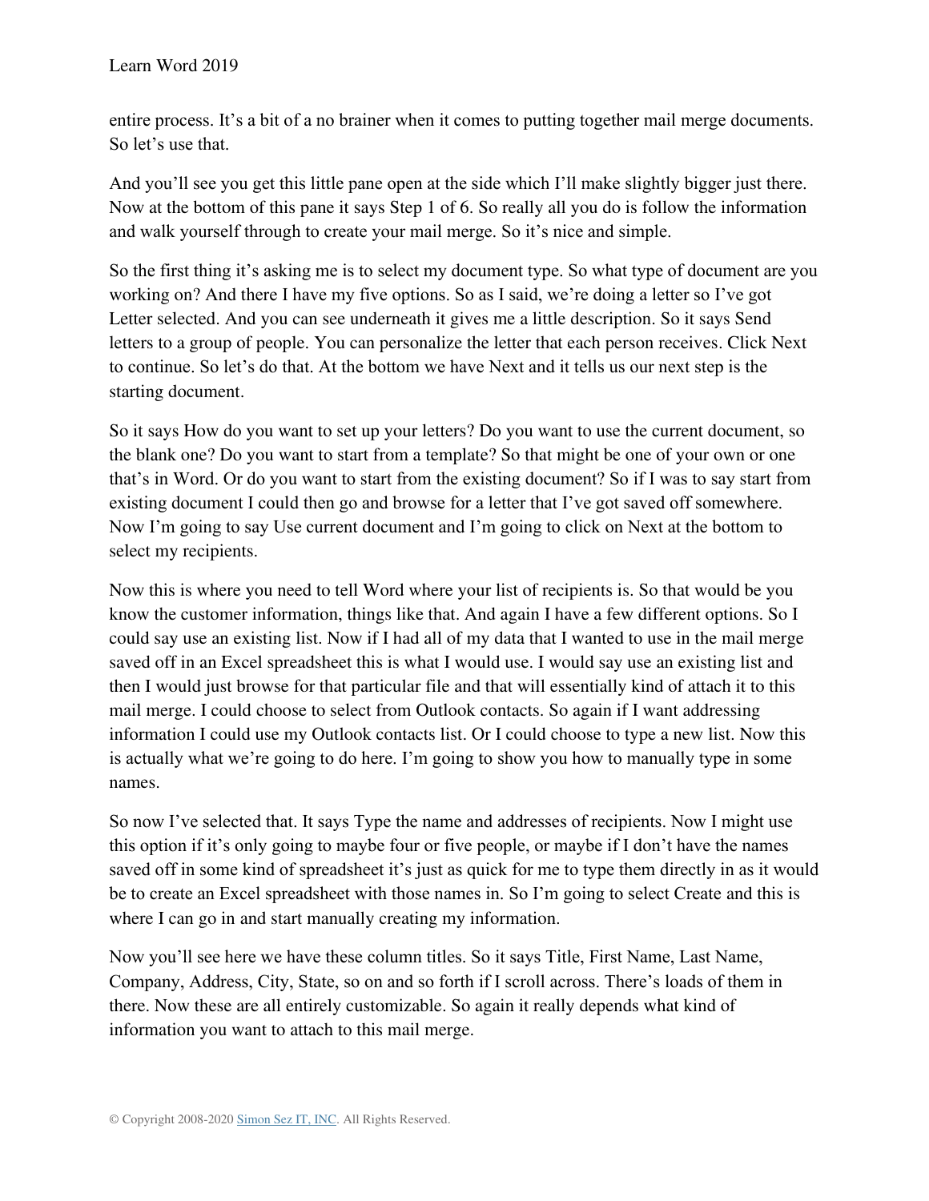entire process. It’s a bit of a no brainer when it comes to putting together mail merge documents. So let’s use that.

And you’ll see you get this little pane open at the side which I’ll make slightly bigger just there. Now at the bottom of this pane it says Step 1 of 6. So really all you do is follow the information and walk yourself through to create your mail merge. So it’s nice and simple.

So the first thing it’s asking me is to select my document type. So what type of document are you working on? And there I have my five options. So as I said, we’re doing a letter so I’ve got Letter selected. And you can see underneath it gives me a little description. So it says Send letters to a group of people. You can personalize the letter that each person receives. Click Next to continue. So let’s do that. At the bottom we have Next and it tells us our next step is the starting document.

So it says How do you want to set up your letters? Do you want to use the current document, so the blank one? Do you want to start from a template? So that might be one of your own or one that’s in Word. Or do you want to start from the existing document? So if I was to say start from existing document I could then go and browse for a letter that I’ve got saved off somewhere. Now I’m going to say Use current document and I’m going to click on Next at the bottom to select my recipients.

Now this is where you need to tell Word where your list of recipients is. So that would be you know the customer information, things like that. And again I have a few different options. So I could say use an existing list. Now if I had all of my data that I wanted to use in the mail merge saved off in an Excel spreadsheet this is what I would use. I would say use an existing list and then I would just browse for that particular file and that will essentially kind of attach it to this mail merge. I could choose to select from Outlook contacts. So again if I want addressing information I could use my Outlook contacts list. Or I could choose to type a new list. Now this is actually what we’re going to do here. I’m going to show you how to manually type in some names.

So now I’ve selected that. It says Type the name and addresses of recipients. Now I might use this option if it’s only going to maybe four or five people, or maybe if I don’t have the names saved off in some kind of spreadsheet it’s just as quick for me to type them directly in as it would be to create an Excel spreadsheet with those names in. So I’m going to select Create and this is where I can go in and start manually creating my information.

Now you’ll see here we have these column titles. So it says Title, First Name, Last Name, Company, Address, City, State, so on and so forth if I scroll across. There’s loads of them in there. Now these are all entirely customizable. So again it really depends what kind of information you want to attach to this mail merge.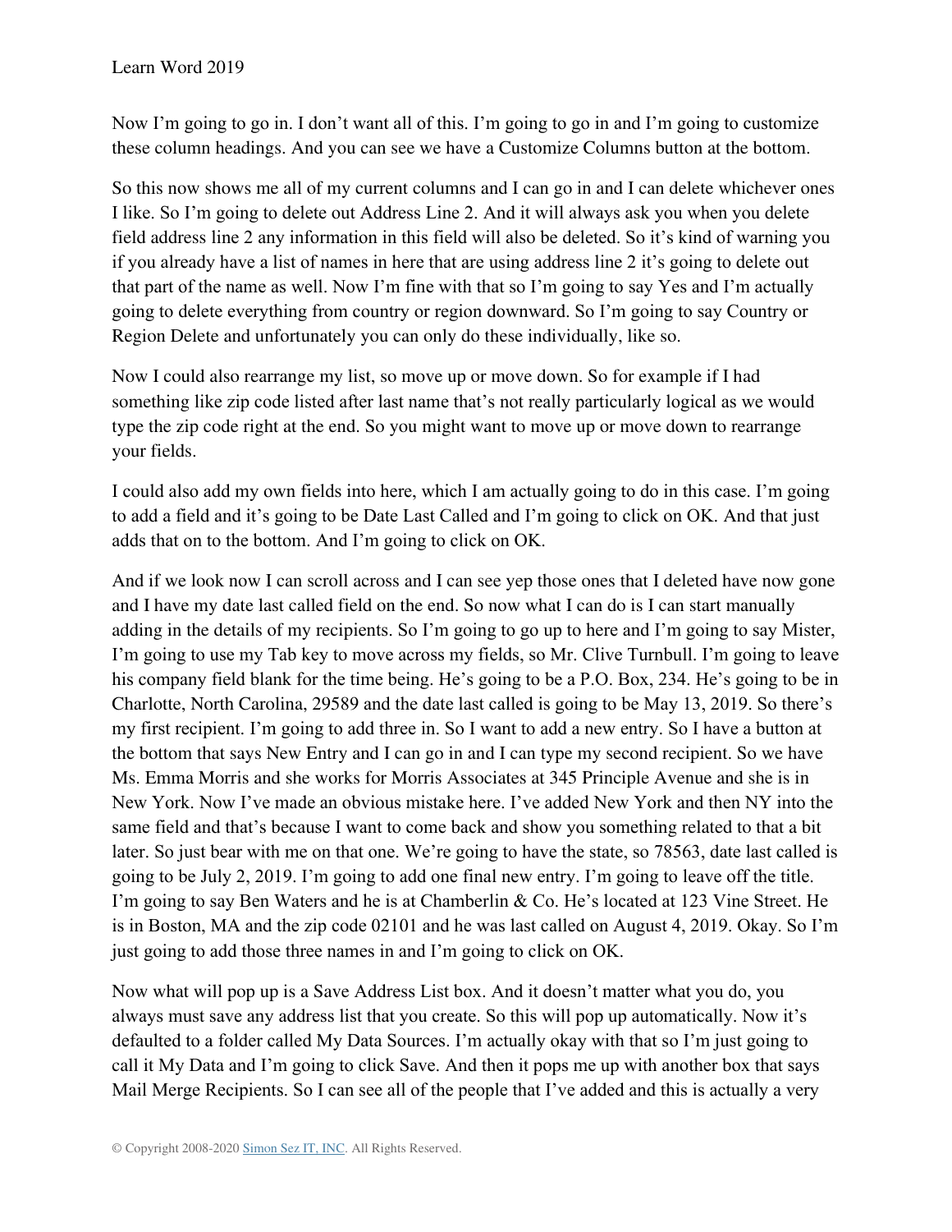Now I'm going to go in. I don't want all of this. I'm going to go in and I'm going to customize these column headings. And you can see we have a Customize Columns button at the bottom.

So this now shows me all of my current columns and I can go in and I can delete whichever ones I like. So I'm going to delete out Address Line 2. And it will always ask you when you delete field address line 2 any information in this field will also be deleted. So it's kind of warning you if you already have a list of names in here that are using address line 2 it's going to delete out that part of the name as well. Now I'm fine with that so I'm going to say Yes and I'm actually going to delete everything from country or region downward. So I'm going to say Country or Region Delete and unfortunately you can only do these individually, like so.

Now I could also rearrange my list, so move up or move down. So for example if I had something like zip code listed after last name that's not really particularly logical as we would type the zip code right at the end. So you might want to move up or move down to rearrange your fields.

I could also add my own fields into here, which I am actually going to do in this case. I'm going to add a field and it's going to be Date Last Called and I'm going to click on OK. And that just adds that on to the bottom. And I'm going to click on OK.

And if we look now I can scroll across and I can see yep those ones that I deleted have now gone and I have my date last called field on the end. So now what I can do is I can start manually adding in the details of my recipients. So I'm going to go up to here and I'm going to say Mister, I'm going to use my Tab key to move across my fields, so Mr. Clive Turnbull. I'm going to leave his company field blank for the time being. He's going to be a P.O. Box, 234. He's going to be in Charlotte, North Carolina, 29589 and the date last called is going to be May 13, 2019. So there's my first recipient. I'm going to add three in. So I want to add a new entry. So I have a button at the bottom that says New Entry and I can go in and I can type my second recipient. So we have Ms. Emma Morris and she works for Morris Associates at 345 Principle Avenue and she is in New York. Now I've made an obvious mistake here. I've added New York and then NY into the same field and that's because I want to come back and show you something related to that a bit later. So just bear with me on that one. We're going to have the state, so 78563, date last called is going to be July 2, 2019. I'm going to add one final new entry. I'm going to leave off the title. I'm going to say Ben Waters and he is at Chamberlin & Co. He's located at 123 Vine Street. He is in Boston, MA and the zip code 02101 and he was last called on August 4, 2019. Okay. So I'm just going to add those three names in and I'm going to click on OK.

Now what will pop up is a Save Address List box. And it doesn't matter what you do, you always must save any address list that you create. So this will pop up automatically. Now it's defaulted to a folder called My Data Sources. I'm actually okay with that so I'm just going to call it My Data and I'm going to click Save. And then it pops me up with another box that says Mail Merge Recipients. So I can see all of the people that I've added and this is actually a very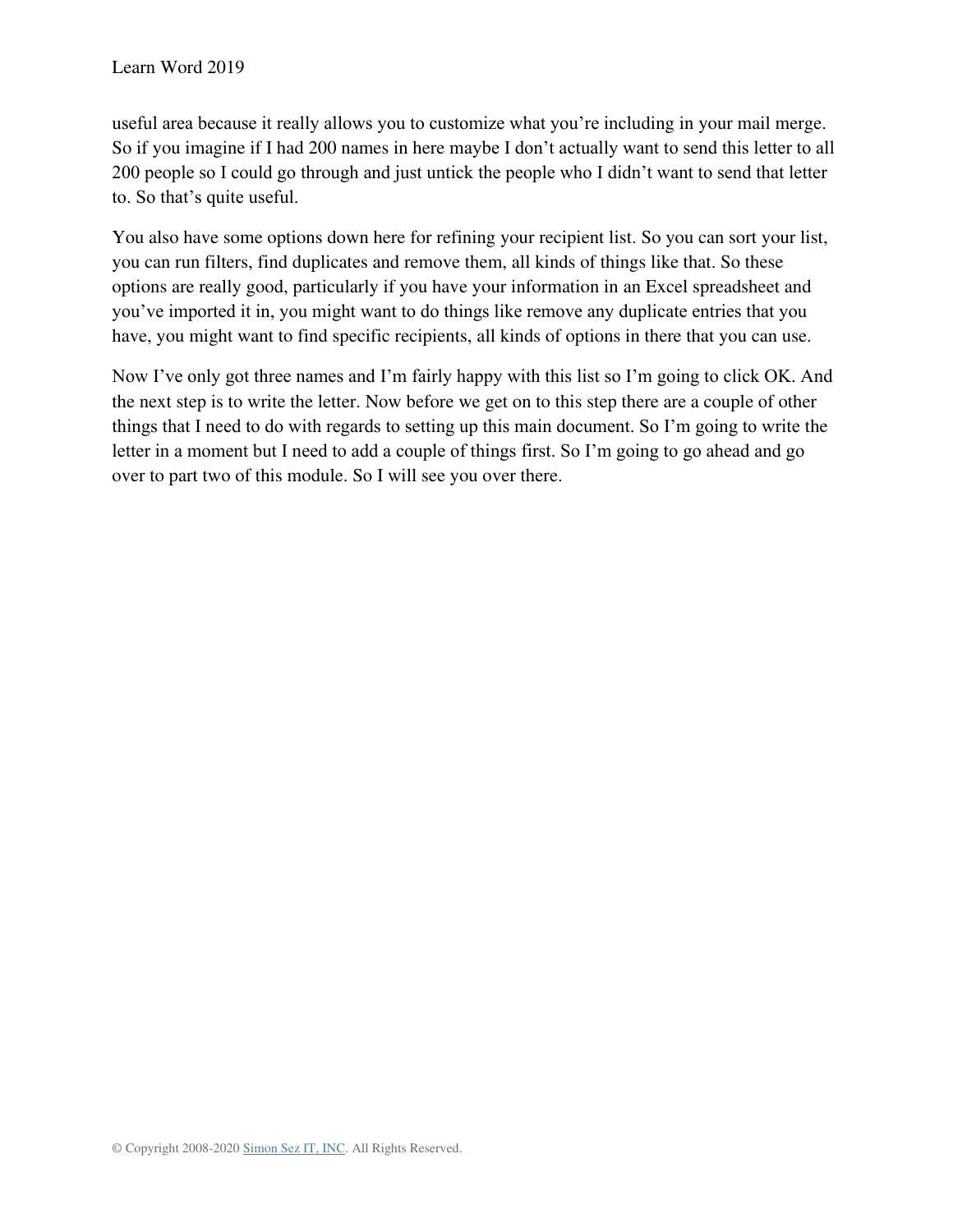useful area because it really allows you to customize what you're including in your mail merge. So if you imagine if I had 200 names in here maybe I don't actually want to send this letter to all 200 people so I could go through and just untick the people who I didn't want to send that letter to. So that's quite useful.

You also have some options down here for refining your recipient list. So you can sort your list, you can run filters, find duplicates and remove them, all kinds of things like that. So these options are really good, particularly if you have your information in an Excel spreadsheet and you've imported it in, you might want to do things like remove any duplicate entries that you have, you might want to find specific recipients, all kinds of options in there that you can use.

Now I've only got three names and I'm fairly happy with this list so I'm going to click OK. And the next step is to write the letter. Now before we get on to this step there are a couple of other things that I need to do with regards to setting up this main document. So I'm going to write the letter in a moment but I need to add a couple of things first. So I'm going to go ahead and go over to part two of this module. So I will see you over there.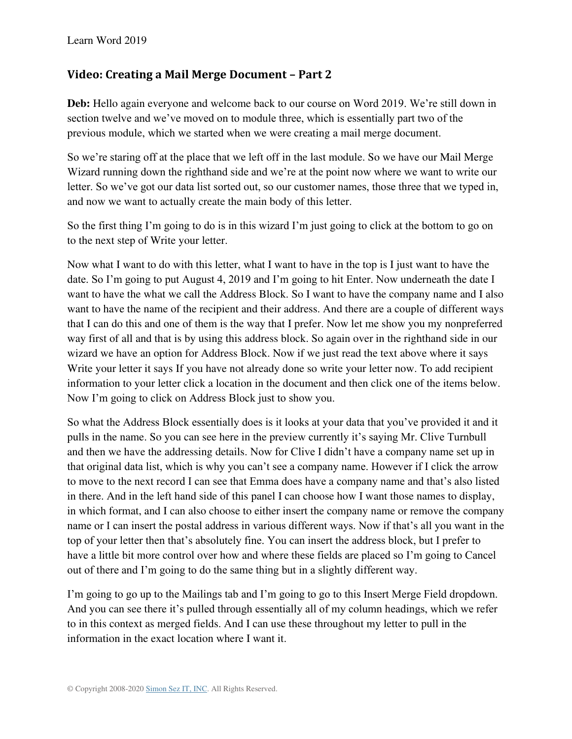## Video: Creating a Mail Merge Document – Part 2

**Deb:** Hello again everyone and welcome back to our course on Word 2019. We're still down in section twelve and we've moved on to module three, which is essentially part two of the previous module, which we started when we were creating a mail merge document.

So we're staring off at the place that we left off in the last module. So we have our Mail Merge Wizard running down the righthand side and we're at the point now where we want to write our letter. So we've got our data list sorted out, so our customer names, those three that we typed in, and now we want to actually create the main body of this letter.

So the first thing I'm going to do is in this wizard I'm just going to click at the bottom to go on to the next step of Write your letter.

Now what I want to do with this letter, what I want to have in the top is I just want to have the date. So I'm going to put August 4, 2019 and I'm going to hit Enter. Now underneath the date I want to have the what we call the Address Block. So I want to have the company name and I also want to have the name of the recipient and their address. And there are a couple of different ways that I can do this and one of them is the way that I prefer. Now let me show you my nonpreferred way first of all and that is by using this address block. So again over in the righthand side in our wizard we have an option for Address Block. Now if we just read the text above where it says Write your letter it says If you have not already done so write your letter now. To add recipient information to your letter click a location in the document and then click one of the items below. Now I'm going to click on Address Block just to show you.

So what the Address Block essentially does is it looks at your data that you've provided it and it pulls in the name. So you can see here in the preview currently it's saying Mr. Clive Turnbull and then we have the addressing details. Now for Clive I didn't have a company name set up in that original data list, which is why you can't see a company name. However if I click the arrow to move to the next record I can see that Emma does have a company name and that's also listed in there. And in the left hand side of this panel I can choose how I want those names to display, in which format, and I can also choose to either insert the company name or remove the company name or I can insert the postal address in various different ways. Now if that's all you want in the top of your letter then that's absolutely fine. You can insert the address block, but I prefer to have a little bit more control over how and where these fields are placed so I'm going to Cancel out of there and I'm going to do the same thing but in a slightly different way.

I'm going to go up to the Mailings tab and I'm going to go to this Insert Merge Field dropdown. And you can see there it's pulled through essentially all of my column headings, which we refer to in this context as merged fields. And I can use these throughout my letter to pull in the information in the exact location where I want it.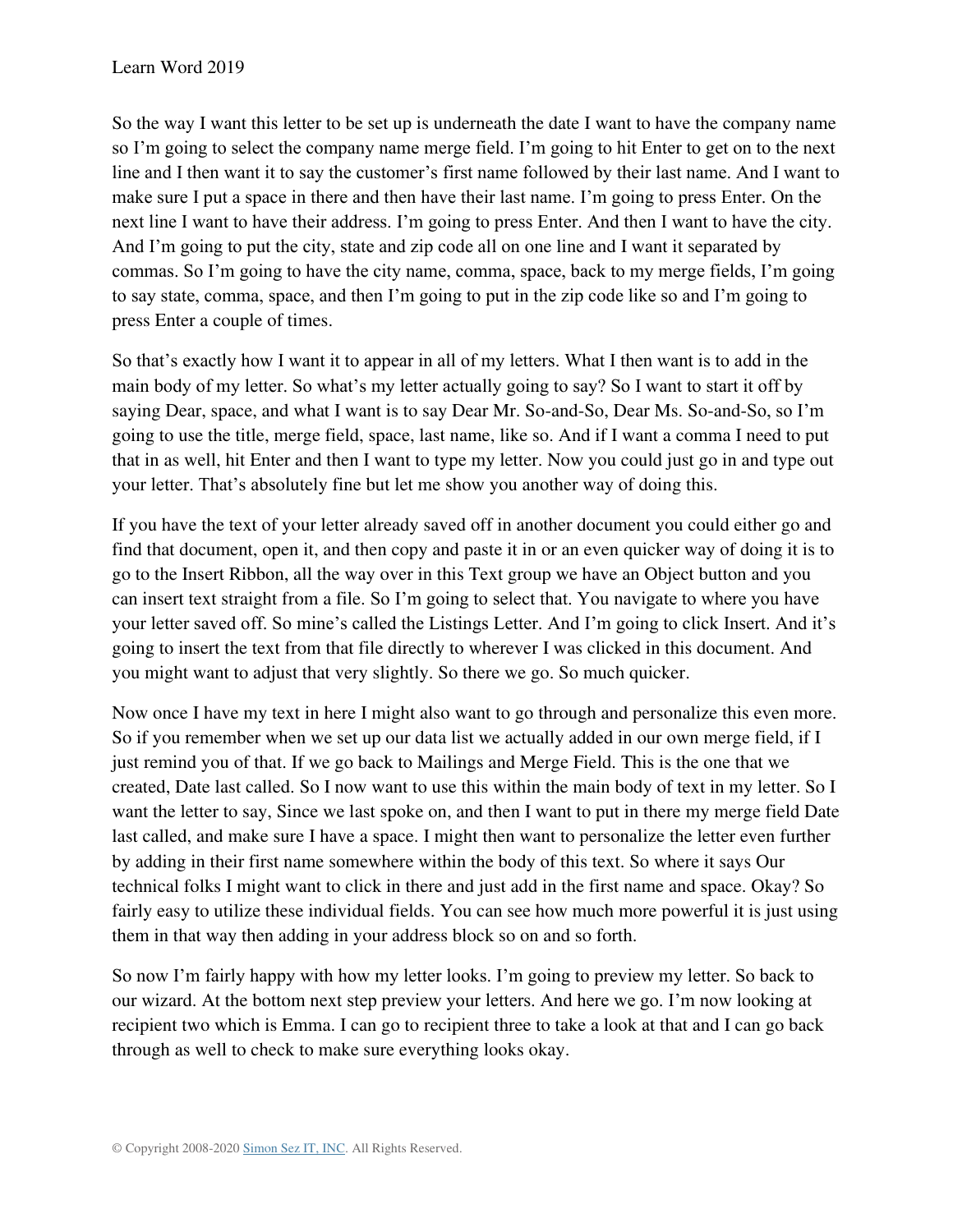So the way I want this letter to be set up is underneath the date I want to have the company name so I'm going to select the company name merge field. I'm going to hit Enter to get on to the next line and I then want it to say the customer's first name followed by their last name. And I want to make sure I put a space in there and then have their last name. I'm going to press Enter. On the next line I want to have their address. I'm going to press Enter. And then I want to have the city. And I'm going to put the city, state and zip code all on one line and I want it separated by commas. So I'm going to have the city name, comma, space, back to my merge fields, I'm going to say state, comma, space, and then I'm going to put in the zip code like so and I'm going to press Enter a couple of times.

So that's exactly how I want it to appear in all of my letters. What I then want is to add in the main body of my letter. So what's my letter actually going to say? So I want to start it off by saying Dear, space, and what I want is to say Dear Mr. So-and-So, Dear Ms. So-and-So, so I'm going to use the title, merge field, space, last name, like so. And if I want a comma I need to put that in as well, hit Enter and then I want to type my letter. Now you could just go in and type out your letter. That's absolutely fine but let me show you another way of doing this.

If you have the text of your letter already saved off in another document you could either go and find that document, open it, and then copy and paste it in or an even quicker way of doing it is to go to the Insert Ribbon, all the way over in this Text group we have an Object button and you can insert text straight from a file. So I'm going to select that. You navigate to where you have your letter saved off. So mine's called the Listings Letter. And I'm going to click Insert. And it's going to insert the text from that file directly to wherever I was clicked in this document. And you might want to adjust that very slightly. So there we go. So much quicker.

Now once I have my text in here I might also want to go through and personalize this even more. So if you remember when we set up our data list we actually added in our own merge field, if I just remind you of that. If we go back to Mailings and Merge Field. This is the one that we created, Date last called. So I now want to use this within the main body of text in my letter. So I want the letter to say, Since we last spoke on, and then I want to put in there my merge field Date last called, and make sure I have a space. I might then want to personalize the letter even further by adding in their first name somewhere within the body of this text. So where it says Our technical folks I might want to click in there and just add in the first name and space. Okay? So fairly easy to utilize these individual fields. You can see how much more powerful it is just using them in that way then adding in your address block so on and so forth.

So now I'm fairly happy with how my letter looks. I'm going to preview my letter. So back to our wizard. At the bottom next step preview your letters. And here we go. I'm now looking at recipient two which is Emma. I can go to recipient three to take a look at that and I can go back through as well to check to make sure everything looks okay.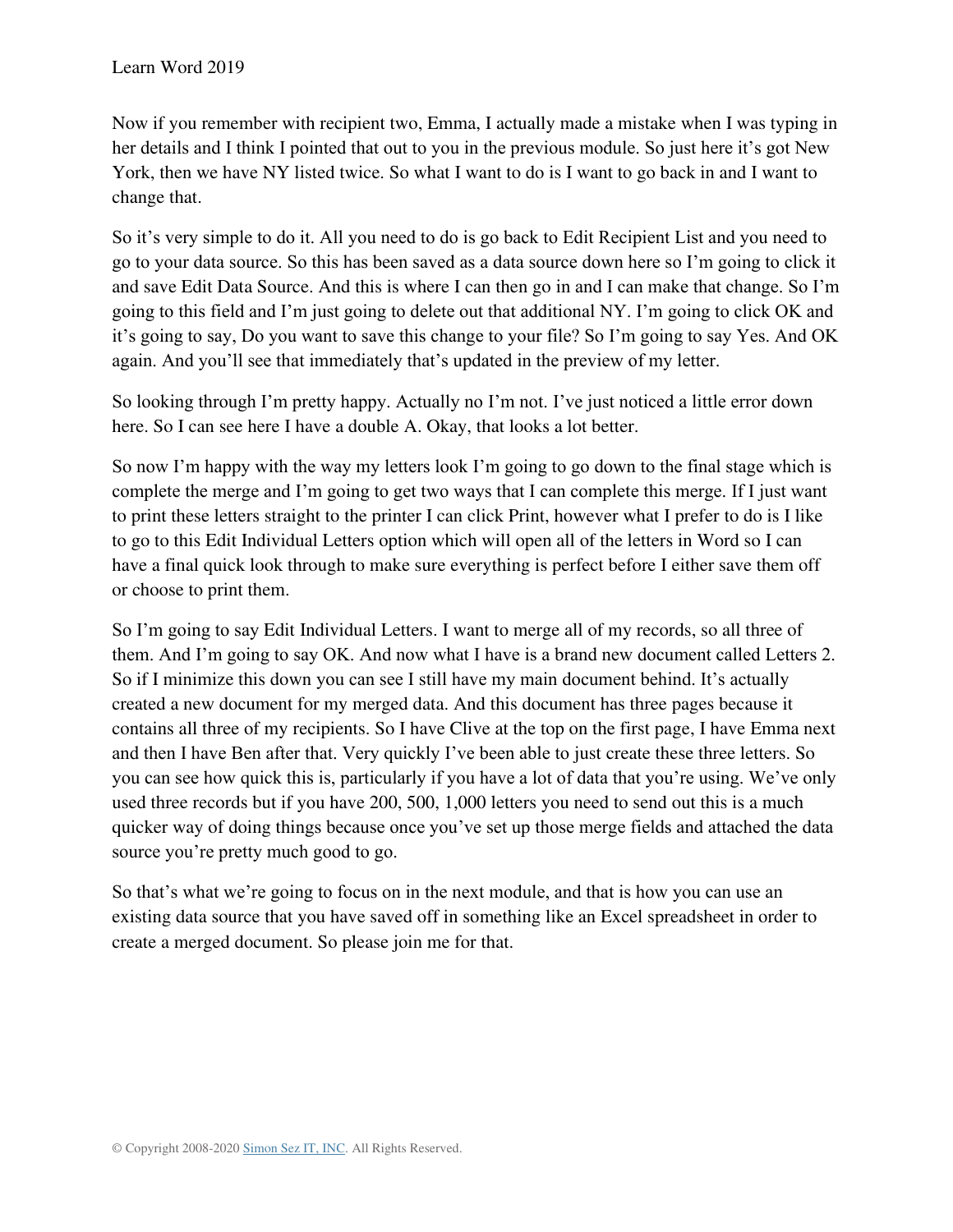Now if you remember with recipient two, Emma, I actually made a mistake when I was typing in her details and I think I pointed that out to you in the previous module. So just here it's got New York, then we have NY listed twice. So what I want to do is I want to go back in and I want to change that.

So it's very simple to do it. All you need to do is go back to Edit Recipient List and you need to go to your data source. So this has been saved as a data source down here so I'm going to click it and save Edit Data Source. And this is where I can then go in and I can make that change. So I'm going to this field and I'm just going to delete out that additional NY. I'm going to click OK and it's going to say, Do you want to save this change to your file? So I'm going to say Yes. And OK again. And you'll see that immediately that's updated in the preview of my letter.

So looking through I'm pretty happy. Actually no I'm not. I've just noticed a little error down here. So I can see here I have a double A. Okay, that looks a lot better.

So now I'm happy with the way my letters look I'm going to go down to the final stage which is complete the merge and I'm going to get two ways that I can complete this merge. If I just want to print these letters straight to the printer I can click Print, however what I prefer to do is I like to go to this Edit Individual Letters option which will open all of the letters in Word so I can have a final quick look through to make sure everything is perfect before I either save them off or choose to print them.

So I'm going to say Edit Individual Letters. I want to merge all of my records, so all three of them. And I'm going to say OK. And now what I have is a brand new document called Letters 2. So if I minimize this down you can see I still have my main document behind. It's actually created a new document for my merged data. And this document has three pages because it contains all three of my recipients. So I have Clive at the top on the first page, I have Emma next and then I have Ben after that. Very quickly I've been able to just create these three letters. So you can see how quick this is, particularly if you have a lot of data that you're using. We've only used three records but if you have 200, 500, 1,000 letters you need to send out this is a much quicker way of doing things because once you've set up those merge fields and attached the data source you're pretty much good to go.

So that's what we're going to focus on in the next module, and that is how you can use an existing data source that you have saved off in something like an Excel spreadsheet in order to create a merged document. So please join me for that.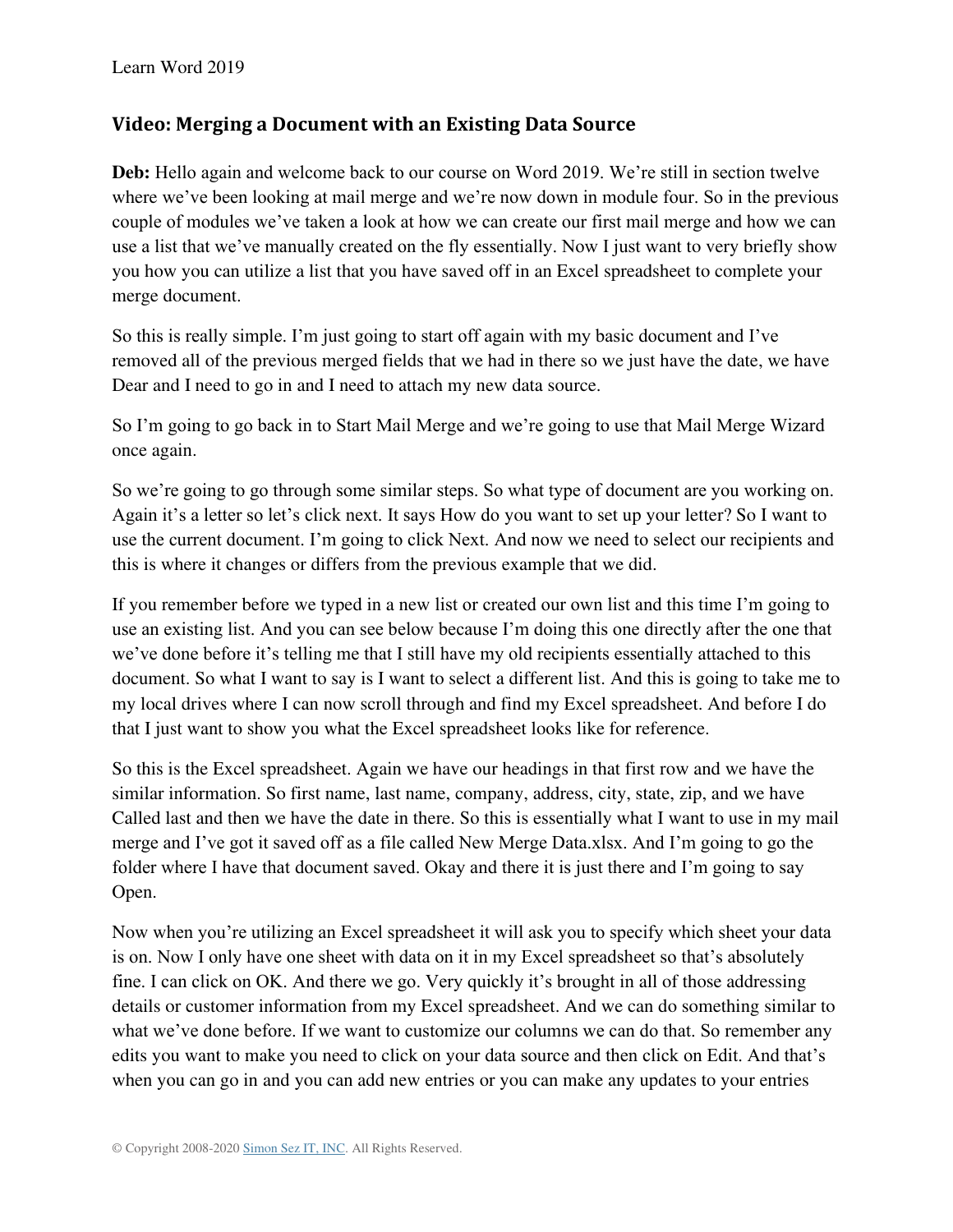## Video: Merging a Document with an Existing Data Source

**Deb:** Hello again and welcome back to our course on Word 2019. We're still in section twelve where we've been looking at mail merge and we're now down in module four. So in the previous couple of modules we've taken a look at how we can create our first mail merge and how we can use a list that we've manually created on the fly essentially. Now I just want to very briefly show you how you can utilize a list that you have saved off in an Excel spreadsheet to complete your merge document.

So this is really simple. I'm just going to start off again with my basic document and I've removed all of the previous merged fields that we had in there so we just have the date, we have Dear and I need to go in and I need to attach my new data source.

So I'm going to go back in to Start Mail Merge and we're going to use that Mail Merge Wizard once again.

So we're going to go through some similar steps. So what type of document are you working on. Again it's a letter so let's click next. It says How do you want to set up your letter? So I want to use the current document. I'm going to click Next. And now we need to select our recipients and this is where it changes or differs from the previous example that we did.

If you remember before we typed in a new list or created our own list and this time I'm going to use an existing list. And you can see below because I'm doing this one directly after the one that we've done before it's telling me that I still have my old recipients essentially attached to this document. So what I want to say is I want to select a different list. And this is going to take me to my local drives where I can now scroll through and find my Excel spreadsheet. And before I do that I just want to show you what the Excel spreadsheet looks like for reference.

So this is the Excel spreadsheet. Again we have our headings in that first row and we have the similar information. So first name, last name, company, address, city, state, zip, and we have Called last and then we have the date in there. So this is essentially what I want to use in my mail merge and I've got it saved off as a file called New Merge Data.xlsx. And I'm going to go the folder where I have that document saved. Okay and there it is just there and I'm going to say Open.

Now when you're utilizing an Excel spreadsheet it will ask you to specify which sheet your data is on. Now I only have one sheet with data on it in my Excel spreadsheet so that's absolutely fine. I can click on OK. And there we go. Very quickly it's brought in all of those addressing details or customer information from my Excel spreadsheet. And we can do something similar to what we've done before. If we want to customize our columns we can do that. So remember any edits you want to make you need to click on your data source and then click on Edit. And that's when you can go in and you can add new entries or you can make any updates to your entries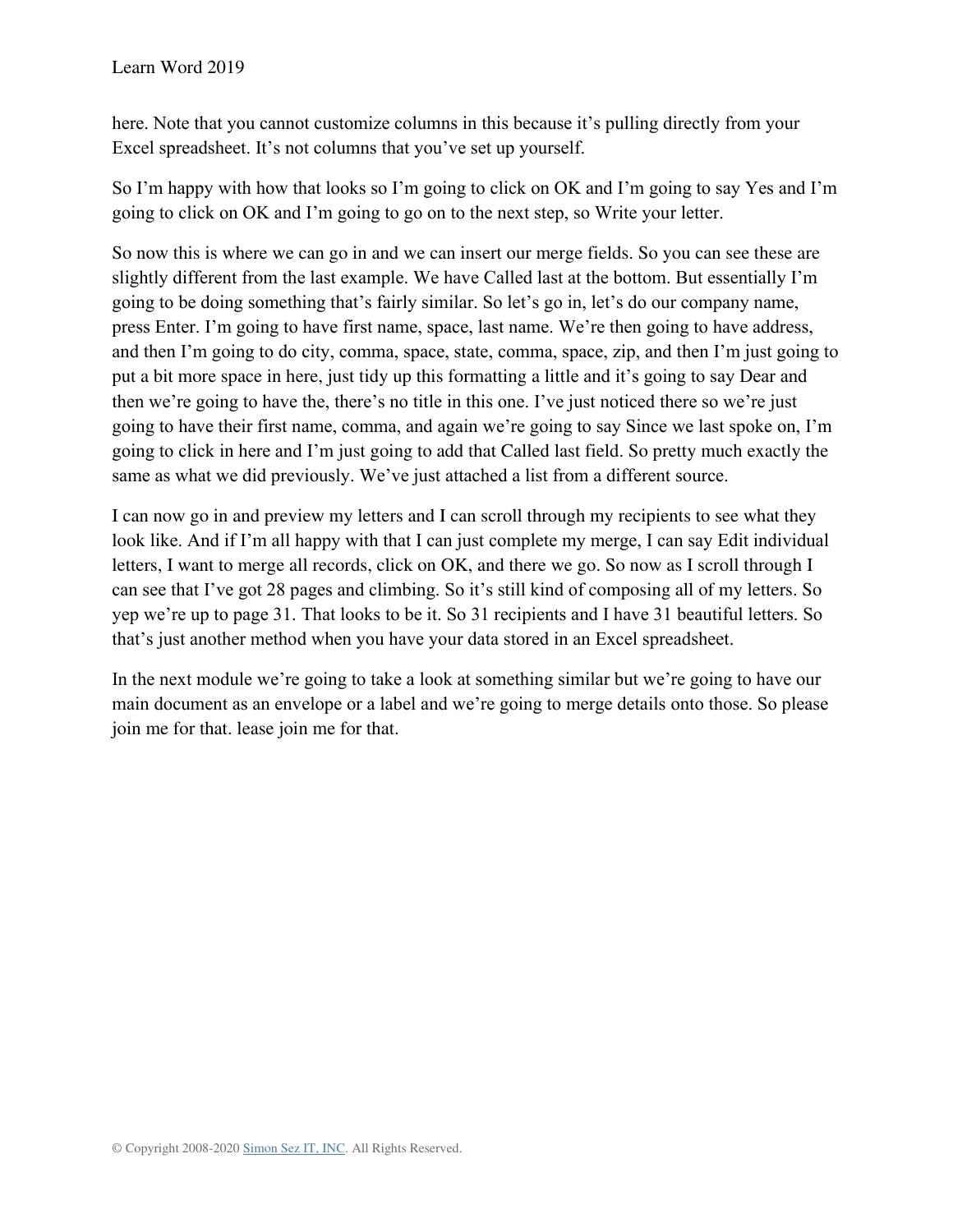here. Note that you cannot customize columns in this because it's pulling directly from your Excel spreadsheet. It's not columns that you've set up yourself.

So I'm happy with how that looks so I'm going to click on OK and I'm going to say Yes and I'm going to click on OK and I'm going to go on to the next step, so Write your letter.

So now this is where we can go in and we can insert our merge fields. So you can see these are slightly different from the last example. We have Called last at the bottom. But essentially I'm going to be doing something that's fairly similar. So let's go in, let's do our company name, press Enter. I'm going to have first name, space, last name. We're then going to have address, and then I'm going to do city, comma, space, state, comma, space, zip, and then I'm just going to put a bit more space in here, just tidy up this formatting a little and it's going to say Dear and then we're going to have the, there's no title in this one. I've just noticed there so we're just going to have their first name, comma, and again we're going to say Since we last spoke on, I'm going to click in here and I'm just going to add that Called last field. So pretty much exactly the same as what we did previously. We've just attached a list from a different source.

I can now go in and preview my letters and I can scroll through my recipients to see what they look like. And if I'm all happy with that I can just complete my merge, I can say Edit individual letters, I want to merge all records, click on OK, and there we go. So now as I scroll through I can see that I've got 28 pages and climbing. So it's still kind of composing all of my letters. So yep we're up to page 31. That looks to be it. So 31 recipients and I have 31 beautiful letters. So that's just another method when you have your data stored in an Excel spreadsheet.

In the next module we're going to take a look at something similar but we're going to have our main document as an envelope or a label and we're going to merge details onto those. So please join me for that. lease join me for that.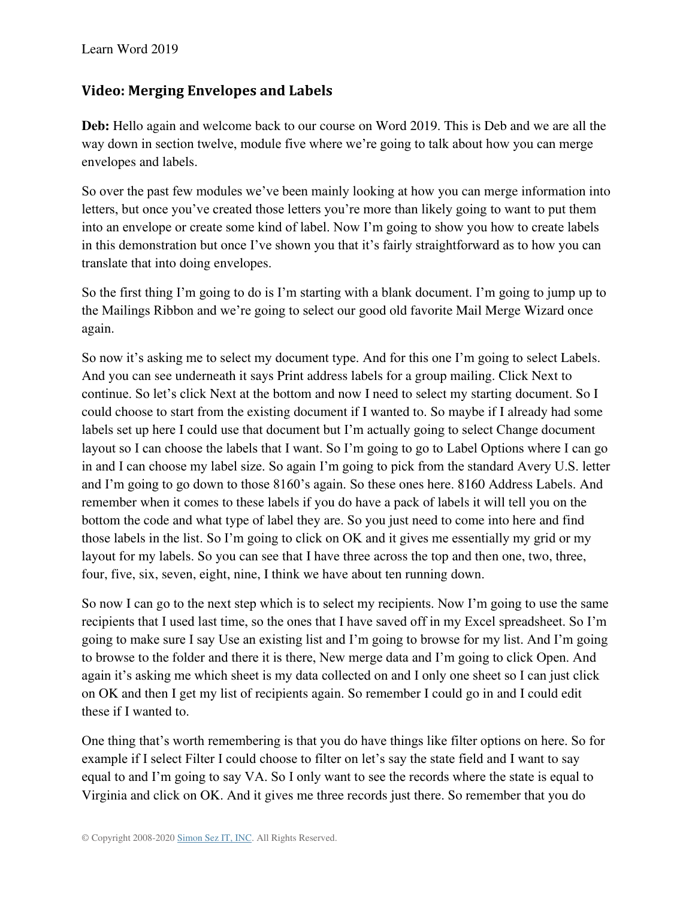## Video: Merging Envelopes and Labels

**Deb:** Hello again and welcome back to our course on Word 2019. This is Deb and we are all the way down in section twelve, module five where we're going to talk about how you can merge envelopes and labels.

So over the past few modules we've been mainly looking at how you can merge information into letters, but once you've created those letters you're more than likely going to want to put them into an envelope or create some kind of label. Now I'm going to show you how to create labels in this demonstration but once I've shown you that it's fairly straightforward as to how you can translate that into doing envelopes.

So the first thing I'm going to do is I'm starting with a blank document. I'm going to jump up to the Mailings Ribbon and we're going to select our good old favorite Mail Merge Wizard once again.

So now it's asking me to select my document type. And for this one I'm going to select Labels. And you can see underneath it says Print address labels for a group mailing. Click Next to continue. So let's click Next at the bottom and now I need to select my starting document. So I could choose to start from the existing document if I wanted to. So maybe if I already had some labels set up here I could use that document but I'm actually going to select Change document layout so I can choose the labels that I want. So I'm going to go to Label Options where I can go in and I can choose my label size. So again I'm going to pick from the standard Avery U.S. letter and I'm going to go down to those 8160's again. So these ones here. 8160 Address Labels. And remember when it comes to these labels if you do have a pack of labels it will tell you on the bottom the code and what type of label they are. So you just need to come into here and find those labels in the list. So I'm going to click on OK and it gives me essentially my grid or my layout for my labels. So you can see that I have three across the top and then one, two, three, four, five, six, seven, eight, nine, I think we have about ten running down.

So now I can go to the next step which is to select my recipients. Now I'm going to use the same recipients that I used last time, so the ones that I have saved off in my Excel spreadsheet. So I'm going to make sure I say Use an existing list and I'm going to browse for my list. And I'm going to browse to the folder and there it is there, New merge data and I'm going to click Open. And again it's asking me which sheet is my data collected on and I only one sheet so I can just click on OK and then I get my list of recipients again. So remember I could go in and I could edit these if I wanted to.

One thing that's worth remembering is that you do have things like filter options on here. So for example if I select Filter I could choose to filter on let's say the state field and I want to say equal to and I'm going to say VA. So I only want to see the records where the state is equal to Virginia and click on OK. And it gives me three records just there. So remember that you do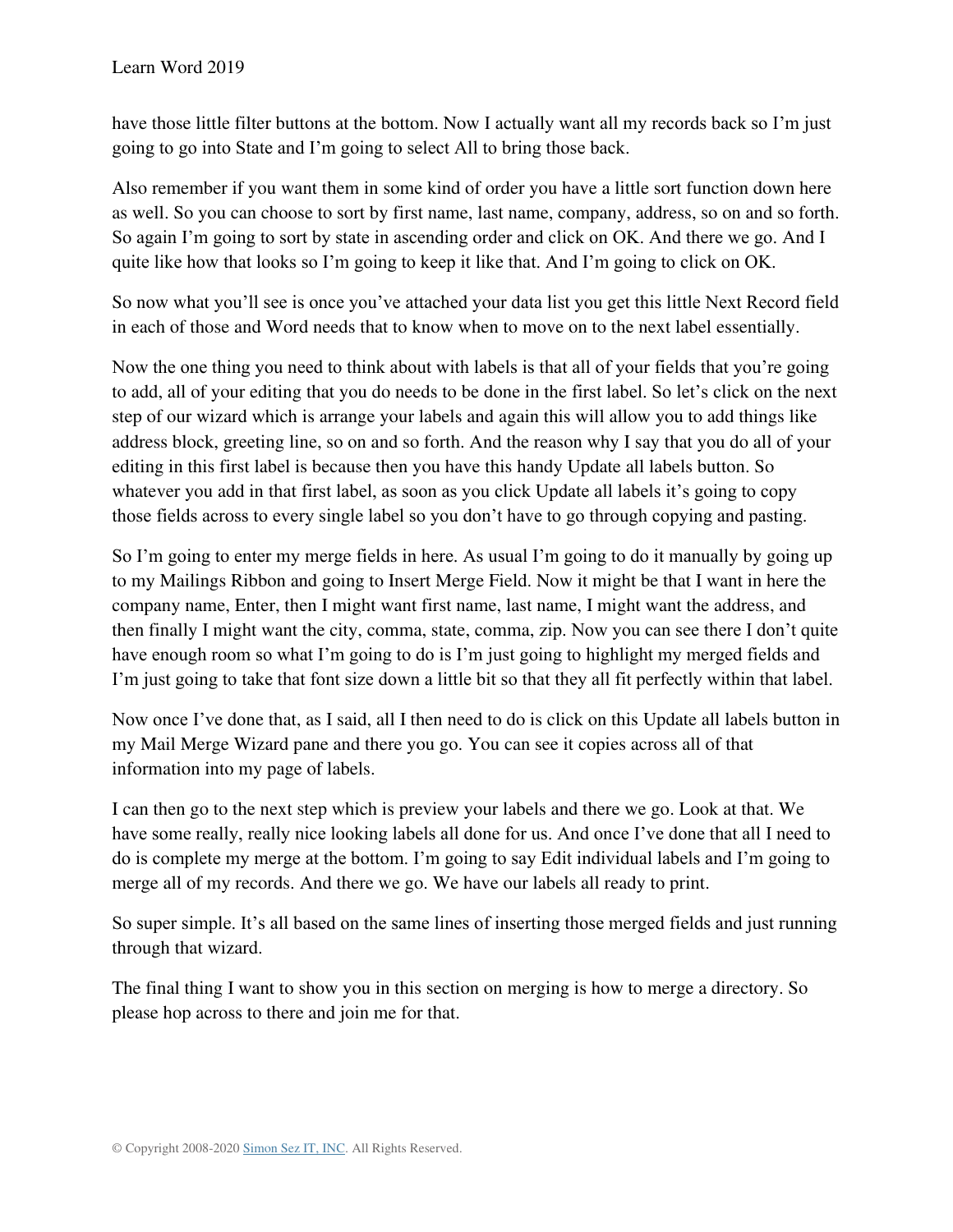have those little filter buttons at the bottom. Now I actually want all my records back so I'm just going to go into State and I'm going to select All to bring those back.

Also remember if you want them in some kind of order you have a little sort function down here as well. So you can choose to sort by first name, last name, company, address, so on and so forth. So again I'm going to sort by state in ascending order and click on OK. And there we go. And I quite like how that looks so I'm going to keep it like that. And I'm going to click on OK.

So now what you'll see is once you've attached your data list you get this little Next Record field in each of those and Word needs that to know when to move on to the next label essentially.

Now the one thing you need to think about with labels is that all of your fields that you're going to add, all of your editing that you do needs to be done in the first label. So let's click on the next step of our wizard which is arrange your labels and again this will allow you to add things like address block, greeting line, so on and so forth. And the reason why I say that you do all of your editing in this first label is because then you have this handy Update all labels button. So whatever you add in that first label, as soon as you click Update all labels it's going to copy those fields across to every single label so you don't have to go through copying and pasting.

So I'm going to enter my merge fields in here. As usual I'm going to do it manually by going up to my Mailings Ribbon and going to Insert Merge Field. Now it might be that I want in here the company name, Enter, then I might want first name, last name, I might want the address, and then finally I might want the city, comma, state, comma, zip. Now you can see there I don't quite have enough room so what I'm going to do is I'm just going to highlight my merged fields and I'm just going to take that font size down a little bit so that they all fit perfectly within that label.

Now once I've done that, as I said, all I then need to do is click on this Update all labels button in my Mail Merge Wizard pane and there you go. You can see it copies across all of that information into my page of labels.

I can then go to the next step which is preview your labels and there we go. Look at that. We have some really, really nice looking labels all done for us. And once I've done that all I need to do is complete my merge at the bottom. I'm going to say Edit individual labels and I'm going to merge all of my records. And there we go. We have our labels all ready to print.

So super simple. It's all based on the same lines of inserting those merged fields and just running through that wizard.

The final thing I want to show you in this section on merging is how to merge a directory. So please hop across to there and join me for that.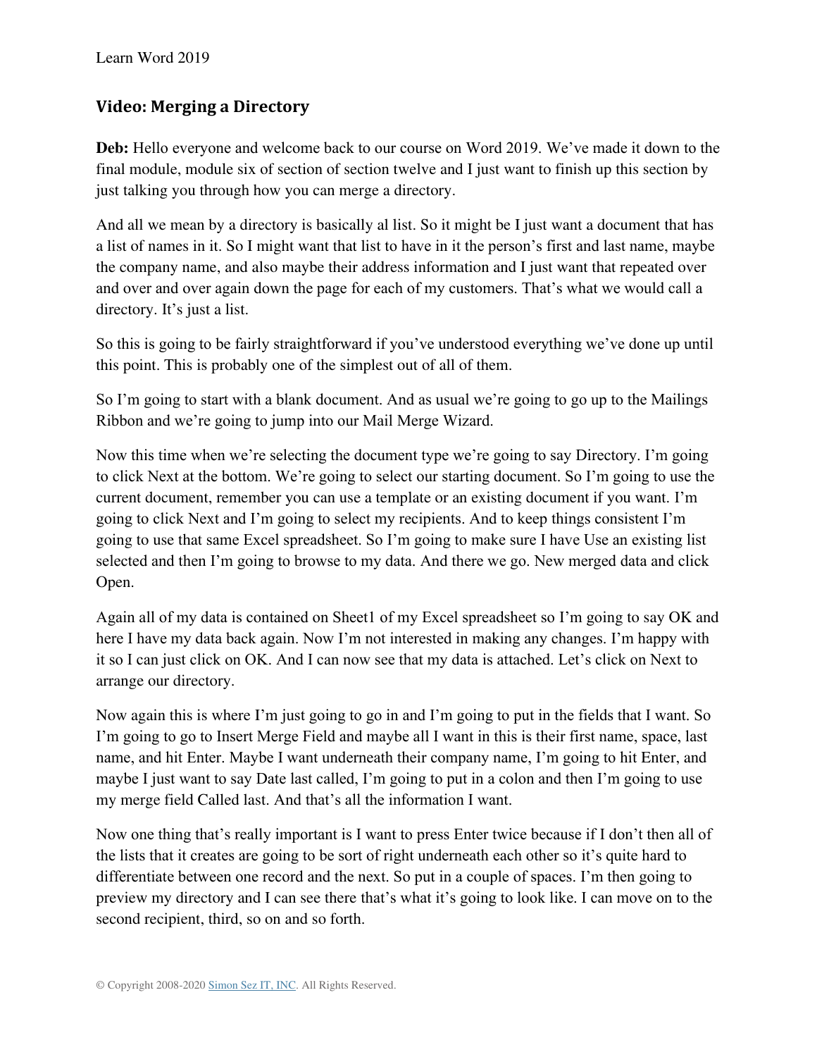## Video: Merging a Directory

**Deb:** Hello everyone and welcome back to our course on Word 2019. We've made it down to the final module, module six of section of section twelve and I just want to finish up this section by just talking you through how you can merge a directory.

And all we mean by a directory is basically al list. So it might be I just want a document that has a list of names in it. So I might want that list to have in it the person's first and last name, maybe the company name, and also maybe their address information and I just want that repeated over and over and over again down the page for each of my customers. That's what we would call a directory. It's just a list.

So this is going to be fairly straightforward if you've understood everything we've done up until this point. This is probably one of the simplest out of all of them.

So I'm going to start with a blank document. And as usual we're going to go up to the Mailings Ribbon and we're going to jump into our Mail Merge Wizard.

Now this time when we're selecting the document type we're going to say Directory. I'm going to click Next at the bottom. We're going to select our starting document. So I'm going to use the current document, remember you can use a template or an existing document if you want. I'm going to click Next and I'm going to select my recipients. And to keep things consistent I'm going to use that same Excel spreadsheet. So I'm going to make sure I have Use an existing list selected and then I'm going to browse to my data. And there we go. New merged data and click Open.

Again all of my data is contained on Sheet1 of my Excel spreadsheet so I'm going to say OK and here I have my data back again. Now I'm not interested in making any changes. I'm happy with it so I can just click on OK. And I can now see that my data is attached. Let's click on Next to arrange our directory.

Now again this is where I'm just going to go in and I'm going to put in the fields that I want. So I'm going to go to Insert Merge Field and maybe all I want in this is their first name, space, last name, and hit Enter. Maybe I want underneath their company name, I'm going to hit Enter, and maybe I just want to say Date last called, I'm going to put in a colon and then I'm going to use my merge field Called last. And that's all the information I want.

Now one thing that's really important is I want to press Enter twice because if I don't then all of the lists that it creates are going to be sort of right underneath each other so it's quite hard to differentiate between one record and the next. So put in a couple of spaces. I'm then going to preview my directory and I can see there that's what it's going to look like. I can move on to the second recipient, third, so on and so forth.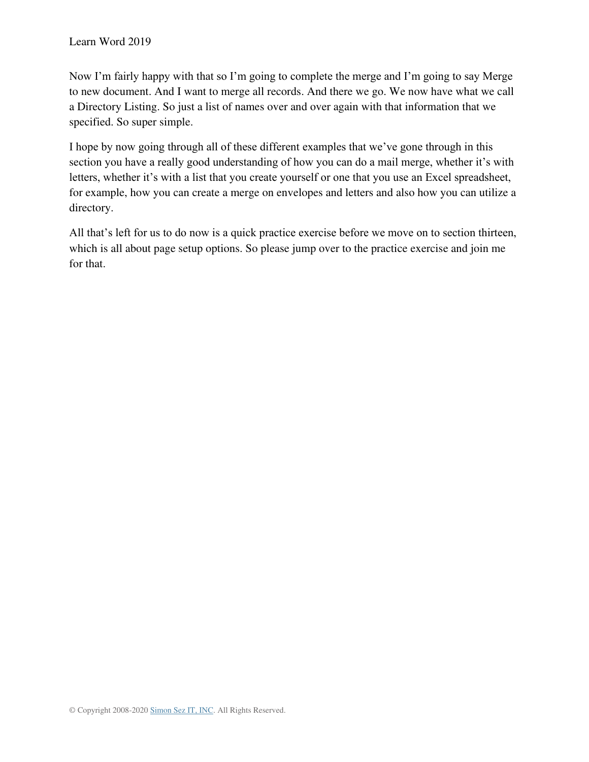Now I'm fairly happy with that so I'm going to complete the merge and I'm going to say Merge to new document. And I want to merge all records. And there we go. We now have what we call a Directory Listing. So just a list of names over and over again with that information that we specified. So super simple.

I hope by now going through all of these different examples that we've gone through in this section you have a really good understanding of how you can do a mail merge, whether it's with letters, whether it's with a list that you create yourself or one that you use an Excel spreadsheet, for example, how you can create a merge on envelopes and letters and also how you can utilize a directory.

All that's left for us to do now is a quick practice exercise before we move on to section thirteen, which is all about page setup options. So please jump over to the practice exercise and join me for that.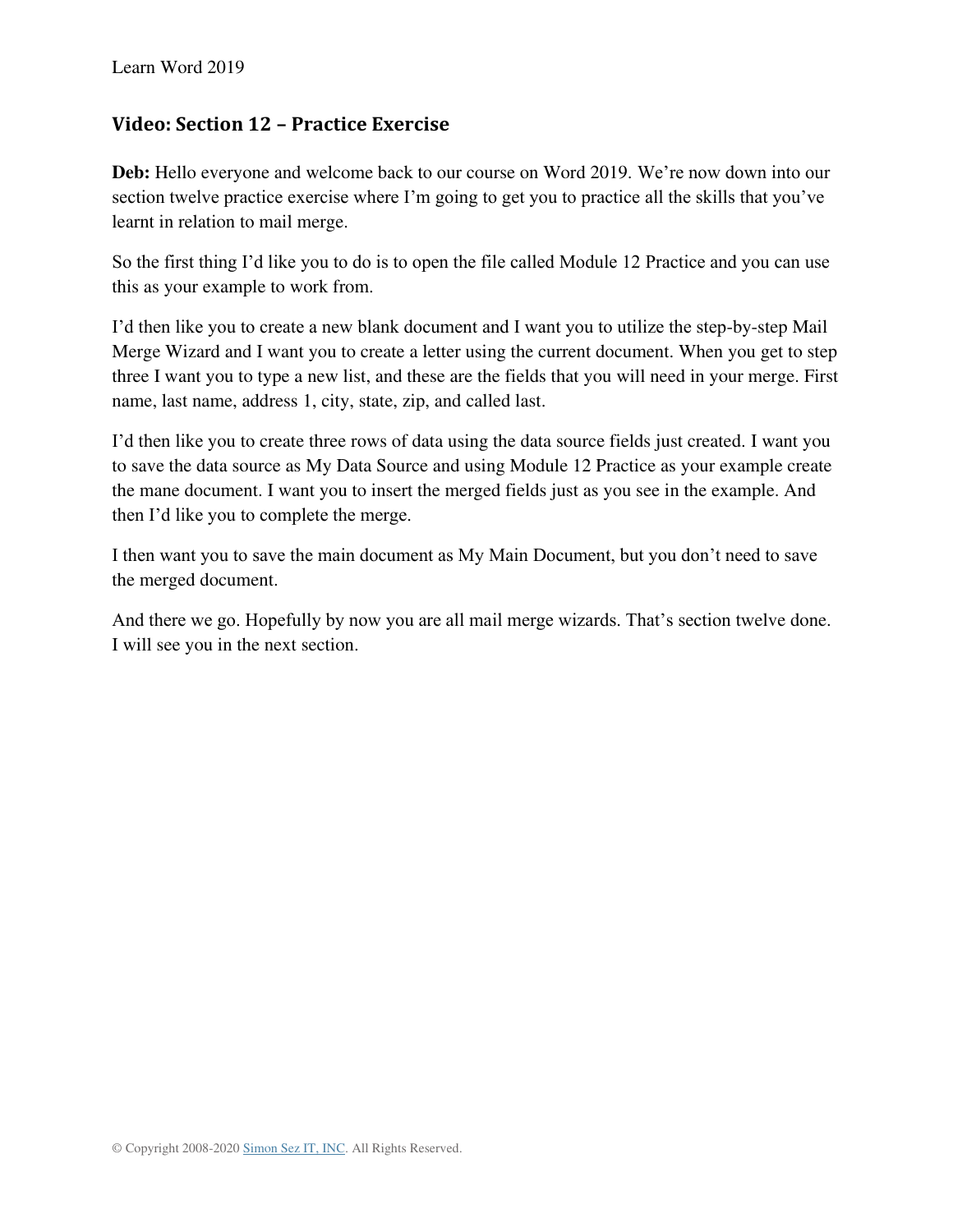## Video: Section 12 – Practice Exercise

**Deb:** Hello everyone and welcome back to our course on Word 2019. We're now down into our section twelve practice exercise where I'm going to get you to practice all the skills that you've learnt in relation to mail merge.

So the first thing I'd like you to do is to open the file called Module 12 Practice and you can use this as your example to work from.

I'd then like you to create a new blank document and I want you to utilize the step-by-step Mail Merge Wizard and I want you to create a letter using the current document. When you get to step three I want you to type a new list, and these are the fields that you will need in your merge. First name, last name, address 1, city, state, zip, and called last.

I'd then like you to create three rows of data using the data source fields just created. I want you to save the data source as My Data Source and using Module 12 Practice as your example create the mane document. I want you to insert the merged fields just as you see in the example. And then I'd like you to complete the merge.

I then want you to save the main document as My Main Document, but you don't need to save the merged document.

And there we go. Hopefully by now you are all mail merge wizards. That's section twelve done. I will see you in the next section.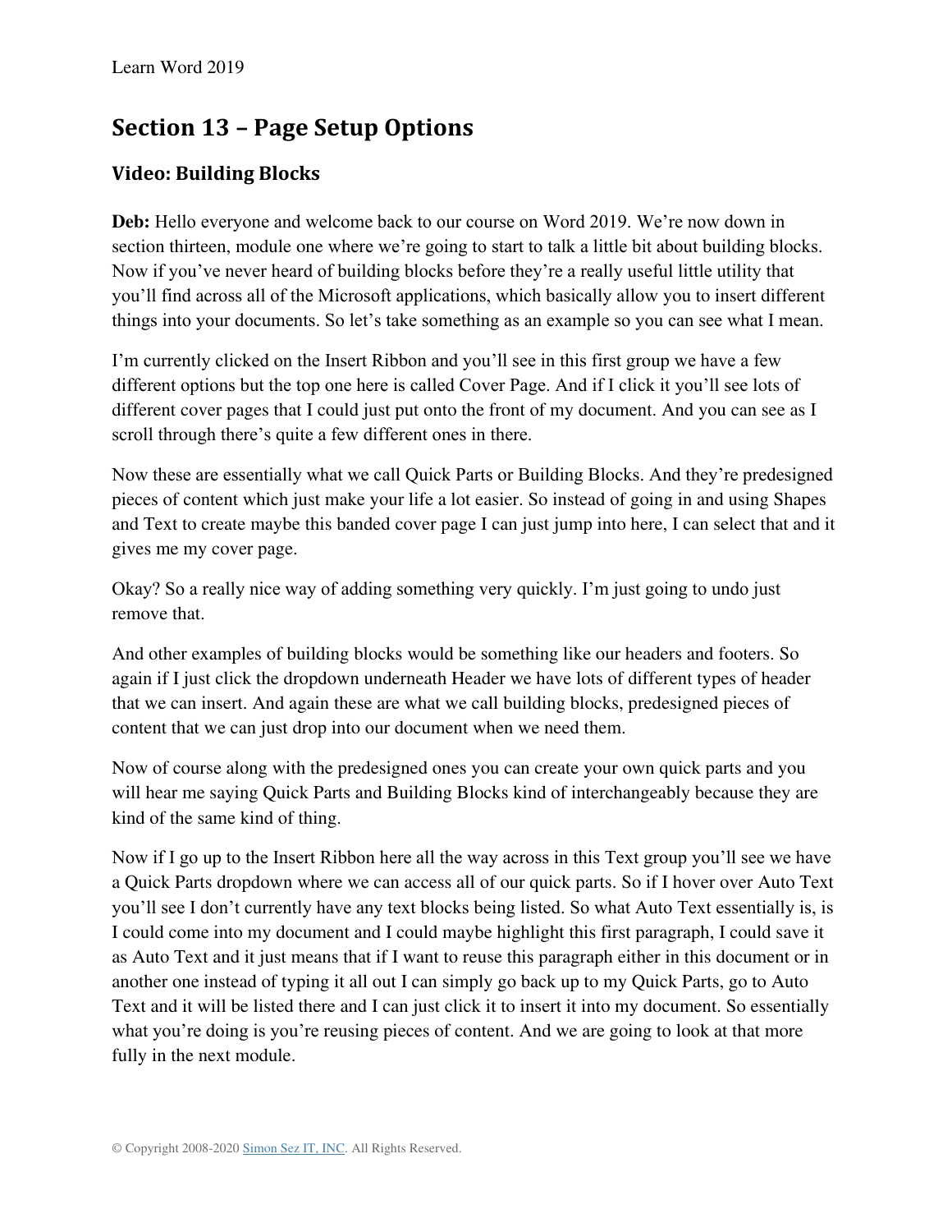## Section 13 – Page Setup Options

### Video: Building Blocks

**Deb:** Hello everyone and welcome back to our course on Word 2019. We're now down in section thirteen, module one where we're going to start to talk a little bit about building blocks. Now if you've never heard of building blocks before they're a really useful little utility that you'll find across all of the Microsoft applications, which basically allow you to insert different things into your documents. So let's take something as an example so you can see what I mean.

I'm currently clicked on the Insert Ribbon and you'll see in this first group we have a few different options but the top one here is called Cover Page. And if I click it you'll see lots of different cover pages that I could just put onto the front of my document. And you can see as I scroll through there's quite a few different ones in there.

Now these are essentially what we call Quick Parts or Building Blocks. And they're predesigned pieces of content which just make your life a lot easier. So instead of going in and using Shapes and Text to create maybe this banded cover page I can just jump into here, I can select that and it gives me my cover page.

Okay? So a really nice way of adding something very quickly. I'm just going to undo just remove that.

And other examples of building blocks would be something like our headers and footers. So again if I just click the dropdown underneath Header we have lots of different types of header that we can insert. And again these are what we call building blocks, predesigned pieces of content that we can just drop into our document when we need them.

Now of course along with the predesigned ones you can create your own quick parts and you will hear me saying Quick Parts and Building Blocks kind of interchangeably because they are kind of the same kind of thing.

Now if I go up to the Insert Ribbon here all the way across in this Text group you'll see we have a Quick Parts dropdown where we can access all of our quick parts. So if I hover over Auto Text you'll see I don't currently have any text blocks being listed. So what Auto Text essentially is, is I could come into my document and I could maybe highlight this first paragraph, I could save it as Auto Text and it just means that if I want to reuse this paragraph either in this document or in another one instead of typing it all out I can simply go back up to my Quick Parts, go to Auto Text and it will be listed there and I can just click it to insert it into my document. So essentially what you're doing is you're reusing pieces of content. And we are going to look at that more fully in the next module.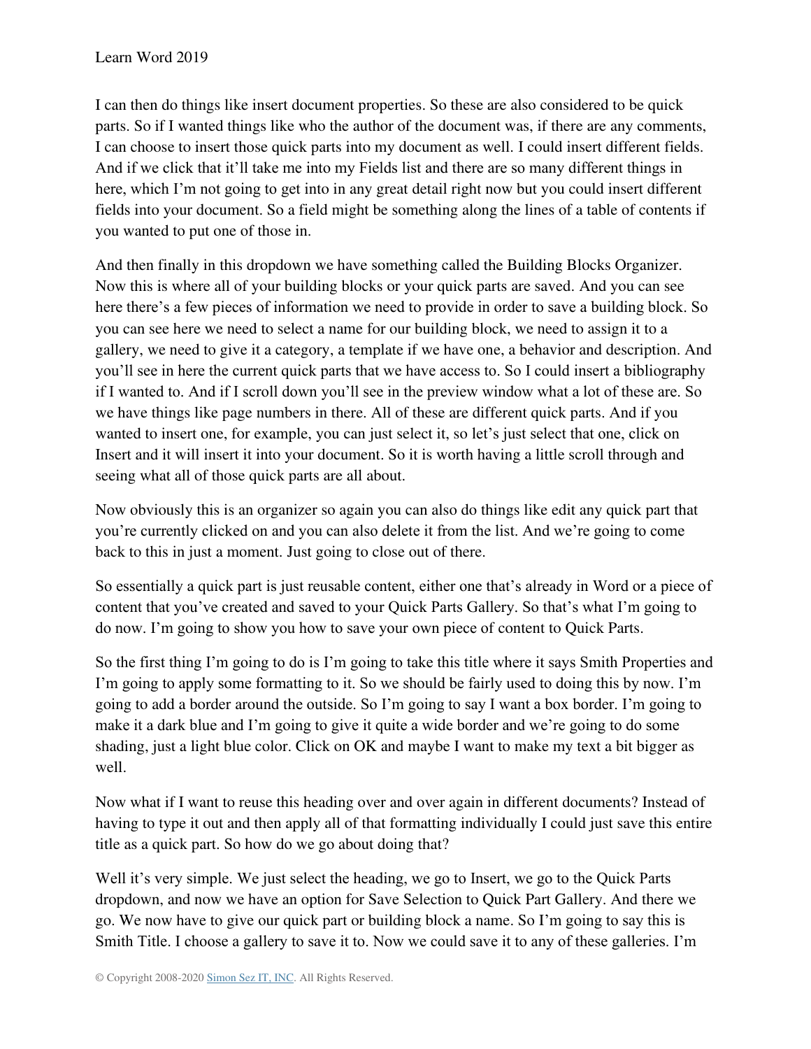I can then do things like insert document properties. So these are also considered to be quick parts. So if I wanted things like who the author of the document was, if there are any comments, I can choose to insert those quick parts into my document as well. I could insert different fields. And if we click that it'll take me into my Fields list and there are so many different things in here, which I'm not going to get into in any great detail right now but you could insert different fields into your document. So a field might be something along the lines of a table of contents if you wanted to put one of those in.

And then finally in this dropdown we have something called the Building Blocks Organizer. Now this is where all of your building blocks or your quick parts are saved. And you can see here there's a few pieces of information we need to provide in order to save a building block. So you can see here we need to select a name for our building block, we need to assign it to a gallery, we need to give it a category, a template if we have one, a behavior and description. And you'll see in here the current quick parts that we have access to. So I could insert a bibliography if I wanted to. And if I scroll down you'll see in the preview window what a lot of these are. So we have things like page numbers in there. All of these are different quick parts. And if you wanted to insert one, for example, you can just select it, so let's just select that one, click on Insert and it will insert it into your document. So it is worth having a little scroll through and seeing what all of those quick parts are all about.

Now obviously this is an organizer so again you can also do things like edit any quick part that you're currently clicked on and you can also delete it from the list. And we're going to come back to this in just a moment. Just going to close out of there.

So essentially a quick part is just reusable content, either one that's already in Word or a piece of content that you've created and saved to your Quick Parts Gallery. So that's what I'm going to do now. I'm going to show you how to save your own piece of content to Quick Parts.

So the first thing I'm going to do is I'm going to take this title where it says Smith Properties and I'm going to apply some formatting to it. So we should be fairly used to doing this by now. I'm going to add a border around the outside. So I'm going to say I want a box border. I'm going to make it a dark blue and I'm going to give it quite a wide border and we're going to do some shading, just a light blue color. Click on OK and maybe I want to make my text a bit bigger as well.

Now what if I want to reuse this heading over and over again in different documents? Instead of having to type it out and then apply all of that formatting individually I could just save this entire title as a quick part. So how do we go about doing that?

Well it's very simple. We just select the heading, we go to Insert, we go to the Quick Parts dropdown, and now we have an option for Save Selection to Quick Part Gallery. And there we go. We now have to give our quick part or building block a name. So I'm going to say this is Smith Title. I choose a gallery to save it to. Now we could save it to any of these galleries. I'm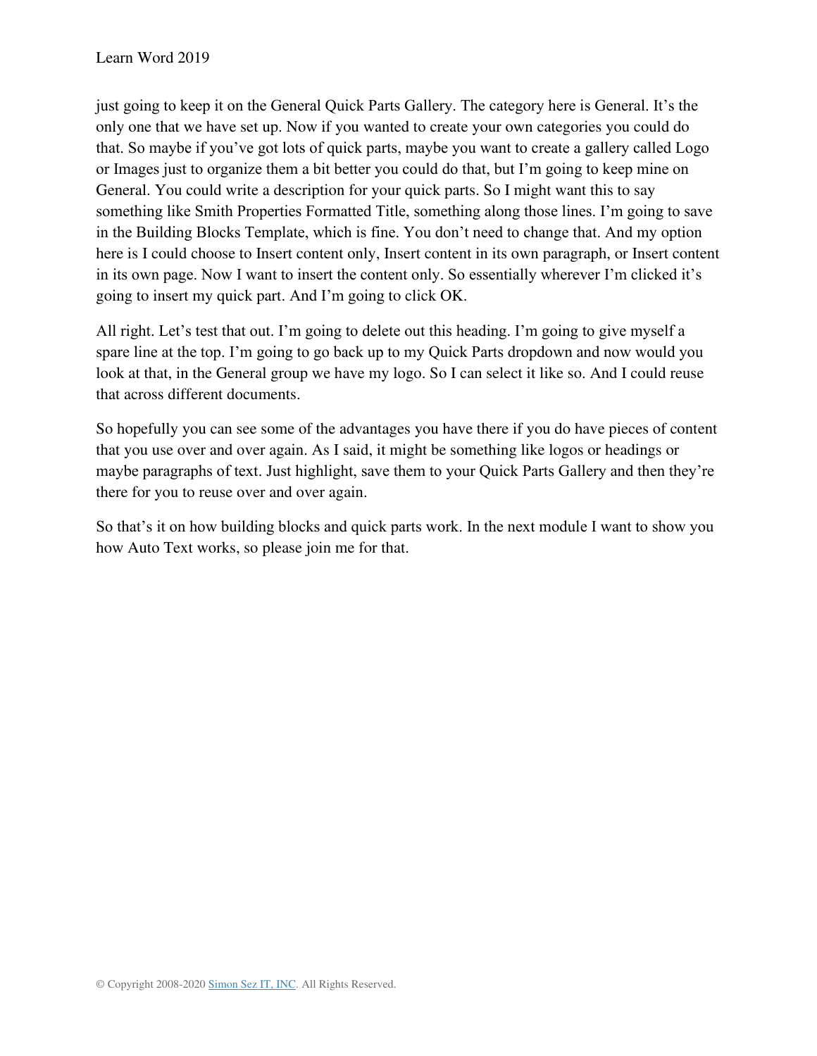just going to keep it on the General Quick Parts Gallery. The category here is General. It's the only one that we have set up. Now if you wanted to create your own categories you could do that. So maybe if you've got lots of quick parts, maybe you want to create a gallery called Logo or Images just to organize them a bit better you could do that, but I'm going to keep mine on General. You could write a description for your quick parts. So I might want this to say something like Smith Properties Formatted Title, something along those lines. I'm going to save in the Building Blocks Template, which is fine. You don't need to change that. And my option here is I could choose to Insert content only, Insert content in its own paragraph, or Insert content in its own page. Now I want to insert the content only. So essentially wherever I'm clicked it's going to insert my quick part. And I'm going to click OK.

All right. Let's test that out. I'm going to delete out this heading. I'm going to give myself a spare line at the top. I'm going to go back up to my Quick Parts dropdown and now would you look at that, in the General group we have my logo. So I can select it like so. And I could reuse that across different documents.

So hopefully you can see some of the advantages you have there if you do have pieces of content that you use over and over again. As I said, it might be something like logos or headings or maybe paragraphs of text. Just highlight, save them to your Quick Parts Gallery and then they're there for you to reuse over and over again.

So that's it on how building blocks and quick parts work. In the next module I want to show you how Auto Text works, so please join me for that.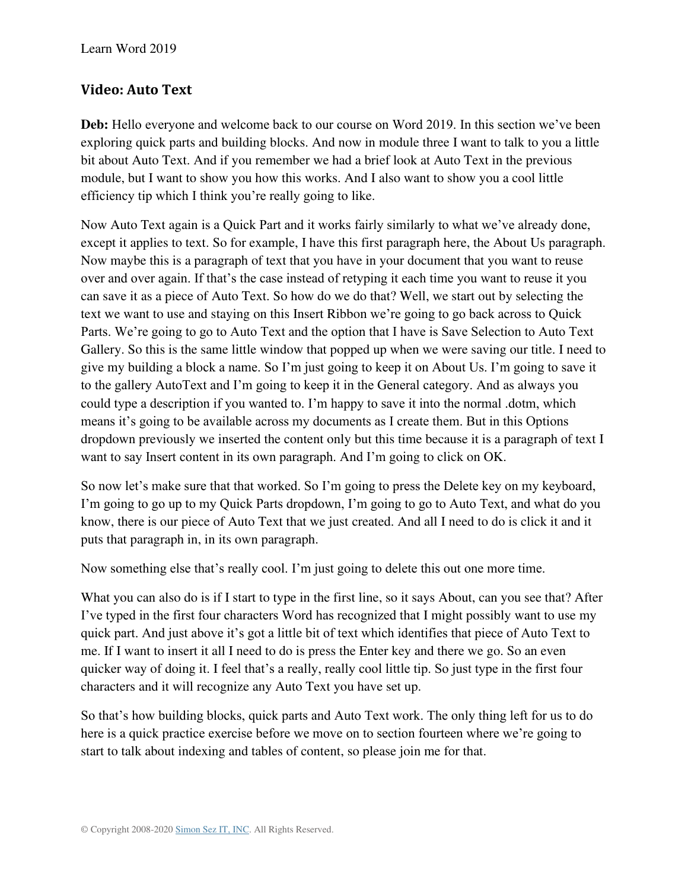## Video: Auto Text

**Deb:** Hello everyone and welcome back to our course on Word 2019. In this section we've been exploring quick parts and building blocks. And now in module three I want to talk to you a little bit about Auto Text. And if you remember we had a brief look at Auto Text in the previous module, but I want to show you how this works. And I also want to show you a cool little efficiency tip which I think you're really going to like.

Now Auto Text again is a Quick Part and it works fairly similarly to what we've already done, except it applies to text. So for example, I have this first paragraph here, the About Us paragraph. Now maybe this is a paragraph of text that you have in your document that you want to reuse over and over again. If that's the case instead of retyping it each time you want to reuse it you can save it as a piece of Auto Text. So how do we do that? Well, we start out by selecting the text we want to use and staying on this Insert Ribbon we're going to go back across to Quick Parts. We're going to go to Auto Text and the option that I have is Save Selection to Auto Text Gallery. So this is the same little window that popped up when we were saving our title. I need to give my building a block a name. So I'm just going to keep it on About Us. I'm going to save it to the gallery AutoText and I'm going to keep it in the General category. And as always you could type a description if you wanted to. I'm happy to save it into the normal .dotm, which means it's going to be available across my documents as I create them. But in this Options dropdown previously we inserted the content only but this time because it is a paragraph of text I want to say Insert content in its own paragraph. And I'm going to click on OK.

So now let's make sure that that worked. So I'm going to press the Delete key on my keyboard, I'm going to go up to my Quick Parts dropdown, I'm going to go to Auto Text, and what do you know, there is our piece of Auto Text that we just created. And all I need to do is click it and it puts that paragraph in, in its own paragraph.

Now something else that's really cool. I'm just going to delete this out one more time.

What you can also do is if I start to type in the first line, so it says About, can you see that? After I've typed in the first four characters Word has recognized that I might possibly want to use my quick part. And just above it's got a little bit of text which identifies that piece of Auto Text to me. If I want to insert it all I need to do is press the Enter key and there we go. So an even quicker way of doing it. I feel that's a really, really cool little tip. So just type in the first four characters and it will recognize any Auto Text you have set up.

So that's how building blocks, quick parts and Auto Text work. The only thing left for us to do here is a quick practice exercise before we move on to section fourteen where we're going to start to talk about indexing and tables of content, so please join me for that.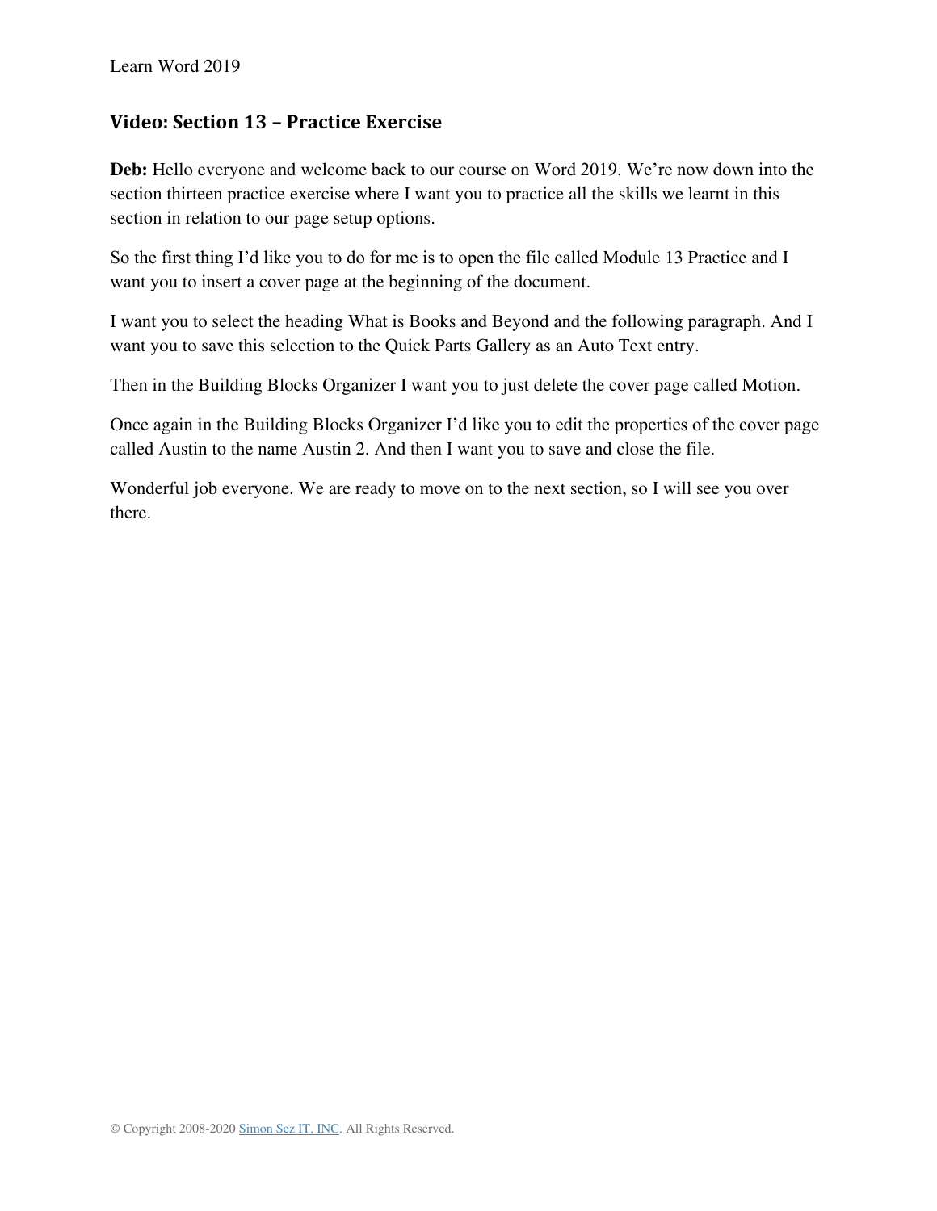## Video: Section 13 – Practice Exercise

**Deb:** Hello everyone and welcome back to our course on Word 2019. We're now down into the section thirteen practice exercise where I want you to practice all the skills we learnt in this section in relation to our page setup options.

So the first thing I'd like you to do for me is to open the file called Module 13 Practice and I want you to insert a cover page at the beginning of the document.

I want you to select the heading What is Books and Beyond and the following paragraph. And I want you to save this selection to the Quick Parts Gallery as an Auto Text entry.

Then in the Building Blocks Organizer I want you to just delete the cover page called Motion.

Once again in the Building Blocks Organizer I'd like you to edit the properties of the cover page called Austin to the name Austin 2. And then I want you to save and close the file.

Wonderful job everyone. We are ready to move on to the next section, so I will see you over there.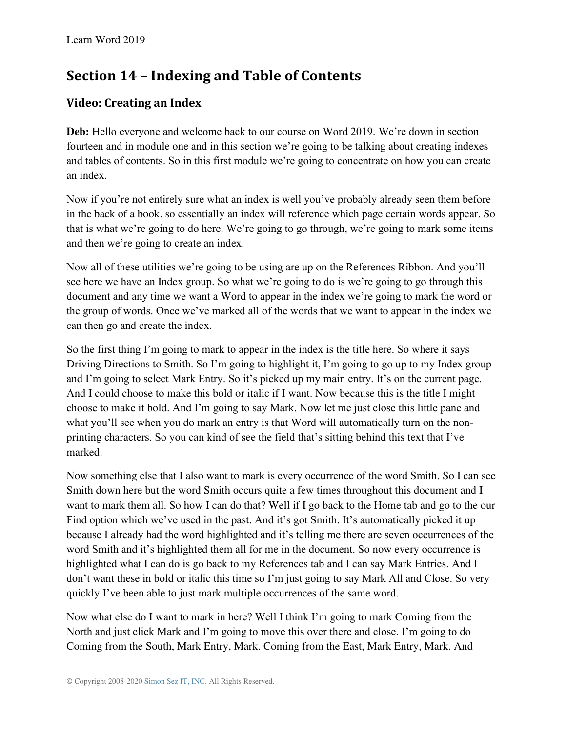## Section 14 – Indexing and Table of Contents

### Video: Creating an Index

**Deb:** Hello everyone and welcome back to our course on Word 2019. We're down in section fourteen and in module one and in this section we're going to be talking about creating indexes and tables of contents. So in this first module we're going to concentrate on how you can create an index.

Now if you're not entirely sure what an index is well you've probably already seen them before in the back of a book. so essentially an index will reference which page certain words appear. So that is what we're going to do here. We're going to go through, we're going to mark some items and then we're going to create an index.

Now all of these utilities we're going to be using are up on the References Ribbon. And you'll see here we have an Index group. So what we're going to do is we're going to go through this document and any time we want a Word to appear in the index we're going to mark the word or the group of words. Once we've marked all of the words that we want to appear in the index we can then go and create the index.

So the first thing I'm going to mark to appear in the index is the title here. So where it says Driving Directions to Smith. So I'm going to highlight it, I'm going to go up to my Index group and I'm going to select Mark Entry. So it's picked up my main entry. It's on the current page. And I could choose to make this bold or italic if I want. Now because this is the title I might choose to make it bold. And I'm going to say Mark. Now let me just close this little pane and what you'll see when you do mark an entry is that Word will automatically turn on the non-printing characters. So you can kind of see the field that's sitting behind this text that I've marked.

Now something else that I also want to mark is every occurrence of the word Smith. So I can see Smith down here but the word Smith occurs quite a few times throughout this document and I want to mark them all. So how I can do that? Well if I go back to the Home tab and go to the our Find option which we've used in the past. And it's got Smith. It's automatically picked it up because I already had the word highlighted and it's telling me there are seven occurrences of the word Smith and it's highlighted them all for me in the document. So now every occurrence is highlighted what I can do is go back to my References tab and I can say Mark Entries. And I don't want these in bold or italic this time so I'm just going to say Mark All and Close. So very quickly I've been able to just mark multiple occurrences of the same word.

Now what else do I want to mark in here? Well I think I'm going to mark Coming from the North and just click Mark and I'm going to move this over there and close. I'm going to do Coming from the South, Mark Entry, Mark. Coming from the East, Mark Entry, Mark. And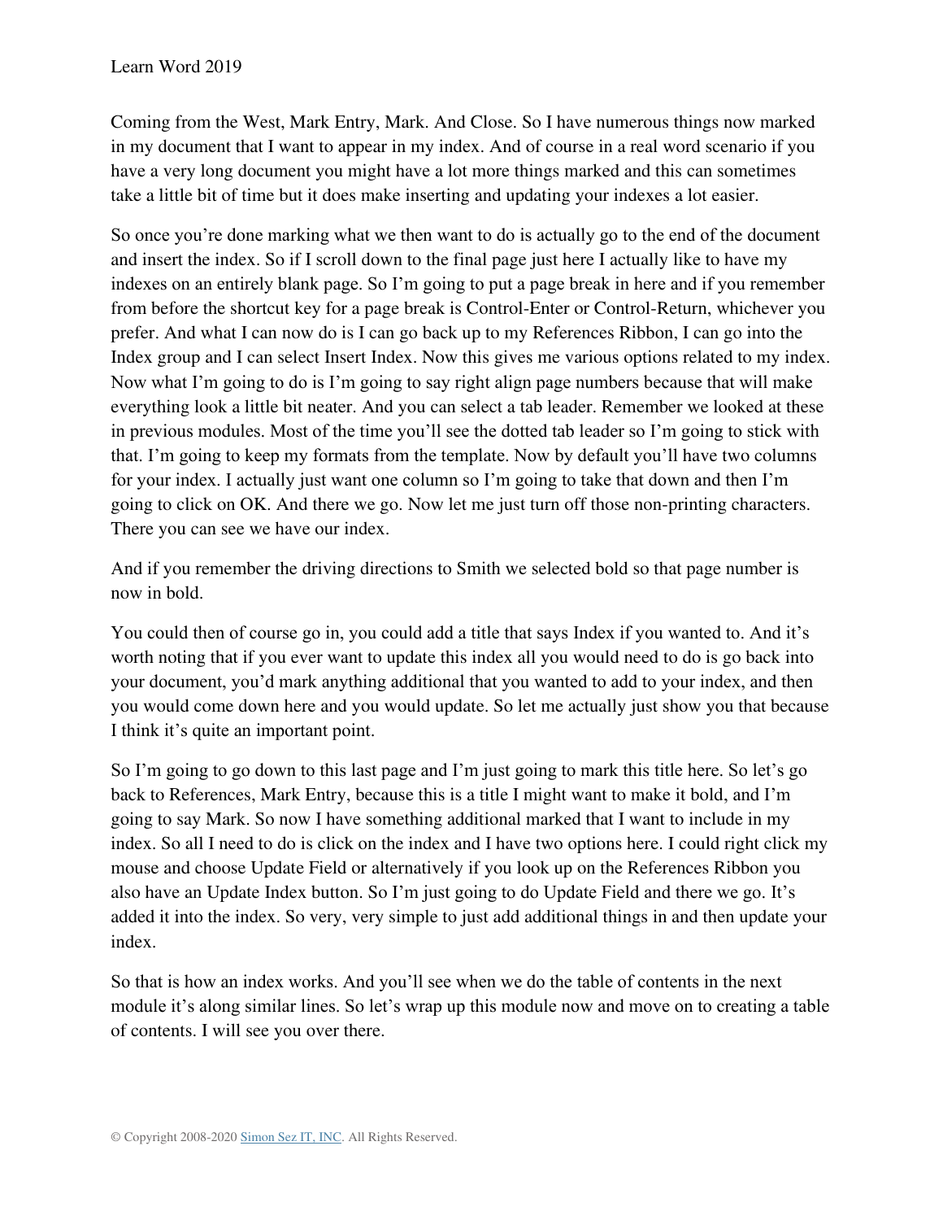Coming from the West, Mark Entry, Mark. And Close. So I have numerous things now marked in my document that I want to appear in my index. And of course in a real word scenario if you have a very long document you might have a lot more things marked and this can sometimes take a little bit of time but it does make inserting and updating your indexes a lot easier.

So once you're done marking what we then want to do is actually go to the end of the document and insert the index. So if I scroll down to the final page just here I actually like to have my indexes on an entirely blank page. So I'm going to put a page break in here and if you remember from before the shortcut key for a page break is Control-Enter or Control-Return, whichever you prefer. And what I can now do is I can go back up to my References Ribbon, I can go into the Index group and I can select Insert Index. Now this gives me various options related to my index. Now what I'm going to do is I'm going to say right align page numbers because that will make everything look a little bit neater. And you can select a tab leader. Remember we looked at these in previous modules. Most of the time you'll see the dotted tab leader so I'm going to stick with that. I'm going to keep my formats from the template. Now by default you'll have two columns for your index. I actually just want one column so I'm going to take that down and then I'm going to click on OK. And there we go. Now let me just turn off those non-printing characters. There you can see we have our index.

And if you remember the driving directions to Smith we selected bold so that page number is now in bold.

You could then of course go in, you could add a title that says Index if you wanted to. And it's worth noting that if you ever want to update this index all you would need to do is go back into your document, you'd mark anything additional that you wanted to add to your index, and then you would come down here and you would update. So let me actually just show you that because I think it's quite an important point.

So I'm going to go down to this last page and I'm just going to mark this title here. So let's go back to References, Mark Entry, because this is a title I might want to make it bold, and I'm going to say Mark. So now I have something additional marked that I want to include in my index. So all I need to do is click on the index and I have two options here. I could right click my mouse and choose Update Field or alternatively if you look up on the References Ribbon you also have an Update Index button. So I'm just going to do Update Field and there we go. It's added it into the index. So very, very simple to just add additional things in and then update your index.

So that is how an index works. And you'll see when we do the table of contents in the next module it's along similar lines. So let's wrap up this module now and move on to creating a table of contents. I will see you over there.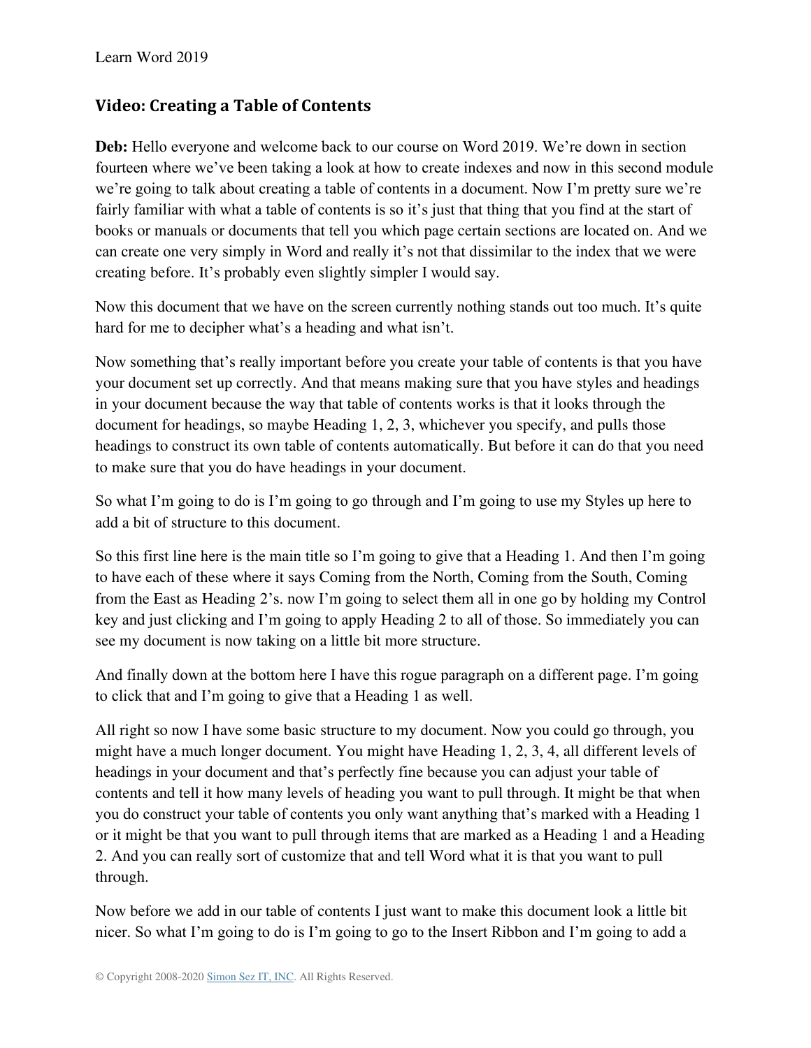## Video: Creating a Table of Contents

**Deb:** Hello everyone and welcome back to our course on Word 2019. We're down in section fourteen where we've been taking a look at how to create indexes and now in this second module we're going to talk about creating a table of contents in a document. Now I'm pretty sure we're fairly familiar with what a table of contents is so it's just that thing that you find at the start of books or manuals or documents that tell you which page certain sections are located on. And we can create one very simply in Word and really it's not that dissimilar to the index that we were creating before. It's probably even slightly simpler I would say.

Now this document that we have on the screen currently nothing stands out too much. It's quite hard for me to decipher what's a heading and what isn't.

Now something that's really important before you create your table of contents is that you have your document set up correctly. And that means making sure that you have styles and headings in your document because the way that table of contents works is that it looks through the document for headings, so maybe Heading 1, 2, 3, whichever you specify, and pulls those headings to construct its own table of contents automatically. But before it can do that you need to make sure that you do have headings in your document.

So what I'm going to do is I'm going to go through and I'm going to use my Styles up here to add a bit of structure to this document.

So this first line here is the main title so I'm going to give that a Heading 1. And then I'm going to have each of these where it says Coming from the North, Coming from the South, Coming from the East as Heading 2's. now I'm going to select them all in one go by holding my Control key and just clicking and I'm going to apply Heading 2 to all of those. So immediately you can see my document is now taking on a little bit more structure.

And finally down at the bottom here I have this rogue paragraph on a different page. I'm going to click that and I'm going to give that a Heading 1 as well.

All right so now I have some basic structure to my document. Now you could go through, you might have a much longer document. You might have Heading 1, 2, 3, 4, all different levels of headings in your document and that's perfectly fine because you can adjust your table of contents and tell it how many levels of heading you want to pull through. It might be that when you do construct your table of contents you only want anything that's marked with a Heading 1 or it might be that you want to pull through items that are marked as a Heading 1 and a Heading 2. And you can really sort of customize that and tell Word what it is that you want to pull through.

Now before we add in our table of contents I just want to make this document look a little bit nicer. So what I'm going to do is I'm going to go to the Insert Ribbon and I'm going to add a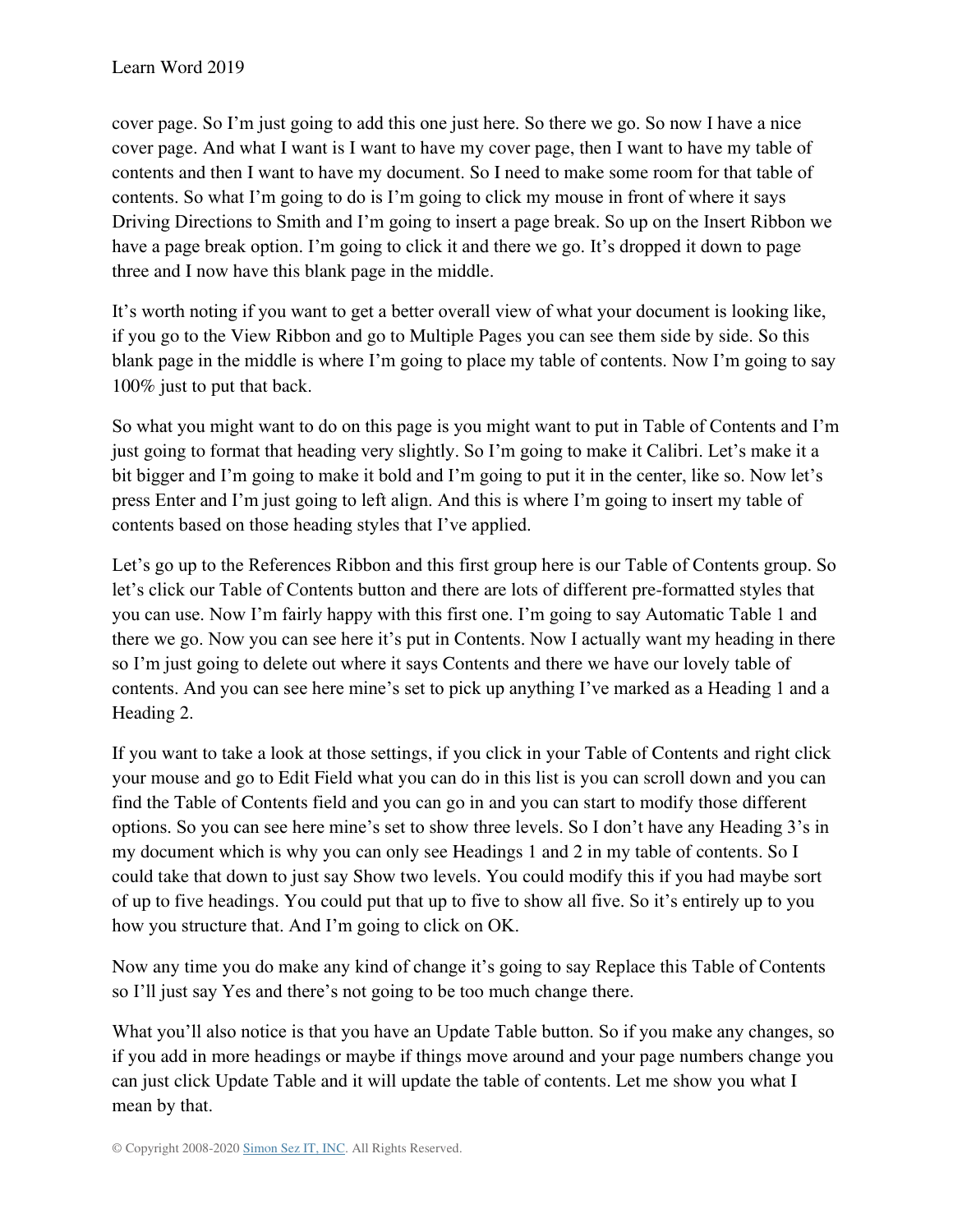cover page. So I'm just going to add this one just here. So there we go. So now I have a nice cover page. And what I want is I want to have my cover page, then I want to have my table of contents and then I want to have my document. So I need to make some room for that table of contents. So what I'm going to do is I'm going to click my mouse in front of where it says Driving Directions to Smith and I'm going to insert a page break. So up on the Insert Ribbon we have a page break option. I'm going to click it and there we go. It's dropped it down to page three and I now have this blank page in the middle.

It's worth noting if you want to get a better overall view of what your document is looking like, if you go to the View Ribbon and go to Multiple Pages you can see them side by side. So this blank page in the middle is where I'm going to place my table of contents. Now I'm going to say 100% just to put that back.

So what you might want to do on this page is you might want to put in Table of Contents and I'm just going to format that heading very slightly. So I'm going to make it Calibri. Let's make it a bit bigger and I'm going to make it bold and I'm going to put it in the center, like so. Now let's press Enter and I'm just going to left align. And this is where I'm going to insert my table of contents based on those heading styles that I've applied.

Let's go up to the References Ribbon and this first group here is our Table of Contents group. So let's click our Table of Contents button and there are lots of different pre-formatted styles that you can use. Now I'm fairly happy with this first one. I'm going to say Automatic Table 1 and there we go. Now you can see here it's put in Contents. Now I actually want my heading in there so I'm just going to delete out where it says Contents and there we have our lovely table of contents. And you can see here mine's set to pick up anything I've marked as a Heading 1 and a Heading 2.

If you want to take a look at those settings, if you click in your Table of Contents and right click your mouse and go to Edit Field what you can do in this list is you can scroll down and you can find the Table of Contents field and you can go in and you can start to modify those different options. So you can see here mine's set to show three levels. So I don't have any Heading 3's in my document which is why you can only see Headings 1 and 2 in my table of contents. So I could take that down to just say Show two levels. You could modify this if you had maybe sort of up to five headings. You could put that up to five to show all five. So it's entirely up to you how you structure that. And I'm going to click on OK.

Now any time you do make any kind of change it's going to say Replace this Table of Contents so I'll just say Yes and there's not going to be too much change there.

What you'll also notice is that you have an Update Table button. So if you make any changes, so if you add in more headings or maybe if things move around and your page numbers change you can just click Update Table and it will update the table of contents. Let me show you what I mean by that.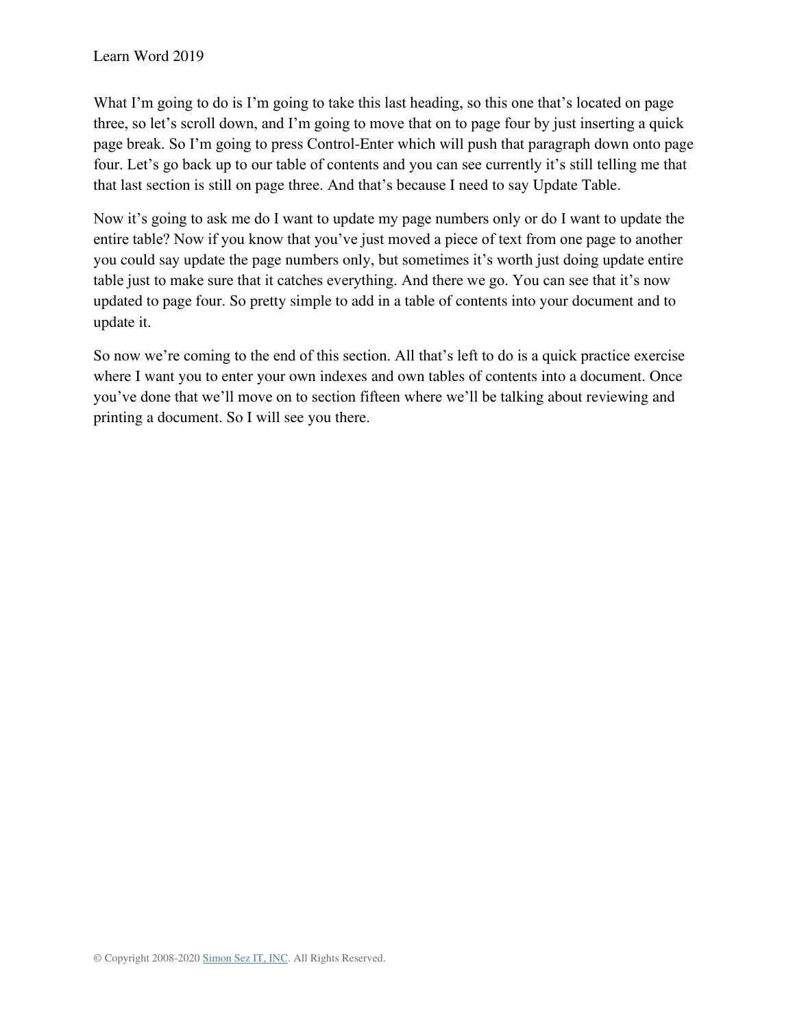What I'm going to do is I'm going to take this last heading, so this one that's located on page three, so let's scroll down, and I'm going to move that on to page four by just inserting a quick page break. So I'm going to press Control-Enter which will push that paragraph down onto page four. Let's go back up to our table of contents and you can see currently it's still telling me that that last section is still on page three. And that's because I need to say Update Table.

Now it's going to ask me do I want to update my page numbers only or do I want to update the entire table? Now if you know that you've just moved a piece of text from one page to another you could say update the page numbers only, but sometimes it's worth just doing update entire table just to make sure that it catches everything. And there we go. You can see that it's now updated to page four. So pretty simple to add in a table of contents into your document and to update it.

So now we're coming to the end of this section. All that's left to do is a quick practice exercise where I want you to enter your own indexes and own tables of contents into a document. Once you've done that we'll move on to section fifteen where we'll be talking about reviewing and printing a document. So I will see you there.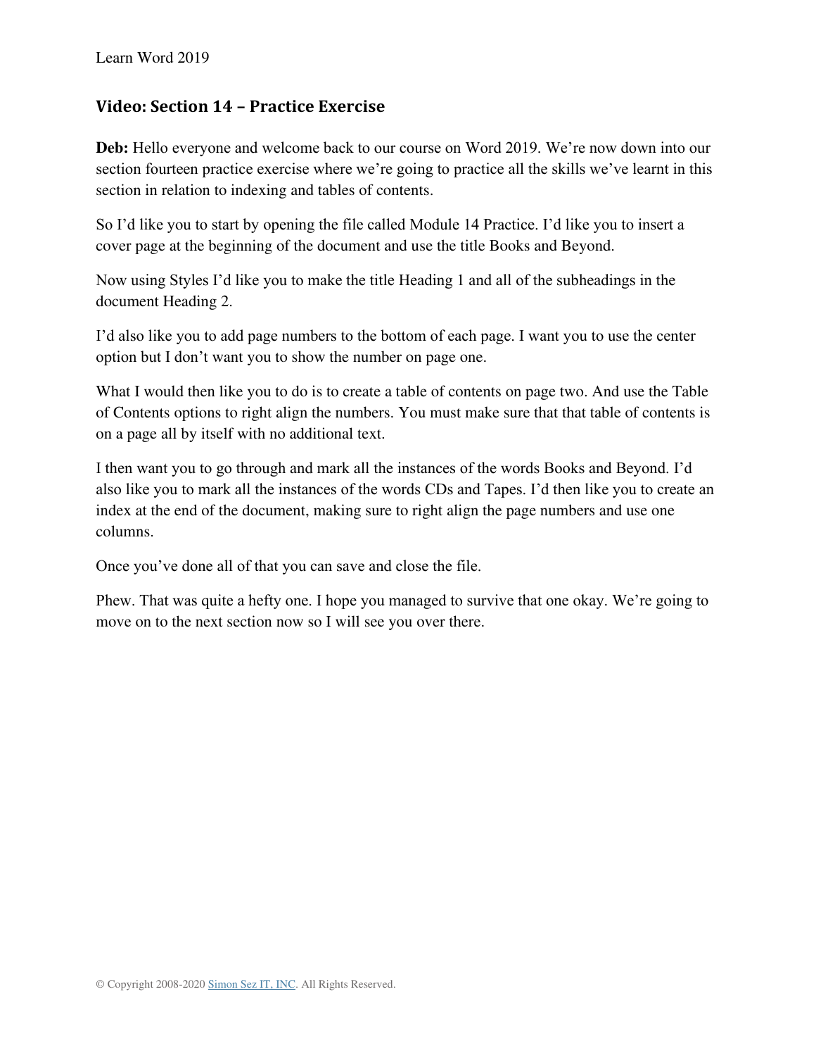## Video: Section 14 – Practice Exercise

**Deb:** Hello everyone and welcome back to our course on Word 2019. We're now down into our section fourteen practice exercise where we're going to practice all the skills we've learnt in this section in relation to indexing and tables of contents.

So I'd like you to start by opening the file called Module 14 Practice. I'd like you to insert a cover page at the beginning of the document and use the title Books and Beyond.

Now using Styles I'd like you to make the title Heading 1 and all of the subheadings in the document Heading 2.

I'd also like you to add page numbers to the bottom of each page. I want you to use the center option but I don't want you to show the number on page one.

What I would then like you to do is to create a table of contents on page two. And use the Table of Contents options to right align the numbers. You must make sure that that table of contents is on a page all by itself with no additional text.

I then want you to go through and mark all the instances of the words Books and Beyond. I'd also like you to mark all the instances of the words CDs and Tapes. I'd then like you to create an index at the end of the document, making sure to right align the page numbers and use one columns.

Once you've done all of that you can save and close the file.

Phew. That was quite a hefty one. I hope you managed to survive that one okay. We're going to move on to the next section now so I will see you over there.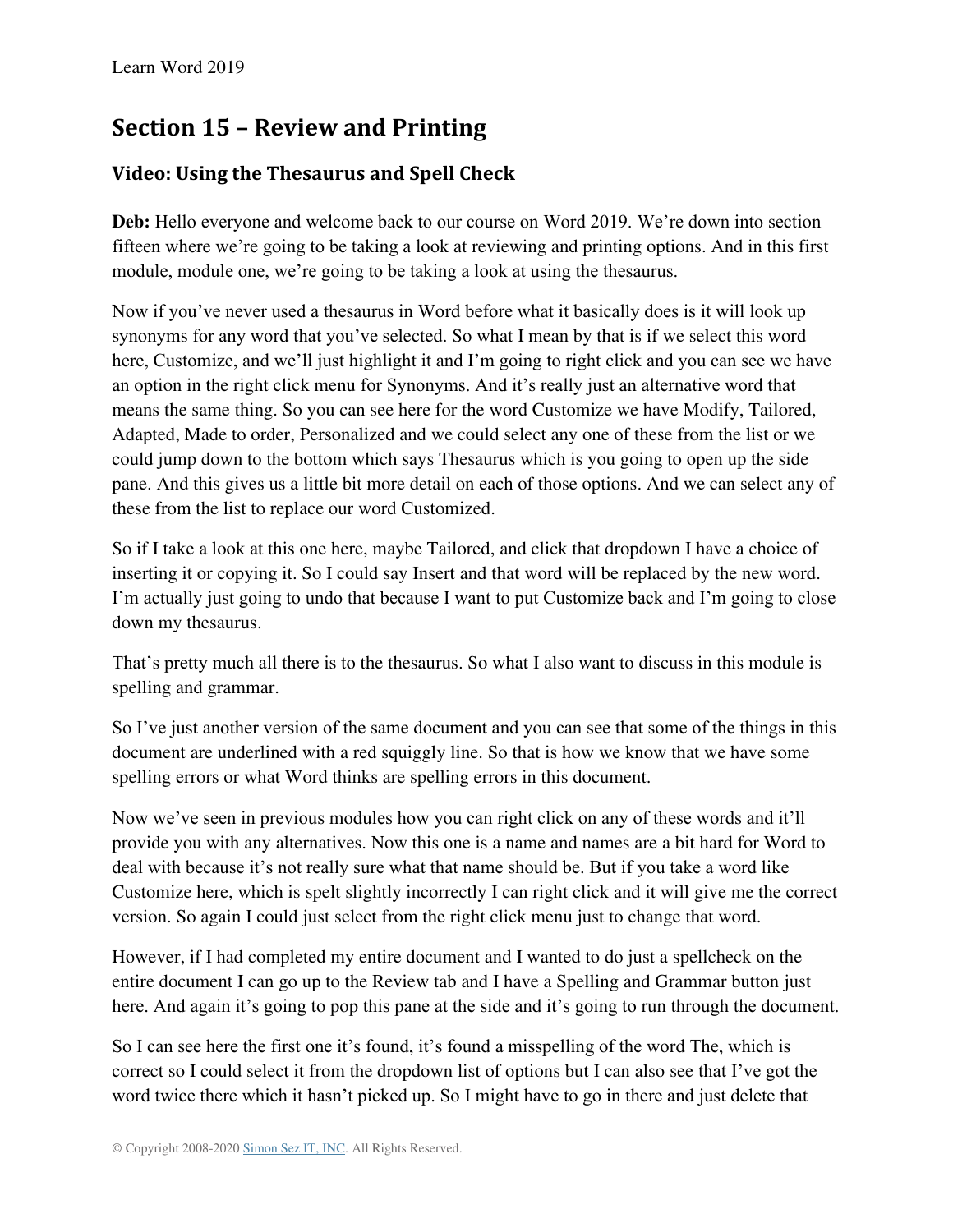## Section 15 – Review and Printing

### Video: Using the Thesaurus and Spell Check

**Deb:** Hello everyone and welcome back to our course on Word 2019. We're down into section fifteen where we're going to be taking a look at reviewing and printing options. And in this first module, module one, we're going to be taking a look at using the thesaurus.

Now if you've never used a thesaurus in Word before what it basically does is it will look up synonyms for any word that you've selected. So what I mean by that is if we select this word here, Customize, and we'll just highlight it and I'm going to right click and you can see we have an option in the right click menu for Synonyms. And it's really just an alternative word that means the same thing. So you can see here for the word Customize we have Modify, Tailored, Adapted, Made to order, Personalized and we could select any one of these from the list or we could jump down to the bottom which says Thesaurus which is you going to open up the side pane. And this gives us a little bit more detail on each of those options. And we can select any of these from the list to replace our word Customized.

So if I take a look at this one here, maybe Tailored, and click that dropdown I have a choice of inserting it or copying it. So I could say Insert and that word will be replaced by the new word. I'm actually just going to undo that because I want to put Customize back and I'm going to close down my thesaurus.

That's pretty much all there is to the thesaurus. So what I also want to discuss in this module is spelling and grammar.

So I've just another version of the same document and you can see that some of the things in this document are underlined with a red squiggly line. So that is how we know that we have some spelling errors or what Word thinks are spelling errors in this document.

Now we've seen in previous modules how you can right click on any of these words and it'll provide you with any alternatives. Now this one is a name and names are a bit hard for Word to deal with because it's not really sure what that name should be. But if you take a word like Customize here, which is spelt slightly incorrectly I can right click and it will give me the correct version. So again I could just select from the right click menu just to change that word.

However, if I had completed my entire document and I wanted to do just a spellcheck on the entire document I can go up to the Review tab and I have a Spelling and Grammar button just here. And again it's going to pop this pane at the side and it's going to run through the document.

So I can see here the first one it's found, it's found a misspelling of the word The, which is correct so I could select it from the dropdown list of options but I can also see that I've got the word twice there which it hasn't picked up. So I might have to go in there and just delete that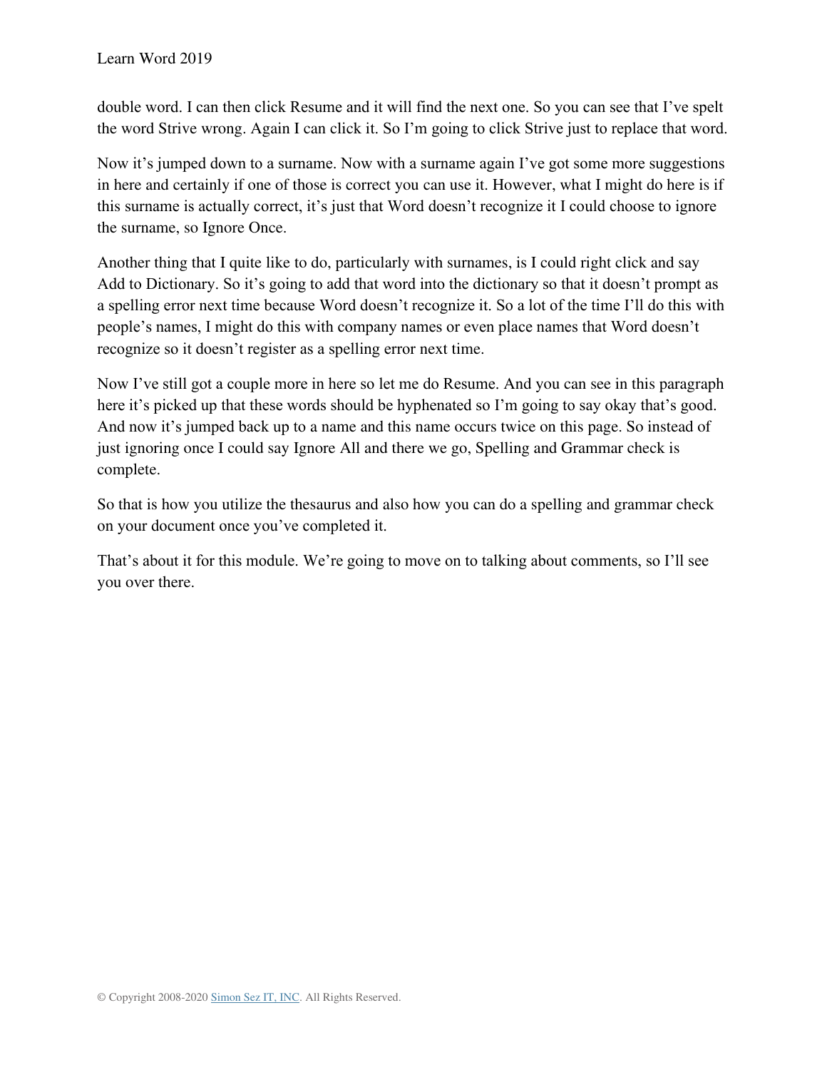double word. I can then click Resume and it will find the next one. So you can see that I've spelt the word Strive wrong. Again I can click it. So I'm going to click Strive just to replace that word.

Now it's jumped down to a surname. Now with a surname again I've got some more suggestions in here and certainly if one of those is correct you can use it. However, what I might do here is if this surname is actually correct, it's just that Word doesn't recognize it I could choose to ignore the surname, so Ignore Once.

Another thing that I quite like to do, particularly with surnames, is I could right click and say Add to Dictionary. So it's going to add that word into the dictionary so that it doesn't prompt as a spelling error next time because Word doesn't recognize it. So a lot of the time I'll do this with people's names, I might do this with company names or even place names that Word doesn't recognize so it doesn't register as a spelling error next time.

Now I've still got a couple more in here so let me do Resume. And you can see in this paragraph here it's picked up that these words should be hyphenated so I'm going to say okay that's good. And now it's jumped back up to a name and this name occurs twice on this page. So instead of just ignoring once I could say Ignore All and there we go, Spelling and Grammar check is complete.

So that is how you utilize the thesaurus and also how you can do a spelling and grammar check on your document once you've completed it.

That's about it for this module. We're going to move on to talking about comments, so I'll see you over there.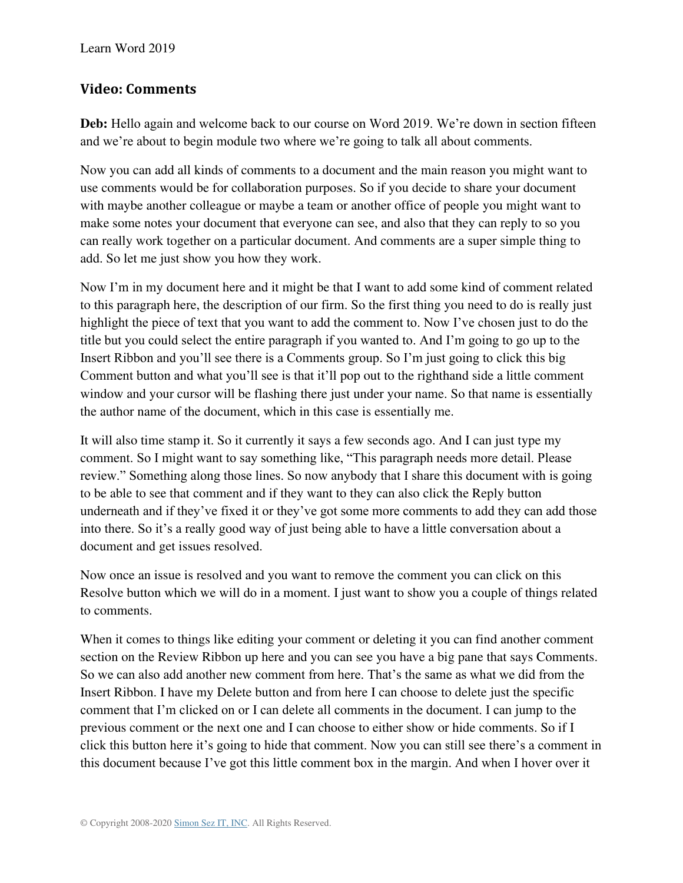## Video: Comments

**Deb:** Hello again and welcome back to our course on Word 2019. We're down in section fifteen and we're about to begin module two where we're going to talk all about comments.

Now you can add all kinds of comments to a document and the main reason you might want to use comments would be for collaboration purposes. So if you decide to share your document with maybe another colleague or maybe a team or another office of people you might want to make some notes your document that everyone can see, and also that they can reply to so you can really work together on a particular document. And comments are a super simple thing to add. So let me just show you how they work.

Now I'm in my document here and it might be that I want to add some kind of comment related to this paragraph here, the description of our firm. So the first thing you need to do is really just highlight the piece of text that you want to add the comment to. Now I've chosen just to do the title but you could select the entire paragraph if you wanted to. And I'm going to go up to the Insert Ribbon and you'll see there is a Comments group. So I'm just going to click this big Comment button and what you'll see is that it'll pop out to the righthand side a little comment window and your cursor will be flashing there just under your name. So that name is essentially the author name of the document, which in this case is essentially me.

It will also time stamp it. So it currently it says a few seconds ago. And I can just type my comment. So I might want to say something like, "This paragraph needs more detail. Please review." Something along those lines. So now anybody that I share this document with is going to be able to see that comment and if they want to they can also click the Reply button underneath and if they've fixed it or they've got some more comments to add they can add those into there. So it's a really good way of just being able to have a little conversation about a document and get issues resolved.

Now once an issue is resolved and you want to remove the comment you can click on this Resolve button which we will do in a moment. I just want to show you a couple of things related to comments.

When it comes to things like editing your comment or deleting it you can find another comment section on the Review Ribbon up here and you can see you have a big pane that says Comments. So we can also add another new comment from here. That's the same as what we did from the Insert Ribbon. I have my Delete button and from here I can choose to delete just the specific comment that I'm clicked on or I can delete all comments in the document. I can jump to the previous comment or the next one and I can choose to either show or hide comments. So if I click this button here it's going to hide that comment. Now you can still see there's a comment in this document because I've got this little comment box in the margin. And when I hover over it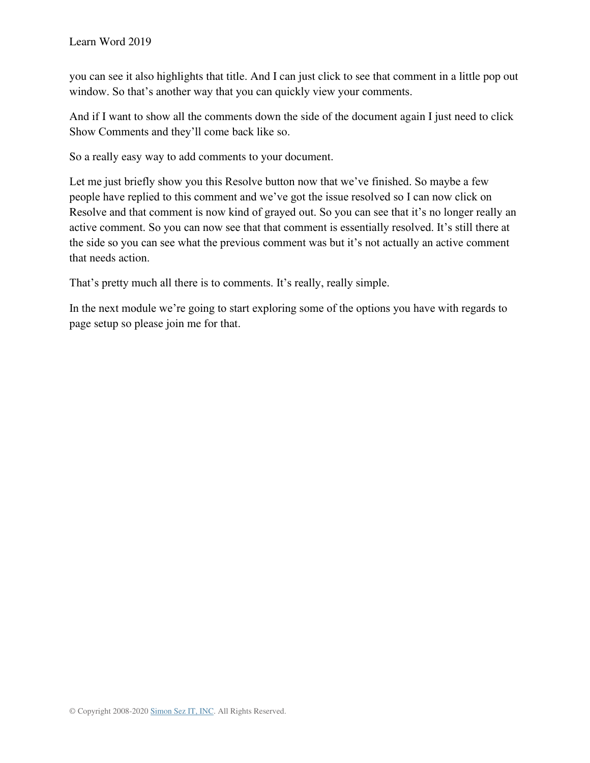you can see it also highlights that title. And I can just click to see that comment in a little pop out window. So that's another way that you can quickly view your comments.

And if I want to show all the comments down the side of the document again I just need to click Show Comments and they'll come back like so.

So a really easy way to add comments to your document.

Let me just briefly show you this Resolve button now that we've finished. So maybe a few people have replied to this comment and we've got the issue resolved so I can now click on Resolve and that comment is now kind of grayed out. So you can see that it's no longer really an active comment. So you can now see that that comment is essentially resolved. It's still there at the side so you can see what the previous comment was but it's not actually an active comment that needs action.

That's pretty much all there is to comments. It's really, really simple.

In the next module we're going to start exploring some of the options you have with regards to page setup so please join me for that.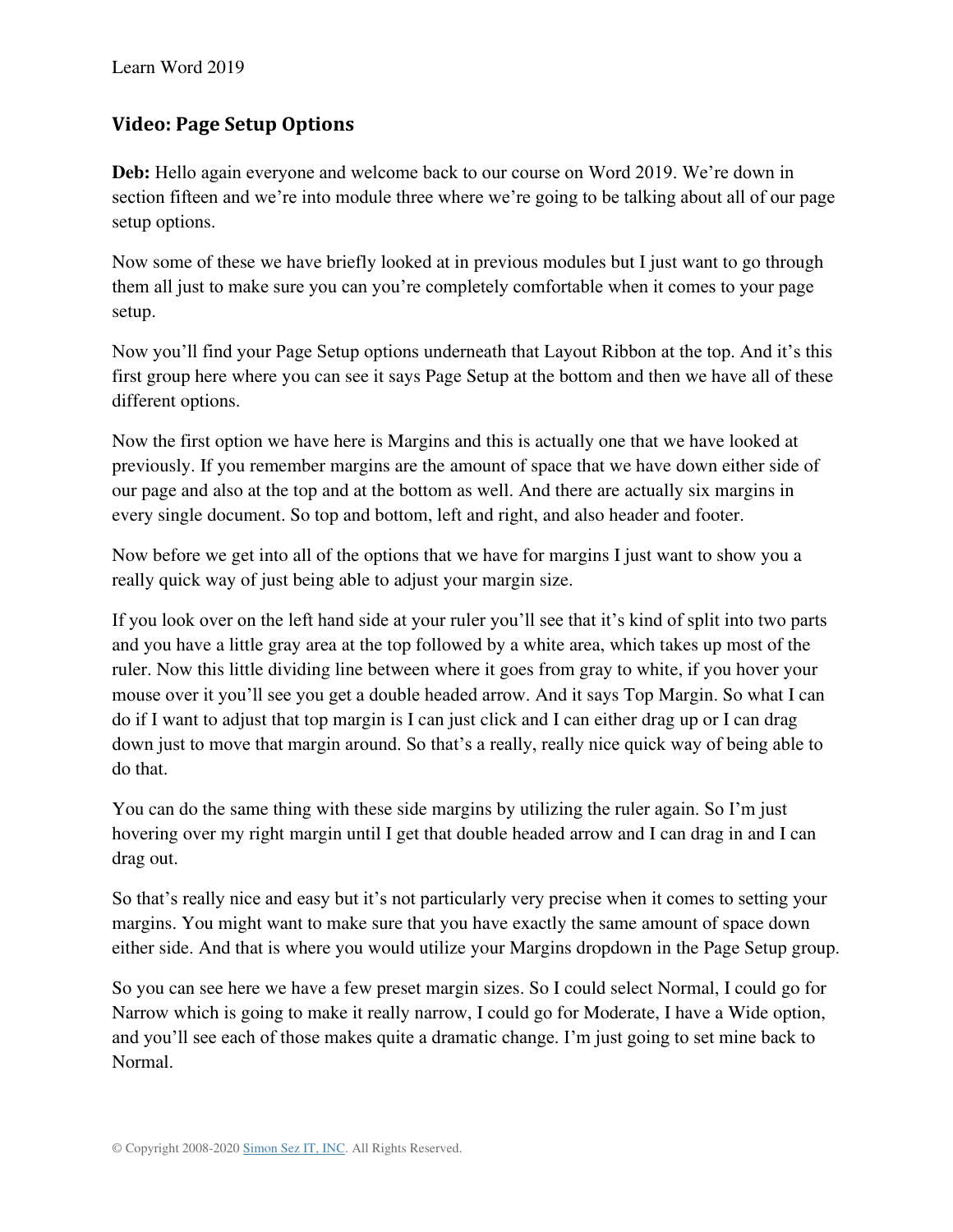## Video: Page Setup Options

**Deb:** Hello again everyone and welcome back to our course on Word 2019. We're down in section fifteen and we're into module three where we're going to be talking about all of our page setup options.

Now some of these we have briefly looked at in previous modules but I just want to go through them all just to make sure you can you're completely comfortable when it comes to your page setup.

Now you'll find your Page Setup options underneath that Layout Ribbon at the top. And it's this first group here where you can see it says Page Setup at the bottom and then we have all of these different options.

Now the first option we have here is Margins and this is actually one that we have looked at previously. If you remember margins are the amount of space that we have down either side of our page and also at the top and at the bottom as well. And there are actually six margins in every single document. So top and bottom, left and right, and also header and footer.

Now before we get into all of the options that we have for margins I just want to show you a really quick way of just being able to adjust your margin size.

If you look over on the left hand side at your ruler you'll see that it's kind of split into two parts and you have a little gray area at the top followed by a white area, which takes up most of the ruler. Now this little dividing line between where it goes from gray to white, if you hover your mouse over it you'll see you get a double headed arrow. And it says Top Margin. So what I can do if I want to adjust that top margin is I can just click and I can either drag up or I can drag down just to move that margin around. So that's a really, really nice quick way of being able to do that.

You can do the same thing with these side margins by utilizing the ruler again. So I'm just hovering over my right margin until I get that double headed arrow and I can drag in and I can drag out.

So that's really nice and easy but it's not particularly very precise when it comes to setting your margins. You might want to make sure that you have exactly the same amount of space down either side. And that is where you would utilize your Margins dropdown in the Page Setup group.

So you can see here we have a few preset margin sizes. So I could select Normal, I could go for Narrow which is going to make it really narrow, I could go for Moderate, I have a Wide option, and you'll see each of those makes quite a dramatic change. I'm just going to set mine back to Normal.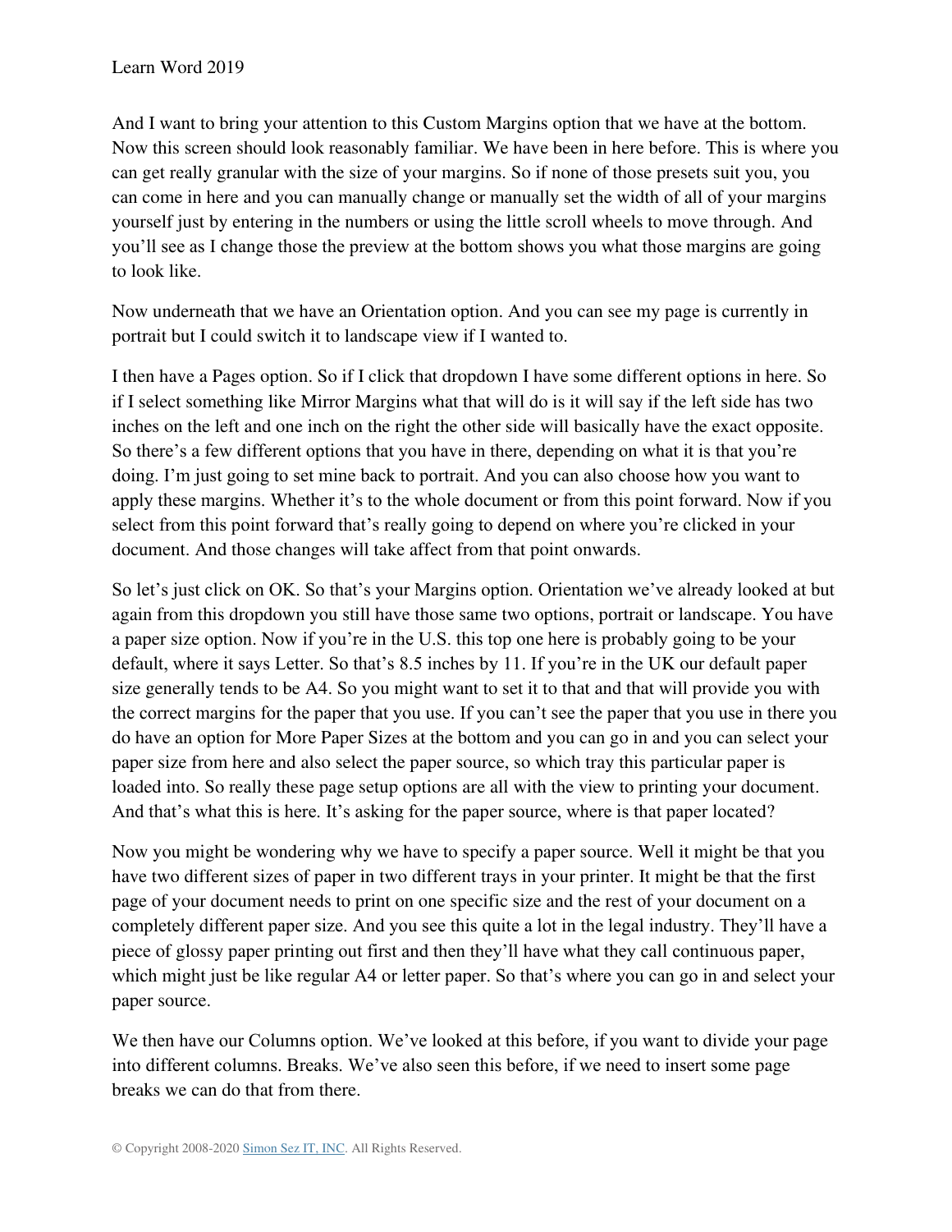And I want to bring your attention to this Custom Margins option that we have at the bottom. Now this screen should look reasonably familiar. We have been in here before. This is where you can get really granular with the size of your margins. So if none of those presets suit you, you can come in here and you can manually change or manually set the width of all of your margins yourself just by entering in the numbers or using the little scroll wheels to move through. And you'll see as I change those the preview at the bottom shows you what those margins are going to look like.

Now underneath that we have an Orientation option. And you can see my page is currently in portrait but I could switch it to landscape view if I wanted to.

I then have a Pages option. So if I click that dropdown I have some different options in here. So if I select something like Mirror Margins what that will do is it will say if the left side has two inches on the left and one inch on the right the other side will basically have the exact opposite. So there's a few different options that you have in there, depending on what it is that you're doing. I'm just going to set mine back to portrait. And you can also choose how you want to apply these margins. Whether it's to the whole document or from this point forward. Now if you select from this point forward that's really going to depend on where you're clicked in your document. And those changes will take affect from that point onwards.

So let's just click on OK. So that's your Margins option. Orientation we've already looked at but again from this dropdown you still have those same two options, portrait or landscape. You have a paper size option. Now if you're in the U.S. this top one here is probably going to be your default, where it says Letter. So that's 8.5 inches by 11. If you're in the UK our default paper size generally tends to be A4. So you might want to set it to that and that will provide you with the correct margins for the paper that you use. If you can't see the paper that you use in there you do have an option for More Paper Sizes at the bottom and you can go in and you can select your paper size from here and also select the paper source, so which tray this particular paper is loaded into. So really these page setup options are all with the view to printing your document. And that's what this is here. It's asking for the paper source, where is that paper located?

Now you might be wondering why we have to specify a paper source. Well it might be that you have two different sizes of paper in two different trays in your printer. It might be that the first page of your document needs to print on one specific size and the rest of your document on a completely different paper size. And you see this quite a lot in the legal industry. They'll have a piece of glossy paper printing out first and then they'll have what they call continuous paper, which might just be like regular A4 or letter paper. So that's where you can go in and select your paper source.

We then have our Columns option. We've looked at this before, if you want to divide your page into different columns. Breaks. We've also seen this before, if we need to insert some page breaks we can do that from there.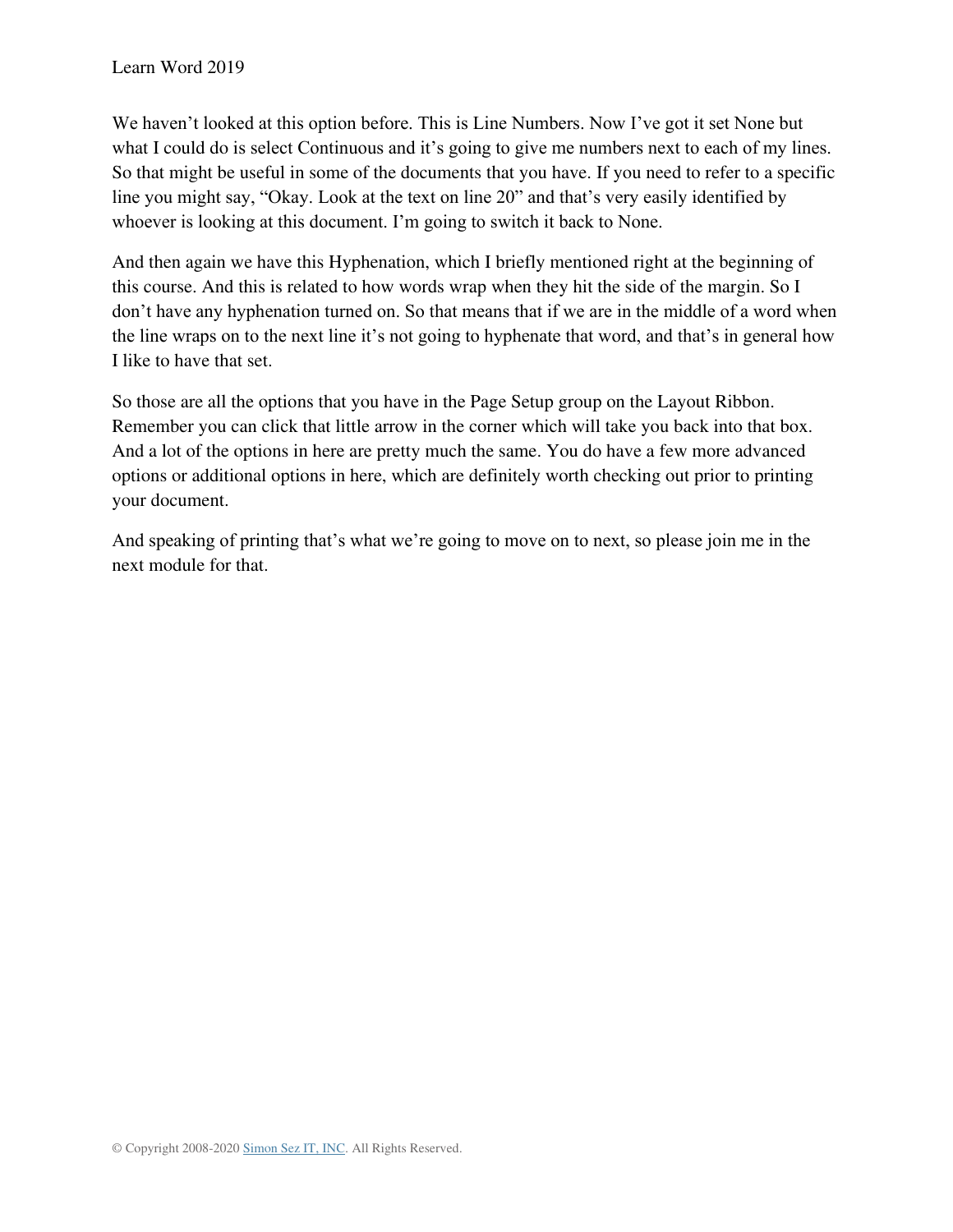We haven't looked at this option before. This is Line Numbers. Now I've got it set None but what I could do is select Continuous and it's going to give me numbers next to each of my lines. So that might be useful in some of the documents that you have. If you need to refer to a specific line you might say, "Okay. Look at the text on line 20" and that's very easily identified by whoever is looking at this document. I'm going to switch it back to None.

And then again we have this Hyphenation, which I briefly mentioned right at the beginning of this course. And this is related to how words wrap when they hit the side of the margin. So I don't have any hyphenation turned on. So that means that if we are in the middle of a word when the line wraps on to the next line it's not going to hyphenate that word, and that's in general how I like to have that set.

So those are all the options that you have in the Page Setup group on the Layout Ribbon. Remember you can click that little arrow in the corner which will take you back into that box. And a lot of the options in here are pretty much the same. You do have a few more advanced options or additional options in here, which are definitely worth checking out prior to printing your document.

And speaking of printing that's what we're going to move on to next, so please join me in the next module for that.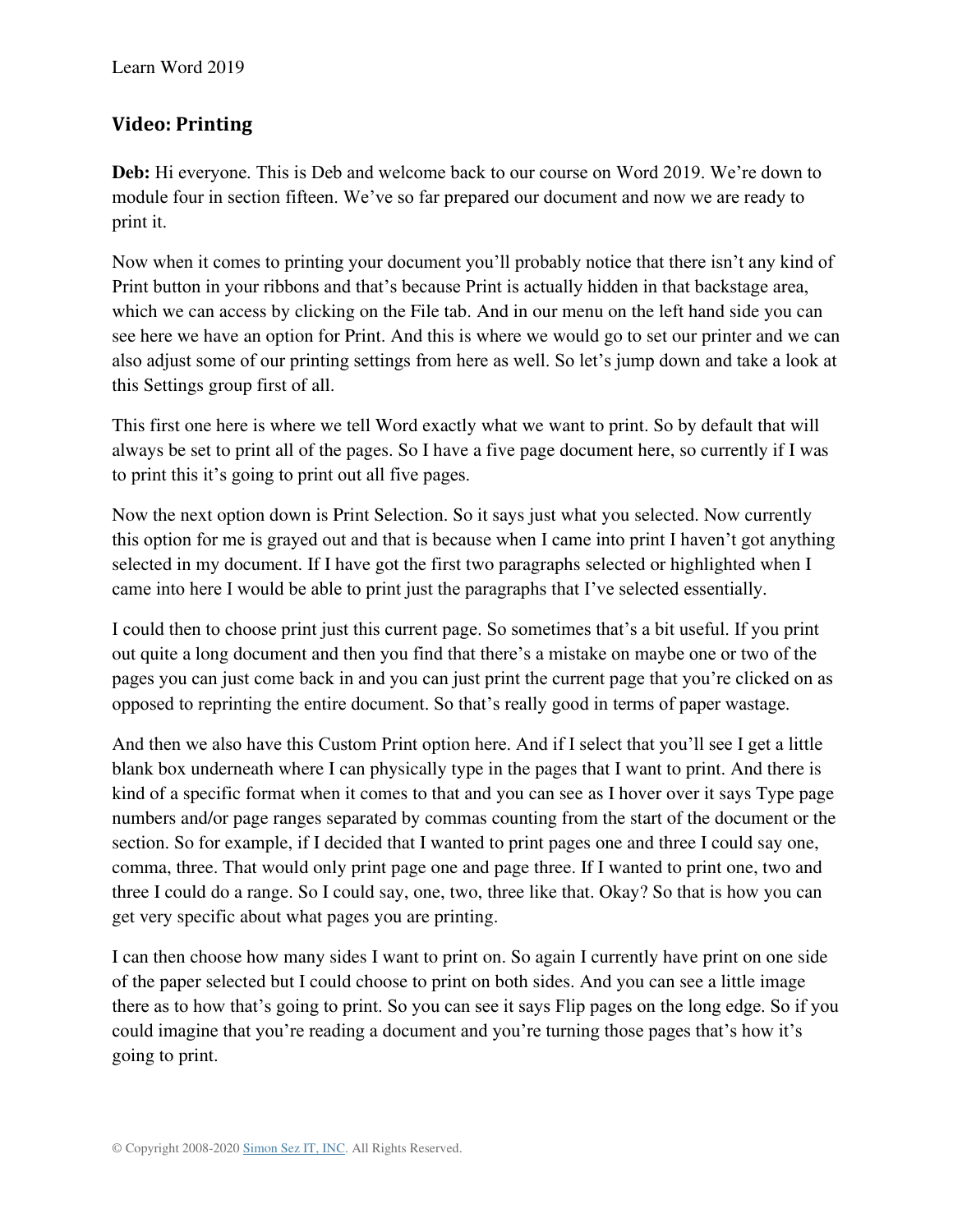## Video: Printing

**Deb:** Hi everyone. This is Deb and welcome back to our course on Word 2019. We're down to module four in section fifteen. We've so far prepared our document and now we are ready to print it.

Now when it comes to printing your document you'll probably notice that there isn't any kind of Print button in your ribbons and that's because Print is actually hidden in that backstage area, which we can access by clicking on the File tab. And in our menu on the left hand side you can see here we have an option for Print. And this is where we would go to set our printer and we can also adjust some of our printing settings from here as well. So let's jump down and take a look at this Settings group first of all.

This first one here is where we tell Word exactly what we want to print. So by default that will always be set to print all of the pages. So I have a five page document here, so currently if I was to print this it's going to print out all five pages.

Now the next option down is Print Selection. So it says just what you selected. Now currently this option for me is grayed out and that is because when I came into print I haven't got anything selected in my document. If I have got the first two paragraphs selected or highlighted when I came into here I would be able to print just the paragraphs that I've selected essentially.

I could then to choose print just this current page. So sometimes that's a bit useful. If you print out quite a long document and then you find that there's a mistake on maybe one or two of the pages you can just come back in and you can just print the current page that you're clicked on as opposed to reprinting the entire document. So that's really good in terms of paper wastage.

And then we also have this Custom Print option here. And if I select that you'll see I get a little blank box underneath where I can physically type in the pages that I want to print. And there is kind of a specific format when it comes to that and you can see as I hover over it says Type page numbers and/or page ranges separated by commas counting from the start of the document or the section. So for example, if I decided that I wanted to print pages one and three I could say one, comma, three. That would only print page one and page three. If I wanted to print one, two and three I could do a range. So I could say, one, two, three like that. Okay? So that is how you can get very specific about what pages you are printing.

I can then choose how many sides I want to print on. So again I currently have print on one side of the paper selected but I could choose to print on both sides. And you can see a little image there as to how that's going to print. So you can see it says Flip pages on the long edge. So if you could imagine that you're reading a document and you're turning those pages that's how it's going to print.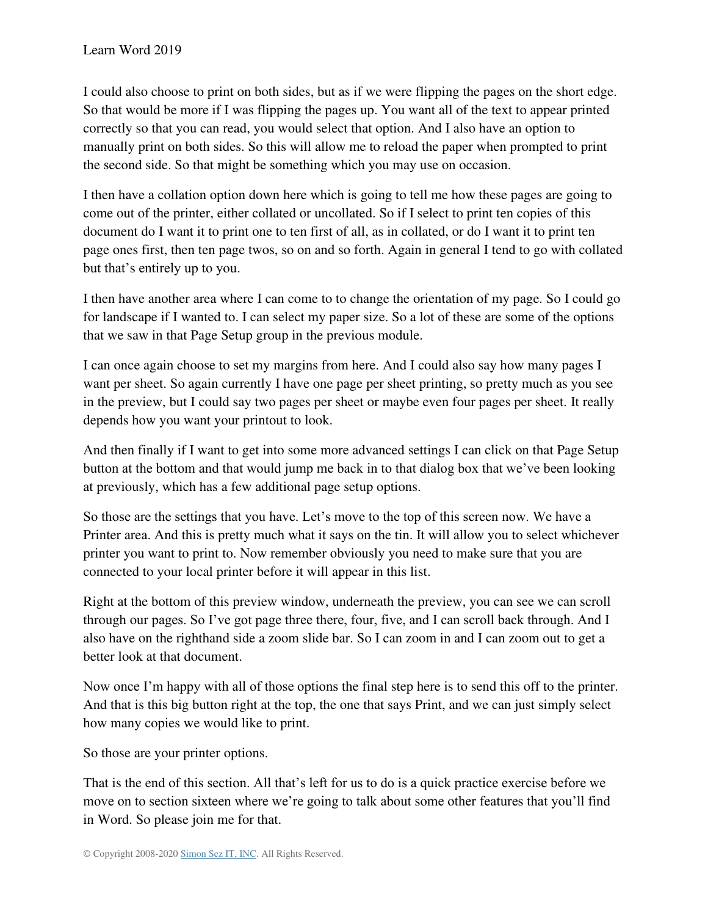I could also choose to print on both sides, but as if we were flipping the pages on the short edge. So that would be more if I was flipping the pages up. You want all of the text to appear printed correctly so that you can read, you would select that option. And I also have an option to manually print on both sides. So this will allow me to reload the paper when prompted to print the second side. So that might be something which you may use on occasion.

I then have a collation option down here which is going to tell me how these pages are going to come out of the printer, either collated or uncollated. So if I select to print ten copies of this document do I want it to print one to ten first of all, as in collated, or do I want it to print ten page ones first, then ten page twos, so on and so forth. Again in general I tend to go with collated but that's entirely up to you.

I then have another area where I can come to to change the orientation of my page. So I could go for landscape if I wanted to. I can select my paper size. So a lot of these are some of the options that we saw in that Page Setup group in the previous module.

I can once again choose to set my margins from here. And I could also say how many pages I want per sheet. So again currently I have one page per sheet printing, so pretty much as you see in the preview, but I could say two pages per sheet or maybe even four pages per sheet. It really depends how you want your printout to look.

And then finally if I want to get into some more advanced settings I can click on that Page Setup button at the bottom and that would jump me back in to that dialog box that we've been looking at previously, which has a few additional page setup options.

So those are the settings that you have. Let's move to the top of this screen now. We have a Printer area. And this is pretty much what it says on the tin. It will allow you to select whichever printer you want to print to. Now remember obviously you need to make sure that you are connected to your local printer before it will appear in this list.

Right at the bottom of this preview window, underneath the preview, you can see we can scroll through our pages. So I've got page three there, four, five, and I can scroll back through. And I also have on the righthand side a zoom slide bar. So I can zoom in and I can zoom out to get a better look at that document.

Now once I'm happy with all of those options the final step here is to send this off to the printer. And that is this big button right at the top, the one that says Print, and we can just simply select how many copies we would like to print.

So those are your printer options.

That is the end of this section. All that's left for us to do is a quick practice exercise before we move on to section sixteen where we're going to talk about some other features that you'll find in Word. So please join me for that.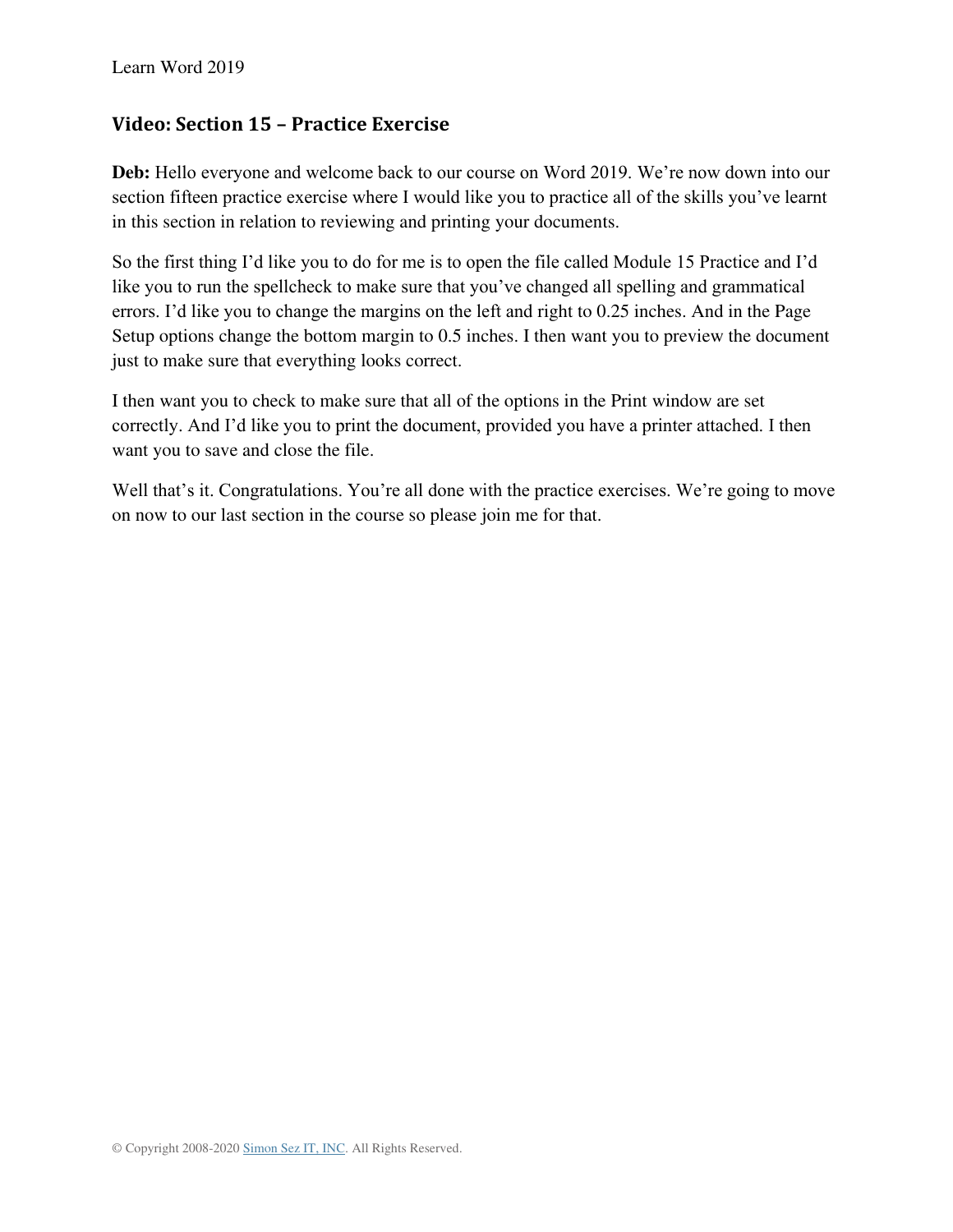## Video: Section 15 – Practice Exercise

**Deb:** Hello everyone and welcome back to our course on Word 2019. We're now down into our section fifteen practice exercise where I would like you to practice all of the skills you've learnt in this section in relation to reviewing and printing your documents.

So the first thing I'd like you to do for me is to open the file called Module 15 Practice and I'd like you to run the spellcheck to make sure that you've changed all spelling and grammatical errors. I'd like you to change the margins on the left and right to 0.25 inches. And in the Page Setup options change the bottom margin to 0.5 inches. I then want you to preview the document just to make sure that everything looks correct.

I then want you to check to make sure that all of the options in the Print window are set correctly. And I'd like you to print the document, provided you have a printer attached. I then want you to save and close the file.

Well that's it. Congratulations. You're all done with the practice exercises. We're going to move on now to our last section in the course so please join me for that.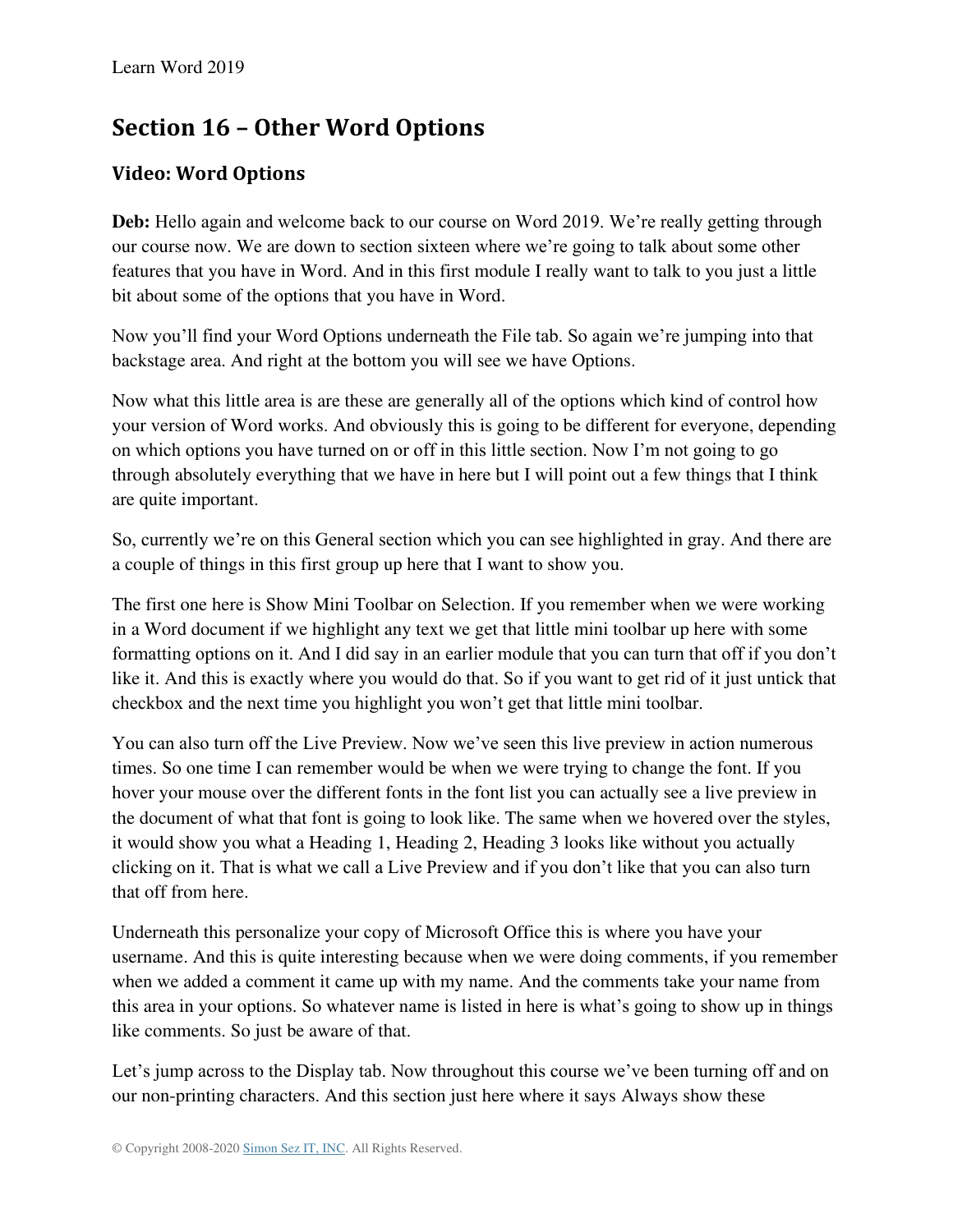## Section 16 – Other Word Options

### Video: Word Options

**Deb:** Hello again and welcome back to our course on Word 2019. We're really getting through our course now. We are down to section sixteen where we're going to talk about some other features that you have in Word. And in this first module I really want to talk to you just a little bit about some of the options that you have in Word.

Now you'll find your Word Options underneath the File tab. So again we're jumping into that backstage area. And right at the bottom you will see we have Options.

Now what this little area is are these are generally all of the options which kind of control how your version of Word works. And obviously this is going to be different for everyone, depending on which options you have turned on or off in this little section. Now I'm not going to go through absolutely everything that we have in here but I will point out a few things that I think are quite important.

So, currently we're on this General section which you can see highlighted in gray. And there are a couple of things in this first group up here that I want to show you.

The first one here is Show Mini Toolbar on Selection. If you remember when we were working in a Word document if we highlight any text we get that little mini toolbar up here with some formatting options on it. And I did say in an earlier module that you can turn that off if you don't like it. And this is exactly where you would do that. So if you want to get rid of it just untick that checkbox and the next time you highlight you won't get that little mini toolbar.

You can also turn off the Live Preview. Now we've seen this live preview in action numerous times. So one time I can remember would be when we were trying to change the font. If you hover your mouse over the different fonts in the font list you can actually see a live preview in the document of what that font is going to look like. The same when we hovered over the styles, it would show you what a Heading 1, Heading 2, Heading 3 looks like without you actually clicking on it. That is what we call a Live Preview and if you don't like that you can also turn that off from here.

Underneath this personalize your copy of Microsoft Office this is where you have your username. And this is quite interesting because when we were doing comments, if you remember when we added a comment it came up with my name. And the comments take your name from this area in your options. So whatever name is listed in here is what's going to show up in things like comments. So just be aware of that.

Let's jump across to the Display tab. Now throughout this course we've been turning off and on our non-printing characters. And this section just here where it says Always show these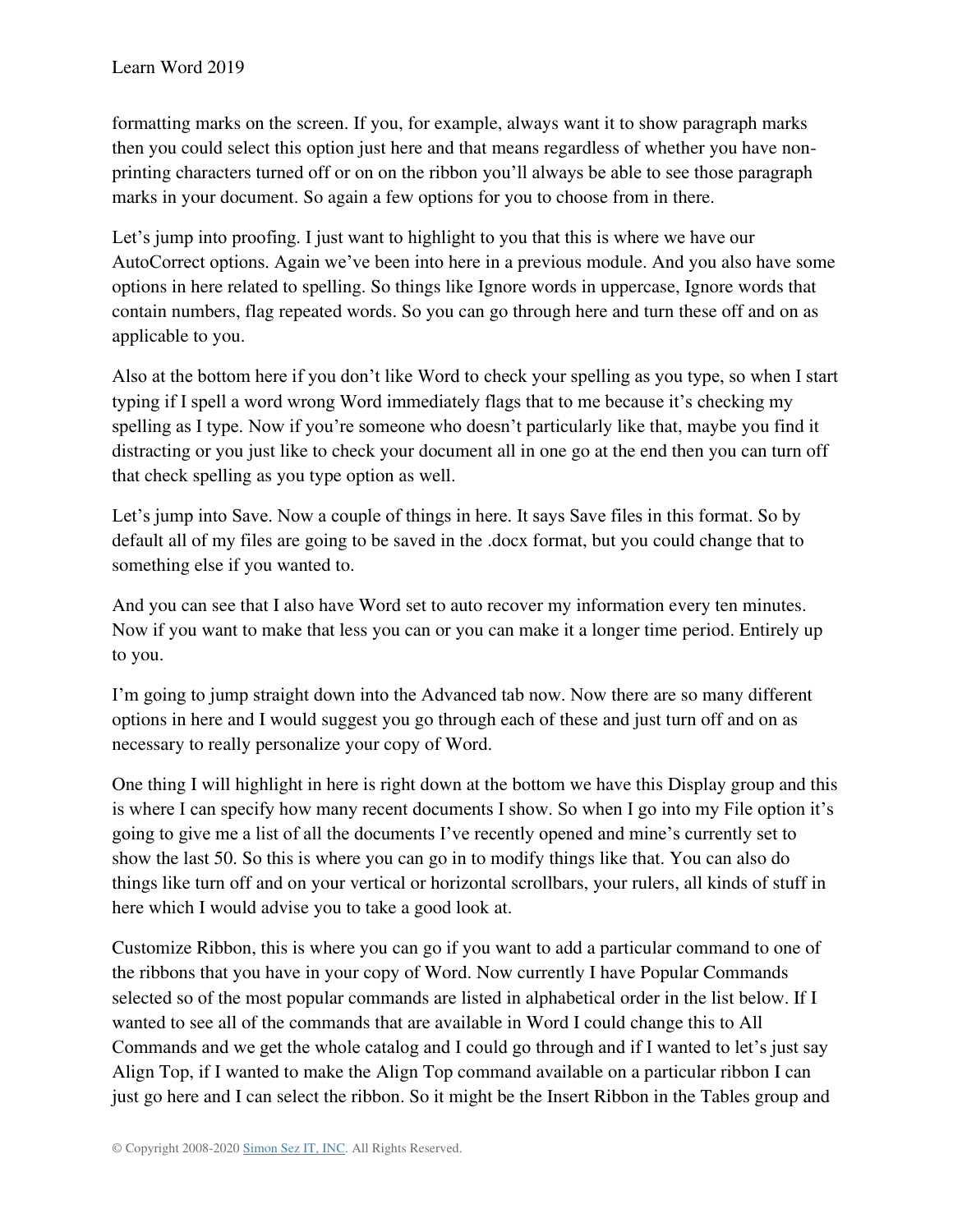formatting marks on the screen. If you, for example, always want it to show paragraph marks then you could select this option just here and that means regardless of whether you have non-printing characters turned off or on on the ribbon you'll always be able to see those paragraph marks in your document. So again a few options for you to choose from in there.

Let's jump into proofing. I just want to highlight to you that this is where we have our AutoCorrect options. Again we've been into here in a previous module. And you also have some options in here related to spelling. So things like Ignore words in uppercase, Ignore words that contain numbers, flag repeated words. So you can go through here and turn these off and on as applicable to you.

Also at the bottom here if you don't like Word to check your spelling as you type, so when I start typing if I spell a word wrong Word immediately flags that to me because it's checking my spelling as I type. Now if you're someone who doesn't particularly like that, maybe you find it distracting or you just like to check your document all in one go at the end then you can turn off that check spelling as you type option as well.

Let's jump into Save. Now a couple of things in here. It says Save files in this format. So by default all of my files are going to be saved in the .docx format, but you could change that to something else if you wanted to.

And you can see that I also have Word set to auto recover my information every ten minutes. Now if you want to make that less you can or you can make it a longer time period. Entirely up to you.

I'm going to jump straight down into the Advanced tab now. Now there are so many different options in here and I would suggest you go through each of these and just turn off and on as necessary to really personalize your copy of Word.

One thing I will highlight in here is right down at the bottom we have this Display group and this is where I can specify how many recent documents I show. So when I go into my File option it's going to give me a list of all the documents I've recently opened and mine's currently set to show the last 50. So this is where you can go in to modify things like that. You can also do things like turn off and on your vertical or horizontal scrollbars, your rulers, all kinds of stuff in here which I would advise you to take a good look at.

Customize Ribbon, this is where you can go if you want to add a particular command to one of the ribbons that you have in your copy of Word. Now currently I have Popular Commands selected so of the most popular commands are listed in alphabetical order in the list below. If I wanted to see all of the commands that are available in Word I could change this to All Commands and we get the whole catalog and I could go through and if I wanted to let's just say Align Top, if I wanted to make the Align Top command available on a particular ribbon I can just go here and I can select the ribbon. So it might be the Insert Ribbon in the Tables group and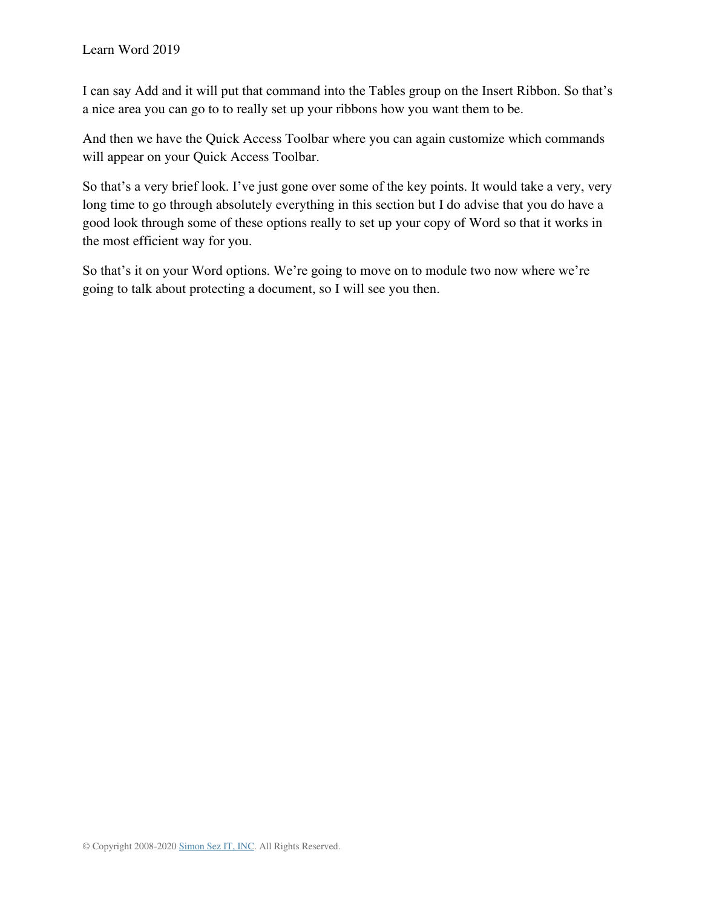I can say Add and it will put that command into the Tables group on the Insert Ribbon. So that's a nice area you can go to to really set up your ribbons how you want them to be.

And then we have the Quick Access Toolbar where you can again customize which commands will appear on your Quick Access Toolbar.

So that's a very brief look. I've just gone over some of the key points. It would take a very, very long time to go through absolutely everything in this section but I do advise that you do have a good look through some of these options really to set up your copy of Word so that it works in the most efficient way for you.

So that's it on your Word options. We're going to move on to module two now where we're going to talk about protecting a document, so I will see you then.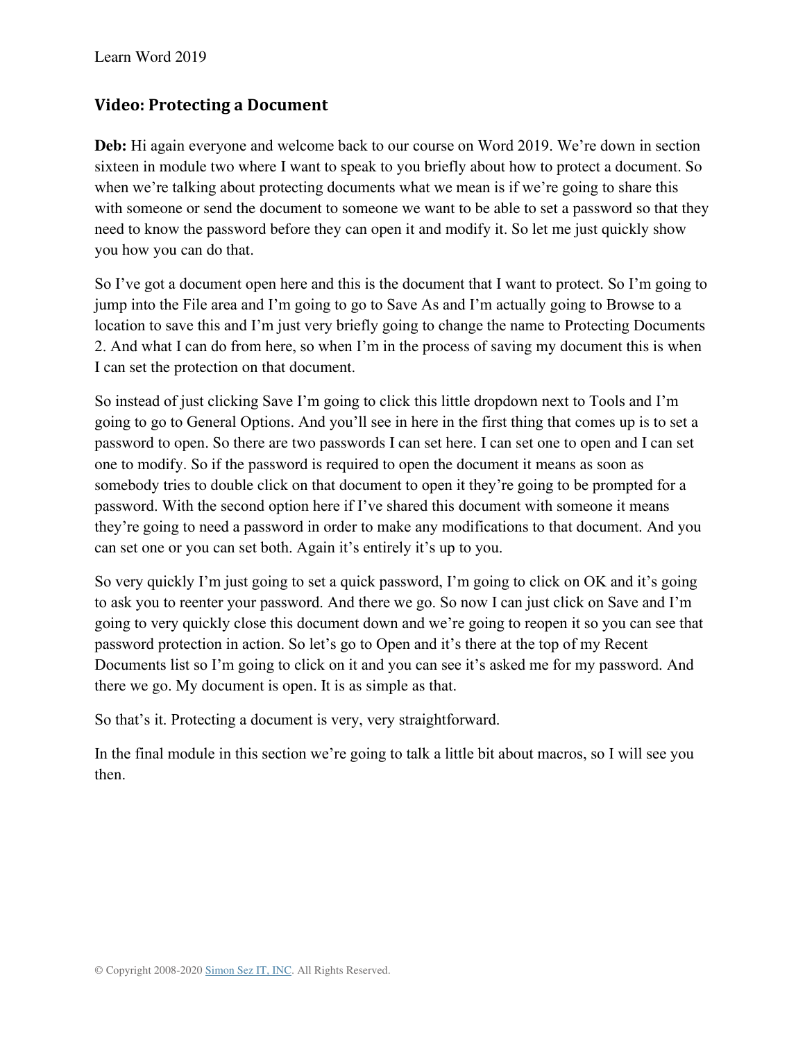## Video: Protecting a Document

**Deb:** Hi again everyone and welcome back to our course on Word 2019. We're down in section sixteen in module two where I want to speak to you briefly about how to protect a document. So when we're talking about protecting documents what we mean is if we're going to share this with someone or send the document to someone we want to be able to set a password so that they need to know the password before they can open it and modify it. So let me just quickly show you how you can do that.

So I've got a document open here and this is the document that I want to protect. So I'm going to jump into the File area and I'm going to go to Save As and I'm actually going to Browse to a location to save this and I'm just very briefly going to change the name to Protecting Documents 2. And what I can do from here, so when I'm in the process of saving my document this is when I can set the protection on that document.

So instead of just clicking Save I'm going to click this little dropdown next to Tools and I'm going to go to General Options. And you'll see in here in the first thing that comes up is to set a password to open. So there are two passwords I can set here. I can set one to open and I can set one to modify. So if the password is required to open the document it means as soon as somebody tries to double click on that document to open it they're going to be prompted for a password. With the second option here if I've shared this document with someone it means they're going to need a password in order to make any modifications to that document. And you can set one or you can set both. Again it's entirely it's up to you.

So very quickly I'm just going to set a quick password, I'm going to click on OK and it's going to ask you to reenter your password. And there we go. So now I can just click on Save and I'm going to very quickly close this document down and we're going to reopen it so you can see that password protection in action. So let's go to Open and it's there at the top of my Recent Documents list so I'm going to click on it and you can see it's asked me for my password. And there we go. My document is open. It is as simple as that.

So that's it. Protecting a document is very, very straightforward.

In the final module in this section we're going to talk a little bit about macros, so I will see you then.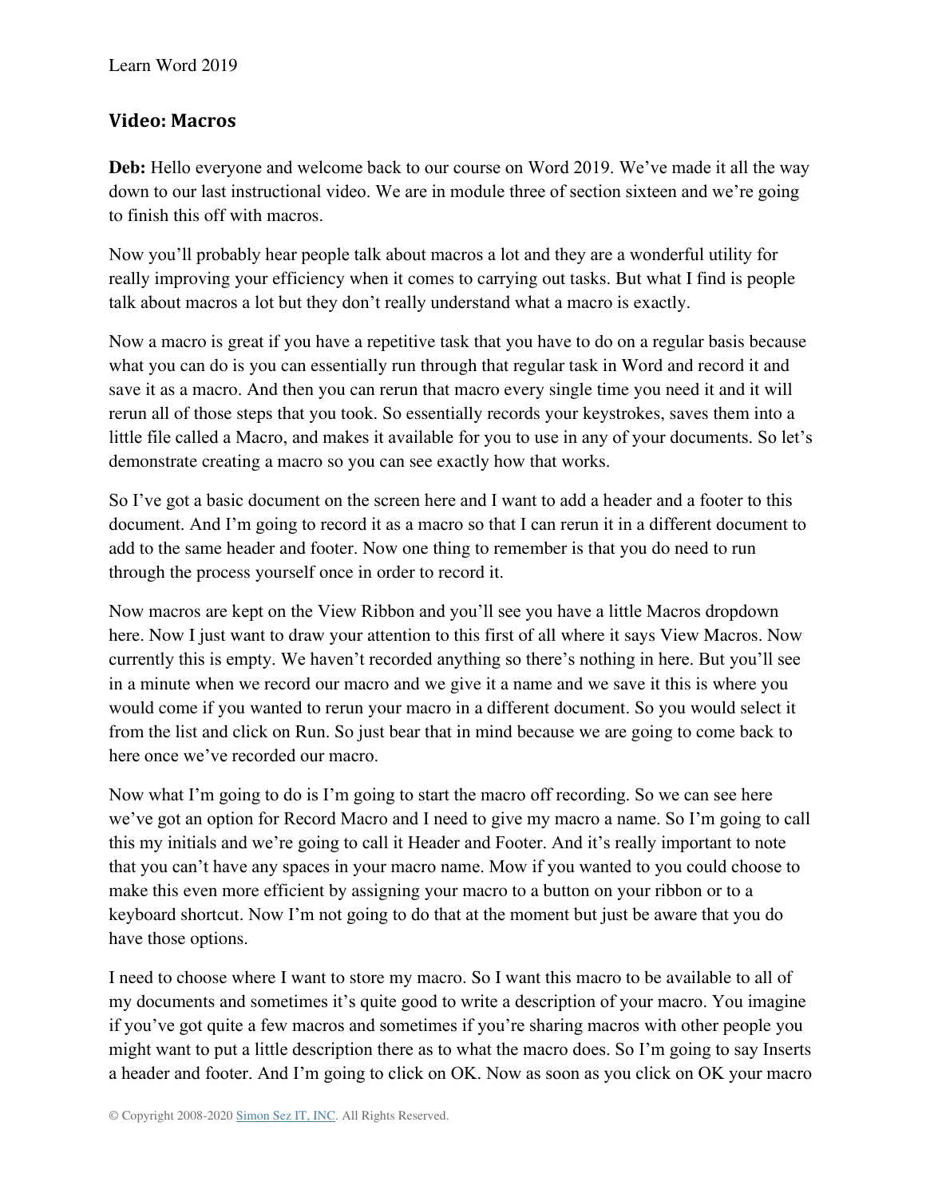## Video: Macros

**Deb:** Hello everyone and welcome back to our course on Word 2019. We've made it all the way down to our last instructional video. We are in module three of section sixteen and we're going to finish this off with macros.

Now you'll probably hear people talk about macros a lot and they are a wonderful utility for really improving your efficiency when it comes to carrying out tasks. But what I find is people talk about macros a lot but they don't really understand what a macro is exactly.

Now a macro is great if you have a repetitive task that you have to do on a regular basis because what you can do is you can essentially run through that regular task in Word and record it and save it as a macro. And then you can rerun that macro every single time you need it and it will rerun all of those steps that you took. So essentially records your keystrokes, saves them into a little file called a Macro, and makes it available for you to use in any of your documents. So let's demonstrate creating a macro so you can see exactly how that works.

So I've got a basic document on the screen here and I want to add a header and a footer to this document. And I'm going to record it as a macro so that I can rerun it in a different document to add to the same header and footer. Now one thing to remember is that you do need to run through the process yourself once in order to record it.

Now macros are kept on the View Ribbon and you'll see you have a little Macros dropdown here. Now I just want to draw your attention to this first of all where it says View Macros. Now currently this is empty. We haven't recorded anything so there's nothing in here. But you'll see in a minute when we record our macro and we give it a name and we save it this is where you would come if you wanted to rerun your macro in a different document. So you would select it from the list and click on Run. So just bear that in mind because we are going to come back to here once we've recorded our macro.

Now what I'm going to do is I'm going to start the macro off recording. So we can see here we've got an option for Record Macro and I need to give my macro a name. So I'm going to call this my initials and we're going to call it Header and Footer. And it's really important to note that you can't have any spaces in your macro name. Mow if you wanted to you could choose to make this even more efficient by assigning your macro to a button on your ribbon or to a keyboard shortcut. Now I'm not going to do that at the moment but just be aware that you do have those options.

I need to choose where I want to store my macro. So I want this macro to be available to all of my documents and sometimes it's quite good to write a description of your macro. You imagine if you've got quite a few macros and sometimes if you're sharing macros with other people you might want to put a little description there as to what the macro does. So I'm going to say Inserts a header and footer. And I'm going to click on OK. Now as soon as you click on OK your macro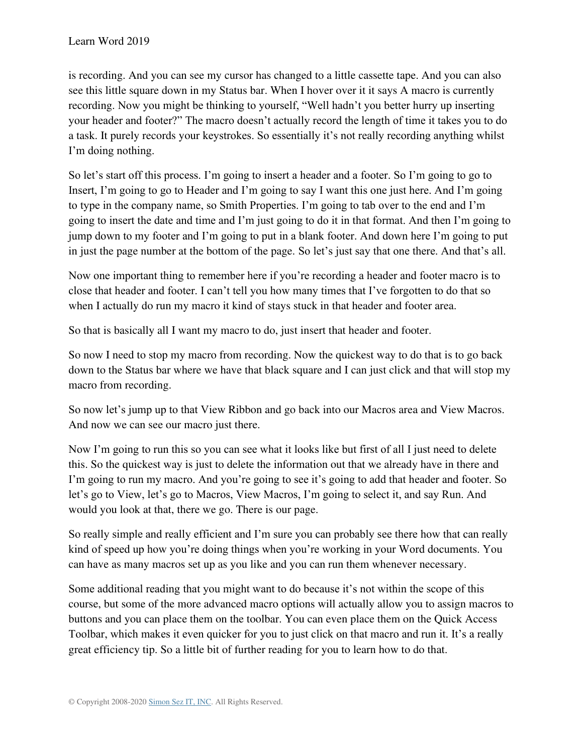is recording. And you can see my cursor has changed to a little cassette tape. And you can also see this little square down in my Status bar. When I hover over it it says A macro is currently recording. Now you might be thinking to yourself, "Well hadn't you better hurry up inserting your header and footer?" The macro doesn't actually record the length of time it takes you to do a task. It purely records your keystrokes. So essentially it's not really recording anything whilst I'm doing nothing.

So let's start off this process. I'm going to insert a header and a footer. So I'm going to go to Insert, I'm going to go to Header and I'm going to say I want this one just here. And I'm going to type in the company name, so Smith Properties. I'm going to tab over to the end and I'm going to insert the date and time and I'm just going to do it in that format. And then I'm going to jump down to my footer and I'm going to put in a blank footer. And down here I'm going to put in just the page number at the bottom of the page. So let's just say that one there. And that's all.

Now one important thing to remember here if you're recording a header and footer macro is to close that header and footer. I can't tell you how many times that I've forgotten to do that so when I actually do run my macro it kind of stays stuck in that header and footer area.

So that is basically all I want my macro to do, just insert that header and footer.

So now I need to stop my macro from recording. Now the quickest way to do that is to go back down to the Status bar where we have that black square and I can just click and that will stop my macro from recording.

So now let's jump up to that View Ribbon and go back into our Macros area and View Macros. And now we can see our macro just there.

Now I'm going to run this so you can see what it looks like but first of all I just need to delete this. So the quickest way is just to delete the information out that we already have in there and I'm going to run my macro. And you're going to see it's going to add that header and footer. So let's go to View, let's go to Macros, View Macros, I'm going to select it, and say Run. And would you look at that, there we go. There is our page.

So really simple and really efficient and I'm sure you can probably see there how that can really kind of speed up how you're doing things when you're working in your Word documents. You can have as many macros set up as you like and you can run them whenever necessary.

Some additional reading that you might want to do because it's not within the scope of this course, but some of the more advanced macro options will actually allow you to assign macros to buttons and you can place them on the toolbar. You can even place them on the Quick Access Toolbar, which makes it even quicker for you to just click on that macro and run it. It's a really great efficiency tip. So a little bit of further reading for you to learn how to do that.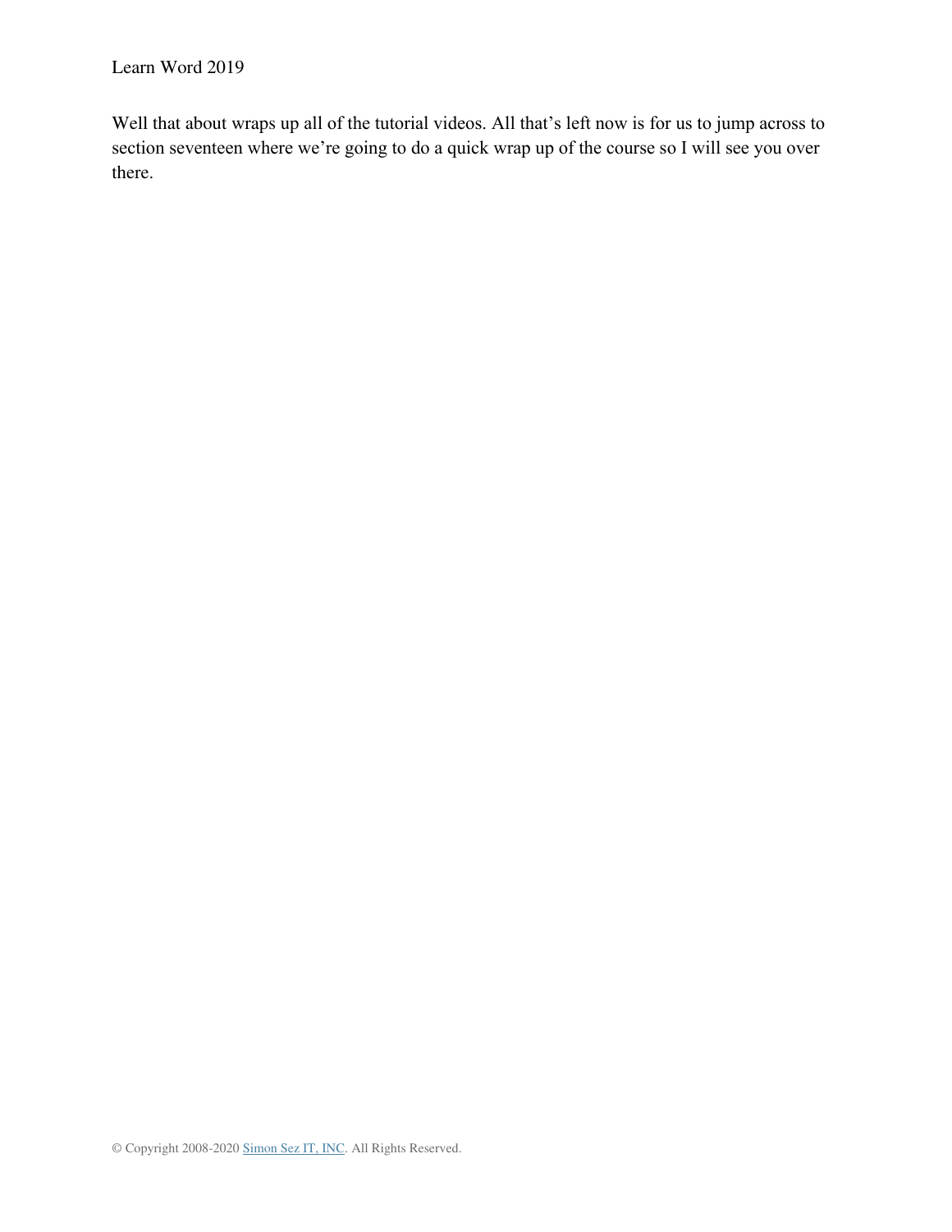Well that about wraps up all of the tutorial videos. All that's left now is for us to jump across to section seventeen where we're going to do a quick wrap up of the course so I will see you over there.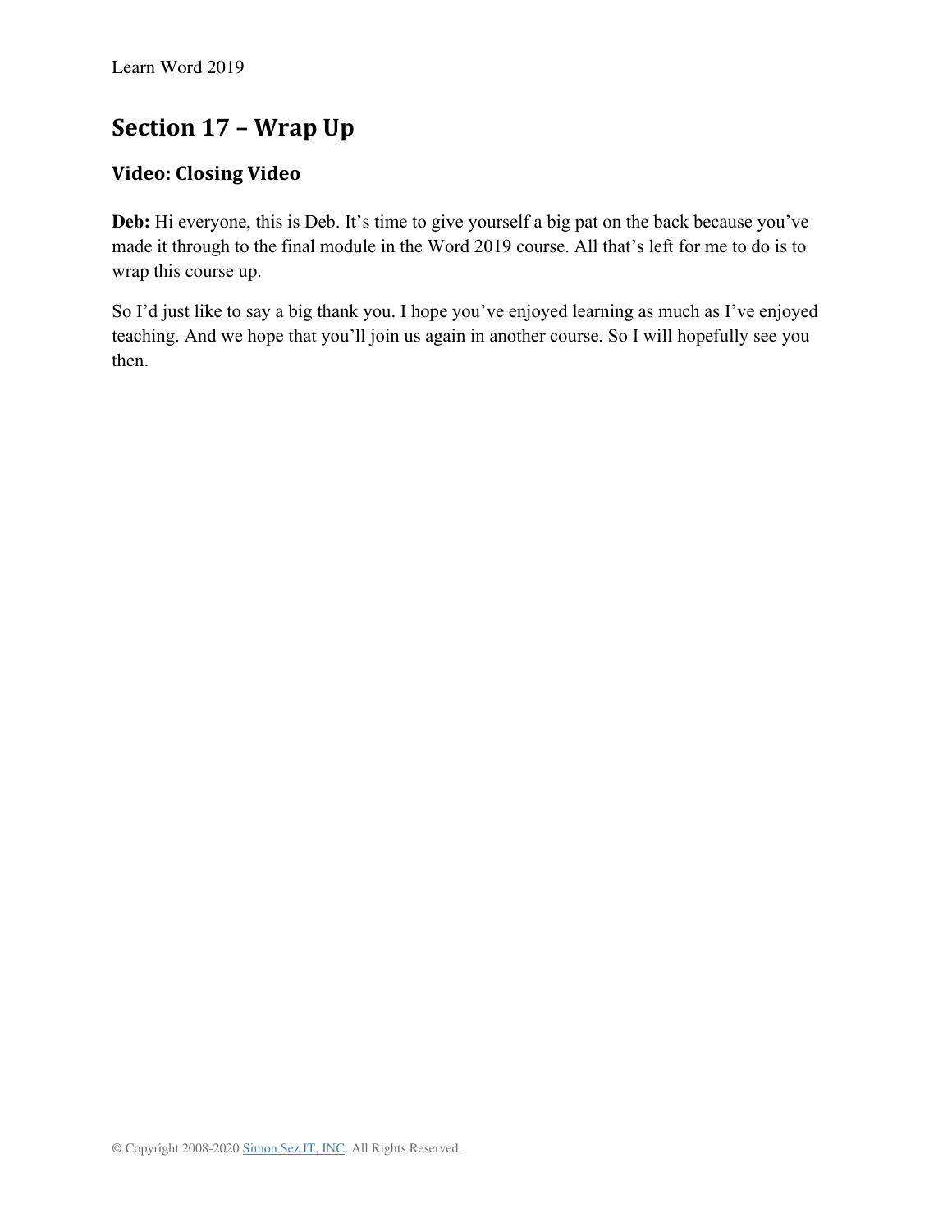## Section 17 – Wrap Up

### Video: Closing Video

**Deb:** Hi everyone, this is Deb. It's time to give yourself a big pat on the back because you've made it through to the final module in the Word 2019 course. All that's left for me to do is to wrap this course up.

So I'd just like to say a big thank you. I hope you've enjoyed learning as much as I've enjoyed teaching. And we hope that you'll join us again in another course. So I will hopefully see you then.